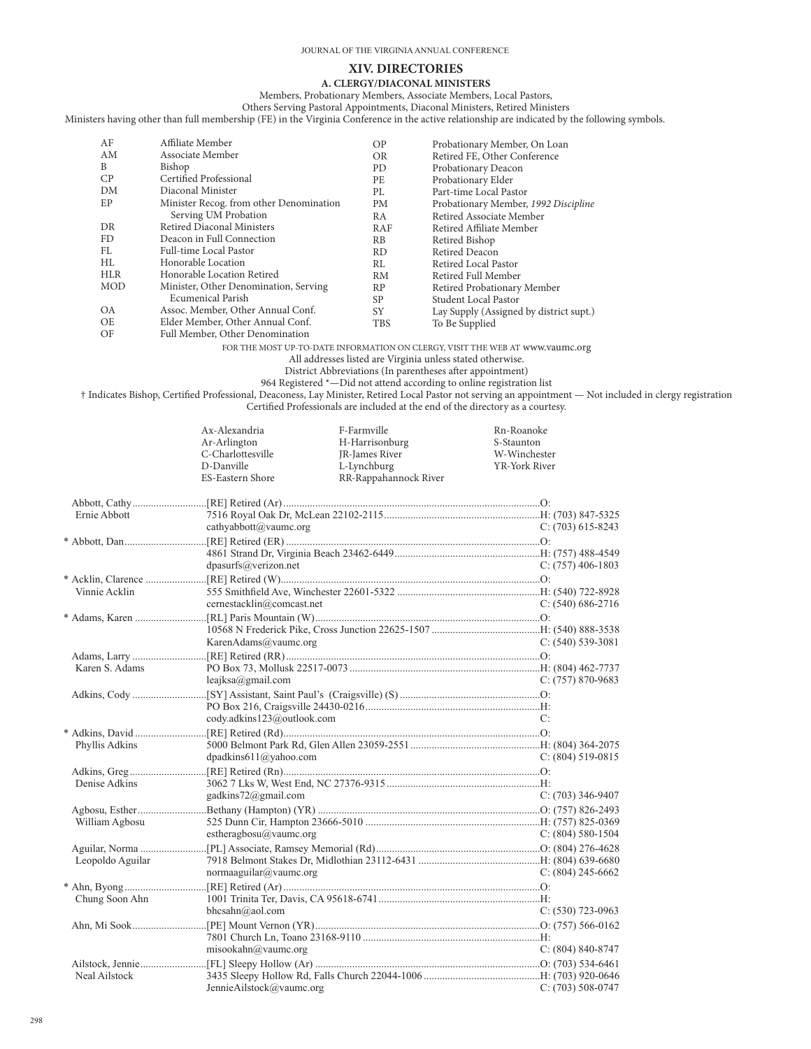## XIV. DIRECTORIES

### A. CLERGY/DIACONAL MINISTERS

Members, Probationary Members, Associate Members, Local Pastors,
Others Serving Pastoral Appointments, Diaconal Ministers, Retired Ministers

Ministers having other than full membership (FE) in the Virginia Conference in the active relationship are indicated by the following symbols.

| | | | |
|---|---|---|---|
| AF | Affiliate Member | OP | Probationary Member, On Loan |
| AM | Associate Member | OR | Retired FE, Other Conference |
| B | Bishop | PD | Probationary Deacon |
| CP | Certified Professional | PE | Probationary Elder |
| DM | Diaconal Minister | PL | Part-time Local Pastor |
| EP | Minister Recog. from other Denomination Serving UM Probation | PM | Probationary Member, *1992 Discipline* |
| | | RA | Retired Associate Member |
| DR | Retired Diaconal Ministers | RAF | Retired Affiliate Member |
| FD | Deacon in Full Connection | RB | Retired Bishop |
| FL | Full-time Local Pastor | RD | Retired Deacon |
| HL | Honorable Location | RL | Retired Local Pastor |
| HLR | Honorable Location Retired | RM | Retired Full Member |
| MOD | Minister, Other Denomination, Serving Ecumenical Parish | RP | Retired Probationary Member |
| | | SP | Student Local Pastor |
| OA | Assoc. Member, Other Annual Conf. | SY | Lay Supply (Assigned by district supt.) |
| OE | Elder Member, Other Annual Conf. | TBS | To Be Supplied |
| OF | Full Member, Other Denomination | | |

FOR THE MOST UP-TO-DATE INFORMATION ON CLERGY, VISIT THE WEB AT www.vaumc.org
All addresses listed are Virginia unless stated otherwise.
District Abbreviations (In parentheses after appointment)
964 Registered *—Did not attend according to online registration list
† Indicates Bishop, Certified Professional, Deaconess, Lay Minister, Retired Local Pastor not serving an appointment — Not included in clergy registration
Certified Professionals are included at the end of the directory as a courtesy.

| | | |
|---|---|---|
| Ax-Alexandria | F-Farmville | Rn-Roanoke |
| Ar-Arlington | H-Harrisonburg | S-Staunton |
| C-Charlottesville | JR-James River | W-Winchester |
| D-Danville | L-Lynchburg | YR-York River |
| ES-Eastern Shore | RR-Rappahannock River | |

Abbott, Cathy ............ [RE] Retired (Ar) ............ O:
Ernie Abbott ............ 7516 Royal Oak Dr, McLean 22102-2115 ............ H: (703) 847-5325
cathyabbott@vaumc.org ............ C: (703) 615-8243

\* Abbott, Dan ............ [RE] Retired (ER) ............ O:
4861 Strand Dr, Virginia Beach 23462-6449 ............ H: (757) 488-4549
dpasurfs@verizon.net ............ C: (757) 406-1803

\* Acklin, Clarence ............ [RE] Retired (W) ............ O:
Vinnie Acklin ............ 555 Smithfield Ave, Winchester 22601-5322 ............ H: (540) 722-8928
cernestacklin@comcast.net ............ C: (540) 686-2716

\* Adams, Karen ............ [RL] Paris Mountain (W) ............ O:
10568 N Frederick Pike, Cross Junction 22625-1507 ............ H: (540) 888-3538
KarenAdams@vaumc.org ............ C: (540) 539-3081

Adams, Larry ............ [RE] Retired (RR) ............ O:
Karen S. Adams ............ PO Box 73, Mollusk 22517-0073 ............ H: (804) 462-7737
leajksa@gmail.com ............ C: (757) 870-9683

Adkins, Cody ............ [SY] Assistant, Saint Paul's (Craigsville) (S) ............ O:
PO Box 216, Craigsville 24430-0216 ............ H:
cody.adkins123@outlook.com ............ C:

\* Adkins, David ............ [RE] Retired (Rd) ............ O:
Phyllis Adkins ............ 5000 Belmont Park Rd, Glen Allen 23059-2551 ............ H: (804) 364-2075
dpadkins611@yahoo.com ............ C: (804) 519-0815

Adkins, Greg ............ [RE] Retired (Rn) ............ O:
Denise Adkins ............ 3062 7 Lks W, West End, NC 27376-9315 ............ H:
gadkins72@gmail.com ............ C: (703) 346-9407

Agbosu, Esther ............ Bethany (Hampton) (YR) ............ O: (757) 826-2493
William Agbosu ............ 525 Dunn Cir, Hampton 23666-5010 ............ H: (757) 825-0369
estheragbosu@vaumc.org ............ C: (804) 580-1504

Aguilar, Norma ............ [PL] Associate, Ramsey Memorial (Rd) ............ O: (804) 276-4628
Leopoldo Aguilar ............ 7918 Belmont Stakes Dr, Midlothian 23112-6431 ............ H: (804) 639-6680
normaaguilar@vaumc.org ............ C: (804) 245-6662

\* Ahn, Byong ............ [RE] Retired (Ar) ............ O:
Chung Soon Ahn ............ 1001 Trinita Ter, Davis, CA 95618-6741 ............ H:
bhcsahn@aol.com ............ C: (530) 723-0963

Ahn, Mi Sook ............ [PE] Mount Vernon (YR) ............ O: (757) 566-0162
7801 Church Ln, Toano 23168-9110 ............ H:
misookahn@vaumc.org ............ C: (804) 840-8747

Ailstock, Jennie ............ [FL] Sleepy Hollow (Ar) ............ O: (703) 534-6461
Neal Ailstock ............ 3435 Sleepy Hollow Rd, Falls Church 22044-1006 ............ H: (703) 920-0646
JennieAilstock@vaumc.org ............ C: (703) 508-0747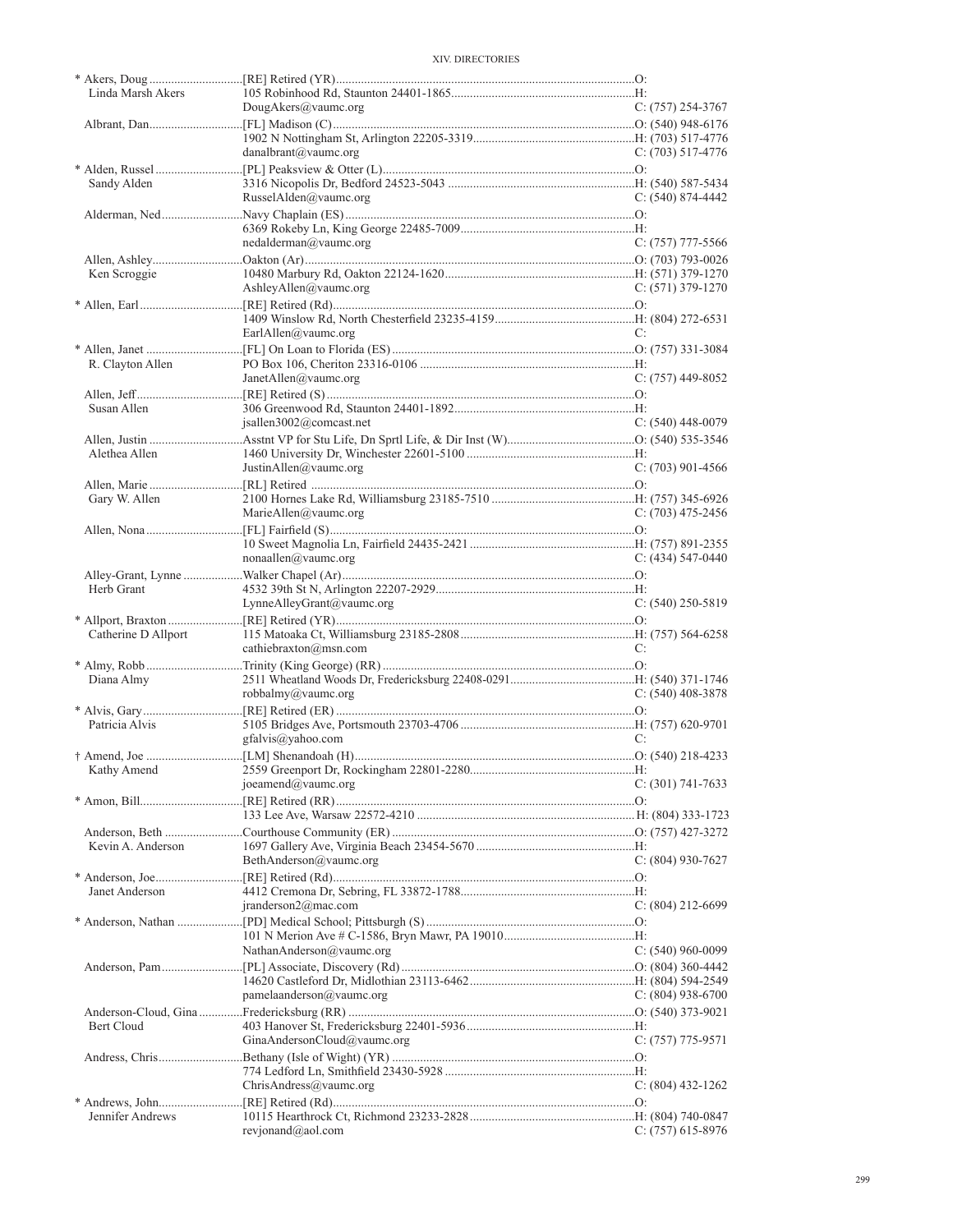| Name | Appointment / Address / Email | Phone |
|---|---|---|
| * Akers, Doug | [RE] Retired (YR) | O: |
| Linda Marsh Akers | 105 Robinhood Rd, Staunton 24401-1865 | H: |
| | DougAkers@vaumc.org | C: (757) 254-3767 |
| Albrant, Dan | [FL] Madison (C) | O: (540) 948-6176 |
| | 1902 N Nottingham St, Arlington 22205-3319 | H: (703) 517-4776 |
| | danalbrant@vaumc.org | C: (703) 517-4776 |
| * Alden, Russel | [PL] Peaksview & Otter (L) | O: |
| Sandy Alden | 3316 Nicopolis Dr, Bedford 24523-5043 | H: (540) 587-5434 |
| | RusselAlden@vaumc.org | C: (540) 874-4442 |
| Alderman, Ned | Navy Chaplain (ES) | O: |
| | 6369 Rokeby Ln, King George 22485-7009 | H: |
| | nedalderman@vaumc.org | C: (757) 777-5566 |
| Allen, Ashley | Oakton (Ar) | O: (703) 793-0026 |
| Ken Scroggie | 10480 Marbury Rd, Oakton 22124-1620 | H: (571) 379-1270 |
| | AshleyAllen@vaumc.org | C: (571) 379-1270 |
| * Allen, Earl | [RE] Retired (Rd) | O: |
| | 1409 Winslow Rd, North Chesterfield 23235-4159 | H: (804) 272-6531 |
| | EarlAllen@vaumc.org | C: |
| * Allen, Janet | [FL] On Loan to Florida (ES) | O: (757) 331-3084 |
| R. Clayton Allen | PO Box 106, Cheriton 23316-0106 | H: |
| | JanetAllen@vaumc.org | C: (757) 449-8052 |
| Allen, Jeff | [RE] Retired (S) | O: |
| Susan Allen | 306 Greenwood Rd, Staunton 24401-1892 | H: |
| | jsallen3002@comcast.net | C: (540) 448-0079 |
| Allen, Justin | Asstnt VP for Stu Life, Dn Sprtl Life, & Dir Inst (W) | O: (540) 535-3546 |
| Alethea Allen | 1460 University Dr, Winchester 22601-5100 | H: |
| | JustinAllen@vaumc.org | C: (703) 901-4566 |
| Allen, Marie | [RL] Retired | O: |
| Gary W. Allen | 2100 Hornes Lake Rd, Williamsburg 23185-7510 | H: (757) 345-6926 |
| | MarieAllen@vaumc.org | C: (703) 475-2456 |
| Allen, Nona | [FL] Fairfield (S) | O: |
| | 10 Sweet Magnolia Ln, Fairfield 24435-2421 | H: (757) 891-2355 |
| | nonaallen@vaumc.org | C: (434) 547-0440 |
| Alley-Grant, Lynne | Walker Chapel (Ar) | O: |
| Herb Grant | 4532 39th St N, Arlington 22207-2929 | H: |
| | LynneAlleyGrant@vaumc.org | C: (540) 250-5819 |
| * Allport, Braxton | [RE] Retired (YR) | O: |
| Catherine D Allport | 115 Matoaka Ct, Williamsburg 23185-2808 | H: (757) 564-6258 |
| | cathiebraxton@msn.com | C: |
| * Almy, Robb | Trinity (King George) (RR) | O: |
| Diana Almy | 2511 Wheatland Woods Dr, Fredericksburg 22408-0291 | H: (540) 371-1746 |
| | robbalmy@vaumc.org | C: (540) 408-3878 |
| * Alvis, Gary | [RE] Retired (ER) | O: |
| Patricia Alvis | 5105 Bridges Ave, Portsmouth 23703-4706 | H: (757) 620-9701 |
| | gfalvis@yahoo.com | C: |
| † Amend, Joe | [LM] Shenandoah (H) | O: (540) 218-4233 |
| Kathy Amend | 2559 Greenport Dr, Rockingham 22801-2280 | H: |
| | joeamend@vaumc.org | C: (301) 741-7633 |
| * Amon, Bill | [RE] Retired (RR) | O: |
| | 133 Lee Ave, Warsaw 22572-4210 | H: (804) 333-1723 |
| Anderson, Beth | Courthouse Community (ER) | O: (757) 427-3272 |
| Kevin A. Anderson | 1697 Gallery Ave, Virginia Beach 23454-5670 | H: |
| | BethAnderson@vaumc.org | C: (804) 930-7627 |
| * Anderson, Joe | [RE] Retired (Rd) | O: |
| Janet Anderson | 4412 Cremona Dr, Sebring, FL 33872-1788 | H: |
| | jranderson2@mac.com | C: (804) 212-6699 |
| * Anderson, Nathan | [PD] Medical School; Pittsburgh (S) | O: |
| | 101 N Merion Ave # C-1586, Bryn Mawr, PA 19010 | H: |
| | NathanAnderson@vaumc.org | C: (540) 960-0099 |
| Anderson, Pam | [PL] Associate, Discovery (Rd) | O: (804) 360-4442 |
| | 14620 Castleford Dr, Midlothian 23113-6462 | H: (804) 594-2549 |
| | pamelaanderson@vaumc.org | C: (804) 938-6700 |
| Anderson-Cloud, Gina | Fredericksburg (RR) | O: (540) 373-9021 |
| Bert Cloud | 403 Hanover St, Fredericksburg 22401-5936 | H: |
| | GinaAndersonCloud@vaumc.org | C: (757) 775-9571 |
| Andress, Chris | Bethany (Isle of Wight) (YR) | O: |
| | 774 Ledford Ln, Smithfield 23430-5928 | H: |
| | ChrisAndress@vaumc.org | C: (804) 432-1262 |
| * Andrews, John | [RE] Retired (Rd) | O: |
| Jennifer Andrews | 10115 Hearthrock Ct, Richmond 23233-2828 | H: (804) 740-0847 |
| | revjonand@aol.com | C: (757) 615-8976 |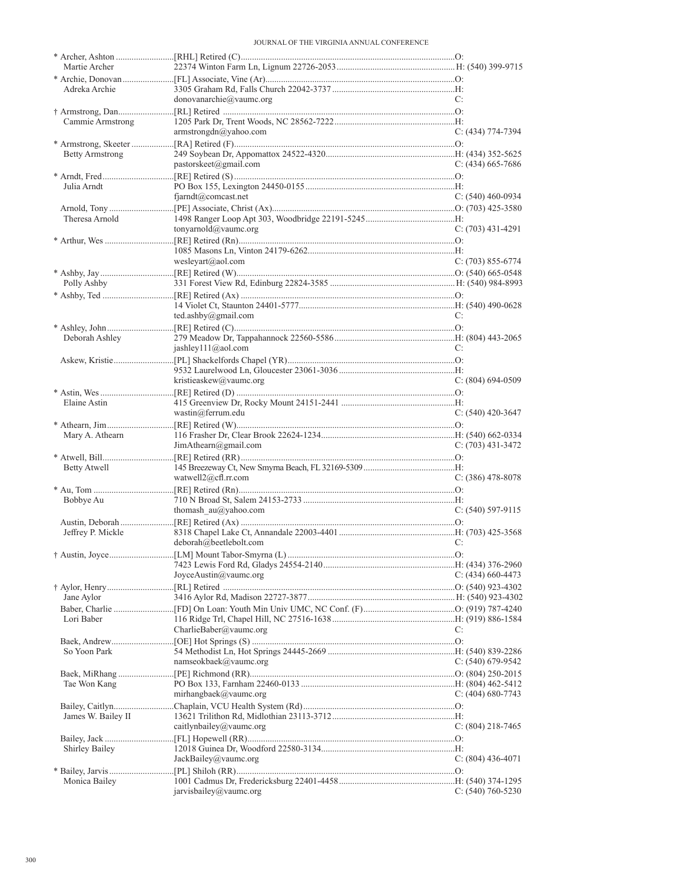| Name / Spouse | Appointment / Address / Email | Phone |
|---|---|---|
| * Archer, Ashton | [RHL] Retired (C) | O: |
| Martie Archer | 22374 Winton Farm Ln, Lignum 22726-2053 | H: (540) 399-9715 |
| * Archie, Donovan | [FL] Associate, Vine (Ar) | O: |
| Adreka Archie | 3305 Graham Rd, Falls Church 22042-3737 | H: |
| | donovanarchie@vaumc.org | C: |
| † Armstrong, Dan | [RL] Retired | O: |
| Cammie Armstrong | 1205 Park Dr, Trent Woods, NC 28562-7222 | H: |
| | armstrongdn@yahoo.com | C: (434) 774-7394 |
| * Armstrong, Skeeter | [RA] Retired (F) | O: |
| Betty Armstrong | 249 Soybean Dr, Appomattox 24522-4320 | H: (434) 352-5625 |
| | pastorskeet@gmail.com | C: (434) 665-7686 |
| * Arndt, Fred | [RE] Retired (S) | O: |
| Julia Arndt | PO Box 155, Lexington 24450-0155 | H: |
| | fjarndt@comcast.net | C: (540) 460-0934 |
| Arnold, Tony | [PE] Associate, Christ (Ax) | O: (703) 425-3580 |
| Theresa Arnold | 1498 Ranger Loop Apt 303, Woodbridge 22191-5245 | H: |
| | tonyarnold@vaumc.org | C: (703) 431-4291 |
| * Arthur, Wes | [RE] Retired (Rn) | O: |
| | 1085 Masons Ln, Vinton 24179-6262 | H: |
| | wesleyart@aol.com | C: (703) 855-6774 |
| * Ashby, Jay | [RE] Retired (W) | O: (540) 665-0548 |
| Polly Ashby | 331 Forest View Rd, Edinburg 22824-3585 | H: (540) 984-8993 |
| * Ashby, Ted | [RE] Retired (Ax) | O: |
| | 14 Violet Ct, Staunton 24401-5777 | H: (540) 490-0628 |
| | ted.ashby@gmail.com | C: |
| * Ashley, John | [RE] Retired (C) | O: |
| Deborah Ashley | 279 Meadow Dr, Tappahannock 22560-5586 | H: (804) 443-2065 |
| | jashley111@aol.com | C: |
| Askew, Kristie | [PL] Shackelfords Chapel (YR) | O: |
| | 9532 Laurelwood Ln, Gloucester 23061-3036 | H: |
| | kristieaskew@vaumc.org | C: (804) 694-0509 |
| * Astin, Wes | [RE] Retired (D) | O: |
| Elaine Astin | 415 Greenview Dr, Rocky Mount 24151-2441 | H: |
| | wastin@ferrum.edu | C: (540) 420-3647 |
| * Athearn, Jim | [RE] Retired (W) | O: |
| Mary A. Athearn | 116 Frasher Dr, Clear Brook 22624-1234 | H: (540) 662-0334 |
| | JimAthearn@gmail.com | C: (703) 431-3472 |
| * Atwell, Bill | [RE] Retired (RR) | O: |
| Betty Atwell | 145 Breezeway Ct, New Smyrna Beach, FL 32169-5309 | H: |
| | watwell2@cfl.rr.com | C: (386) 478-8078 |
| * Au, Tom | [RE] Retired (Rn) | O: |
| Bobbye Au | 710 N Broad St, Salem 24153-2733 | H: |
| | thomash_au@yahoo.com | C: (540) 597-9115 |
| Austin, Deborah | [RE] Retired (Ax) | O: |
| Jeffrey P. Mickle | 8318 Chapel Lake Ct, Annandale 22003-4401 | H: (703) 425-3568 |
| | deborah@beetlebolt.com | C: |
| † Austin, Joyce | [LM] Mount Tabor-Smyrna (L) | O: |
| | 7423 Lewis Ford Rd, Gladys 24554-2140 | H: (434) 376-2960 |
| | JoyceAustin@vaumc.org | C: (434) 660-4473 |
| † Aylor, Henry | [RL] Retired | O: (540) 923-4302 |
| Jane Aylor | 3416 Aylor Rd, Madison 22727-3877 | H: (540) 923-4302 |
| Baber, Charlie | [FD] On Loan: Youth Min Univ UMC, NC Conf. (F) | O: (919) 787-4240 |
| Lori Baber | 116 Ridge Trl, Chapel Hill, NC 27516-1638 | H: (919) 886-1584 |
| | CharlieBaber@vaumc.org | C: |
| Baek, Andrew | [OE] Hot Springs (S) | O: |
| So Yoon Park | 54 Methodist Ln, Hot Springs 24445-2669 | H: (540) 839-2286 |
| | namseokbaek@vaumc.org | C: (540) 679-9542 |
| Baek, MiRhang | [PE] Richmond (RR) | O: (804) 250-2015 |
| Tae Won Kang | PO Box 133, Farnham 22460-0133 | H: (804) 462-5412 |
| | mirhangbaek@vaumc.org | C: (404) 680-7743 |
| Bailey, Caitlyn | Chaplain, VCU Health System (Rd) | O: |
| James W. Bailey II | 13621 Trilithon Rd, Midlothian 23113-3712 | H: |
| | caitlynbailey@vaumc.org | C: (804) 218-7465 |
| Bailey, Jack | [FL] Hopewell (RR) | O: |
| Shirley Bailey | 12018 Guinea Dr, Woodford 22580-3134 | H: |
| | JackBailey@vaumc.org | C: (804) 436-4071 |
| * Bailey, Jarvis | [PL] Shiloh (RR) | O: |
| Monica Bailey | 1001 Cadmus Dr, Fredericksburg 22401-4458 | H: (540) 374-1295 |
| | jarvisbailey@vaumc.org | C: (540) 760-5230 |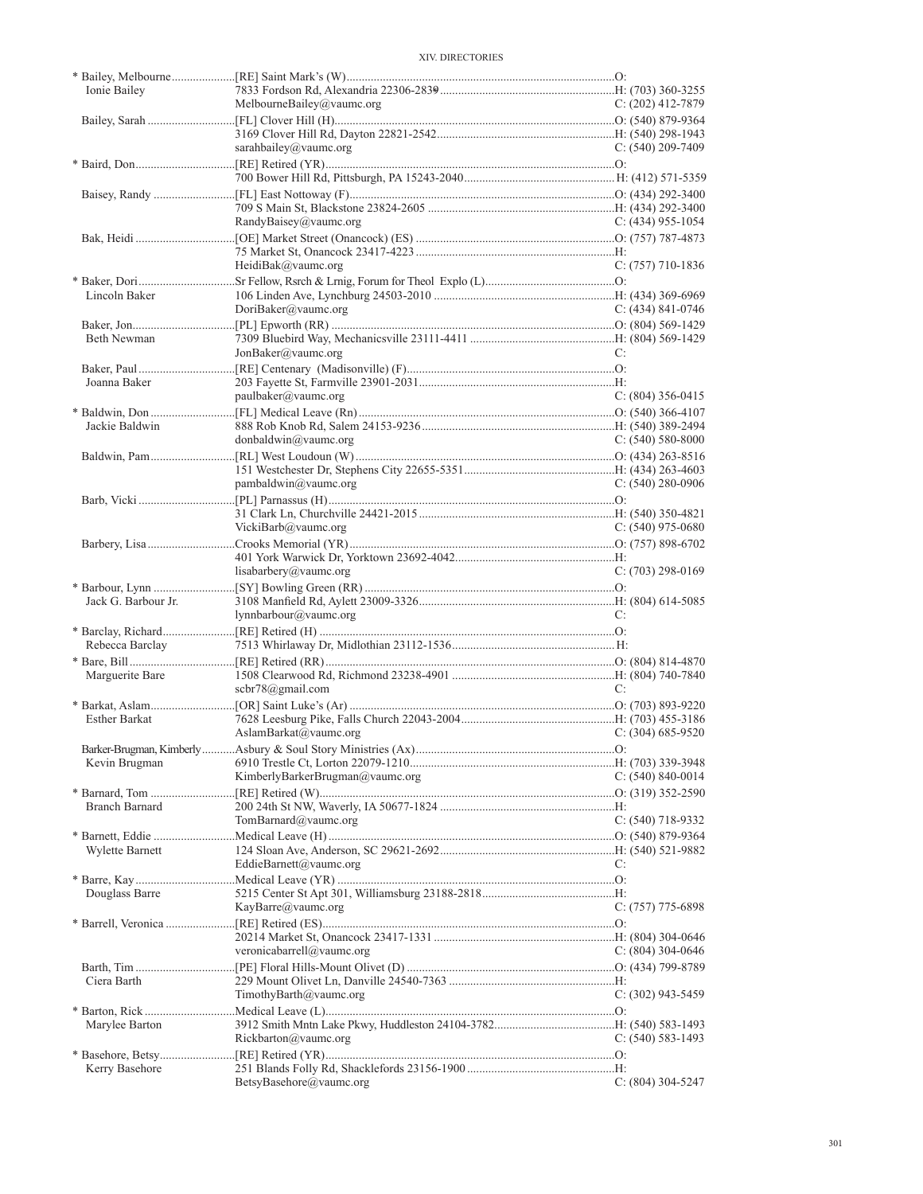| Name | Appointment / Address | Phone |
|---|---|---|
| * Bailey, Melbourne | [RE] Saint Mark's (W) | O: |
| Ionie Bailey | 7833 Fordson Rd, Alexandria 22306-2839 | H: (703) 360-3255 |
| | MelbourneBailey@vaumc.org | C: (202) 412-7879 |
| Bailey, Sarah | [FL] Clover Hill (H) | O: (540) 879-9364 |
| | 3169 Clover Hill Rd, Dayton 22821-2542 | H: (540) 298-1943 |
| | sarahbailey@vaumc.org | C: (540) 209-7409 |
| * Baird, Don | [RE] Retired (YR) | O: |
| | 700 Bower Hill Rd, Pittsburgh, PA 15243-2040 | H: (412) 571-5359 |
| Baisey, Randy | [FL] East Nottoway (F) | O: (434) 292-3400 |
| | 709 S Main St, Blackstone 23824-2605 | H: (434) 292-3400 |
| | RandyBaisey@vaumc.org | C: (434) 955-1054 |
| Bak, Heidi | [OE] Market Street (Onancock) (ES) | O: (757) 787-4873 |
| | 75 Market St, Onancock 23417-4223 | H: |
| | HeidiBak@vaumc.org | C: (757) 710-1836 |
| * Baker, Dori | Sr Fellow, Rsrch & Lrnig, Forum for Theol Explo (L) | O: |
| Lincoln Baker | 106 Linden Ave, Lynchburg 24503-2010 | H: (434) 369-6969 |
| | DoriBaker@vaumc.org | C: (434) 841-0746 |
| Baker, Jon | [PL] Epworth (RR) | O: (804) 569-1429 |
| Beth Newman | 7309 Bluebird Way, Mechanicsville 23111-4411 | H: (804) 569-1429 |
| | JonBaker@vaumc.org | C: |
| Baker, Paul | [RE] Centenary (Madisonville) (F) | O: |
| Joanna Baker | 203 Fayette St, Farmville 23901-2031 | H: |
| | paulbaker@vaumc.org | C: (804) 356-0415 |
| * Baldwin, Don | [FL] Medical Leave (Rn) | O: (540) 366-4107 |
| Jackie Baldwin | 888 Rob Knob Rd, Salem 24153-9236 | H: (540) 389-2494 |
| | donbaldwin@vaumc.org | C: (540) 580-8000 |
| Baldwin, Pam | [RL] West Loudoun (W) | O: (434) 263-8516 |
| | 151 Westchester Dr, Stephens City 22655-5351 | H: (434) 263-4603 |
| | pambaldwin@vaumc.org | C: (540) 280-0906 |
| Barb, Vicki | [PL] Parnassus (H) | O: |
| | 31 Clark Ln, Churchville 24421-2015 | H: (540) 350-4821 |
| | VickiBarb@vaumc.org | C: (540) 975-0680 |
| Barbery, Lisa | Crooks Memorial (YR) | O: (757) 898-6702 |
| | 401 York Warwick Dr, Yorktown 23692-4042 | H: |
| | lisabarbery@vaumc.org | C: (703) 298-0169 |
| * Barbour, Lynn | [SY] Bowling Green (RR) | O: |
| Jack G. Barbour Jr. | 3108 Manfield Rd, Aylett 23009-3326 | H: (804) 614-5085 |
| | lynnbarbour@vaumc.org | C: |
| * Barclay, Richard | [RE] Retired (H) | O: |
| Rebecca Barclay | 7513 Whirlaway Dr, Midlothian 23112-1536 | H: |
| * Bare, Bill | [RE] Retired (RR) | O: (804) 814-4870 |
| Marguerite Bare | 1508 Clearwood Rd, Richmond 23238-4901 | H: (804) 740-7840 |
| | scbr78@gmail.com | C: |
| * Barkat, Aslam | [OR] Saint Luke's (Ar) | O: (703) 893-9220 |
| Esther Barkat | 7628 Leesburg Pike, Falls Church 22043-2004 | H: (703) 455-3186 |
| | AslamBarkat@vaumc.org | C: (304) 685-9520 |
| Barker-Brugman, Kimberly | Asbury & Soul Story Ministries (Ax) | O: |
| Kevin Brugman | 6910 Trestle Ct, Lorton 22079-1210 | H: (703) 339-3948 |
| | KimberlyBarkerBrugman@vaumc.org | C: (540) 840-0014 |
| * Barnard, Tom | [RE] Retired (W) | O: (319) 352-2590 |
| Branch Barnard | 200 24th St NW, Waverly, IA 50677-1824 | H: |
| | TomBarnard@vaumc.org | C: (540) 718-9332 |
| * Barnett, Eddie | Medical Leave (H) | O: (540) 879-9364 |
| Wylette Barnett | 124 Sloan Ave, Anderson, SC 29621-2692 | H: (540) 521-9882 |
| | EddieBarnett@vaumc.org | C: |
| * Barre, Kay | Medical Leave (YR) | O: |
| Douglass Barre | 5215 Center St Apt 301, Williamsburg 23188-2818 | H: |
| | KayBarre@vaumc.org | C: (757) 775-6898 |
| * Barrell, Veronica | [RE] Retired (ES) | O: |
| | 20214 Market St, Onancock 23417-1331 | H: (804) 304-0646 |
| | veronicabarrell@vaumc.org | C: (804) 304-0646 |
| Barth, Tim | [PE] Floral Hills-Mount Olivet (D) | O: (434) 799-8789 |
| Ciera Barth | 229 Mount Olivet Ln, Danville 24540-7363 | H: |
| | TimothyBarth@vaumc.org | C: (302) 943-5459 |
| * Barton, Rick | Medical Leave (L) | O: |
| Marylee Barton | 3912 Smith Mntn Lake Pkwy, Huddleston 24104-3782 | H: (540) 583-1493 |
| | Rickbarton@vaumc.org | C: (540) 583-1493 |
| * Basehore, Betsy | [RE] Retired (YR) | O: |
| Kerry Basehore | 251 Blands Folly Rd, Shacklefords 23156-1900 | H: |
| | BetsyBasehore@vaumc.org | C: (804) 304-5247 |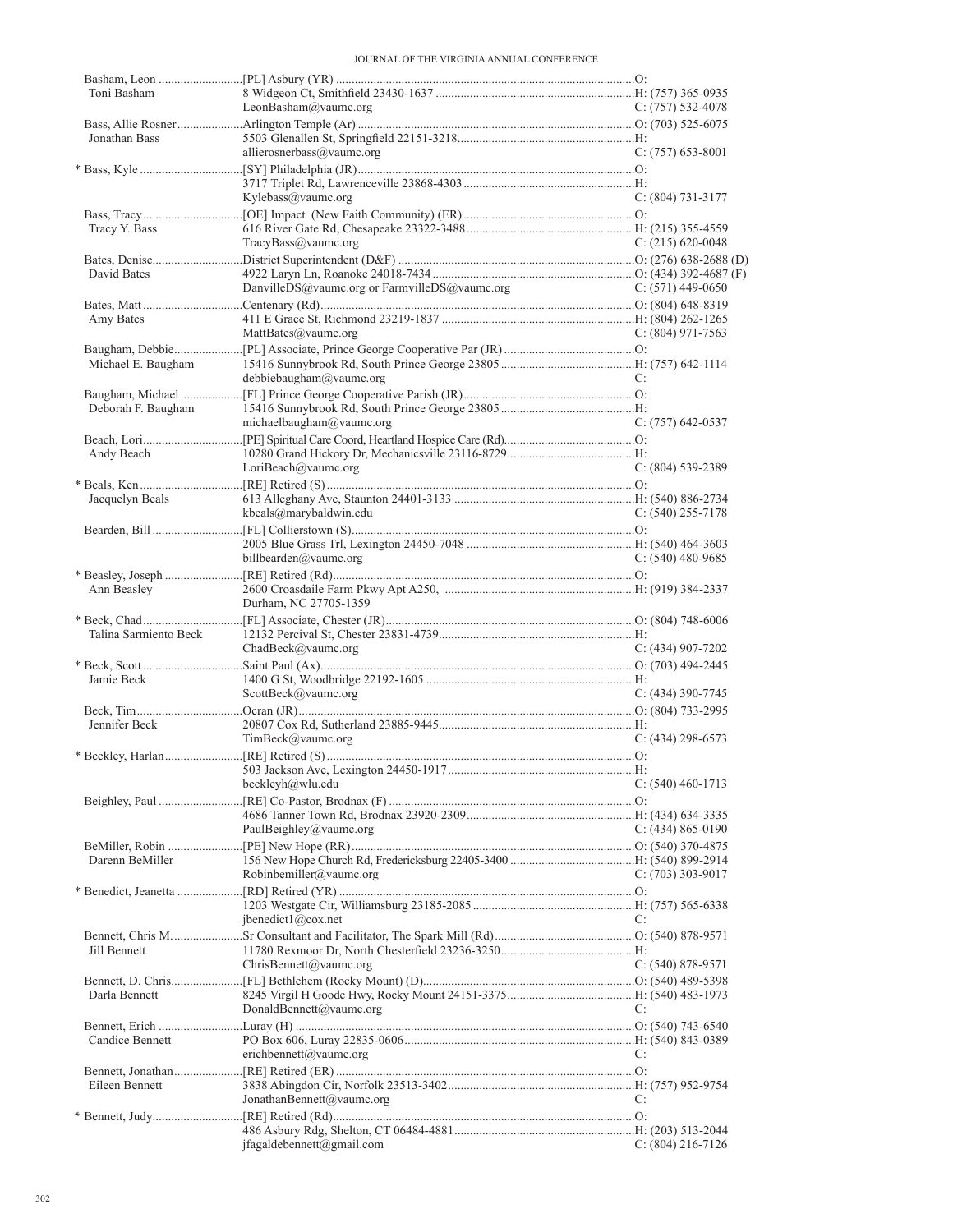| Name / Spouse | Appointment / Address / Email | Phone |
|---|---|---|
| Basham, Leon | [PL] Asbury (YR) | O: |
| Toni Basham | 8 Widgeon Ct, Smithfield 23430-1637 | H: (757) 365-0935 |
| | LeonBasham@vaumc.org | C: (757) 532-4078 |
| Bass, Allie Rosner | Arlington Temple (Ar) | O: (703) 525-6075 |
| Jonathan Bass | 5503 Glenallen St, Springfield 22151-3218 | H: |
| | allierosnerbass@vaumc.org | C: (757) 653-8001 |
| * Bass, Kyle | [SY] Philadelphia (JR) | O: |
| | 3717 Triplet Rd, Lawrenceville 23868-4303 | H: |
| | Kylebass@vaumc.org | C: (804) 731-3177 |
| Bass, Tracy | [OE] Impact (New Faith Community) (ER) | O: |
| Tracy Y. Bass | 616 River Gate Rd, Chesapeake 23322-3488 | H: (215) 355-4559 |
| | TracyBass@vaumc.org | C: (215) 620-0048 |
| Bates, Denise | District Superintendent (D&F) | O: (276) 638-2688 (D) |
| David Bates | 4922 Laryn Ln, Roanoke 24018-7434 | O: (434) 392-4687 (F) |
| | DanvilleDS@vaumc.org or FarmvilleDS@vaumc.org | C: (571) 449-0650 |
| Bates, Matt | Centenary (Rd) | O: (804) 648-8319 |
| Amy Bates | 411 E Grace St, Richmond 23219-1837 | H: (804) 262-1265 |
| | MattBates@vaumc.org | C: (804) 971-7563 |
| Baugham, Debbie | [PL] Associate, Prince George Cooperative Par (JR) | O: |
| Michael E. Baugham | 15416 Sunnybrook Rd, South Prince George 23805 | H: (757) 642-1114 |
| | debbiebaugham@vaumc.org | C: |
| Baugham, Michael | [FL] Prince George Cooperative Parish (JR) | O: |
| Deborah F. Baugham | 15416 Sunnybrook Rd, South Prince George 23805 | H: |
| | michaelbaugham@vaumc.org | C: (757) 642-0537 |
| Beach, Lori | [PE] Spiritual Care Coord, Heartland Hospice Care (Rd) | O: |
| Andy Beach | 10280 Grand Hickory Dr, Mechanicsville 23116-8729 | H: |
| | LoriBeach@vaumc.org | C: (804) 539-2389 |
| * Beals, Ken | [RE] Retired (S) | O: |
| Jacquelyn Beals | 613 Alleghany Ave, Staunton 24401-3133 | H: (540) 886-2734 |
| | kbeals@marybaldwin.edu | C: (540) 255-7178 |
| Bearden, Bill | [FL] Collierstown (S) | O: |
| | 2005 Blue Grass Trl, Lexington 24450-7048 | H: (540) 464-3603 |
| | billbearden@vaumc.org | C: (540) 480-9685 |
| * Beasley, Joseph | [RE] Retired (Rd) | O: |
| Ann Beasley | 2600 Croasdaile Farm Pkwy Apt A250, | H: (919) 384-2337 |
| | Durham, NC 27705-1359 | |
| * Beck, Chad | [FL] Associate, Chester (JR) | O: (804) 748-6006 |
| Talina Sarmiento Beck | 12132 Percival St, Chester 23831-4739 | H: |
| | ChadBeck@vaumc.org | C: (434) 907-7202 |
| * Beck, Scott | Saint Paul (Ax) | O: (703) 494-2445 |
| Jamie Beck | 1400 G St, Woodbridge 22192-1605 | H: |
| | ScottBeck@vaumc.org | C: (434) 390-7745 |
| Beck, Tim | Ocran (JR) | O: (804) 733-2995 |
| Jennifer Beck | 20807 Cox Rd, Sutherland 23885-9445 | H: |
| | TimBeck@vaumc.org | C: (434) 298-6573 |
| * Beckley, Harlan | [RE] Retired (S) | O: |
| | 503 Jackson Ave, Lexington 24450-1917 | H: |
| | beckleyh@wlu.edu | C: (540) 460-1713 |
| Beighley, Paul | [RE] Co-Pastor, Brodnax (F) | O: |
| | 4686 Tanner Town Rd, Brodnax 23920-2309 | H: (434) 634-3335 |
| | PaulBeighley@vaumc.org | C: (434) 865-0190 |
| BeMiller, Robin | [PE] New Hope (RR) | O: (540) 370-4875 |
| Darenn BeMiller | 156 New Hope Church Rd, Fredericksburg 22405-3400 | H: (540) 899-2914 |
| | Robinbemiller@vaumc.org | C: (703) 303-9017 |
| * Benedict, Jeanetta | [RD] Retired (YR) | O: |
| | 1203 Westgate Cir, Williamsburg 23185-2085 | H: (757) 565-6338 |
| | jbenedict1@cox.net | C: |
| Bennett, Chris M. | Sr Consultant and Facilitator, The Spark Mill (Rd) | O: (540) 878-9571 |
| Jill Bennett | 11780 Rexmoor Dr, North Chesterfield 23236-3250 | H: |
| | ChrisBennett@vaumc.org | C: (540) 878-9571 |
| Bennett, D. Chris | [FL] Bethlehem (Rocky Mount) (D) | O: (540) 489-5398 |
| Darla Bennett | 8245 Virgil H Goode Hwy, Rocky Mount 24151-3375 | H: (540) 483-1973 |
| | DonaldBennett@vaumc.org | C: |
| Bennett, Erich | Luray (H) | O: (540) 743-6540 |
| Candice Bennett | PO Box 606, Luray 22835-0606 | H: (540) 843-0389 |
| | erichbennett@vaumc.org | C: |
| Bennett, Jonathan | [RE] Retired (ER) | O: |
| Eileen Bennett | 3838 Abingdon Cir, Norfolk 23513-3402 | H: (757) 952-9754 |
| | JonathanBennett@vaumc.org | C: |
| * Bennett, Judy | [RE] Retired (Rd) | O: |
| | 486 Asbury Rdg, Shelton, CT 06484-4881 | H: (203) 513-2044 |
| | jfagaldebennett@gmail.com | C: (804) 216-7126 |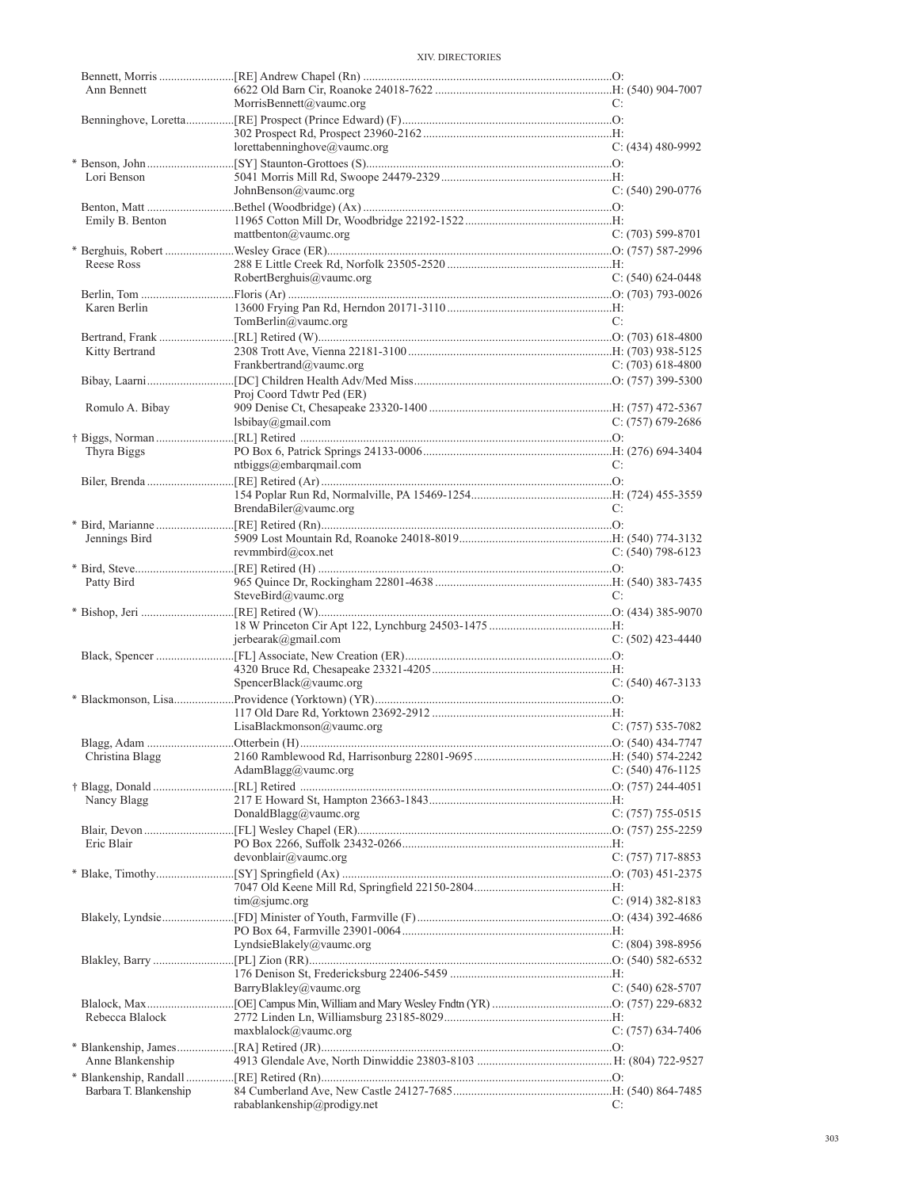| Name | Appointment / Address | Phone |
|---|---|---|
| Bennett, Morris | [RE] Andrew Chapel (Rn) | O: |
| Ann Bennett | 6622 Old Barn Cir, Roanoke 24018-7622 | H: (540) 904-7007 |
| | MorrisBennett@vaumc.org | C: |
| Benninghove, Loretta | [RE] Prospect (Prince Edward) (F) | O: |
| | 302 Prospect Rd, Prospect 23960-2162 | H: |
| | lorettabenninghove@vaumc.org | C: (434) 480-9992 |
| * Benson, John | [SY] Staunton-Grottoes (S) | O: |
| Lori Benson | 5041 Morris Mill Rd, Swoope 24479-2329 | H: |
| | JohnBenson@vaumc.org | C: (540) 290-0776 |
| Benton, Matt | Bethel (Woodbridge) (Ax) | O: |
| Emily B. Benton | 11965 Cotton Mill Dr, Woodbridge 22192-1522 | H: |
| | mattbenton@vaumc.org | C: (703) 599-8701 |
| * Berghuis, Robert | Wesley Grace (ER) | O: (757) 587-2996 |
| Reese Ross | 288 E Little Creek Rd, Norfolk 23505-2520 | H: |
| | RobertBerghuis@vaumc.org | C: (540) 624-0448 |
| Berlin, Tom | Floris (Ar) | O: (703) 793-0026 |
| Karen Berlin | 13600 Frying Pan Rd, Herndon 20171-3110 | H: |
| | TomBerlin@vaumc.org | C: |
| Bertrand, Frank | [RL] Retired (W) | O: (703) 618-4800 |
| Kitty Bertrand | 2308 Trott Ave, Vienna 22181-3100 | H: (703) 938-5125 |
| | Frankbertrand@vaumc.org | C: (703) 618-4800 |
| Bibay, Laarni | [DC] Children Health Adv/Med Miss | O: (757) 399-5300 |
| | Proj Coord Tdwtr Ped (ER) | |
| Romulo A. Bibay | 909 Denise Ct, Chesapeake 23320-1400 | H: (757) 472-5367 |
| | lsbibay@gmail.com | C: (757) 679-2686 |
| † Biggs, Norman | [RL] Retired | O: |
| Thyra Biggs | PO Box 6, Patrick Springs 24133-0006 | H: (276) 694-3404 |
| | ntbiggs@embarqmail.com | C: |
| Biler, Brenda | [RE] Retired (Ar) | O: |
| | 154 Poplar Run Rd, Normalville, PA 15469-1254 | H: (724) 455-3559 |
| | BrendaBiler@vaumc.org | C: |
| * Bird, Marianne | [RE] Retired (Rn) | O: |
| Jennings Bird | 5909 Lost Mountain Rd, Roanoke 24018-8019 | H: (540) 774-3132 |
| | revmmbird@cox.net | C: (540) 798-6123 |
| * Bird, Steve | [RE] Retired (H) | O: |
| Patty Bird | 965 Quince Dr, Rockingham 22801-4638 | H: (540) 383-7435 |
| | SteveBird@vaumc.org | C: |
| * Bishop, Jeri | [RE] Retired (W) | O: (434) 385-9070 |
| | 18 W Princeton Cir Apt 122, Lynchburg 24503-1475 | H: |
| | jerbearak@gmail.com | C: (502) 423-4440 |
| Black, Spencer | [FL] Associate, New Creation (ER) | O: |
| | 4320 Bruce Rd, Chesapeake 23321-4205 | H: |
| | SpencerBlack@vaumc.org | C: (540) 467-3133 |
| * Blackmonson, Lisa | Providence (Yorktown) (YR) | O: |
| | 117 Old Dare Rd, Yorktown 23692-2912 | H: |
| | LisaBlackmonson@vaumc.org | C: (757) 535-7082 |
| Blagg, Adam | Otterbein (H) | O: (540) 434-7747 |
| Christina Blagg | 2160 Ramblewood Rd, Harrisonburg 22801-9695 | H: (540) 574-2242 |
| | AdamBlagg@vaumc.org | C: (540) 476-1125 |
| † Blagg, Donald | [RL] Retired | O: (757) 244-4051 |
| Nancy Blagg | 217 E Howard St, Hampton 23663-1843 | H: |
| | DonaldBlagg@vaumc.org | C: (757) 755-0515 |
| Blair, Devon | [FL] Wesley Chapel (ER) | O: (757) 255-2259 |
| Eric Blair | PO Box 2266, Suffolk 23432-0266 | H: |
| | devonblair@vaumc.org | C: (757) 717-8853 |
| * Blake, Timothy | [SY] Springfield (Ax) | O: (703) 451-2375 |
| | 7047 Old Keene Mill Rd, Springfield 22150-2804 | H: |
| | tim@sjumc.org | C: (914) 382-8183 |
| Blakely, Lyndsie | [FD] Minister of Youth, Farmville (F) | O: (434) 392-4686 |
| | PO Box 64, Farmville 23901-0064 | H: |
| | LyndsieBlakely@vaumc.org | C: (804) 398-8956 |
| Blakley, Barry | [PL] Zion (RR) | O: (540) 582-6532 |
| | 176 Denison St, Fredericksburg 22406-5459 | H: |
| | BarryBlakley@vaumc.org | C: (540) 628-5707 |
| Blalock, Max | [OE] Campus Min, William and Mary Wesley Fndtn (YR) | O: (757) 229-6832 |
| Rebecca Blalock | 2772 Linden Ln, Williamsburg 23185-8029 | H: |
| | maxblalock@vaumc.org | C: (757) 634-7406 |
| * Blankenship, James | [RA] Retired (JR) | O: |
| Anne Blankenship | 4913 Glendale Ave, North Dinwiddie 23803-8103 | H: (804) 722-9527 |
| * Blankenship, Randall | [RE] Retired (Rn) | O: |
| Barbara T. Blankenship | 84 Cumberland Ave, New Castle 24127-7685 | H: (540) 864-7485 |
| | rabablankenship@prodigy.net | C: |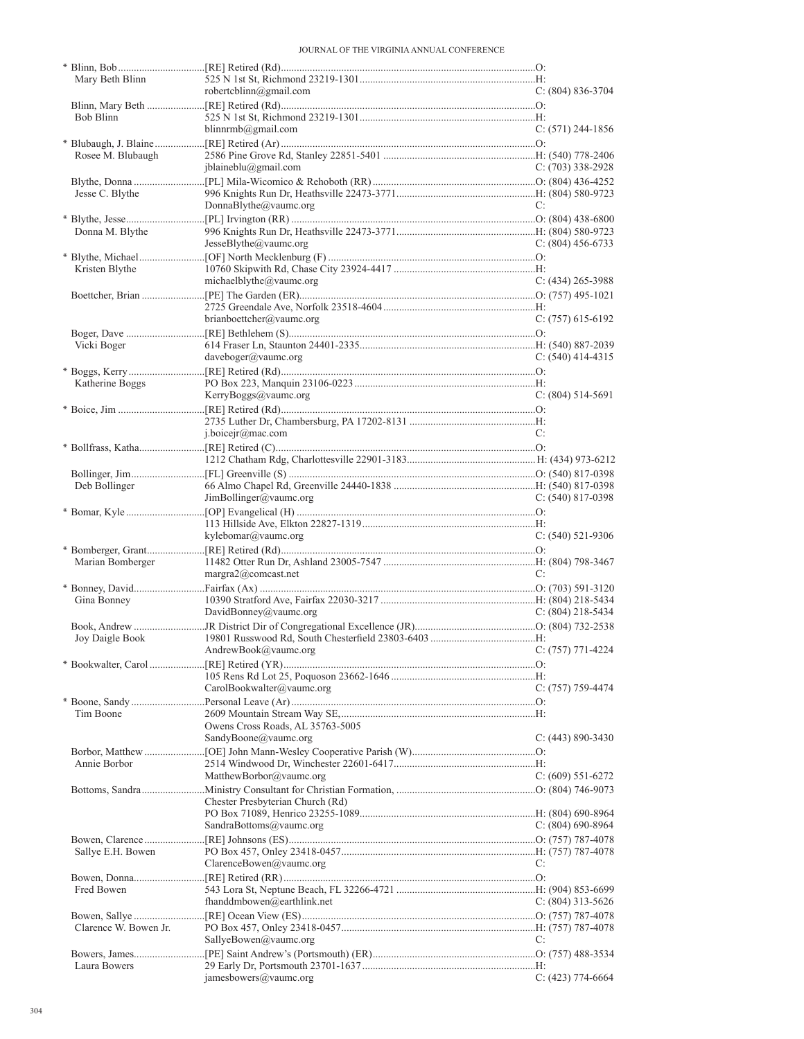| Name | Appointment / Address / Email | Phone |
|---|---|---|
| * Blinn, Bob | [RE] Retired (Rd) | O: |
| Mary Beth Blinn | 525 N 1st St, Richmond 23219-1301 | H: |
| | robertcblinn@gmail.com | C: (804) 836-3704 |
| Blinn, Mary Beth | [RE] Retired (Rd) | O: |
| Bob Blinn | 525 N 1st St, Richmond 23219-1301 | H: |
| | blinnrmb@gmail.com | C: (571) 244-1856 |
| * Blubaugh, J. Blaine | [RE] Retired (Ar) | O: |
| Rosee M. Blubaugh | 2586 Pine Grove Rd, Stanley 22851-5401 | H: (540) 778-2406 |
| | jblaineblu@gmail.com | C: (703) 338-2928 |
| Blythe, Donna | [PL] Mila-Wicomico & Rehoboth (RR) | O: (804) 436-4252 |
| Jesse C. Blythe | 996 Knights Run Dr, Heathsville 22473-3771 | H: (804) 580-9723 |
| | DonnaBlythe@vaumc.org | C: |
| * Blythe, Jesse | [PL] Irvington (RR) | O: (804) 438-6800 |
| Donna M. Blythe | 996 Knights Run Dr, Heathsville 22473-3771 | H: (804) 580-9723 |
| | JesseBlythe@vaumc.org | C: (804) 456-6733 |
| * Blythe, Michael | [OF] North Mecklenburg (F) | O: |
| Kristen Blythe | 10760 Skipwith Rd, Chase City 23924-4417 | H: |
| | michaelblythe@vaumc.org | C: (434) 265-3988 |
| Boettcher, Brian | [PE] The Garden (ER) | O: (757) 495-1021 |
| | 2725 Greendale Ave, Norfolk 23518-4604 | H: |
| | brianboettcher@vaumc.org | C: (757) 615-6192 |
| Boger, Dave | [RE] Bethlehem (S) | O: |
| Vicki Boger | 614 Fraser Ln, Staunton 24401-2335 | H: (540) 887-2039 |
| | daveboger@vaumc.org | C: (540) 414-4315 |
| * Boggs, Kerry | [RE] Retired (Rd) | O: |
| Katherine Boggs | PO Box 223, Manquin 23106-0223 | H: |
| | KerryBoggs@vaumc.org | C: (804) 514-5691 |
| * Boice, Jim | [RE] Retired (Rd) | O: |
| | 2735 Luther Dr, Chambersburg, PA 17202-8131 | H: |
| | j.boicejr@mac.com | C: |
| * Bollfrass, Katha | [RE] Retired (C) | O: |
| | 1212 Chatham Rdg, Charlottesville 22901-3183 | H: (434) 973-6212 |
| Bollinger, Jim | [FL] Greenville (S) | O: (540) 817-0398 |
| Deb Bollinger | 66 Almo Chapel Rd, Greenville 24440-1838 | H: (540) 817-0398 |
| | JimBollinger@vaumc.org | C: (540) 817-0398 |
| * Bomar, Kyle | [OP] Evangelical (H) | O: |
| | 113 Hillside Ave, Elkton 22827-1319 | H: |
| | kylebomar@vaumc.org | C: (540) 521-9306 |
| * Bomberger, Grant | [RE] Retired (Rd) | O: |
| Marian Bomberger | 11482 Otter Run Dr, Ashland 23005-7547 | H: (804) 798-3467 |
| | margra2@comcast.net | C: |
| * Bonney, David | Fairfax (Ax) | O: (703) 591-3120 |
| Gina Bonney | 10390 Stratford Ave, Fairfax 22030-3217 | H: (804) 218-5434 |
| | DavidBonney@vaumc.org | C: (804) 218-5434 |
| Book, Andrew | JR District Dir of Congregational Excellence (JR) | O: (804) 732-2538 |
| Joy Daigle Book | 19801 Russwood Rd, South Chesterfield 23803-6403 | H: |
| | AndrewBook@vaumc.org | C: (757) 771-4224 |
| * Bookwalter, Carol | [RE] Retired (YR) | O: |
| | 105 Rens Rd Lot 25, Poquoson 23662-1646 | H: |
| | CarolBookwalter@vaumc.org | C: (757) 759-4474 |
| * Boone, Sandy | Personal Leave (Ar) | O: |
| Tim Boone | 2609 Mountain Stream Way SE, Owens Cross Roads, AL 35763-5005 | H: |
| | SandyBoone@vaumc.org | C: (443) 890-3430 |
| Borbor, Matthew | [OE] John Mann-Wesley Cooperative Parish (W) | O: |
| Annie Borbor | 2514 Windwood Dr, Winchester 22601-6417 | H: |
| | MatthewBorbor@vaumc.org | C: (609) 551-6272 |
| Bottoms, Sandra | Ministry Consultant for Christian Formation, Chester Presbyterian Church (Rd) | O: (804) 746-9073 |
| | PO Box 71089, Henrico 23255-1089 | H: (804) 690-8964 |
| | SandraBottoms@vaumc.org | C: (804) 690-8964 |
| Bowen, Clarence | [RE] Johnsons (ES) | O: (757) 787-4078 |
| Sallye E.H. Bowen | PO Box 457, Onley 23418-0457 | H: (757) 787-4078 |
| | ClarenceBowen@vaumc.org | C: |
| Bowen, Donna | [RE] Retired (RR) | O: |
| Fred Bowen | 543 Lora St, Neptune Beach, FL 32266-4721 | H: (904) 853-6699 |
| | fhanddmbowen@earthlink.net | C: (804) 313-5626 |
| Bowen, Sallye | [RE] Ocean View (ES) | O: (757) 787-4078 |
| Clarence W. Bowen Jr. | PO Box 457, Onley 23418-0457 | H: (757) 787-4078 |
| | SallyeBowen@vaumc.org | C: |
| Bowers, James | [PE] Saint Andrew's (Portsmouth) (ER) | O: (757) 488-3534 |
| Laura Bowers | 29 Early Dr, Portsmouth 23701-1637 | H: |
| | jamesbowers@vaumc.org | C: (423) 774-6664 |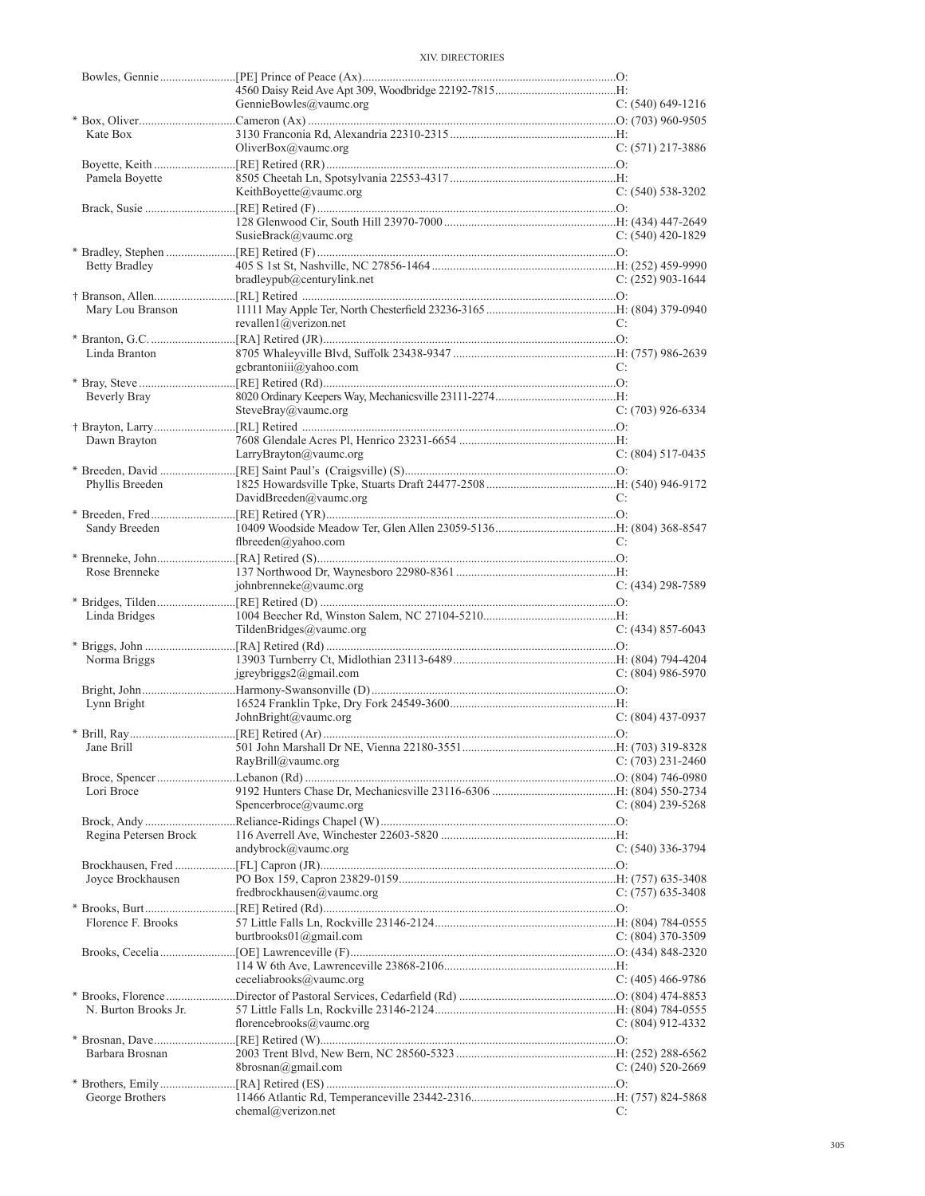| Name | Appointment / Address | Phone |
|---|---|---|
| Bowles, Gennie | [PE] Prince of Peace (Ax) | O: |
| | 4560 Daisy Reid Ave Apt 309, Woodbridge 22192-7815 | H: |
| | GennieBowles@vaumc.org | C: (540) 649-1216 |
| * Box, Oliver | Cameron (Ax) | O: (703) 960-9505 |
| Kate Box | 3130 Franconia Rd, Alexandria 22310-2315 | H: |
| | OliverBox@vaumc.org | C: (571) 217-3886 |
| Boyette, Keith | [RE] Retired (RR) | O: |
| Pamela Boyette | 8505 Cheetah Ln, Spotsylvania 22553-4317 | H: |
| | KeithBoyette@vaumc.org | C: (540) 538-3202 |
| Brack, Susie | [RE] Retired (F) | O: |
| | 128 Glenwood Cir, South Hill 23970-7000 | H: (434) 447-2649 |
| | SusieBrack@vaumc.org | C: (540) 420-1829 |
| * Bradley, Stephen | [RE] Retired (F) | O: |
| Betty Bradley | 405 S 1st St, Nashville, NC 27856-1464 | H: (252) 459-9990 |
| | bradleypub@centurylink.net | C: (252) 903-1644 |
| † Branson, Allen | [RL] Retired | O: |
| Mary Lou Branson | 11111 May Apple Ter, North Chesterfield 23236-3165 | H: (804) 379-0940 |
| | revallen1@verizon.net | C: |
| * Branton, G.C. | [RA] Retired (JR) | O: |
| Linda Branton | 8705 Whaleyville Blvd, Suffolk 23438-9347 | H: (757) 986-2639 |
| | gcbrantoniii@yahoo.com | C: |
| * Bray, Steve | [RE] Retired (Rd) | O: |
| Beverly Bray | 8020 Ordinary Keepers Way, Mechanicsville 23111-2274 | H: |
| | SteveBray@vaumc.org | C: (703) 926-6334 |
| † Brayton, Larry | [RL] Retired | O: |
| Dawn Brayton | 7608 Glendale Acres Pl, Henrico 23231-6654 | H: |
| | LarryBrayton@vaumc.org | C: (804) 517-0435 |
| * Breeden, David | [RE] Saint Paul's (Craigsville) (S) | O: |
| Phyllis Breeden | 1825 Howardsville Tpke, Stuarts Draft 24477-2508 | H: (540) 946-9172 |
| | DavidBreeden@vaumc.org | C: |
| * Breeden, Fred | [RE] Retired (YR) | O: |
| Sandy Breeden | 10409 Woodside Meadow Ter, Glen Allen 23059-5136 | H: (804) 368-8547 |
| | flbreeden@yahoo.com | C: |
| * Brenneke, John | [RA] Retired (S) | O: |
| Rose Brenneke | 137 Northwood Dr, Waynesboro 22980-8361 | H: |
| | johnbrenneke@vaumc.org | C: (434) 298-7589 |
| * Bridges, Tilden | [RE] Retired (D) | O: |
| Linda Bridges | 1004 Beecher Rd, Winston Salem, NC 27104-5210 | H: |
| | TildenBridges@vaumc.org | C: (434) 857-6043 |
| * Briggs, John | [RA] Retired (Rd) | O: |
| Norma Briggs | 13903 Turnberry Ct, Midlothian 23113-6489 | H: (804) 794-4204 |
| | jgreybriggs2@gmail.com | C: (804) 986-5970 |
| Bright, John | Harmony-Swansonville (D) | O: |
| Lynn Bright | 16524 Franklin Tpke, Dry Fork 24549-3600 | H: |
| | JohnBright@vaumc.org | C: (804) 437-0937 |
| * Brill, Ray | [RE] Retired (Ar) | O: |
| Jane Brill | 501 John Marshall Dr NE, Vienna 22180-3551 | H: (703) 319-8328 |
| | RayBrill@vaumc.org | C: (703) 231-2460 |
| Broce, Spencer | Lebanon (Rd) | O: (804) 746-0980 |
| Lori Broce | 9192 Hunters Chase Dr, Mechanicsville 23116-6306 | H: (804) 550-2734 |
| | Spencerbroce@vaumc.org | C: (804) 239-5268 |
| Brock, Andy | Reliance-Ridings Chapel (W) | O: |
| Regina Petersen Brock | 116 Averrell Ave, Winchester 22603-5820 | H: |
| | andybrock@vaumc.org | C: (540) 336-3794 |
| Brockhausen, Fred | [FL] Capron (JR) | O: |
| Joyce Brockhausen | PO Box 159, Capron 23829-0159 | H: (757) 635-3408 |
| | fredbrockhausen@vaumc.org | C: (757) 635-3408 |
| * Brooks, Burt | [RE] Retired (Rd) | O: |
| Florence F. Brooks | 57 Little Falls Ln, Rockville 23146-2124 | H: (804) 784-0555 |
| | burtbrooks01@gmail.com | C: (804) 370-3509 |
| Brooks, Cecelia | [OE] Lawrenceville (F) | O: (434) 848-2320 |
| | 114 W 6th Ave, Lawrenceville 23868-2106 | H: |
| | ceceliabrooks@vaumc.org | C: (405) 466-9786 |
| * Brooks, Florence | Director of Pastoral Services, Cedarfield (Rd) | O: (804) 474-8853 |
| N. Burton Brooks Jr. | 57 Little Falls Ln, Rockville 23146-2124 | H: (804) 784-0555 |
| | florencebrooks@vaumc.org | C: (804) 912-4332 |
| * Brosnan, Dave | [RE] Retired (W) | O: |
| Barbara Brosnan | 2003 Trent Blvd, New Bern, NC 28560-5323 | H: (252) 288-6562 |
| | 8brosnan@gmail.com | C: (240) 520-2669 |
| * Brothers, Emily | [RA] Retired (ES) | O: |
| George Brothers | 11466 Atlantic Rd, Temperanceville 23442-2316 | H: (757) 824-5868 |
| | chemal@verizon.net | C: |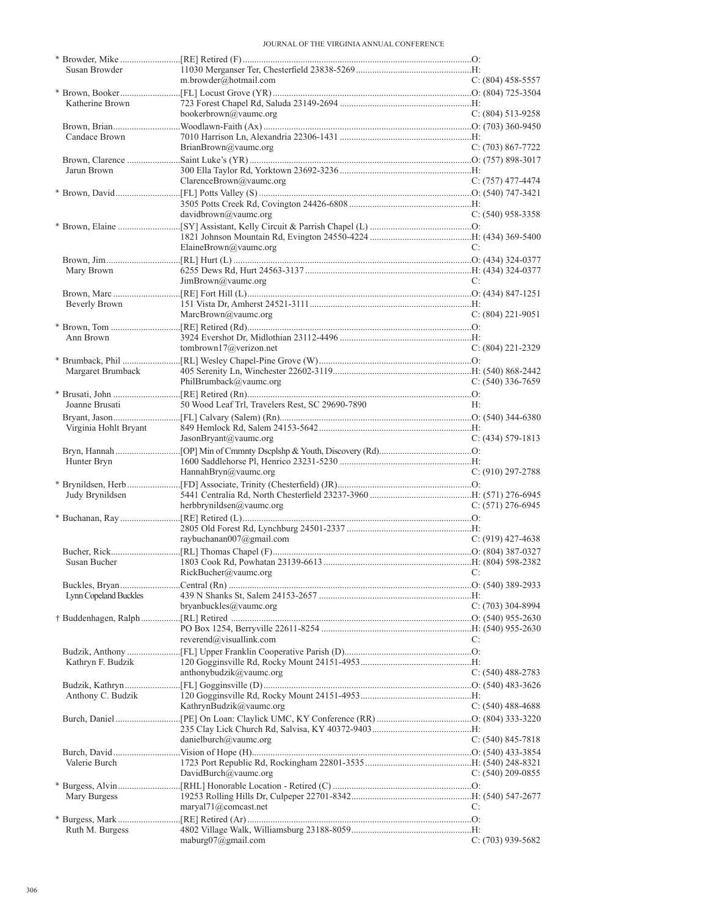| Name | Appointment / Address / Email | Phone |
|---|---|---|
| * Browder, Mike | [RE] Retired (F) | O: |
| Susan Browder | 11030 Merganser Ter, Chesterfield 23838-5269 | H: |
| | m.browder@hotmail.com | C: (804) 458-5557 |
| * Brown, Booker | [FL] Locust Grove (YR) | O: (804) 725-3504 |
| Katherine Brown | 723 Forest Chapel Rd, Saluda 23149-2694 | H: |
| | bookerbrown@vaumc.org | C: (804) 513-9258 |
| Brown, Brian | Woodlawn-Faith (Ax) | O: (703) 360-9450 |
| Candace Brown | 7010 Harrison Ln, Alexandria 22306-1431 | H: |
| | BrianBrown@vaumc.org | C: (703) 867-7722 |
| Brown, Clarence | Saint Luke's (YR) | O: (757) 898-3017 |
| Jarun Brown | 300 Ella Taylor Rd, Yorktown 23692-3236 | H: |
| | ClarenceBrown@vaumc.org | C: (757) 477-4474 |
| * Brown, David | [FL] Potts Valley (S) | O: (540) 747-3421 |
| | 3505 Potts Creek Rd, Covington 24426-6808 | H: |
| | davidbrown@vaumc.org | C: (540) 958-3358 |
| * Brown, Elaine | [SY] Assistant, Kelly Circuit & Parrish Chapel (L) | O: |
| | 1821 Johnson Mountain Rd, Evington 24550-4224 | H: (434) 369-5400 |
| | ElaineBrown@vaumc.org | C: |
| Brown, Jim | [RL] Hurt (L) | O: (434) 324-0377 |
| Mary Brown | 6255 Dews Rd, Hurt 24563-3137 | H: (434) 324-0377 |
| | JimBrown@vaumc.org | C: |
| Brown, Marc | [RE] Fort Hill (L) | O: (434) 847-1251 |
| Beverly Brown | 151 Vista Dr, Amherst 24521-3111 | H: |
| | MarcBrown@vaumc.org | C: (804) 221-9051 |
| * Brown, Tom | [RE] Retired (Rd) | O: |
| Ann Brown | 3924 Evershot Dr, Midlothian 23112-4496 | H: |
| | tombrown17@verizon.net | C: (804) 221-2329 |
| * Brumback, Phil | [RL] Wesley Chapel-Pine Grove (W) | O: |
| Margaret Brumback | 405 Serenity Ln, Winchester 22602-3119 | H: (540) 868-2442 |
| | PhilBrumback@vaumc.org | C: (540) 336-7659 |
| * Brusati, John | [RE] Retired (Rn) | O: |
| Joanne Brusati | 50 Wood Leaf Trl, Travelers Rest, SC 29690-7890 | H: |
| Bryant, Jason | [FL] Calvary (Salem) (Rn) | O: (540) 344-6380 |
| Virginia Hohlt Bryant | 849 Hemlock Rd, Salem 24153-5642 | H: |
| | JasonBryant@vaumc.org | C: (434) 579-1813 |
| Bryn, Hannah | [OP] Min of Cmmnty Dscplshp & Youth, Discovery (Rd) | O: |
| Hunter Bryn | 1600 Saddlehorse Pl, Henrico 23231-5230 | H: |
| | HannahBryn@vaumc.org | C: (910) 297-2788 |
| * Brynildsen, Herb | [FD] Associate, Trinity (Chesterfield) (JR) | O: |
| Judy Brynildsen | 5441 Centralia Rd, North Chesterfield 23237-3960 | H: (571) 276-6945 |
| | herbbrynildsen@vaumc.org | C: (571) 276-6945 |
| * Buchanan, Ray | [RE] Retired (L) | O: |
| | 2805 Old Forest Rd, Lynchburg 24501-2337 | H: |
| | raybuchanan007@gmail.com | C: (919) 427-4638 |
| Bucher, Rick | [RL] Thomas Chapel (F) | O: (804) 387-0327 |
| Susan Bucher | 1803 Cook Rd, Powhatan 23139-6613 | H: (804) 598-2382 |
| | RickBucher@vaumc.org | C: |
| Buckles, Bryan | Central (Rn) | O: (540) 389-2933 |
| Lynn Copeland Buckles | 439 N Shanks St, Salem 24153-2657 | H: |
| | bryanbuckles@vaumc.org | C: (703) 304-8994 |
| † Buddenhagen, Ralph | [RL] Retired | O: (540) 955-2630 |
| | PO Box 1254, Berryville 22611-8254 | H: (540) 955-2630 |
| | reverend@visuallink.com | C: |
| Budzik, Anthony | [FL] Upper Franklin Cooperative Parish (D) | O: |
| Kathryn F. Budzik | 120 Gogginsville Rd, Rocky Mount 24151-4953 | H: |
| | anthonybudzik@vaumc.org | C: (540) 488-2783 |
| Budzik, Kathryn | [FL] Gogginsville (D) | O: (540) 483-3626 |
| Anthony C. Budzik | 120 Gogginsville Rd, Rocky Mount 24151-4953 | H: |
| | KathrynBudzik@vaumc.org | C: (540) 488-4688 |
| Burch, Daniel | [PE] On Loan: Claylick UMC, KY Conference (RR) | O: (804) 333-3220 |
| | 235 Clay Lick Church Rd, Salvisa, KY 40372-9403 | H: |
| | danielburch@vaumc.org | C: (540) 845-7818 |
| Burch, David | Vision of Hope (H) | O: (540) 433-3854 |
| Valerie Burch | 1723 Port Republic Rd, Rockingham 22801-3535 | H: (540) 248-8321 |
| | DavidBurch@vaumc.org | C: (540) 209-0855 |
| * Burgess, Alvin | [RHL] Honorable Location - Retired (C) | O: |
| Mary Burgess | 19253 Rolling Hills Dr, Culpeper 22701-8342 | H: (540) 547-2677 |
| | maryal71@comcast.net | C: |
| * Burgess, Mark | [RE] Retired (Ar) | O: |
| Ruth M. Burgess | 4802 Village Walk, Williamsburg 23188-8059 | H: |
| | maburg07@gmail.com | C: (703) 939-5682 |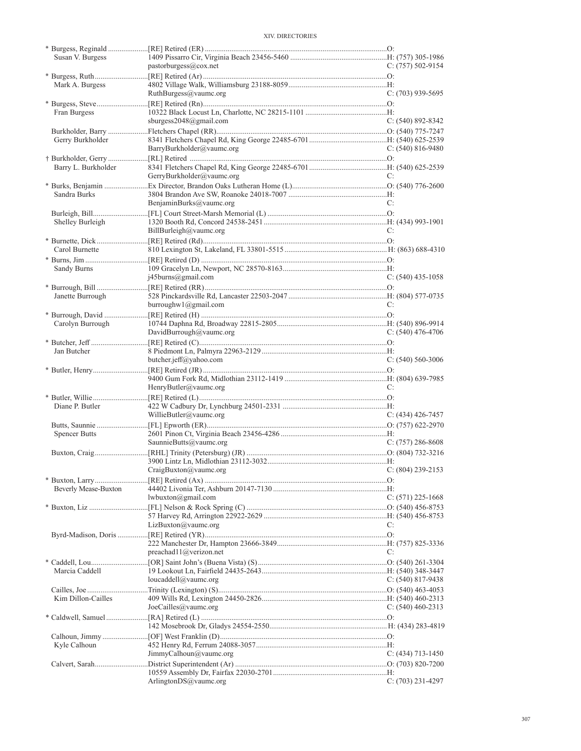| Name / Spouse | Appointment / Address / Email | Phone |
|---|---|---|
| * Burgess, Reginald | [RE] Retired (ER) | O: |
| Susan V. Burgess | 1409 Pissarro Cir, Virginia Beach 23456-5460 | H: (757) 305-1986 |
| | pastorburgess@cox.net | C: (757) 502-9154 |
| * Burgess, Ruth | [RE] Retired (Ar) | O: |
| Mark A. Burgess | 4802 Village Walk, Williamsburg 23188-8059 | H: |
| | RuthBurgess@vaumc.org | C: (703) 939-5695 |
| * Burgess, Steve | [RE] Retired (Rn) | O: |
| Fran Burgess | 10322 Black Locust Ln, Charlotte, NC 28215-1101 | H: |
| | sburgess2048@gmail.com | C: (540) 892-8342 |
| Burkholder, Barry | Fletchers Chapel (RR) | O: (540) 775-7247 |
| Gerry Burkholder | 8341 Fletchers Chapel Rd, King George 22485-6701 | H: (540) 625-2539 |
| | BarryBurkholder@vaumc.org | C: (540) 816-9480 |
| † Burkholder, Gerry | [RL] Retired | O: |
| Barry L. Burkholder | 8341 Fletchers Chapel Rd, King George 22485-6701 | H: (540) 625-2539 |
| | GerryBurkholder@vaumc.org | C: |
| * Burks, Benjamin | Ex Director, Brandon Oaks Lutheran Home (L) | O: (540) 776-2600 |
| Sandra Burks | 3804 Brandon Ave SW, Roanoke 24018-7007 | H: |
| | BenjaminBurks@vaumc.org | C: |
| Burleigh, Bill | [FL] Court Street-Marsh Memorial (L) | O: |
| Shelley Burleigh | 1320 Booth Rd, Concord 24538-2451 | H: (434) 993-1901 |
| | BillBurleigh@vaumc.org | C: |
| * Burnette, Dick | [RE] Retired (Rd) | O: |
| Carol Burnette | 810 Lexington St, Lakeland, FL 33801-5515 | H: (863) 688-4310 |
| * Burns, Jim | [RE] Retired (D) | O: |
| Sandy Burns | 109 Gracelyn Ln, Newport, NC 28570-8163 | H: |
| | j45burns@gmail.com | C: (540) 435-1058 |
| * Burrough, Bill | [RE] Retired (RR) | O: |
| Janette Burrough | 528 Pinckardsville Rd, Lancaster 22503-2047 | H: (804) 577-0735 |
| | burroughw1@gmail.com | C: |
| * Burrough, David | [RE] Retired (H) | O: |
| Carolyn Burrough | 10744 Daphna Rd, Broadway 22815-2805 | H: (540) 896-9914 |
| | DavidBurrough@vaumc.org | C: (540) 476-4706 |
| * Butcher, Jeff | [RE] Retired (C) | O: |
| Jan Butcher | 8 Piedmont Ln, Palmyra 22963-2129 | H: |
| | butcher.jeff@yahoo.com | C: (540) 560-3006 |
| * Butler, Henry | [RE] Retired (JR) | O: |
| | 9400 Gum Fork Rd, Midlothian 23112-1419 | H: (804) 639-7985 |
| | HenryButler@vaumc.org | C: |
| * Butler, Willie | [RE] Retired (L) | O: |
| Diane P. Butler | 422 W Cadbury Dr, Lynchburg 24501-2331 | H: |
| | WillieButler@vaumc.org | C: (434) 426-7457 |
| Butts, Saunnie | [FL] Epworth (ER) | O: (757) 622-2970 |
| Spencer Butts | 2601 Pinon Ct, Virginia Beach 23456-4286 | H: |
| | SaunnieButts@vaumc.org | C: (757) 286-8608 |
| Buxton, Craig | [RHL] Trinity (Petersburg) (JR) | O: (804) 732-3216 |
| | 3900 Lintz Ln, Midlothian 23112-3032 | H: |
| | CraigBuxton@vaumc.org | C: (804) 239-2153 |
| * Buxton, Larry | [RE] Retired (Ax) | O: |
| Beverly Mease-Buxton | 44402 Livonia Ter, Ashburn 20147-7130 | H: |
| | lwbuxton@gmail.com | C: (571) 225-1668 |
| * Buxton, Liz | [FL] Nelson & Rock Spring (C) | O: (540) 456-8753 |
| | 57 Harvey Rd, Arrington 22922-2629 | H: (540) 456-8753 |
| | LizBuxton@vaumc.org | C: |
| Byrd-Madison, Doris | [RE] Retired (YR) | O: |
| | 222 Manchester Dr, Hampton 23666-3849 | H: (757) 825-3336 |
| | preachad11@verizon.net | C: |
| * Caddell, Lou | [OR] Saint John's (Buena Vista) (S) | O: (540) 261-3304 |
| Marcia Caddell | 19 Lookout Ln, Fairfield 24435-2643 | H: (540) 348-3447 |
| | loucaddell@vaumc.org | C: (540) 817-9438 |
| Cailles, Joe | Trinity (Lexington) (S) | O: (540) 463-4053 |
| Kim Dillon-Cailles | 409 Wills Rd, Lexington 24450-2826 | H: (540) 460-2313 |
| | JoeCailles@vaumc.org | C: (540) 460-2313 |
| * Caldwell, Samuel | [RA] Retired (L) | O: |
| | 142 Mosebrook Dr, Gladys 24554-2550 | H: (434) 283-4819 |
| Calhoun, Jimmy | [OF] West Franklin (D) | O: |
| Kyle Calhoun | 452 Henry Rd, Ferrum 24088-3057 | H: |
| | JimmyCalhoun@vaumc.org | C: (434) 713-1450 |
| Calvert, Sarah | District Superintendent (Ar) | O: (703) 820-7200 |
| | 10559 Assembly Dr, Fairfax 22030-2701 | H: |
| | ArlingtonDS@vaumc.org | C: (703) 231-4297 |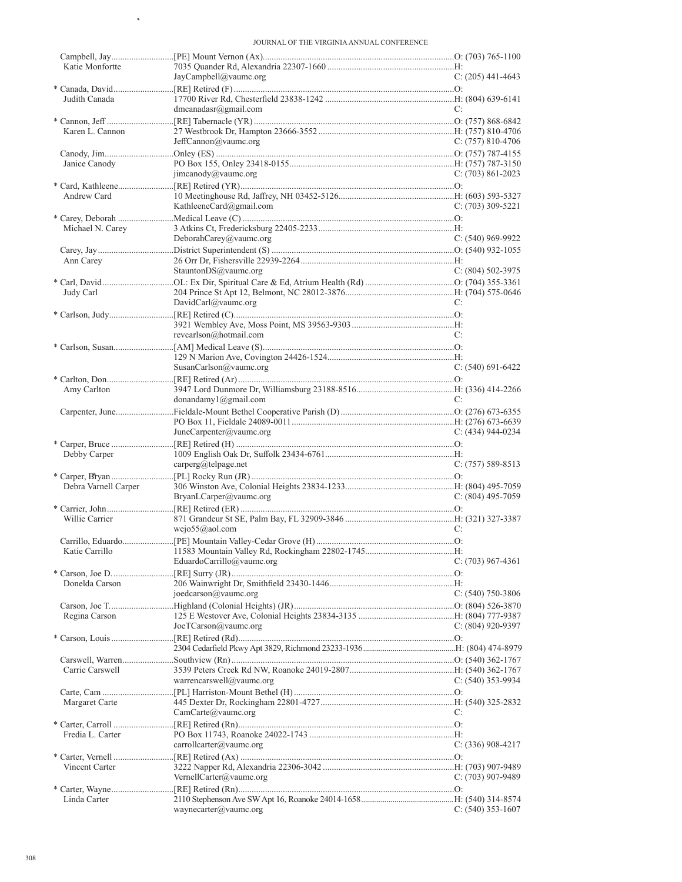| Name / Spouse | Appointment / Address / Email | Phone |
|---|---|---|
| Campbell, Jay | [PE] Mount Vernon (Ax) | O: (703) 765-1100 |
| Katie Monfortte | 7035 Quander Rd, Alexandria 22307-1660 | H: |
| | JayCampbell@vaumc.org | C: (205) 441-4643 |
| * Canada, David | [RE] Retired (F) | O: |
| Judith Canada | 17700 River Rd, Chesterfield 23838-1242 | H: (804) 639-6141 |
| | dmcanadasr@gmail.com | C: |
| * Cannon, Jeff | [RE] Tabernacle (YR) | O: (757) 868-6842 |
| Karen L. Cannon | 27 Westbrook Dr, Hampton 23666-3552 | H: (757) 810-4706 |
| | JeffCannon@vaumc.org | C: (757) 810-4706 |
| Canody, Jim | Onley (ES) | O: (757) 787-4155 |
| Janice Canody | PO Box 155, Onley 23418-0155 | H: (757) 787-3150 |
| | jimcanody@vaumc.org | C: (703) 861-2023 |
| * Card, Kathleene | [RE] Retired (YR) | O: |
| Andrew Card | 10 Meetinghouse Rd, Jaffrey, NH 03452-5126 | H: (603) 593-5327 |
| | KathleeneCard@gmail.com | C: (703) 309-5221 |
| * Carey, Deborah | Medical Leave (C) | O: |
| Michael N. Carey | 3 Atkins Ct, Fredericksburg 22405-2233 | H: |
| | DeborahCarey@vaumc.org | C: (540) 969-9922 |
| Carey, Jay | District Superintendent (S) | O: (540) 932-1055 |
| Ann Carey | 26 Orr Dr, Fishersville 22939-2264 | H: |
| | StauntonDS@vaumc.org | C: (804) 502-3975 |
| * Carl, David | OL: Ex Dir, Spiritual Care & Ed, Atrium Health (Rd) | O: (704) 355-3361 |
| Judy Carl | 204 Prince St Apt 12, Belmont, NC 28012-3876 | H: (704) 575-0646 |
| | DavidCarl@vaumc.org | C: |
| * Carlson, Judy | [RE] Retired (C) | O: |
| | 3921 Wembley Ave, Moss Point, MS 39563-9303 | H: |
| | revcarlson@hotmail.com | C: |
| * Carlson, Susan | [AM] Medical Leave (S) | O: |
| | 129 N Marion Ave, Covington 24426-1524 | H: |
| | SusanCarlson@vaumc.org | C: (540) 691-6422 |
| * Carlton, Don | [RE] Retired (Ar) | O: |
| Amy Carlton | 3947 Lord Dunmore Dr, Williamsburg 23188-8516 | H: (336) 414-2266 |
| | donandamy1@gmail.com | C: |
| Carpenter, June | Fieldale-Mount Bethel Cooperative Parish (D) | O: (276) 673-6355 |
| | PO Box 11, Fieldale 24089-0011 | H: (276) 673-6639 |
| | JuneCarpenter@vaumc.org | C: (434) 944-0234 |
| * Carper, Bruce | [RE] Retired (H) | O: |
| Debby Carper | 1009 English Oak Dr, Suffolk 23434-6761 | H: |
| | carperg@telpage.net | C: (757) 589-8513 |
| * Carper, Bryan | [PL] Rocky Run (JR) | O: |
| Debra Varnell Carper | 306 Winston Ave, Colonial Heights 23834-1233 | H: (804) 495-7059 |
| | BryanLCarper@vaumc.org | C: (804) 495-7059 |
| * Carrier, John | [RE] Retired (ER) | O: |
| Willie Carrier | 871 Grandeur St SE, Palm Bay, FL 32909-3846 | H: (321) 327-3387 |
| | wejo55@aol.com | C: |
| Carrillo, Eduardo | [PE] Mountain Valley-Cedar Grove (H) | O: |
| Katie Carrillo | 11583 Mountain Valley Rd, Rockingham 22802-1745 | H: |
| | EduardoCarrillo@vaumc.org | C: (703) 967-4361 |
| * Carson, Joe D. | [RE] Surry (JR) | O: |
| Donelda Carson | 206 Wainwright Dr, Smithfield 23430-1446 | H: |
| | joedcarson@vaumc.org | C: (540) 750-3806 |
| Carson, Joe T. | Highland (Colonial Heights) (JR) | O: (804) 526-3870 |
| Regina Carson | 125 E Westover Ave, Colonial Heights 23834-3135 | H: (804) 777-9387 |
| | JoeTCarson@vaumc.org | C: (804) 920-9397 |
| * Carson, Louis | [RE] Retired (Rd) | O: |
| | 2304 Cedarfield Pkwy Apt 3829, Richmond 23233-1936 | H: (804) 474-8979 |
| Carswell, Warren | Southview (Rn) | O: (540) 362-1767 |
| Carrie Carswell | 3539 Peters Creek Rd NW, Roanoke 24019-2807 | H: (540) 362-1767 |
| | warrencarswell@vaumc.org | C: (540) 353-9934 |
| Carte, Cam | [PL] Harriston-Mount Bethel (H) | O: |
| Margaret Carte | 445 Dexter Dr, Rockingham 22801-4727 | H: (540) 325-2832 |
| | CamCarte@vaumc.org | C: |
| * Carter, Carroll | [RE] Retired (Rn) | O: |
| Fredia L. Carter | PO Box 11743, Roanoke 24022-1743 | H: |
| | carrollcarter@vaumc.org | C: (336) 908-4217 |
| * Carter, Vernell | [RE] Retired (Ax) | O: |
| Vincent Carter | 3222 Napper Rd, Alexandria 22306-3042 | H: (703) 907-9489 |
| | VernellCarter@vaumc.org | C: (703) 907-9489 |
| * Carter, Wayne | [RE] Retired (Rn) | O: |
| Linda Carter | 2110 Stephenson Ave SW Apt 16, Roanoke 24014-1658 | H: (540) 314-8574 |
| | waynecarter@vaumc.org | C: (540) 353-1607 |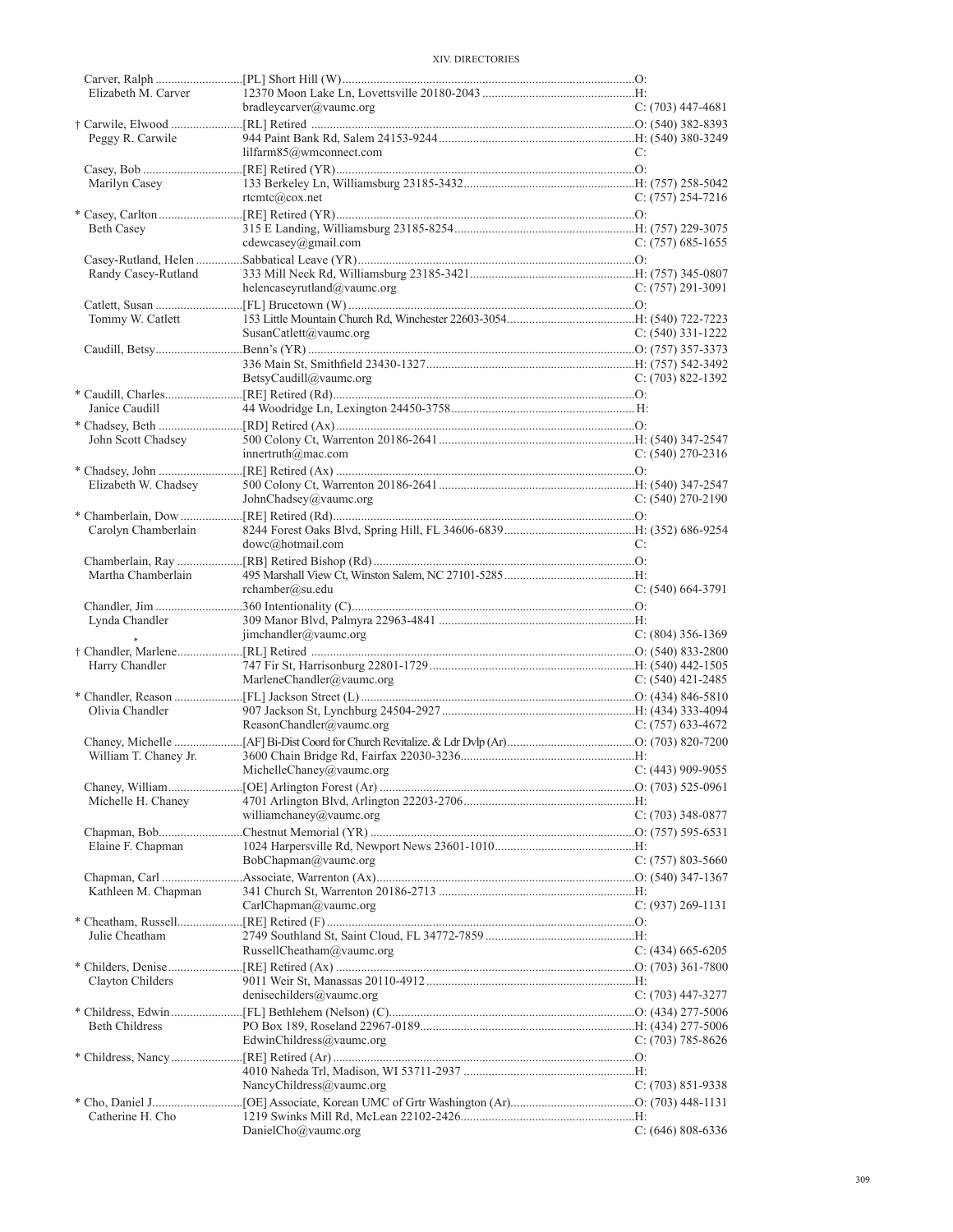| Name / Spouse | Appointment / Address / Email | Phone |
|---|---|---|
| Carver, Ralph | [PL] Short Hill (W) | O: |
| Elizabeth M. Carver | 12370 Moon Lake Ln, Lovettsville 20180-2043 | H: |
| | bradleycarver@vaumc.org | C: (703) 447-4681 |
| † Carwile, Elwood | [RL] Retired | O: (540) 382-8393 |
| Peggy R. Carwile | 944 Paint Bank Rd, Salem 24153-9244 | H: (540) 380-3249 |
| | lilfarm85@wmconnect.com | C: |
| Casey, Bob | [RE] Retired (YR) | O: |
| Marilyn Casey | 133 Berkeley Ln, Williamsburg 23185-3432 | H: (757) 258-5042 |
| | rtcmtc@cox.net | C: (757) 254-7216 |
| * Casey, Carlton | [RE] Retired (YR) | O: |
| Beth Casey | 315 E Landing, Williamsburg 23185-8254 | H: (757) 229-3075 |
| | cdewcasey@gmail.com | C: (757) 685-1655 |
| Casey-Rutland, Helen | Sabbatical Leave (YR) | O: |
| Randy Casey-Rutland | 333 Mill Neck Rd, Williamsburg 23185-3421 | H: (757) 345-0807 |
| | helencaseyrutland@vaumc.org | C: (757) 291-3091 |
| Catlett, Susan | [FL] Brucetown (W) | O: |
| Tommy W. Catlett | 153 Little Mountain Church Rd, Winchester 22603-3054 | H: (540) 722-7223 |
| | SusanCatlett@vaumc.org | C: (540) 331-1222 |
| Caudill, Betsy | Benn's (YR) | O: (757) 357-3373 |
| | 336 Main St, Smithfield 23430-1327 | H: (757) 542-3492 |
| | BetsyCaudill@vaumc.org | C: (703) 822-1392 |
| * Caudill, Charles | [RE] Retired (Rd) | O: |
| Janice Caudill | 44 Woodridge Ln, Lexington 24450-3758 | H: |
| * Chadsey, Beth | [RD] Retired (Ax) | O: |
| John Scott Chadsey | 500 Colony Ct, Warrenton 20186-2641 | H: (540) 347-2547 |
| | innertruth@mac.com | C: (540) 270-2316 |
| * Chadsey, John | [RE] Retired (Ax) | O: |
| Elizabeth W. Chadsey | 500 Colony Ct, Warrenton 20186-2641 | H: (540) 347-2547 |
| | JohnChadsey@vaumc.org | C: (540) 270-2190 |
| * Chamberlain, Dow | [RE] Retired (Rd) | O: |
| Carolyn Chamberlain | 8244 Forest Oaks Blvd, Spring Hill, FL 34606-6839 | H: (352) 686-9254 |
| | dowc@hotmail.com | C: |
| Chamberlain, Ray | [RB] Retired Bishop (Rd) | O: |
| Martha Chamberlain | 495 Marshall View Ct, Winston Salem, NC 27101-5285 | H: |
| | rchamber@su.edu | C: (540) 664-3791 |
| Chandler, Jim | 360 Intentionality (C) | O: |
| Lynda Chandler | 309 Manor Blvd, Palmyra 22963-4841 | H: |
| | jimchandler@vaumc.org | C: (804) 356-1369 |
| † Chandler, Marlene | [RL] Retired | O: (540) 833-2800 |
| Harry Chandler | 747 Fir St, Harrisonburg 22801-1729 | H: (540) 442-1505 |
| | MarleneChandler@vaumc.org | C: (540) 421-2485 |
| * Chandler, Reason | [FL] Jackson Street (L) | O: (434) 846-5810 |
| Olivia Chandler | 907 Jackson St, Lynchburg 24504-2927 | H: (434) 333-4094 |
| | ReasonChandler@vaumc.org | C: (757) 633-4672 |
| Chaney, Michelle | [AF] Bi-Dist Coord for Church Revitalize. & Ldr Dvlp (Ar) | O: (703) 820-7200 |
| William T. Chaney Jr. | 3600 Chain Bridge Rd, Fairfax 22030-3236 | H: |
| | MichelleChaney@vaumc.org | C: (443) 909-9055 |
| Chaney, William | [OE] Arlington Forest (Ar) | O: (703) 525-0961 |
| Michelle H. Chaney | 4701 Arlington Blvd, Arlington 22203-2706 | H: |
| | williamchaney@vaumc.org | C: (703) 348-0877 |
| Chapman, Bob | Chestnut Memorial (YR) | O: (757) 595-6531 |
| Elaine F. Chapman | 1024 Harpersville Rd, Newport News 23601-1010 | H: |
| | BobChapman@vaumc.org | C: (757) 803-5660 |
| Chapman, Carl | Associate, Warrenton (Ax) | O: (540) 347-1367 |
| Kathleen M. Chapman | 341 Church St, Warrenton 20186-2713 | H: |
| | CarlChapman@vaumc.org | C: (937) 269-1131 |
| * Cheatham, Russell | [RE] Retired (F) | O: |
| Julie Cheatham | 2749 Southland St, Saint Cloud, FL 34772-7859 | H: |
| | RussellCheatham@vaumc.org | C: (434) 665-6205 |
| * Childers, Denise | [RE] Retired (Ax) | O: (703) 361-7800 |
| Clayton Childers | 9011 Weir St, Manassas 20110-4912 | H: |
| | denisechilders@vaumc.org | C: (703) 447-3277 |
| * Childress, Edwin | [FL] Bethlehem (Nelson) (C) | O: (434) 277-5006 |
| Beth Childress | PO Box 189, Roseland 22967-0189 | H: (434) 277-5006 |
| | EdwinChildress@vaumc.org | C: (703) 785-8626 |
| * Childress, Nancy | [RE] Retired (Ar) | O: |
| | 4010 Naheda Trl, Madison, WI 53711-2937 | H: |
| | NancyChildress@vaumc.org | C: (703) 851-9338 |
| * Cho, Daniel J. | [OE] Associate, Korean UMC of Grtr Washington (Ar) | O: (703) 448-1131 |
| Catherine H. Cho | 1219 Swinks Mill Rd, McLean 22102-2426 | H: |
| | DanielCho@vaumc.org | C: (646) 808-6336 |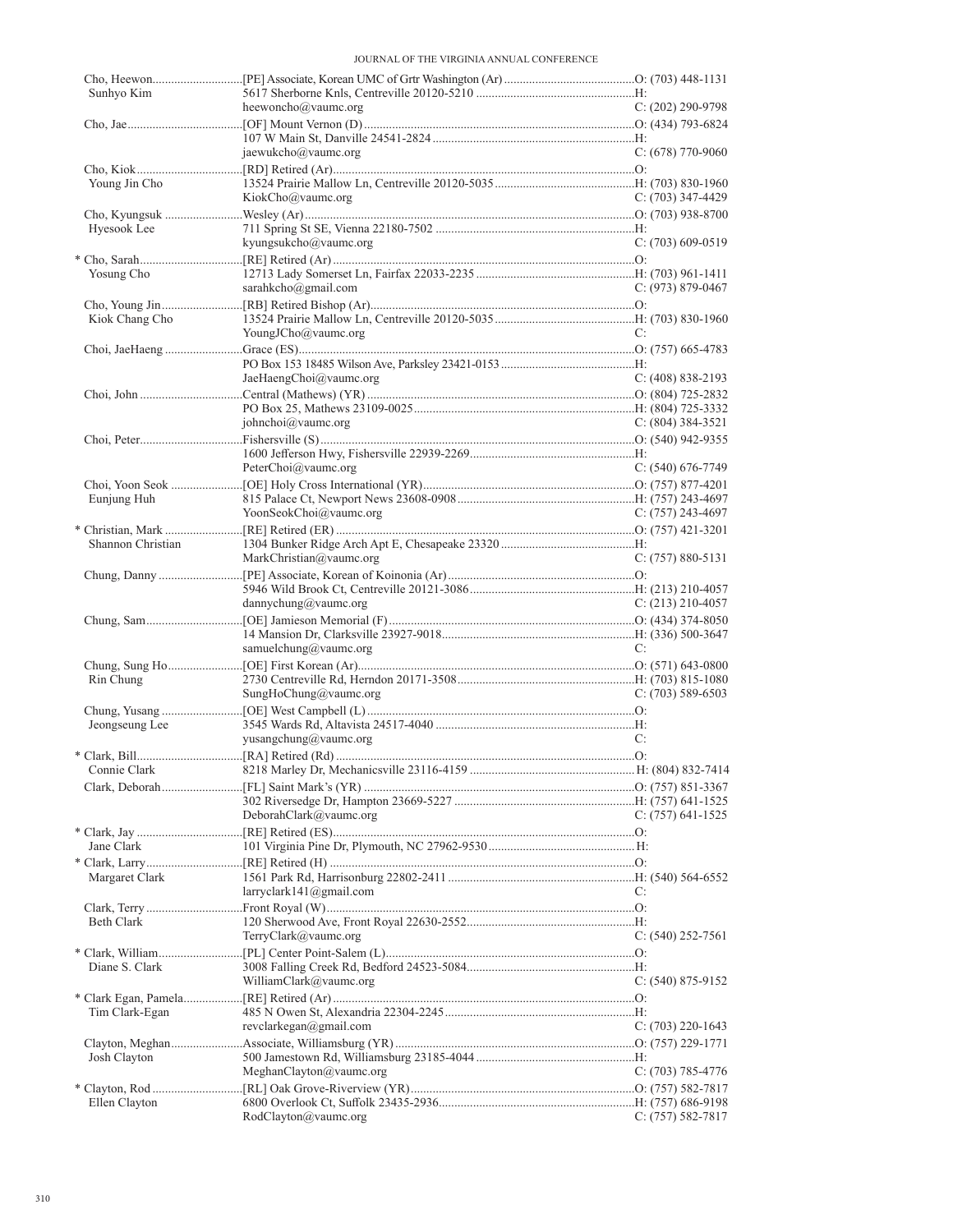| Name | Appointment / Address / Email | Phone |
| --- | --- | --- |
| Cho, Heewon | [PE] Associate, Korean UMC of Grtr Washington (Ar) | O: (703) 448-1131 |
| Sunhyo Kim | 5617 Sherborne Knls, Centreville 20120-5210 | H: |
| | heewoncho@vaumc.org | C: (202) 290-9798 |
| Cho, Jae | [OF] Mount Vernon (D) | O: (434) 793-6824 |
| | 107 W Main St, Danville 24541-2824 | H: |
| | jaewukcho@vaumc.org | C: (678) 770-9060 |
| Cho, Kiok | [RD] Retired (Ar) | O: |
| Young Jin Cho | 13524 Prairie Mallow Ln, Centreville 20120-5035 | H: (703) 830-1960 |
| | KiokCho@vaumc.org | C: (703) 347-4429 |
| Cho, Kyungsuk | Wesley (Ar) | O: (703) 938-8700 |
| Hyesook Lee | 711 Spring St SE, Vienna 22180-7502 | H: |
| | kyungsukcho@vaumc.org | C: (703) 609-0519 |
| * Cho, Sarah | [RE] Retired (Ar) | O: |
| Yosung Cho | 12713 Lady Somerset Ln, Fairfax 22033-2235 | H: (703) 961-1411 |
| | sarahkcho@gmail.com | C: (973) 879-0467 |
| Cho, Young Jin | [RB] Retired Bishop (Ar) | O: |
| Kiok Chang Cho | 13524 Prairie Mallow Ln, Centreville 20120-5035 | H: (703) 830-1960 |
| | YoungJCho@vaumc.org | C: |
| Choi, JaeHaeng | Grace (ES) | O: (757) 665-4783 |
| | PO Box 153 18485 Wilson Ave, Parksley 23421-0153 | H: |
| | JaeHaengChoi@vaumc.org | C: (408) 838-2193 |
| Choi, John | Central (Mathews) (YR) | O: (804) 725-2832 |
| | PO Box 25, Mathews 23109-0025 | H: (804) 725-3332 |
| | johnchoi@vaumc.org | C: (804) 384-3521 |
| Choi, Peter | Fishersville (S) | O: (540) 942-9355 |
| | 1600 Jefferson Hwy, Fishersville 22939-2269 | H: |
| | PeterChoi@vaumc.org | C: (540) 676-7749 |
| Choi, Yoon Seok | [OE] Holy Cross International (YR) | O: (757) 877-4201 |
| Eunjung Huh | 815 Palace Ct, Newport News 23608-0908 | H: (757) 243-4697 |
| | YoonSeokChoi@vaumc.org | C: (757) 243-4697 |
| * Christian, Mark | [RE] Retired (ER) | O: (757) 421-3201 |
| Shannon Christian | 1304 Bunker Ridge Arch Apt E, Chesapeake 23320 | H: |
| | MarkChristian@vaumc.org | C: (757) 880-5131 |
| Chung, Danny | [PE] Associate, Korean of Koinonia (Ar) | O: |
| | 5946 Wild Brook Ct, Centreville 20121-3086 | H: (213) 210-4057 |
| | dannychung@vaumc.org | C: (213) 210-4057 |
| Chung, Sam | [OE] Jamieson Memorial (F) | O: (434) 374-8050 |
| | 14 Mansion Dr, Clarksville 23927-9018 | H: (336) 500-3647 |
| | samuelchung@vaumc.org | C: |
| Chung, Sung Ho | [OE] First Korean (Ar) | O: (571) 643-0800 |
| Rin Chung | 2730 Centreville Rd, Herndon 20171-3508 | H: (703) 815-1080 |
| | SungHoChung@vaumc.org | C: (703) 589-6503 |
| Chung, Yusang | [OE] West Campbell (L) | O: |
| Jeongseung Lee | 3545 Wards Rd, Altavista 24517-4040 | H: |
| | yusangchung@vaumc.org | C: |
| * Clark, Bill | [RA] Retired (Rd) | O: |
| Connie Clark | 8218 Marley Dr, Mechanicsville 23116-4159 | H: (804) 832-7414 |
| Clark, Deborah | [FL] Saint Mark's (YR) | O: (757) 851-3367 |
| | 302 Riversedge Dr, Hampton 23669-5227 | H: (757) 641-1525 |
| | DeborahClark@vaumc.org | C: (757) 641-1525 |
| * Clark, Jay | [RE] Retired (ES) | O: |
| Jane Clark | 101 Virginia Pine Dr, Plymouth, NC 27962-9530 | H: |
| * Clark, Larry | [RE] Retired (H) | O: |
| Margaret Clark | 1561 Park Rd, Harrisonburg 22802-2411 | H: (540) 564-6552 |
| | larryclark141@gmail.com | C: |
| Clark, Terry | Front Royal (W) | O: |
| Beth Clark | 120 Sherwood Ave, Front Royal 22630-2552 | H: |
| | TerryClark@vaumc.org | C: (540) 252-7561 |
| * Clark, William | [PL] Center Point-Salem (L) | O: |
| Diane S. Clark | 3008 Falling Creek Rd, Bedford 24523-5084 | H: |
| | WilliamClark@vaumc.org | C: (540) 875-9152 |
| * Clark Egan, Pamela | [RE] Retired (Ar) | O: |
| Tim Clark-Egan | 485 N Owen St, Alexandria 22304-2245 | H: |
| | revclarkegan@gmail.com | C: (703) 220-1643 |
| Clayton, Meghan | Associate, Williamsburg (YR) | O: (757) 229-1771 |
| Josh Clayton | 500 Jamestown Rd, Williamsburg 23185-4044 | H: |
| | MeghanClayton@vaumc.org | C: (703) 785-4776 |
| * Clayton, Rod | [RL] Oak Grove-Riverview (YR) | O: (757) 582-7817 |
| Ellen Clayton | 6800 Overlook Ct, Suffolk 23435-2936 | H: (757) 686-9198 |
| | RodClayton@vaumc.org | C: (757) 582-7817 |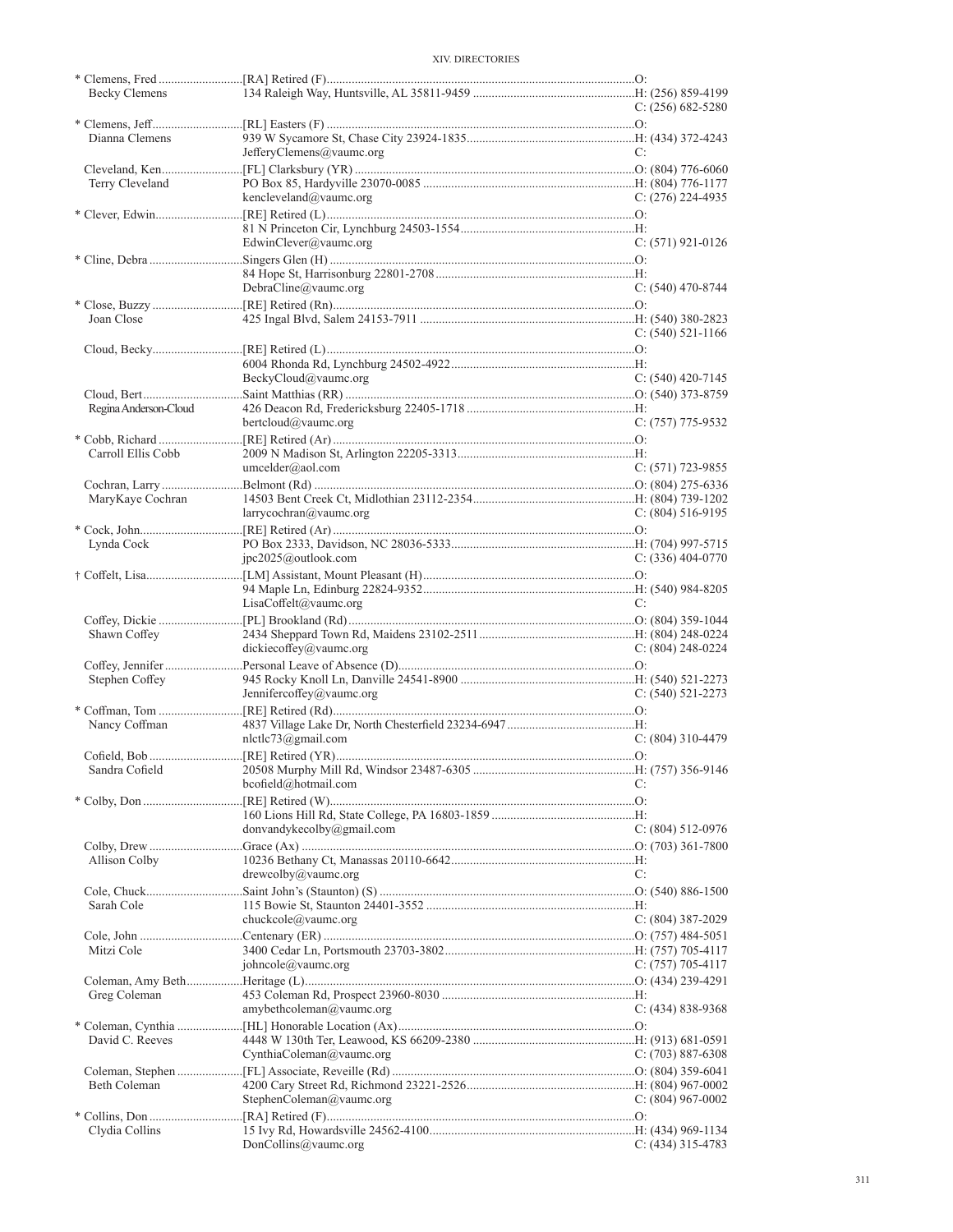| Name | Appointment / Address / Email | Phone |
|---|---|---|
| * Clemens, Fred | [RA] Retired (F) | O: |
| Becky Clemens | 134 Raleigh Way, Huntsville, AL 35811-9459 | H: (256) 859-4199 |
| | | C: (256) 682-5280 |
| * Clemens, Jeff | [RL] Easters (F) | O: |
| Dianna Clemens | 939 W Sycamore St, Chase City 23924-1835 | H: (434) 372-4243 |
| | JefferyClemens@vaumc.org | C: |
| Cleveland, Ken | [FL] Clarksbury (YR) | O: (804) 776-6060 |
| Terry Cleveland | PO Box 85, Hardyville 23070-0085 | H: (804) 776-1177 |
| | kencleveland@vaumc.org | C: (276) 224-4935 |
| * Clever, Edwin | [RE] Retired (L) | O: |
| | 81 N Princeton Cir, Lynchburg 24503-1554 | H: |
| | EdwinClever@vaumc.org | C: (571) 921-0126 |
| * Cline, Debra | Singers Glen (H) | O: |
| | 84 Hope St, Harrisonburg 22801-2708 | H: |
| | DebraCline@vaumc.org | C: (540) 470-8744 |
| * Close, Buzzy | [RE] Retired (Rn) | O: |
| Joan Close | 425 Ingal Blvd, Salem 24153-7911 | H: (540) 380-2823 |
| | | C: (540) 521-1166 |
| Cloud, Becky | [RE] Retired (L) | O: |
| | 6004 Rhonda Rd, Lynchburg 24502-4922 | H: |
| | BeckyCloud@vaumc.org | C: (540) 420-7145 |
| Cloud, Bert | Saint Matthias (RR) | O: (540) 373-8759 |
| Regina Anderson-Cloud | 426 Deacon Rd, Fredericksburg 22405-1718 | H: |
| | bertcloud@vaumc.org | C: (757) 775-9532 |
| * Cobb, Richard | [RE] Retired (Ar) | O: |
| Carroll Ellis Cobb | 2009 N Madison St, Arlington 22205-3313 | H: |
| | umcelder@aol.com | C: (571) 723-9855 |
| Cochran, Larry | Belmont (Rd) | O: (804) 275-6336 |
| MaryKaye Cochran | 14503 Bent Creek Ct, Midlothian 23112-2354 | H: (804) 739-1202 |
| | larrycochran@vaumc.org | C: (804) 516-9195 |
| * Cock, John | [RE] Retired (Ar) | O: |
| Lynda Cock | PO Box 2333, Davidson, NC 28036-5333 | H: (704) 997-5715 |
| | jpc2025@outlook.com | C: (336) 404-0770 |
| † Coffelt, Lisa | [LM] Assistant, Mount Pleasant (H) | O: |
| | 94 Maple Ln, Edinburg 22824-9352 | H: (540) 984-8205 |
| | LisaCoffelt@vaumc.org | C: |
| Coffey, Dickie | [PL] Brookland (Rd) | O: (804) 359-1044 |
| Shawn Coffey | 2434 Sheppard Town Rd, Maidens 23102-2511 | H: (804) 248-0224 |
| | dickiecoffey@vaumc.org | C: (804) 248-0224 |
| Coffey, Jennifer | Personal Leave of Absence (D) | O: |
| Stephen Coffey | 945 Rocky Knoll Ln, Danville 24541-8900 | H: (540) 521-2273 |
| | Jennifercoffey@vaumc.org | C: (540) 521-2273 |
| * Coffman, Tom | [RE] Retired (Rd) | O: |
| Nancy Coffman | 4837 Village Lake Dr, North Chesterfield 23234-6947 | H: |
| | nlctlc73@gmail.com | C: (804) 310-4479 |
| Cofield, Bob | [RE] Retired (YR) | O: |
| Sandra Cofield | 20508 Murphy Mill Rd, Windsor 23487-6305 | H: (757) 356-9146 |
| | bcofield@hotmail.com | C: |
| * Colby, Don | [RE] Retired (W) | O: |
| | 160 Lions Hill Rd, State College, PA 16803-1859 | H: |
| | donvandykecolby@gmail.com | C: (804) 512-0976 |
| Colby, Drew | Grace (Ax) | O: (703) 361-7800 |
| Allison Colby | 10236 Bethany Ct, Manassas 20110-6642 | H: |
| | drewcolby@vaumc.org | C: |
| Cole, Chuck | Saint John's (Staunton) (S) | O: (540) 886-1500 |
| Sarah Cole | 115 Bowie St, Staunton 24401-3552 | H: |
| | chuckcole@vaumc.org | C: (804) 387-2029 |
| Cole, John | Centenary (ER) | O: (757) 484-5051 |
| Mitzi Cole | 3400 Cedar Ln, Portsmouth 23703-3802 | H: (757) 705-4117 |
| | johncole@vaumc.org | C: (757) 705-4117 |
| Coleman, Amy Beth | Heritage (L) | O: (434) 239-4291 |
| Greg Coleman | 453 Coleman Rd, Prospect 23960-8030 | H: |
| | amybethcoleman@vaumc.org | C: (434) 838-9368 |
| * Coleman, Cynthia | [HL] Honorable Location (Ax) | O: |
| David C. Reeves | 4448 W 130th Ter, Leawood, KS 66209-2380 | H: (913) 681-0591 |
| | CynthiaColeman@vaumc.org | C: (703) 887-6308 |
| Coleman, Stephen | [FL] Associate, Reveille (Rd) | O: (804) 359-6041 |
| Beth Coleman | 4200 Cary Street Rd, Richmond 23221-2526 | H: (804) 967-0002 |
| | StephenColeman@vaumc.org | C: (804) 967-0002 |
| * Collins, Don | [RA] Retired (F) | O: |
| Clydia Collins | 15 Ivy Rd, Howardsville 24562-4100 | H: (434) 969-1134 |
| | DonCollins@vaumc.org | C: (434) 315-4783 |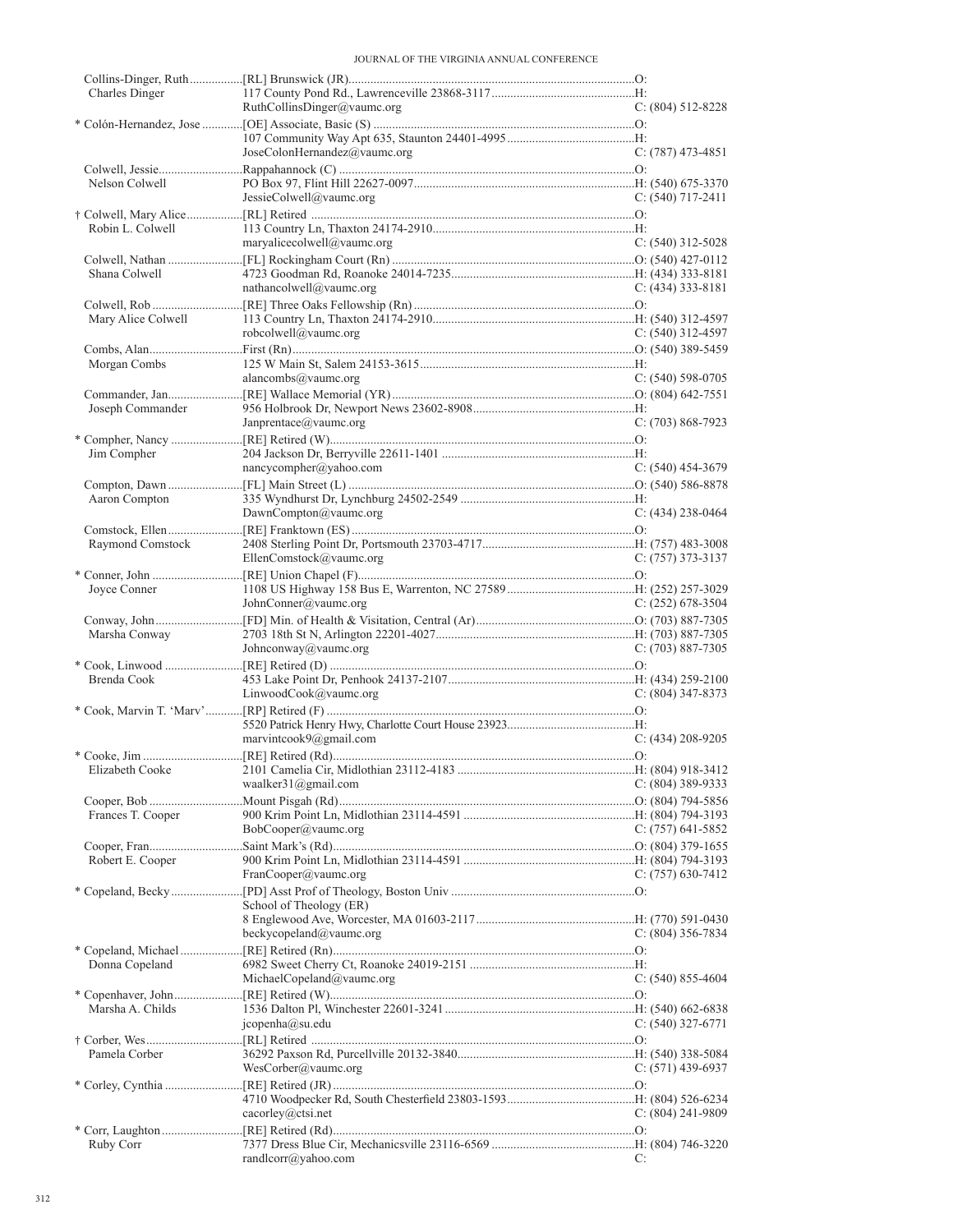| Name / Spouse | Appointment / Address / Email | Phone |
|---|---|---|
| Collins-Dinger, Ruth | [RL] Brunswick (JR) | O: |
| Charles Dinger | 117 County Pond Rd., Lawrenceville 23868-3117 | H: |
| | RuthCollinsDinger@vaumc.org | C: (804) 512-8228 |
| * Colón-Hernandez, Jose | [OE] Associate, Basic (S) | O: |
| | 107 Community Way Apt 635, Staunton 24401-4995 | H: |
| | JoseColonHernandez@vaumc.org | C: (787) 473-4851 |
| Colwell, Jessie | Rappahannock (C) | O: |
| Nelson Colwell | PO Box 97, Flint Hill 22627-0097 | H: (540) 675-3370 |
| | JessieColwell@vaumc.org | C: (540) 717-2411 |
| † Colwell, Mary Alice | [RL] Retired | O: |
| Robin L. Colwell | 113 Country Ln, Thaxton 24174-2910 | H: |
| | maryalicecolwell@vaumc.org | C: (540) 312-5028 |
| Colwell, Nathan | [FL] Rockingham Court (Rn) | O: (540) 427-0112 |
| Shana Colwell | 4723 Goodman Rd, Roanoke 24014-7235 | H: (434) 333-8181 |
| | nathancolwell@vaumc.org | C: (434) 333-8181 |
| Colwell, Rob | [RE] Three Oaks Fellowship (Rn) | O: |
| Mary Alice Colwell | 113 Country Ln, Thaxton 24174-2910 | H: (540) 312-4597 |
| | robcolwell@vaumc.org | C: (540) 312-4597 |
| Combs, Alan | First (Rn) | O: (540) 389-5459 |
| Morgan Combs | 125 W Main St, Salem 24153-3615 | H: |
| | alancombs@vaumc.org | C: (540) 598-0705 |
| Commander, Jan | [RE] Wallace Memorial (YR) | O: (804) 642-7551 |
| Joseph Commander | 956 Holbrook Dr, Newport News 23602-8908 | H: |
| | Janprentace@vaumc.org | C: (703) 868-7923 |
| * Compher, Nancy | [RE] Retired (W) | O: |
| Jim Compher | 204 Jackson Dr, Berryville 22611-1401 | H: |
| | nancycompher@yahoo.com | C: (540) 454-3679 |
| Compton, Dawn | [FL] Main Street (L) | O: (540) 586-8878 |
| Aaron Compton | 335 Wyndhurst Dr, Lynchburg 24502-2549 | H: |
| | DawnCompton@vaumc.org | C: (434) 238-0464 |
| Comstock, Ellen | [RE] Franktown (ES) | O: |
| Raymond Comstock | 2408 Sterling Point Dr, Portsmouth 23703-4717 | H: (757) 483-3008 |
| | EllenComstock@vaumc.org | C: (757) 373-3137 |
| * Conner, John | [RE] Union Chapel (F) | O: |
| Joyce Conner | 1108 US Highway 158 Bus E, Warrenton, NC 27589 | H: (252) 257-3029 |
| | JohnConner@vaumc.org | C: (252) 678-3504 |
| Conway, John | [FD] Min. of Health & Visitation, Central (Ar) | O: (703) 887-7305 |
| Marsha Conway | 2703 18th St N, Arlington 22201-4027 | H: (703) 887-7305 |
| | Johnconway@vaumc.org | C: (703) 887-7305 |
| * Cook, Linwood | [RE] Retired (D) | O: |
| Brenda Cook | 453 Lake Point Dr, Penhook 24137-2107 | H: (434) 259-2100 |
| | LinwoodCook@vaumc.org | C: (804) 347-8373 |
| * Cook, Marvin T. 'Marv' | [RP] Retired (F) | O: |
| | 5520 Patrick Henry Hwy, Charlotte Court House 23923 | H: |
| | marvintcook9@gmail.com | C: (434) 208-9205 |
| * Cooke, Jim | [RE] Retired (Rd) | O: |
| Elizabeth Cooke | 2101 Camelia Cir, Midlothian 23112-4183 | H: (804) 918-3412 |
| | waalker31@gmail.com | C: (804) 389-9333 |
| Cooper, Bob | Mount Pisgah (Rd) | O: (804) 794-5856 |
| Frances T. Cooper | 900 Krim Point Ln, Midlothian 23114-4591 | H: (804) 794-3193 |
| | BobCooper@vaumc.org | C: (757) 641-5852 |
| Cooper, Fran | Saint Mark's (Rd) | O: (804) 379-1655 |
| Robert E. Cooper | 900 Krim Point Ln, Midlothian 23114-4591 | H: (804) 794-3193 |
| | FranCooper@vaumc.org | C: (757) 630-7412 |
| * Copeland, Becky | [PD] Asst Prof of Theology, Boston Univ School of Theology (ER) | O: |
| | 8 Englewood Ave, Worcester, MA 01603-2117 | H: (770) 591-0430 |
| | beckycopeland@vaumc.org | C: (804) 356-7834 |
| * Copeland, Michael | [RE] Retired (Rn) | O: |
| Donna Copeland | 6982 Sweet Cherry Ct, Roanoke 24019-2151 | H: |
| | MichaelCopeland@vaumc.org | C: (540) 855-4604 |
| * Copenhaver, John | [RE] Retired (W) | O: |
| Marsha A. Childs | 1536 Dalton Pl, Winchester 22601-3241 | H: (540) 662-6838 |
| | jcopenha@su.edu | C: (540) 327-6771 |
| † Corber, Wes | [RL] Retired | O: |
| Pamela Corber | 36292 Paxson Rd, Purcellville 20132-3840 | H: (540) 338-5084 |
| | WesCorber@vaumc.org | C: (571) 439-6937 |
| * Corley, Cynthia | [RE] Retired (JR) | O: |
| | 4710 Woodpecker Rd, South Chesterfield 23803-1593 | H: (804) 526-6234 |
| | cacorley@ctsi.net | C: (804) 241-9809 |
| * Corr, Laughton | [RE] Retired (Rd) | O: |
| Ruby Corr | 7377 Dress Blue Cir, Mechanicsville 23116-6569 | H: (804) 746-3220 |
| | randlcorr@yahoo.com | C: |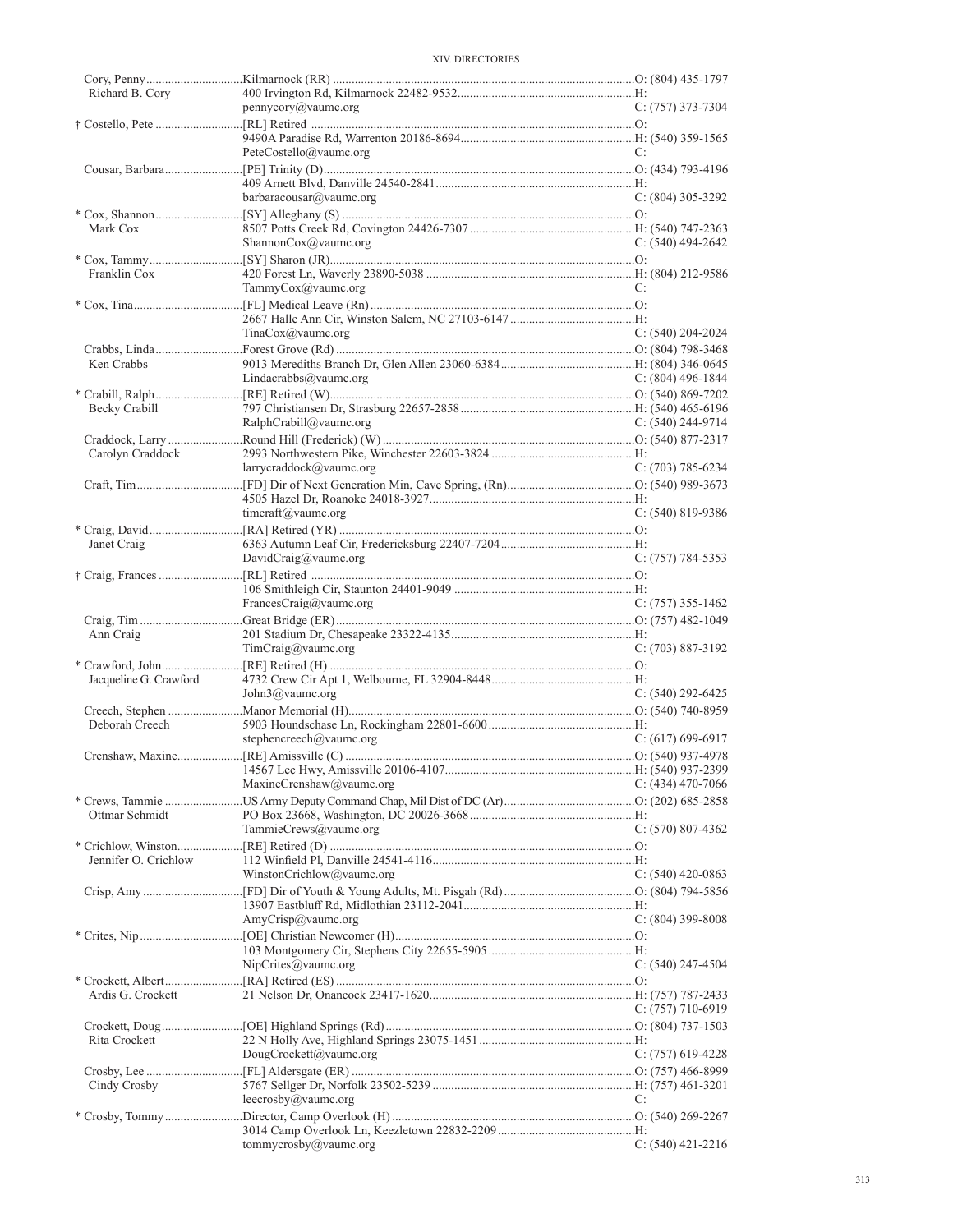| Name | Appointment / Address / Email | Phone |
|---|---|---|
| Cory, Penny | Kilmarnock (RR) | O: (804) 435-1797 |
| Richard B. Cory | 400 Irvington Rd, Kilmarnock 22482-9532 | H: |
| | pennycory@vaumc.org | C: (757) 373-7304 |
| † Costello, Pete | [RL] Retired | O: |
| | 9490A Paradise Rd, Warrenton 20186-8694 | H: (540) 359-1565 |
| | PeteCostello@vaumc.org | C: |
| Cousar, Barbara | [PE] Trinity (D) | O: (434) 793-4196 |
| | 409 Arnett Blvd, Danville 24540-2841 | H: |
| | barbaracousar@vaumc.org | C: (804) 305-3292 |
| * Cox, Shannon | [SY] Alleghany (S) | O: |
| Mark Cox | 8507 Potts Creek Rd, Covington 24426-7307 | H: (540) 747-2363 |
| | ShannonCox@vaumc.org | C: (540) 494-2642 |
| * Cox, Tammy | [SY] Sharon (JR) | O: |
| Franklin Cox | 420 Forest Ln, Waverly 23890-5038 | H: (804) 212-9586 |
| | TammyCox@vaumc.org | C: |
| * Cox, Tina | [FL] Medical Leave (Rn) | O: |
| | 2667 Halle Ann Cir, Winston Salem, NC 27103-6147 | H: |
| | TinaCox@vaumc.org | C: (540) 204-2024 |
| Crabbs, Linda | Forest Grove (Rd) | O: (804) 798-3468 |
| Ken Crabbs | 9013 Merediths Branch Dr, Glen Allen 23060-6384 | H: (804) 346-0645 |
| | Lindacrabbs@vaumc.org | C: (804) 496-1844 |
| * Crabill, Ralph | [RE] Retired (W) | O: (540) 869-7202 |
| Becky Crabill | 797 Christiansen Dr, Strasburg 22657-2858 | H: (540) 465-6196 |
| | RalphCrabill@vaumc.org | C: (540) 244-9714 |
| Craddock, Larry | Round Hill (Frederick) (W) | O: (540) 877-2317 |
| Carolyn Craddock | 2993 Northwestern Pike, Winchester 22603-3824 | H: |
| | larrycraddock@vaumc.org | C: (703) 785-6234 |
| Craft, Tim | [FD] Dir of Next Generation Min, Cave Spring, (Rn) | O: (540) 989-3673 |
| | 4505 Hazel Dr, Roanoke 24018-3927 | H: |
| | timcraft@vaumc.org | C: (540) 819-9386 |
| * Craig, David | [RA] Retired (YR) | O: |
| Janet Craig | 6363 Autumn Leaf Cir, Fredericksburg 22407-7204 | H: |
| | DavidCraig@vaumc.org | C: (757) 784-5353 |
| † Craig, Frances | [RL] Retired | O: |
| | 106 Smithleigh Cir, Staunton 24401-9049 | H: |
| | FrancesCraig@vaumc.org | C: (757) 355-1462 |
| Craig, Tim | Great Bridge (ER) | O: (757) 482-1049 |
| Ann Craig | 201 Stadium Dr, Chesapeake 23322-4135 | H: |
| | TimCraig@vaumc.org | C: (703) 887-3192 |
| * Crawford, John | [RE] Retired (H) | O: |
| Jacqueline G. Crawford | 4732 Crew Cir Apt 1, Welbourne, FL 32904-8448 | H: |
| | John3@vaumc.org | C: (540) 292-6425 |
| Creech, Stephen | Manor Memorial (H) | O: (540) 740-8959 |
| Deborah Creech | 5903 Houndschase Ln, Rockingham 22801-6600 | H: |
| | stephencreech@vaumc.org | C: (617) 699-6917 |
| Crenshaw, Maxine | [RE] Amissville (C) | O: (540) 937-4978 |
| | 14567 Lee Hwy, Amissville 20106-4107 | H: (540) 937-2399 |
| | MaxineCrenshaw@vaumc.org | C: (434) 470-7066 |
| * Crews, Tammie | US Army Deputy Command Chap, Mil Dist of DC (Ar) | O: (202) 685-2858 |
| Ottmar Schmidt | PO Box 23668, Washington, DC 20026-3668 | H: |
| | TammieCrews@vaumc.org | C: (570) 807-4362 |
| * Crichlow, Winston | [RE] Retired (D) | O: |
| Jennifer O. Crichlow | 112 Winfield Pl, Danville 24541-4116 | H: |
| | WinstonCrichlow@vaumc.org | C: (540) 420-0863 |
| Crisp, Amy | [FD] Dir of Youth & Young Adults, Mt. Pisgah (Rd) | O: (804) 794-5856 |
| | 13907 Eastbluff Rd, Midlothian 23112-2041 | H: |
| | AmyCrisp@vaumc.org | C: (804) 399-8008 |
| * Crites, Nip | [OE] Christian Newcomer (H) | O: |
| | 103 Montgomery Cir, Stephens City 22655-5905 | H: |
| | NipCrites@vaumc.org | C: (540) 247-4504 |
| * Crockett, Albert | [RA] Retired (ES) | O: |
| Ardis G. Crockett | 21 Nelson Dr, Onancock 23417-1620 | H: (757) 787-2433 |
| | | C: (757) 710-6919 |
| Crockett, Doug | [OE] Highland Springs (Rd) | O: (804) 737-1503 |
| Rita Crockett | 22 N Holly Ave, Highland Springs 23075-1451 | H: |
| | DougCrockett@vaumc.org | C: (757) 619-4228 |
| Crosby, Lee | [FL] Aldersgate (ER) | O: (757) 466-8999 |
| Cindy Crosby | 5767 Sellger Dr, Norfolk 23502-5239 | H: (757) 461-3201 |
| | leecrosby@vaumc.org | C: |
| * Crosby, Tommy | Director, Camp Overlook (H) | O: (540) 269-2267 |
| | 3014 Camp Overlook Ln, Keezletown 22832-2209 | H: |
| | tommycrosby@vaumc.org | C: (540) 421-2216 |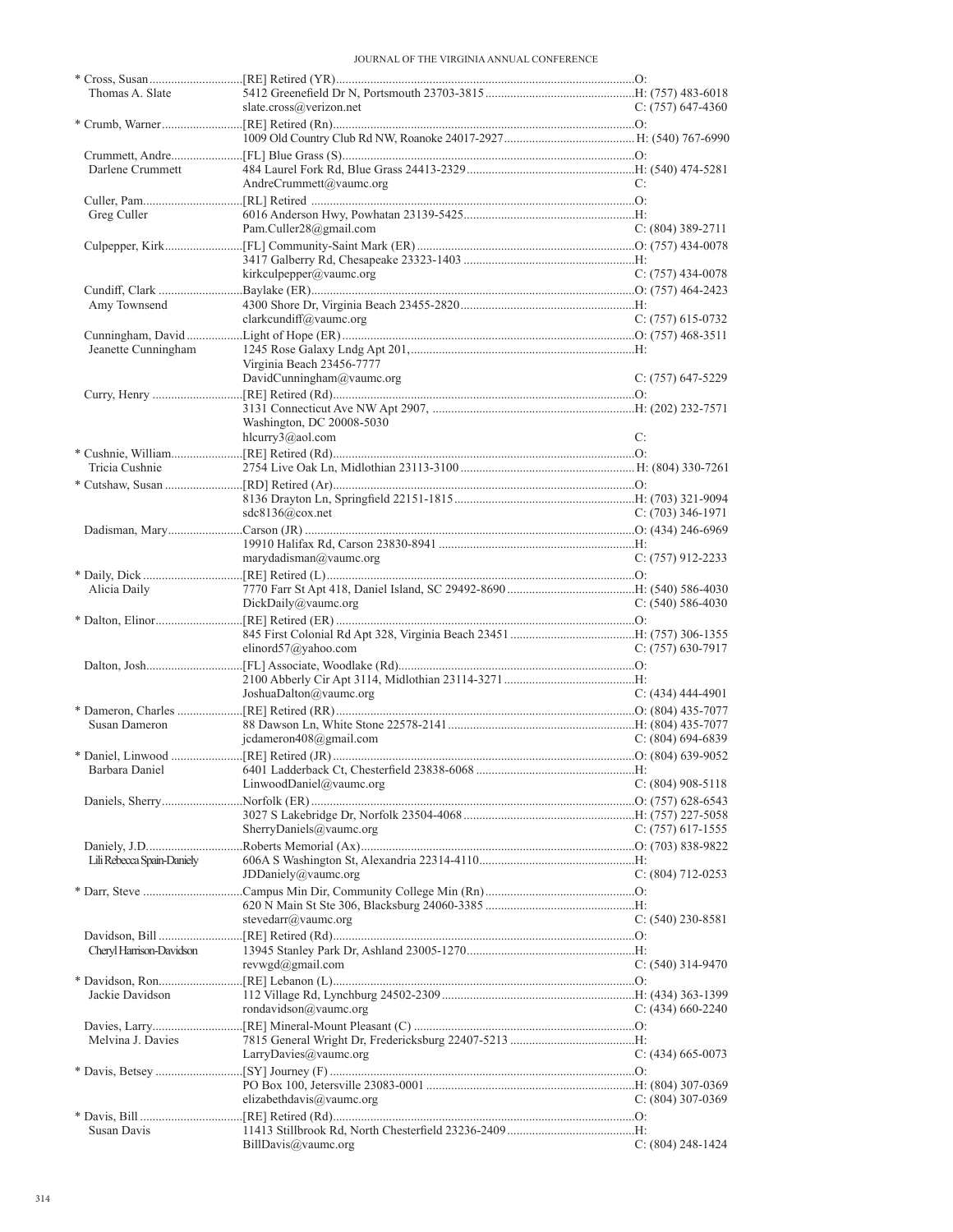| Name | Appointment / Address | Phone |
|---|---|---|
| * Cross, Susan | [RE] Retired (YR) | O: |
| Thomas A. Slate | 5412 Greenefield Dr N, Portsmouth 23703-3815 | H: (757) 483-6018 |
| | slate.cross@verizon.net | C: (757) 647-4360 |
| * Crumb, Warner | [RE] Retired (Rn) | O: |
| | 1009 Old Country Club Rd NW, Roanoke 24017-2927 | H: (540) 767-6990 |
| Crummett, Andre | [FL] Blue Grass (S) | O: |
| Darlene Crummett | 484 Laurel Fork Rd, Blue Grass 24413-2329 | H: (540) 474-5281 |
| | AndreCrummett@vaumc.org | C: |
| Culler, Pam | [RL] Retired | O: |
| Greg Culler | 6016 Anderson Hwy, Powhatan 23139-5425 | H: |
| | Pam.Culler28@gmail.com | C: (804) 389-2711 |
| Culpepper, Kirk | [FL] Community-Saint Mark (ER) | O: (757) 434-0078 |
| | 3417 Galberry Rd, Chesapeake 23323-1403 | H: |
| | kirkculpepper@vaumc.org | C: (757) 434-0078 |
| Cundiff, Clark | Baylake (ER) | O: (757) 464-2423 |
| Amy Townsend | 4300 Shore Dr, Virginia Beach 23455-2820 | H: |
| | clarkcundiff@vaumc.org | C: (757) 615-0732 |
| Cunningham, David | Light of Hope (ER) | O: (757) 468-3511 |
| Jeanette Cunningham | 1245 Rose Galaxy Lndg Apt 201, Virginia Beach 23456-7777 | H: |
| | DavidCunningham@vaumc.org | C: (757) 647-5229 |
| Curry, Henry | [RE] Retired (Rd) | O: |
| | 3131 Connecticut Ave NW Apt 2907, Washington, DC 20008-5030 | H: (202) 232-7571 |
| | hlcurry3@aol.com | C: |
| * Cushnie, William | [RE] Retired (Rd) | O: |
| Tricia Cushnie | 2754 Live Oak Ln, Midlothian 23113-3100 | H: (804) 330-7261 |
| * Cutshaw, Susan | [RD] Retired (Ar) | O: |
| | 8136 Drayton Ln, Springfield 22151-1815 | H: (703) 321-9094 |
| | sdc8136@cox.net | C: (703) 346-1971 |
| Dadisman, Mary | Carson (JR) | O: (434) 246-6969 |
| | 19910 Halifax Rd, Carson 23830-8941 | H: |
| | marydadisman@vaumc.org | C: (757) 912-2233 |
| * Daily, Dick | [RE] Retired (L) | O: |
| Alicia Daily | 7770 Farr St Apt 418, Daniel Island, SC 29492-8690 | H: (540) 586-4030 |
| | DickDaily@vaumc.org | C: (540) 586-4030 |
| * Dalton, Elinor | [RE] Retired (ER) | O: |
| | 845 First Colonial Rd Apt 328, Virginia Beach 23451 | H: (757) 306-1355 |
| | elinord57@yahoo.com | C: (757) 630-7917 |
| Dalton, Josh | [FL] Associate, Woodlake (Rd) | O: |
| | 2100 Abberly Cir Apt 3114, Midlothian 23114-3271 | H: |
| | JoshuaDalton@vaumc.org | C: (434) 444-4901 |
| * Dameron, Charles | [RE] Retired (RR) | O: (804) 435-7077 |
| Susan Dameron | 88 Dawson Ln, White Stone 22578-2141 | H: (804) 435-7077 |
| | jcdameron408@gmail.com | C: (804) 694-6839 |
| * Daniel, Linwood | [RE] Retired (JR) | O: (804) 639-9052 |
| Barbara Daniel | 6401 Ladderback Ct, Chesterfield 23838-6068 | H: |
| | LinwoodDaniel@vaumc.org | C: (804) 908-5118 |
| Daniels, Sherry | Norfolk (ER) | O: (757) 628-6543 |
| | 3027 S Lakebridge Dr, Norfolk 23504-4068 | H: (757) 227-5058 |
| | SherryDaniels@vaumc.org | C: (757) 617-1555 |
| Daniely, J.D. | Roberts Memorial (Ax) | O: (703) 838-9822 |
| Lili Rebecca Spain-Daniely | 606A S Washington St, Alexandria 22314-4110 | H: |
| | JDDaniely@vaumc.org | C: (804) 712-0253 |
| * Darr, Steve | Campus Min Dir, Community College Min (Rn) | O: |
| | 620 N Main St Ste 306, Blacksburg 24060-3385 | H: |
| | stevedarr@vaumc.org | C: (540) 230-8581 |
| Davidson, Bill | [RE] Retired (Rd) | O: |
| Cheryl Harrison-Davidson | 13945 Stanley Park Dr, Ashland 23005-1270 | H: |
| | revwgd@gmail.com | C: (540) 314-9470 |
| * Davidson, Ron | [RE] Lebanon (L) | O: |
| Jackie Davidson | 112 Village Rd, Lynchburg 24502-2309 | H: (434) 363-1399 |
| | rondavidson@vaumc.org | C: (434) 660-2240 |
| Davies, Larry | [RE] Mineral-Mount Pleasant (C) | O: |
| Melvina J. Davies | 7815 General Wright Dr, Fredericksburg 22407-5213 | H: |
| | LarryDavies@vaumc.org | C: (434) 665-0073 |
| * Davis, Betsey | [SY] Journey (F) | O: |
| | PO Box 100, Jetersville 23083-0001 | H: (804) 307-0369 |
| | elizabethdavis@vaumc.org | C: (804) 307-0369 |
| * Davis, Bill | [RE] Retired (Rd) | O: |
| Susan Davis | 11413 Stillbrook Rd, North Chesterfield 23236-2409 | H: |
| | BillDavis@vaumc.org | C: (804) 248-1424 |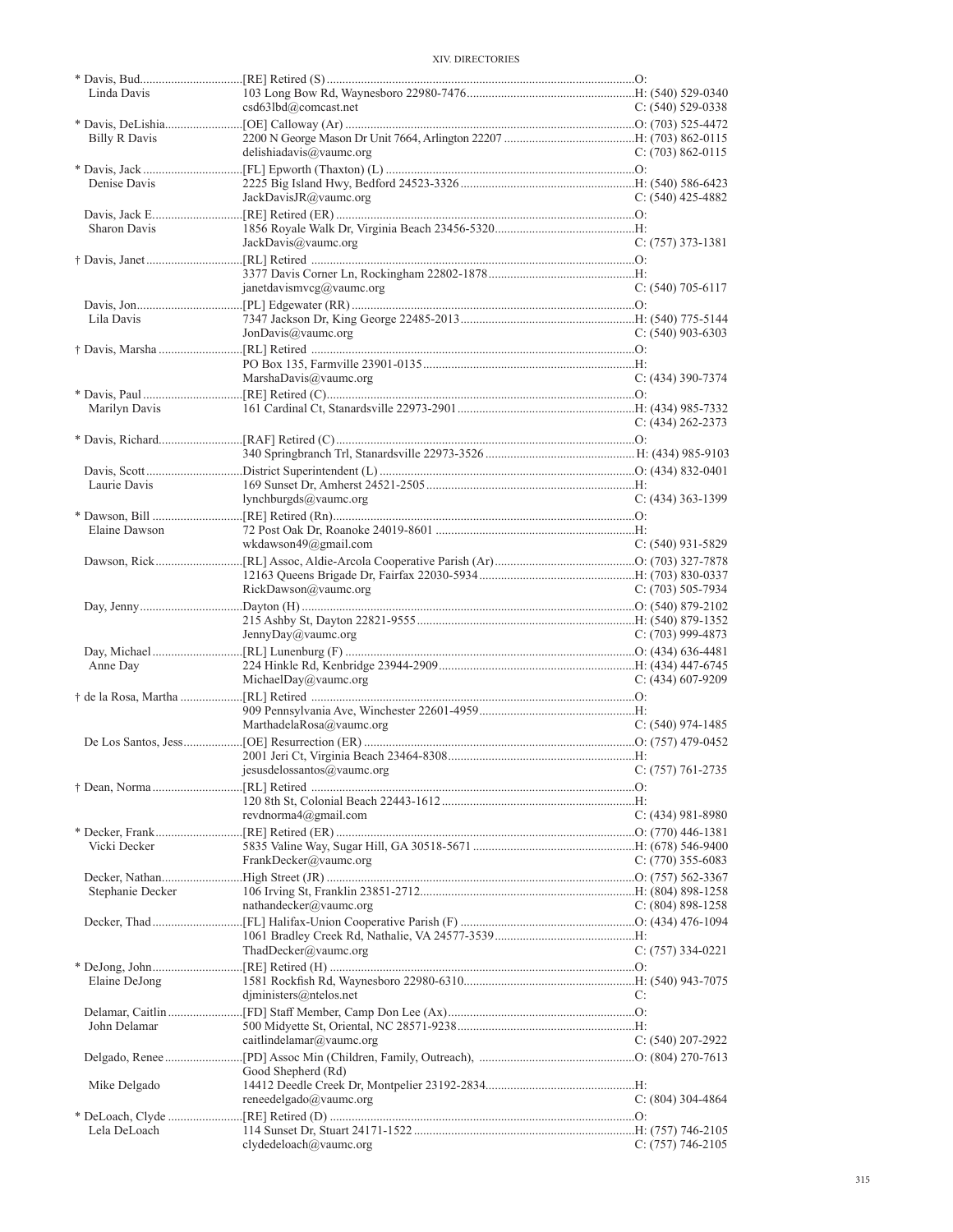| Name | Appointment / Address / Email | Phone |
|---|---|---|
| * Davis, Bud | [RE] Retired (S) | O: |
| Linda Davis | 103 Long Bow Rd, Waynesboro 22980-7476 | H: (540) 529-0340 |
| | csd63lbd@comcast.net | C: (540) 529-0338 |
| * Davis, DeLishia | [OE] Calloway (Ar) | O: (703) 525-4472 |
| Billy R Davis | 2200 N George Mason Dr Unit 7664, Arlington 22207 | H: (703) 862-0115 |
| | delishiadavis@vaumc.org | C: (703) 862-0115 |
| * Davis, Jack | [FL] Epworth (Thaxton) (L) | O: |
| Denise Davis | 2225 Big Island Hwy, Bedford 24523-3326 | H: (540) 586-6423 |
| | JackDavisJR@vaumc.org | C: (540) 425-4882 |
| Davis, Jack E. | [RE] Retired (ER) | O: |
| Sharon Davis | 1856 Royale Walk Dr, Virginia Beach 23456-5320 | H: |
| | JackDavis@vaumc.org | C: (757) 373-1381 |
| † Davis, Janet | [RL] Retired | O: |
| | 3377 Davis Corner Ln, Rockingham 22802-1878 | H: |
| | janetdavismvcg@vaumc.org | C: (540) 705-6117 |
| Davis, Jon | [PL] Edgewater (RR) | O: |
| Lila Davis | 7347 Jackson Dr, King George 22485-2013 | H: (540) 775-5144 |
| | JonDavis@vaumc.org | C: (540) 903-6303 |
| † Davis, Marsha | [RL] Retired | O: |
| | PO Box 135, Farmville 23901-0135 | H: |
| | MarshaDavis@vaumc.org | C: (434) 390-7374 |
| * Davis, Paul | [RE] Retired (C) | O: |
| Marilyn Davis | 161 Cardinal Ct, Stanardsville 22973-2901 | H: (434) 985-7332 |
| | | C: (434) 262-2373 |
| * Davis, Richard | [RAF] Retired (C) | O: |
| | 340 Springbranch Trl, Stanardsville 22973-3526 | H: (434) 985-9103 |
| Davis, Scott | District Superintendent (L) | O: (434) 832-0401 |
| Laurie Davis | 169 Sunset Dr, Amherst 24521-2505 | H: |
| | lynchburgds@vaumc.org | C: (434) 363-1399 |
| * Dawson, Bill | [RE] Retired (Rn) | O: |
| Elaine Dawson | 72 Post Oak Dr, Roanoke 24019-8601 | H: |
| | wkdawson49@gmail.com | C: (540) 931-5829 |
| Dawson, Rick | [RL] Assoc, Aldie-Arcola Cooperative Parish (Ar) | O: (703) 327-7878 |
| | 12163 Queens Brigade Dr, Fairfax 22030-5934 | H: (703) 830-0337 |
| | RickDawson@vaumc.org | C: (703) 505-7934 |
| Day, Jenny | Dayton (H) | O: (540) 879-2102 |
| | 215 Ashby St, Dayton 22821-9555 | H: (540) 879-1352 |
| | JennyDay@vaumc.org | C: (703) 999-4873 |
| Day, Michael | [RL] Lunenburg (F) | O: (434) 636-4481 |
| Anne Day | 224 Hinkle Rd, Kenbridge 23944-2909 | H: (434) 447-6745 |
| | MichaelDay@vaumc.org | C: (434) 607-9209 |
| † de la Rosa, Martha | [RL] Retired | O: |
| | 909 Pennsylvania Ave, Winchester 22601-4959 | H: |
| | MarthadelaRosa@vaumc.org | C: (540) 974-1485 |
| De Los Santos, Jess | [OE] Resurrection (ER) | O: (757) 479-0452 |
| | 2001 Jeri Ct, Virginia Beach 23464-8308 | H: |
| | jesusdelossantos@vaumc.org | C: (757) 761-2735 |
| † Dean, Norma | [RL] Retired | O: |
| | 120 8th St, Colonial Beach 22443-1612 | H: |
| | revdnorma4@gmail.com | C: (434) 981-8980 |
| * Decker, Frank | [RE] Retired (ER) | O: (770) 446-1381 |
| Vicki Decker | 5835 Valine Way, Sugar Hill, GA 30518-5671 | H: (678) 546-9400 |
| | FrankDecker@vaumc.org | C: (770) 355-6083 |
| Decker, Nathan | High Street (JR) | O: (757) 562-3367 |
| Stephanie Decker | 106 Irving St, Franklin 23851-2712 | H: (804) 898-1258 |
| | nathandecker@vaumc.org | C: (804) 898-1258 |
| Decker, Thad | [FL] Halifax-Union Cooperative Parish (F) | O: (434) 476-1094 |
| | 1061 Bradley Creek Rd, Nathalie, VA 24577-3539 | H: |
| | ThadDecker@vaumc.org | C: (757) 334-0221 |
| * DeJong, John | [RE] Retired (H) | O: |
| Elaine DeJong | 1581 Rockfish Rd, Waynesboro 22980-6310 | H: (540) 943-7075 |
| | djministers@ntelos.net | C: |
| Delamar, Caitlin | [FD] Staff Member, Camp Don Lee (Ax) | O: |
| John Delamar | 500 Midyette St, Oriental, NC 28571-9238 | H: |
| | caitlindelamar@vaumc.org | C: (540) 207-2922 |
| Delgado, Renee | [PD] Assoc Min (Children, Family, Outreach), Good Shepherd (Rd) | O: (804) 270-7613 |
| Mike Delgado | 14412 Deedle Creek Dr, Montpelier 23192-2834 | H: |
| | reneedelgado@vaumc.org | C: (804) 304-4864 |
| * DeLoach, Clyde | [RE] Retired (D) | O: |
| Lela DeLoach | 114 Sunset Dr, Stuart 24171-1522 | H: (757) 746-2105 |
| | clydedeloach@vaumc.org | C: (757) 746-2105 |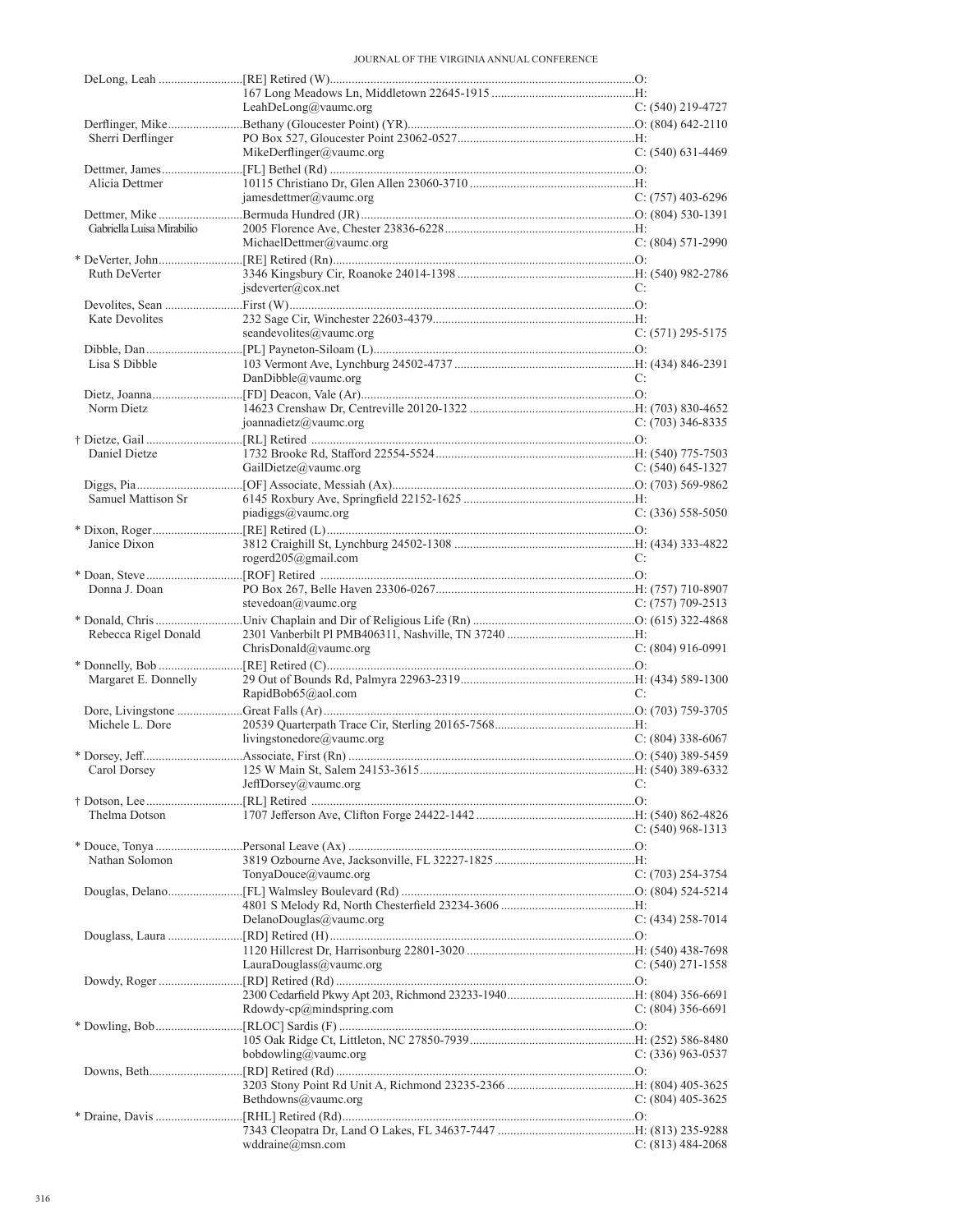| Name | Appointment / Address | Phone |
|---|---|---|
| DeLong, Leah | [RE] Retired (W) | O: |
| | 167 Long Meadows Ln, Middletown 22645-1915 | H: |
| | LeahDeLong@vaumc.org | C: (540) 219-4727 |
| Derflinger, Mike | Bethany (Gloucester Point) (YR) | O: (804) 642-2110 |
| Sherri Derflinger | PO Box 527, Gloucester Point 23062-0527 | H: |
| | MikeDerflinger@vaumc.org | C: (540) 631-4469 |
| Dettmer, James | [FL] Bethel (Rd) | O: |
| Alicia Dettmer | 10115 Christiano Dr, Glen Allen 23060-3710 | H: |
| | jamesdettmer@vaumc.org | C: (757) 403-6296 |
| Dettmer, Mike | Bermuda Hundred (JR) | O: (804) 530-1391 |
| Gabriella Luisa Mirabilio | 2005 Florence Ave, Chester 23836-6228 | H: |
| | MichaelDettmer@vaumc.org | C: (804) 571-2990 |
| * DeVerter, John | [RE] Retired (Rn) | O: |
| Ruth DeVerter | 3346 Kingsbury Cir, Roanoke 24014-1398 | H: (540) 982-2786 |
| | jsdeverter@cox.net | C: |
| Devolites, Sean | First (W) | O: |
| Kate Devolites | 232 Sage Cir, Winchester 22603-4379 | H: |
| | seandevolites@vaumc.org | C: (571) 295-5175 |
| Dibble, Dan | [PL] Payneton-Siloam (L) | O: |
| Lisa S Dibble | 103 Vermont Ave, Lynchburg 24502-4737 | H: (434) 846-2391 |
| | DanDibble@vaumc.org | C: |
| Dietz, Joanna | [FD] Deacon, Vale (Ar) | O: |
| Norm Dietz | 14623 Crenshaw Dr, Centreville 20120-1322 | H: (703) 830-4652 |
| | joannadietz@vaumc.org | C: (703) 346-8335 |
| † Dietze, Gail | [RL] Retired | O: |
| Daniel Dietze | 1732 Brooke Rd, Stafford 22554-5524 | H: (540) 775-7503 |
| | GailDietze@vaumc.org | C: (540) 645-1327 |
| Diggs, Pia | [OF] Associate, Messiah (Ax) | O: (703) 569-9862 |
| Samuel Mattison Sr | 6145 Roxbury Ave, Springfield 22152-1625 | H: |
| | piadiggs@vaumc.org | C: (336) 558-5050 |
| * Dixon, Roger | [RE] Retired (L) | O: |
| Janice Dixon | 3812 Craighill St, Lynchburg 24502-1308 | H: (434) 333-4822 |
| | rogerd205@gmail.com | C: |
| * Doan, Steve | [ROF] Retired | O: |
| Donna J. Doan | PO Box 267, Belle Haven 23306-0267 | H: (757) 710-8907 |
| | stevedoan@vaumc.org | C: (757) 709-2513 |
| * Donald, Chris | Univ Chaplain and Dir of Religious Life (Rn) | O: (615) 322-4868 |
| Rebecca Rigel Donald | 2301 Vanberbilt Pl PMB406311, Nashville, TN 37240 | H: |
| | ChrisDonald@vaumc.org | C: (804) 916-0991 |
| * Donnelly, Bob | [RE] Retired (C) | O: |
| Margaret E. Donnelly | 29 Out of Bounds Rd, Palmyra 22963-2319 | H: (434) 589-1300 |
| | RapidBob65@aol.com | C: |
| Dore, Livingstone | Great Falls (Ar) | O: (703) 759-3705 |
| Michele L. Dore | 20539 Quarterpath Trace Cir, Sterling 20165-7568 | H: |
| | livingstonedore@vaumc.org | C: (804) 338-6067 |
| * Dorsey, Jeff | Associate, First (Rn) | O: (540) 389-5459 |
| Carol Dorsey | 125 W Main St, Salem 24153-3615 | H: (540) 389-6332 |
| | JeffDorsey@vaumc.org | C: |
| † Dotson, Lee | [RL] Retired | O: |
| Thelma Dotson | 1707 Jefferson Ave, Clifton Forge 24422-1442 | H: (540) 862-4826 |
| | | C: (540) 968-1313 |
| * Douce, Tonya | Personal Leave (Ax) | O: |
| Nathan Solomon | 3819 Ozbourne Ave, Jacksonville, FL 32227-1825 | H: |
| | TonyaDouce@vaumc.org | C: (703) 254-3754 |
| Douglas, Delano | [FL] Walmsley Boulevard (Rd) | O: (804) 524-5214 |
| | 4801 S Melody Rd, North Chesterfield 23234-3606 | H: |
| | DelanoDouglas@vaumc.org | C: (434) 258-7014 |
| Douglass, Laura | [RD] Retired (H) | O: |
| | 1120 Hillcrest Dr, Harrisonburg 22801-3020 | H: (540) 438-7698 |
| | LauraDouglass@vaumc.org | C: (540) 271-1558 |
| Dowdy, Roger | [RD] Retired (Rd) | O: |
| | 2300 Cedarfield Pkwy Apt 203, Richmond 23233-1940 | H: (804) 356-6691 |
| | Rdowdy-cp@mindspring.com | C: (804) 356-6691 |
| * Dowling, Bob | [RLOC] Sardis (F) | O: |
| | 105 Oak Ridge Ct, Littleton, NC 27850-7939 | H: (252) 586-8480 |
| | bobdowling@vaumc.org | C: (336) 963-0537 |
| Downs, Beth | [RD] Retired (Rd) | O: |
| | 3203 Stony Point Rd Unit A, Richmond 23235-2366 | H: (804) 405-3625 |
| | Bethdowns@vaumc.org | C: (804) 405-3625 |
| * Draine, Davis | [RHL] Retired (Rd) | O: |
| | 7343 Cleopatra Dr, Land O Lakes, FL 34637-7447 | H: (813) 235-9288 |
| | wddraine@msn.com | C: (813) 484-2068 |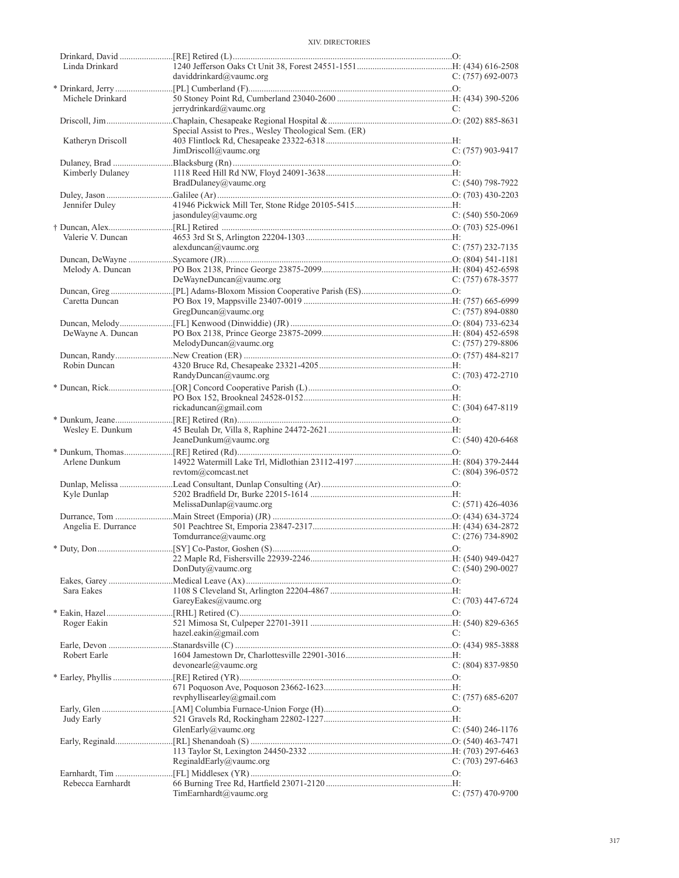| Name / Spouse | Appointment / Address / Email | Phone |
|---|---|---|
| Drinkard, David | [RE] Retired (L) | O: |
| Linda Drinkard | 1240 Jefferson Oaks Ct Unit 38, Forest 24551-1551 | H: (434) 616-2508 |
| | daviddrinkard@vaumc.org | C: (757) 692-0073 |
| * Drinkard, Jerry | [PL] Cumberland (F) | O: |
| Michele Drinkard | 50 Stoney Point Rd, Cumberland 23040-2600 | H: (434) 390-5206 |
| | jerrydrinkard@vaumc.org | C: |
| Driscoll, Jim | Chaplain, Chesapeake Regional Hospital & | O: (202) 885-8631 |
| | Special Assist to Pres., Wesley Theological Sem. (ER) | |
| Katheryn Driscoll | 403 Flintlock Rd, Chesapeake 23322-6318 | H: |
| | JimDriscoll@vaumc.org | C: (757) 903-9417 |
| Dulaney, Brad | Blacksburg (Rn) | O: |
| Kimberly Dulaney | 1118 Reed Hill Rd NW, Floyd 24091-3638 | H: |
| | BradDulaney@vaumc.org | C: (540) 798-7922 |
| Duley, Jason | Galilee (Ar) | O: (703) 430-2203 |
| Jennifer Duley | 41946 Pickwick Mill Ter, Stone Ridge 20105-5415 | H: |
| | jasonduley@vaumc.org | C: (540) 550-2069 |
| † Duncan, Alex | [RL] Retired | O: (703) 525-0961 |
| Valerie V. Duncan | 4653 3rd St S, Arlington 22204-1303 | H: |
| | alexduncan@vaumc.org | C: (757) 232-7135 |
| Duncan, DeWayne | Sycamore (JR) | O: (804) 541-1181 |
| Melody A. Duncan | PO Box 2138, Prince George 23875-2099 | H: (804) 452-6598 |
| | DeWayneDuncan@vaumc.org | C: (757) 678-3577 |
| Duncan, Greg | [PL] Adams-Bloxom Mission Cooperative Parish (ES) | O: |
| Caretta Duncan | PO Box 19, Mappsville 23407-0019 | H: (757) 665-6999 |
| | GregDuncan@vaumc.org | C: (757) 894-0880 |
| Duncan, Melody | [FL] Kenwood (Dinwiddie) (JR) | O: (804) 733-6234 |
| DeWayne A. Duncan | PO Box 2138, Prince George 23875-2099 | H: (804) 452-6598 |
| | MelodyDuncan@vaumc.org | C: (757) 279-8806 |
| Duncan, Randy | New Creation (ER) | O: (757) 484-8217 |
| Robin Duncan | 4320 Bruce Rd, Chesapeake 23321-4205 | H: |
| | RandyDuncan@vaumc.org | C: (703) 472-2710 |
| * Duncan, Rick | [OR] Concord Cooperative Parish (L) | O: |
| | PO Box 152, Brookneal 24528-0152 | H: |
| | rickaduncan@gmail.com | C: (304) 647-8119 |
| * Dunkum, Jeane | [RE] Retired (Rn) | O: |
| Wesley E. Dunkum | 45 Beulah Dr, Villa 8, Raphine 24472-2621 | H: |
| | JeaneDunkum@vaumc.org | C: (540) 420-6468 |
| * Dunkum, Thomas | [RE] Retired (Rd) | O: |
| Arlene Dunkum | 14922 Watermill Lake Trl, Midlothian 23112-4197 | H: (804) 379-2444 |
| | revtom@comcast.net | C: (804) 396-0572 |
| Dunlap, Melissa | Lead Consultant, Dunlap Consulting (Ar) | O: |
| Kyle Dunlap | 5202 Bradfield Dr, Burke 22015-1614 | H: |
| | MelissaDunlap@vaumc.org | C: (571) 426-4036 |
| Durrance, Tom | Main Street (Emporia) (JR) | O: (434) 634-3724 |
| Angelia E. Durrance | 501 Peachtree St, Emporia 23847-2317 | H: (434) 634-2872 |
| | Tomdurrance@vaumc.org | C: (276) 734-8902 |
| * Duty, Don | [SY] Co-Pastor, Goshen (S) | O: |
| | 22 Maple Rd, Fishersville 22939-2246 | H: (540) 949-0427 |
| | DonDuty@vaumc.org | C: (540) 290-0027 |
| Eakes, Garey | Medical Leave (Ax) | O: |
| Sara Eakes | 1108 S Cleveland St, Arlington 22204-4867 | H: |
| | GareyEakes@vaumc.org | C: (703) 447-6724 |
| * Eakin, Hazel | [RHL] Retired (C) | O: |
| Roger Eakin | 521 Mimosa St, Culpeper 22701-3911 | H: (540) 829-6365 |
| | hazel.eakin@gmail.com | C: |
| Earle, Devon | Stanardsville (C) | O: (434) 985-3888 |
| Robert Earle | 1604 Jamestown Dr, Charlottesville 22901-3016 | H: |
| | devonearle@vaumc.org | C: (804) 837-9850 |
| * Earley, Phyllis | [RE] Retired (YR) | O: |
| | 671 Poquoson Ave, Poquoson 23662-1623 | H: |
| | revphyllisearley@gmail.com | C: (757) 685-6207 |
| Early, Glen | [AM] Columbia Furnace-Union Forge (H) | O: |
| Judy Early | 521 Gravels Rd, Rockingham 22802-1227 | H: |
| | GlenEarly@vaumc.org | C: (540) 246-1176 |
| Early, Reginald | [RL] Shenandoah (S) | O: (540) 463-7471 |
| | 113 Taylor St, Lexington 24450-2332 | H: (703) 297-6463 |
| | ReginaldEarly@vaumc.org | C: (703) 297-6463 |
| Earnhardt, Tim | [FL] Middlesex (YR) | O: |
| Rebecca Earnhardt | 66 Burning Tree Rd, Hartfield 23071-2120 | H: |
| | TimEarnhardt@vaumc.org | C: (757) 470-9700 |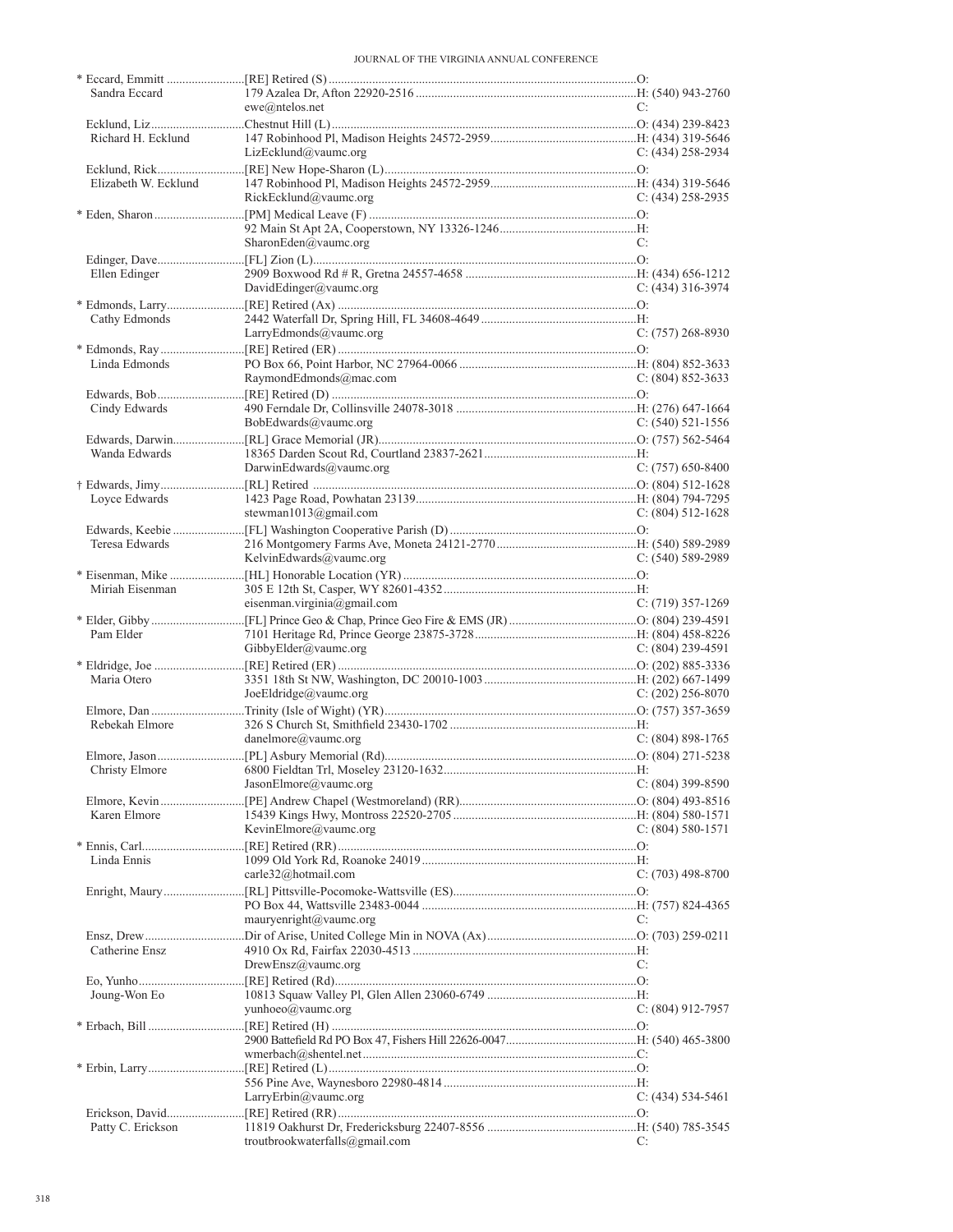| Name | Appointment / Address / Email | Phone |
|---|---|---|
| * Eccard, Emmitt | [RE] Retired (S) | O: |
| Sandra Eccard | 179 Azalea Dr, Afton 22920-2516 | H: (540) 943-2760 |
| | ewe@ntelos.net | C: |
| Ecklund, Liz | Chestnut Hill (L) | O: (434) 239-8423 |
| Richard H. Ecklund | 147 Robinhood Pl, Madison Heights 24572-2959 | H: (434) 319-5646 |
| | LizEcklund@vaumc.org | C: (434) 258-2934 |
| Ecklund, Rick | [RE] New Hope-Sharon (L) | O: |
| Elizabeth W. Ecklund | 147 Robinhood Pl, Madison Heights 24572-2959 | H: (434) 319-5646 |
| | RickEcklund@vaumc.org | C: (434) 258-2935 |
| * Eden, Sharon | [PM] Medical Leave (F) | O: |
| | 92 Main St Apt 2A, Cooperstown, NY 13326-1246 | H: |
| | SharonEden@vaumc.org | C: |
| Edinger, Dave | [FL] Zion (L) | O: |
| Ellen Edinger | 2909 Boxwood Rd # R, Gretna 24557-4658 | H: (434) 656-1212 |
| | DavidEdinger@vaumc.org | C: (434) 316-3974 |
| * Edmonds, Larry | [RE] Retired (Ax) | O: |
| Cathy Edmonds | 2442 Waterfall Dr, Spring Hill, FL 34608-4649 | H: |
| | LarryEdmonds@vaumc.org | C: (757) 268-8930 |
| * Edmonds, Ray | [RE] Retired (ER) | O: |
| Linda Edmonds | PO Box 66, Point Harbor, NC 27964-0066 | H: (804) 852-3633 |
| | RaymondEdmonds@mac.com | C: (804) 852-3633 |
| Edwards, Bob | [RE] Retired (D) | O: |
| Cindy Edwards | 490 Ferndale Dr, Collinsville 24078-3018 | H: (276) 647-1664 |
| | BobEdwards@vaumc.org | C: (540) 521-1556 |
| Edwards, Darwin | [RL] Grace Memorial (JR) | O: (757) 562-5464 |
| Wanda Edwards | 18365 Darden Scout Rd, Courtland 23837-2621 | H: |
| | DarwinEdwards@vaumc.org | C: (757) 650-8400 |
| † Edwards, Jimy | [RL] Retired | O: (804) 512-1628 |
| Loyce Edwards | 1423 Page Road, Powhatan 23139 | H: (804) 794-7295 |
| | stewman1013@gmail.com | C: (804) 512-1628 |
| Edwards, Keebie | [FL] Washington Cooperative Parish (D) | O: |
| Teresa Edwards | 216 Montgomery Farms Ave, Moneta 24121-2770 | H: (540) 589-2989 |
| | KelvinEdwards@vaumc.org | C: (540) 589-2989 |
| * Eisenman, Mike | [HL] Honorable Location (YR) | O: |
| Miriah Eisenman | 305 E 12th St, Casper, WY 82601-4352 | H: |
| | eisenman.virginia@gmail.com | C: (719) 357-1269 |
| * Elder, Gibby | [FL] Prince Geo & Chap, Prince Geo Fire & EMS (JR) | O: (804) 239-4591 |
| Pam Elder | 7101 Heritage Rd, Prince George 23875-3728 | H: (804) 458-8226 |
| | GibbyElder@vaumc.org | C: (804) 239-4591 |
| * Eldridge, Joe | [RE] Retired (ER) | O: (202) 885-3336 |
| Maria Otero | 3351 18th St NW, Washington, DC 20010-1003 | H: (202) 667-1499 |
| | JoeEldridge@vaumc.org | C: (202) 256-8070 |
| Elmore, Dan | Trinity (Isle of Wight) (YR) | O: (757) 357-3659 |
| Rebekah Elmore | 326 S Church St, Smithfield 23430-1702 | H: |
| | danelmore@vaumc.org | C: (804) 898-1765 |
| Elmore, Jason | [PL] Asbury Memorial (Rd) | O: (804) 271-5238 |
| Christy Elmore | 6800 Fieldtan Trl, Moseley 23120-1632 | H: |
| | JasonElmore@vaumc.org | C: (804) 399-8590 |
| Elmore, Kevin | [PE] Andrew Chapel (Westmoreland) (RR) | O: (804) 493-8516 |
| Karen Elmore | 15439 Kings Hwy, Montross 22520-2705 | H: (804) 580-1571 |
| | KevinElmore@vaumc.org | C: (804) 580-1571 |
| * Ennis, Carl | [RE] Retired (RR) | O: |
| Linda Ennis | 1099 Old York Rd, Roanoke 24019 | H: |
| | carle32@hotmail.com | C: (703) 498-8700 |
| Enright, Maury | [RL] Pittsville-Pocomoke-Wattsville (ES) | O: |
| | PO Box 44, Wattsville 23483-0044 | H: (757) 824-4365 |
| | mauryenright@vaumc.org | C: |
| Ensz, Drew | Dir of Arise, United College Min in NOVA (Ax) | O: (703) 259-0211 |
| Catherine Ensz | 4910 Ox Rd, Fairfax 22030-4513 | H: |
| | DrewEnsz@vaumc.org | C: |
| Eo, Yunho | [RE] Retired (Rd) | O: |
| Joung-Won Eo | 10813 Squaw Valley Pl, Glen Allen 23060-6749 | H: |
| | yunhoeo@vaumc.org | C: (804) 912-7957 |
| * Erbach, Bill | [RE] Retired (H) | O: |
| | 2900 Battefield Rd PO Box 47, Fishers Hill 22626-0047 | H: (540) 465-3800 |
| | wmerbach@shentel.net | C: |
| * Erbin, Larry | [RE] Retired (L) | O: |
| | 556 Pine Ave, Waynesboro 22980-4814 | H: |
| | LarryErbin@vaumc.org | C: (434) 534-5461 |
| Erickson, David | [RE] Retired (RR) | O: |
| Patty C. Erickson | 11819 Oakhurst Dr, Fredericksburg 22407-8556 | H: (540) 785-3545 |
| | troutbrookwaterfalls@gmail.com | C: |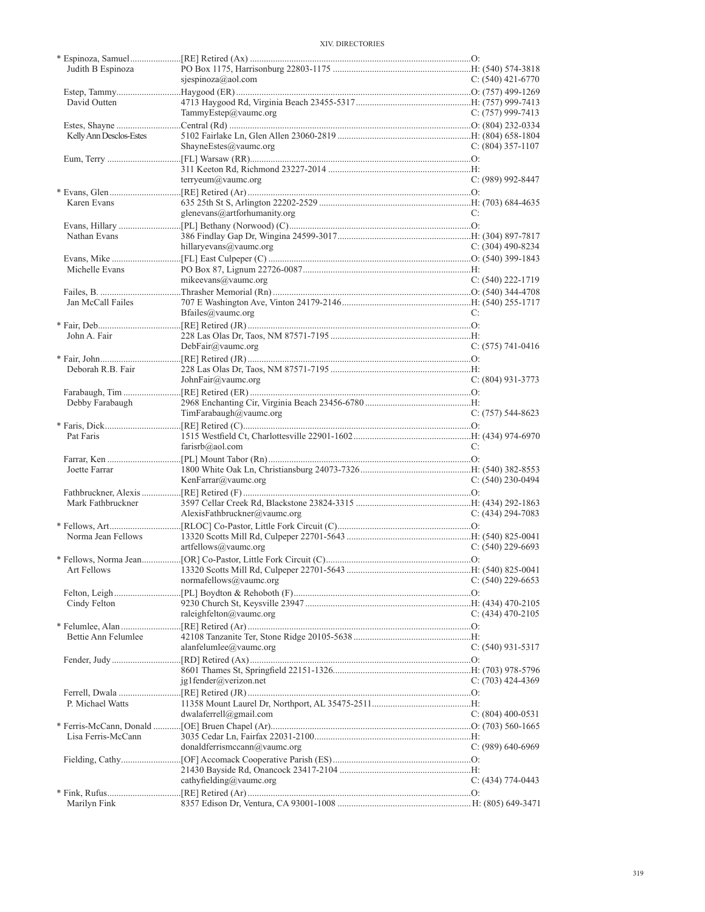| Name / Spouse | Appointment / Address / Email | Phone |
|---|---|---|
| * Espinoza, Samuel | [RE] Retired (Ax) | O: |
| Judith B Espinoza | PO Box 1175, Harrisonburg 22803-1175 | H: (540) 574-3818 |
| | sjespinoza@aol.com | C: (540) 421-6770 |
| Estep, Tammy | Haygood (ER) | O: (757) 499-1269 |
| David Outten | 4713 Haygood Rd, Virginia Beach 23455-5317 | H: (757) 999-7413 |
| | TammyEstep@vaumc.org | C: (757) 999-7413 |
| Estes, Shayne | Central (Rd) | O: (804) 232-0334 |
| Kelly Ann Desclos-Estes | 5102 Fairlake Ln, Glen Allen 23060-2819 | H: (804) 658-1804 |
| | ShayneEstes@vaumc.org | C: (804) 357-1107 |
| Eum, Terry | [FL] Warsaw (RR) | O: |
| | 311 Keeton Rd, Richmond 23227-2014 | H: |
| | terryeum@vaumc.org | C: (989) 992-8447 |
| * Evans, Glen | [RE] Retired (Ar) | O: |
| Karen Evans | 635 25th St S, Arlington 22202-2529 | H: (703) 684-4635 |
| | glenevans@artforhumanity.org | C: |
| Evans, Hillary | [PL] Bethany (Norwood) (C) | O: |
| Nathan Evans | 386 Findlay Gap Dr, Wingina 24599-3017 | H: (304) 897-7817 |
| | hillaryevans@vaumc.org | C: (304) 490-8234 |
| Evans, Mike | [FL] East Culpeper (C) | O: (540) 399-1843 |
| Michelle Evans | PO Box 87, Lignum 22726-0087 | H: |
| | mikeevans@vaumc.org | C: (540) 222-1719 |
| Failes, B. | Thrasher Memorial (Rn) | O: (540) 344-4708 |
| Jan McCall Failes | 707 E Washington Ave, Vinton 24179-2146 | H: (540) 255-1717 |
| | Bfailes@vaumc.org | C: |
| * Fair, Deb | [RE] Retired (JR) | O: |
| John A. Fair | 228 Las Olas Dr, Taos, NM 87571-7195 | H: |
| | DebFair@vaumc.org | C: (575) 741-0416 |
| * Fair, John | [RE] Retired (JR) | O: |
| Deborah R.B. Fair | 228 Las Olas Dr, Taos, NM 87571-7195 | H: |
| | JohnFair@vaumc.org | C: (804) 931-3773 |
| Farabaugh, Tim | [RE] Retired (ER) | O: |
| Debby Farabaugh | 2968 Enchanting Cir, Virginia Beach 23456-6780 | H: |
| | TimFarabaugh@vaumc.org | C: (757) 544-8623 |
| * Faris, Dick | [RE] Retired (C) | O: |
| Pat Faris | 1515 Westfield Ct, Charlottesville 22901-1602 | H: (434) 974-6970 |
| | farisrb@aol.com | C: |
| Farrar, Ken | [PL] Mount Tabor (Rn) | O: |
| Joette Farrar | 1800 White Oak Ln, Christiansburg 24073-7326 | H: (540) 382-8553 |
| | KenFarrar@vaumc.org | C: (540) 230-0494 |
| Fathbruckner, Alexis | [RE] Retired (F) | O: |
| Mark Fathbruckner | 3597 Cellar Creek Rd, Blackstone 23824-3315 | H: (434) 292-1863 |
| | AlexisFathbruckner@vaumc.org | C: (434) 294-7083 |
| * Fellows, Art | [RLOC] Co-Pastor, Little Fork Circuit (C) | O: |
| Norma Jean Fellows | 13320 Scotts Mill Rd, Culpeper 22701-5643 | H: (540) 825-0041 |
| | artfellows@vaumc.org | C: (540) 229-6693 |
| * Fellows, Norma Jean | [OR] Co-Pastor, Little Fork Circuit (C) | O: |
| Art Fellows | 13320 Scotts Mill Rd, Culpeper 22701-5643 | H: (540) 825-0041 |
| | normafellows@vaumc.org | C: (540) 229-6653 |
| Felton, Leigh | [PL] Boydton & Rehoboth (F) | O: |
| Cindy Felton | 9230 Church St, Keysville 23947 | H: (434) 470-2105 |
| | raleighfelton@vaumc.org | C: (434) 470-2105 |
| * Felumlee, Alan | [RE] Retired (Ar) | O: |
| Bettie Ann Felumlee | 42108 Tanzanite Ter, Stone Ridge 20105-5638 | H: |
| | alanfelumlee@vaumc.org | C: (540) 931-5317 |
| Fender, Judy | [RD] Retired (Ax) | O: |
| | 8601 Thames St, Springfield 22151-1326 | H: (703) 978-5796 |
| | jg1fender@verizon.net | C: (703) 424-4369 |
| Ferrell, Dwala | [RE] Retired (JR) | O: |
| P. Michael Watts | 11358 Mount Laurel Dr, Northport, AL 35475-2511 | H: |
| | dwalaferrell@gmail.com | C: (804) 400-0531 |
| * Ferris-McCann, Donald | [OE] Bruen Chapel (Ar) | O: (703) 560-1665 |
| Lisa Ferris-McCann | 3035 Cedar Ln, Fairfax 22031-2100 | H: |
| | donaldferrismccann@vaumc.org | C: (989) 640-6969 |
| Fielding, Cathy | [OF] Accomack Cooperative Parish (ES) | O: |
| | 21430 Bayside Rd, Onancock 23417-2104 | H: |
| | cathyfielding@vaumc.org | C: (434) 774-0443 |
| * Fink, Rufus | [RE] Retired (Ar) | O: |
| Marilyn Fink | 8357 Edison Dr, Ventura, CA 93001-1008 | H: (805) 649-3471 |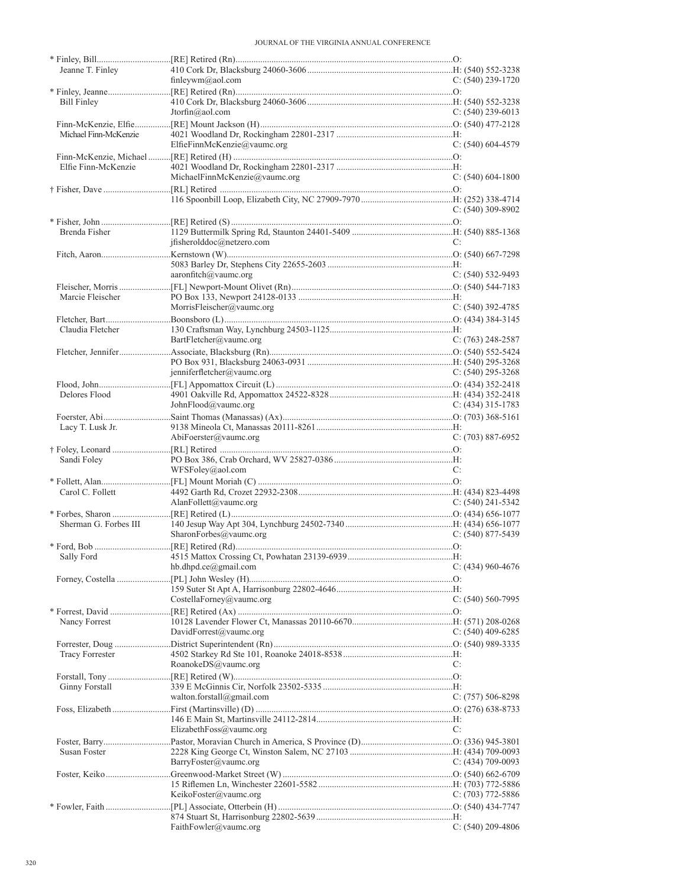| Name | Appointment / Address / Email | Phone |
|---|---|---|
| * Finley, Bill | [RE] Retired (Rn) | O: |
| Jeanne T. Finley | 410 Cork Dr, Blacksburg 24060-3606 | H: (540) 552-3238 |
| | finleywm@aol.com | C: (540) 239-1720 |
| * Finley, Jeanne | [RE] Retired (Rn) | O: |
| Bill Finley | 410 Cork Dr, Blacksburg 24060-3606 | H: (540) 552-3238 |
| | Jtorfin@aol.com | C: (540) 239-6013 |
| Finn-McKenzie, Elfie | [RE] Mount Jackson (H) | O: (540) 477-2128 |
| Michael Finn-McKenzie | 4021 Woodland Dr, Rockingham 22801-2317 | H: |
| | ElfieFinnMcKenzie@vaumc.org | C: (540) 604-4579 |
| Finn-McKenzie, Michael | [RE] Retired (H) | O: |
| Elfie Finn-McKenzie | 4021 Woodland Dr, Rockingham 22801-2317 | H: |
| | MichaelFinnMcKenzie@vaumc.org | C: (540) 604-1800 |
| † Fisher, Dave | [RL] Retired | O: |
| | 116 Spoonbill Loop, Elizabeth City, NC 27909-7970 | H: (252) 338-4714 |
| | | C: (540) 309-8902 |
| * Fisher, John | [RE] Retired (S) | O: |
| Brenda Fisher | 1129 Buttermilk Spring Rd, Staunton 24401-5409 | H: (540) 885-1368 |
| | jfisherolddoc@netzero.com | C: |
| Fitch, Aaron | Kernstown (W) | O: (540) 667-7298 |
| | 5083 Barley Dr, Stephens City 22655-2603 | H: |
| | aaronfitch@vaumc.org | C: (540) 532-9493 |
| Fleischer, Morris | [FL] Newport-Mount Olivet (Rn) | O: (540) 544-7183 |
| Marcie Fleischer | PO Box 133, Newport 24128-0133 | H: |
| | MorrisFleischer@vaumc.org | C: (540) 392-4785 |
| Fletcher, Bart | Boonsboro (L) | O: (434) 384-3145 |
| Claudia Fletcher | 130 Craftsman Way, Lynchburg 24503-1125 | H: |
| | BartFletcher@vaumc.org | C: (763) 248-2587 |
| Fletcher, Jennifer | Associate, Blacksburg (Rn) | O: (540) 552-5424 |
| | PO Box 931, Blacksburg 24063-0931 | H: (540) 295-3268 |
| | jenniferfletcher@vaumc.org | C: (540) 295-3268 |
| Flood, John | [FL] Appomattox Circuit (L) | O: (434) 352-2418 |
| Delores Flood | 4901 Oakville Rd, Appomattox 24522-8328 | H: (434) 352-2418 |
| | JohnFlood@vaumc.org | C: (434) 315-1783 |
| Foerster, Abi | Saint Thomas (Manassas) (Ax) | O: (703) 368-5161 |
| Lacy T. Lusk Jr. | 9138 Mineola Ct, Manassas 20111-8261 | H: |
| | AbiFoerster@vaumc.org | C: (703) 887-6952 |
| † Foley, Leonard | [RL] Retired | O: |
| Sandi Foley | PO Box 386, Crab Orchard, WV 25827-0386 | H: |
| | WFSFoley@aol.com | C: |
| * Follett, Alan | [FL] Mount Moriah (C) | O: |
| Carol C. Follett | 4492 Garth Rd, Crozet 22932-2308 | H: (434) 823-4498 |
| | AlanFollett@vaumc.org | C: (540) 241-5342 |
| * Forbes, Sharon | [RE] Retired (L) | O: (434) 656-1077 |
| Sherman G. Forbes III | 140 Jesup Way Apt 304, Lynchburg 24502-7340 | H: (434) 656-1077 |
| | SharonForbes@vaumc.org | C: (540) 877-5439 |
| * Ford, Bob | [RE] Retired (Rd) | O: |
| Sally Ford | 4515 Mattox Crossing Ct, Powhatan 23139-6939 | H: |
| | hb.dhpd.ce@gmail.com | C: (434) 960-4676 |
| Forney, Costella | [PL] John Wesley (H) | O: |
| | 159 Suter St Apt A, Harrisonburg 22802-4646 | H: |
| | CostellaForney@vaumc.org | C: (540) 560-7995 |
| * Forrest, David | [RE] Retired (Ax) | O: |
| Nancy Forrest | 10128 Lavender Flower Ct, Manassas 20110-6670 | H: (571) 208-0268 |
| | DavidForrest@vaumc.org | C: (540) 409-6285 |
| Forrester, Doug | District Superintendent (Rn) | O: (540) 989-3335 |
| Tracy Forrester | 4502 Starkey Rd Ste 101, Roanoke 24018-8538 | H: |
| | RoanokeDS@vaumc.org | C: |
| Forstall, Tony | [RE] Retired (W) | O: |
| Ginny Forstall | 339 E McGinnis Cir, Norfolk 23502-5335 | H: |
| | walton.forstall@gmail.com | C: (757) 506-8298 |
| Foss, Elizabeth | First (Martinsville) (D) | O: (276) 638-8733 |
| | 146 E Main St, Martinsville 24112-2814 | H: |
| | ElizabethFoss@vaumc.org | C: |
| Foster, Barry | Pastor, Moravian Church in America, S Province (D) | O: (336) 945-3801 |
| Susan Foster | 2228 King George Ct, Winston Salem, NC 27103 | H: (434) 709-0093 |
| | BarryFoster@vaumc.org | C: (434) 709-0093 |
| Foster, Keiko | Greenwood-Market Street (W) | O: (540) 662-6709 |
| | 15 Riflemen Ln, Winchester 22601-5582 | H: (703) 772-5886 |
| | KeikoFoster@vaumc.org | C: (703) 772-5886 |
| * Fowler, Faith | [PL] Associate, Otterbein (H) | O: (540) 434-7747 |
| | 874 Stuart St, Harrisonburg 22802-5639 | H: |
| | FaithFowler@vaumc.org | C: (540) 209-4806 |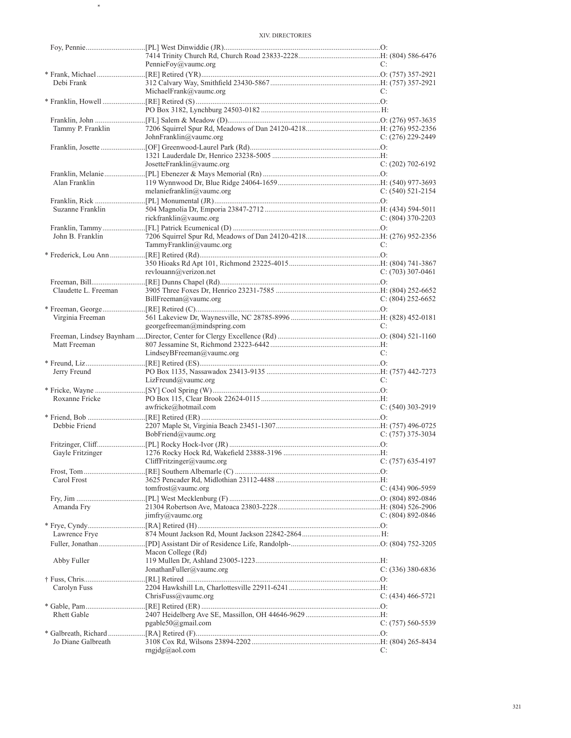| Name | Appointment / Address | Phone |
|---|---|---|
| Foy, Pennie | [PL] West Dinwiddie (JR) | O: |
| | 7414 Trinity Church Rd, Church Road 23833-2228 | H: (804) 586-6476 |
| | PennieFoy@vaumc.org | C: |
| * Frank, Michael | [RE] Retired (YR) | O: (757) 357-2921 |
| Debi Frank | 312 Calvary Way, Smithfield 23430-5867 | H: (757) 357-2921 |
| | MichaelFrank@vaumc.org | C: |
| * Franklin, Howell | [RE] Retired (S) | O: |
| | PO Box 3182, Lynchburg 24503-0182 | H: |
| Franklin, John | [FL] Salem & Meadow (D) | O: (276) 957-3635 |
| Tammy P. Franklin | 7206 Squirrel Spur Rd, Meadows of Dan 24120-4218 | H: (276) 952-2356 |
| | JohnFranklin@vaumc.org | C: (276) 229-2449 |
| Franklin, Josette | [OF] Greenwood-Laurel Park (Rd) | O: |
| | 1321 Lauderdale Dr, Henrico 23238-5005 | H: |
| | JosetteFranklin@vaumc.org | C: (202) 702-6192 |
| Franklin, Melanie | [PL] Ebenezer & Mays Memorial (Rn) | O: |
| Alan Franklin | 119 Wynnwood Dr, Blue Ridge 24064-1659 | H: (540) 977-3693 |
| | melaniefranklin@vaumc.org | C: (540) 521-2154 |
| Franklin, Rick | [PL] Monumental (JR) | O: |
| Suzanne Franklin | 504 Magnolia Dr, Emporia 23847-2712 | H: (434) 594-5011 |
| | rickfranklin@vaumc.org | C: (804) 370-2203 |
| Franklin, Tammy | [FL] Patrick Ecumenical (D) | O: |
| John B. Franklin | 7206 Squirrel Spur Rd, Meadows of Dan 24120-4218 | H: (276) 952-2356 |
| | TammyFranklin@vaumc.org | C: |
| * Frederick, Lou Ann | [RE] Retired (Rd) | O: |
| | 350 Hioaks Rd Apt 101, Richmond 23225-4015 | H: (804) 741-3867 |
| | revlouann@verizon.net | C: (703) 307-0461 |
| Freeman, Bill | [RE] Dunns Chapel (Rd) | O: |
| Claudette L. Freeman | 3905 Three Foxes Dr, Henrico 23231-7585 | H: (804) 252-6652 |
| | BillFreeman@vaumc.org | C: (804) 252-6652 |
| * Freeman, George | [RE] Retired (C) | O: |
| Virginia Freeman | 561 Lakeview Dr, Waynesville, NC 28785-8996 | H: (828) 452-0181 |
| | georgefreeman@mindspring.com | C: |
| Freeman, Lindsey Baynham | Director, Center for Clergy Excellence (Rd) | O: (804) 521-1160 |
| Matt Freeman | 807 Jessamine St, Richmond 23223-6442 | H: |
| | LindseyBFreeman@vaumc.org | C: |
| * Freund, Liz | [RE] Retired (ES) | O: |
| Jerry Freund | PO Box 1135, Nassawadox 23413-9135 | H: (757) 442-7273 |
| | LizFreund@vaumc.org | C: |
| * Fricke, Wayne | [SY] Cool Spring (W) | O: |
| Roxanne Fricke | PO Box 115, Clear Brook 22624-0115 | H: |
| | awfricke@hotmail.com | C: (540) 303-2919 |
| * Friend, Bob | [RE] Retired (ER) | O: |
| Debbie Friend | 2207 Maple St, Virginia Beach 23451-1307 | H: (757) 496-0725 |
| | BobFriend@vaumc.org | C: (757) 375-3034 |
| Fritzinger, Cliff | [PL] Rocky Hock-Ivor (JR) | O: |
| Gayle Fritzinger | 1276 Rocky Hock Rd, Wakefield 23888-3196 | H: |
| | CliffFritzinger@vaumc.org | C: (757) 635-4197 |
| Frost, Tom | [RE] Southern Albemarle (C) | O: |
| Carol Frost | 3625 Pencader Rd, Midlothian 23112-4488 | H: |
| | tomfrost@vaumc.org | C: (434) 906-5959 |
| Fry, Jim | [PL] West Mecklenburg (F) | O: (804) 892-0846 |
| Amanda Fry | 21304 Robertson Ave, Matoaca 23803-2228 | H: (804) 526-2906 |
| | jimfry@vaumc.org | C: (804) 892-0846 |
| * Frye, Cyndy | [RA] Retired (H) | O: |
| Lawrence Frye | 874 Mount Jackson Rd, Mount Jackson 22842-2864 | H: |
| Fuller, Jonathan | [PD] Assistant Dir of Residence Life, Randolph-Macon College (Rd) | O: (804) 752-3205 |
| Abby Fuller | 119 Mullen Dr, Ashland 23005-1223 | H: |
| | JonathanFuller@vaumc.org | C: (336) 380-6836 |
| † Fuss, Chris | [RL] Retired | O: |
| Carolyn Fuss | 2204 Hawkshill Ln, Charlottesville 22911-6241 | H: |
| | ChrisFuss@vaumc.org | C: (434) 466-5721 |
| * Gable, Pam | [RE] Retired (ER) | O: |
| Rhett Gable | 2407 Heidelberg Ave SE, Massillon, OH 44646-9629 | H: |
| | pgable50@gmail.com | C: (757) 560-5539 |
| * Galbreath, Richard | [RA] Retired (F) | O: |
| Jo Diane Galbreath | 3108 Cox Rd, Wilsons 23894-2202 | H: (804) 265-8434 |
| | rngjdg@aol.com | C: |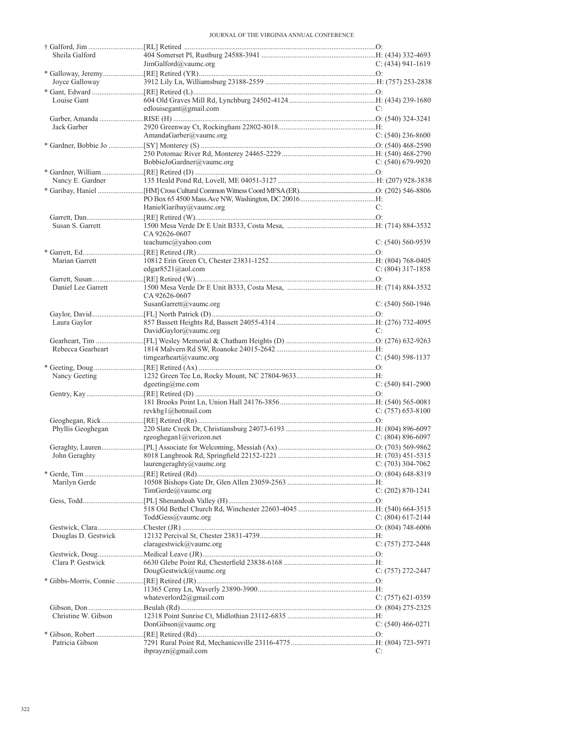| Name | Appointment / Address | Phone |
|---|---|---|
| † Galford, Jim | [RL] Retired | O: |
| Sheila Galford | 404 Somerset Pl, Rustburg 24588-3941 | H: (434) 332-4693 |
| | JimGalford@vaumc.org | C: (434) 941-1619 |
| * Galloway, Jeremy | [RE] Retired (YR) | O: |
| Joyce Galloway | 3912 Lily Ln, Williamsburg 23188-2559 | H: (757) 253-2838 |
| * Gant, Edward | [RE] Retired (L) | O: |
| Louise Gant | 604 Old Graves Mill Rd, Lynchburg 24502-4124 | H: (434) 239-1680 |
| | edlouisegant@gmail.com | C: |
| Garber, Amanda | RISE (H) | O: (540) 324-3241 |
| Jack Garber | 2920 Greenway Ct, Rockingham 22802-8018 | H: |
| | AmandaGarber@vaumc.org | C: (540) 236-8600 |
| * Gardner, Bobbie Jo | [SY] Monterey (S) | O: (540) 468-2590 |
| | 250 Potomac River Rd, Monterey 24465-2229 | H: (540) 468-2790 |
| | BobbieJoGardner@vaumc.org | C: (540) 679-9920 |
| * Gardner, William | [RE] Retired (D) | O: |
| Nancy E. Gardner | 135 Heald Pond Rd, Lovell, ME 04051-3127 | H: (207) 928-3838 |
| * Garibay, Haniel | [HM] Cross Cultural Common Witness Coord MFSA (ER) | O: (202) 546-8806 |
| | PO Box 65 4500 Mass.Ave NW, Washington, DC 20016 | H: |
| | HanielGaribay@vaumc.org | C: |
| Garrett, Dan | [RE] Retired (W) | O: |
| Susan S. Garrett | 1500 Mesa Verde Dr E Unit B333, Costa Mesa, CA 92626-0607 | H: (714) 884-3532 |
| | teachumc@yahoo.com | C: (540) 560-9539 |
| * Garrett, Ed | [RE] Retired (JR) | O: |
| Marian Garrett | 10812 Erin Green Ct, Chester 23831-1252 | H: (804) 768-0405 |
| | edgar8521@aol.com | C: (804) 317-1858 |
| Garrett, Susan | [RE] Retired (W) | O: |
| Daniel Lee Garrett | 1500 Mesa Verde Dr E Unit B333, Costa Mesa, CA 92626-0607 | H: (714) 884-3532 |
| | SusanGarrett@vaumc.org | C: (540) 560-1946 |
| Gaylor, David | [FL] North Patrick (D) | O: |
| Laura Gaylor | 857 Bassett Heights Rd, Bassett 24055-4314 | H: (276) 732-4095 |
| | DavidGaylor@vaumc.org | C: |
| Gearheart, Tim | [FL] Wesley Memorial & Chatham Heights (D) | O: (276) 632-9263 |
| Rebecca Gearheart | 1814 Malvern Rd SW, Roanoke 24015-2642 | H: |
| | timgearheart@vaumc.org | C: (540) 598-1137 |
| * Geeting, Doug | [RE] Retired (Ax) | O: |
| Nancy Geeting | 1232 Green Tee Ln, Rocky Mount, NC 27804-9633 | H: |
| | dgeeting@me.com | C: (540) 841-2900 |
| Gentry, Kay | [RE] Retired (D) | O: |
| | 181 Brooks Point Ln, Union Hall 24176-3856 | H: (540) 565-0081 |
| | revkbg1@hotmail.com | C: (757) 653-8100 |
| Geoghegan, Rick | [RE] Retired (Rn) | O: |
| Phyllis Geoghegan | 220 Slate Creek Dr, Christiansburg 24073-6193 | H: (804) 896-6097 |
| | rgeoghegan1@verizon.net | C: (804) 896-6097 |
| Geraghty, Lauren | [PL] Associate for Welcoming, Messiah (Ax) | O: (703) 569-9862 |
| John Geraghty | 8018 Langbrook Rd, Springfield 22152-1221 | H: (703) 451-5315 |
| | laurengeraghty@vaumc.org | C: (703) 304-7062 |
| * Gerde, Tim | [RE] Retired (Rd) | O: (804) 648-8319 |
| Marilyn Gerde | 10508 Bishops Gate Dr, Glen Allen 23059-2563 | H: |
| | TimGerde@vaumc.org | C: (202) 870-1241 |
| Gess, Todd | [PL] Shenandoah Valley (H) | O: |
| | 518 Old Bethel Church Rd, Winchester 22603-4045 | H: (540) 664-3515 |
| | ToddGess@vaumc.org | C: (804) 617-2144 |
| Gestwick, Clara | Chester (JR) | O: (804) 748-6006 |
| Douglas D. Gestwick | 12132 Percival St, Chester 23831-4739 | H: |
| | claragestwick@vaumc.org | C: (757) 272-2448 |
| Gestwick, Doug | Medical Leave (JR) | O: |
| Clara P. Gestwick | 6630 Glebe Point Rd, Chesterfield 23838-6168 | H: |
| | DougGestwick@vaumc.org | C: (757) 272-2447 |
| * Gibbs-Morris, Connie | [RE] Retired (JR) | O: |
| | 11365 Cerny Ln, Waverly 23890-3900 | H: |
| | whateverlord2@gmail.com | C: (757) 621-0359 |
| Gibson, Don | Beulah (Rd) | O: (804) 275-2325 |
| Christine W. Gibson | 12318 Point Sunrise Ct, Midlothian 23112-6835 | H: |
| | DonGibson@vaumc.org | C: (540) 466-0271 |
| * Gibson, Robert | [RE] Retired (Rd) | O: |
| Patricia Gibson | 7291 Rural Point Rd, Mechanicsville 23116-4775 | H: (804) 723-5971 |
| | ibprayzn@gmail.com | C: |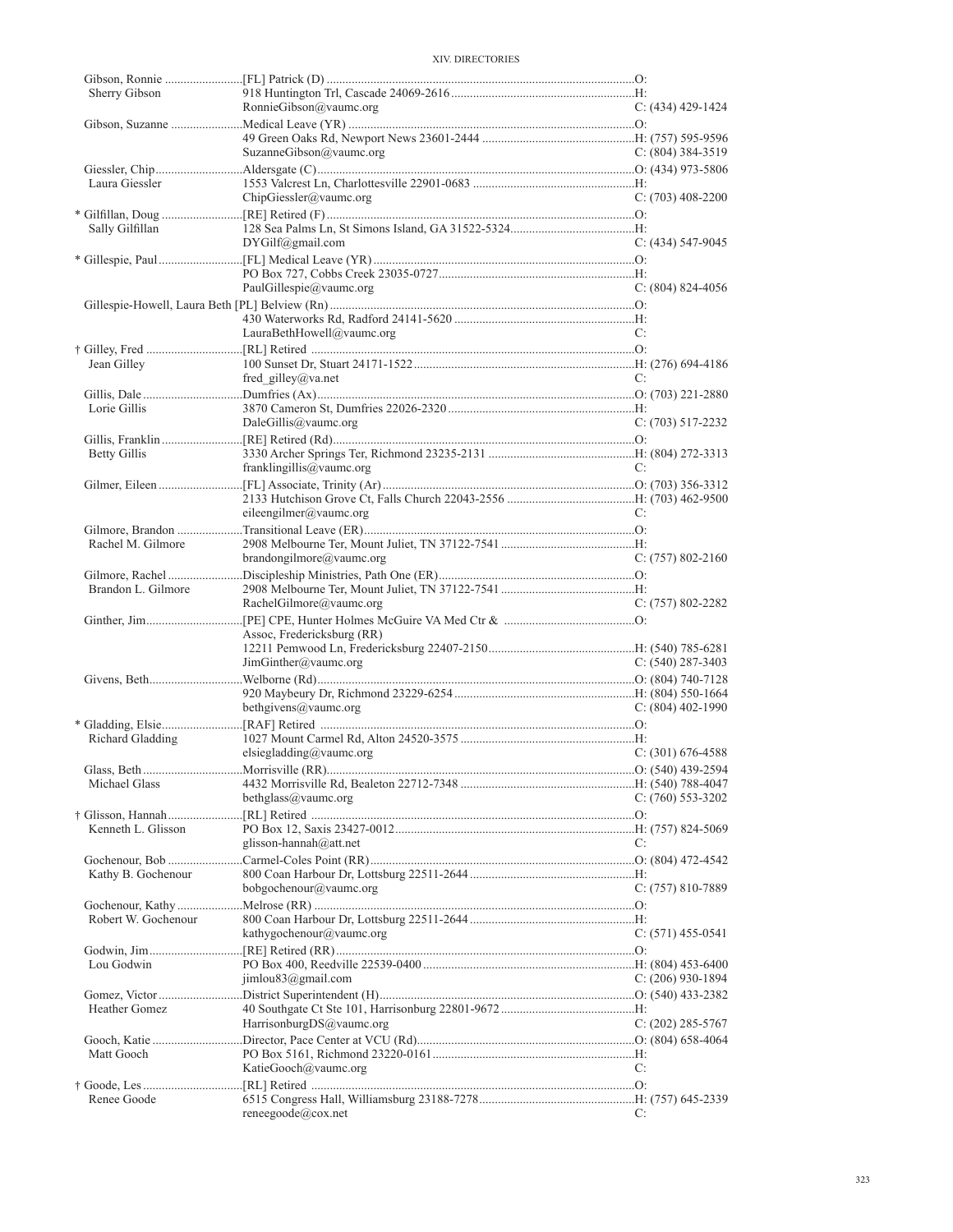| Name | Appointment / Address / Email | Phone |
|---|---|---|
| Gibson, Ronnie | [FL] Patrick (D) | O: |
| Sherry Gibson | 918 Huntington Trl, Cascade 24069-2616 | H: |
| | RonnieGibson@vaumc.org | C: (434) 429-1424 |
| Gibson, Suzanne | Medical Leave (YR) | O: |
| | 49 Green Oaks Rd, Newport News 23601-2444 | H: (757) 595-9596 |
| | SuzanneGibson@vaumc.org | C: (804) 384-3519 |
| Giessler, Chip | Aldersgate (C) | O: (434) 973-5806 |
| Laura Giessler | 1553 Valcrest Ln, Charlottesville 22901-0683 | H: |
| | ChipGiessler@vaumc.org | C: (703) 408-2200 |
| * Gilfillan, Doug | [RE] Retired (F) | O: |
| Sally Gilfillan | 128 Sea Palms Ln, St Simons Island, GA 31522-5324 | H: |
| | DYGilf@gmail.com | C: (434) 547-9045 |
| * Gillespie, Paul | [FL] Medical Leave (YR) | O: |
| | PO Box 727, Cobbs Creek 23035-0727 | H: |
| | PaulGillespie@vaumc.org | C: (804) 824-4056 |
| Gillespie-Howell, Laura Beth | [PL] Belview (Rn) | O: |
| | 430 Waterworks Rd, Radford 24141-5620 | H: |
| | LauraBethHowell@vaumc.org | C: |
| † Gilley, Fred | [RL] Retired | O: |
| Jean Gilley | 100 Sunset Dr, Stuart 24171-1522 | H: (276) 694-4186 |
| | fred_gilley@va.net | C: |
| Gillis, Dale | Dumfries (Ax) | O: (703) 221-2880 |
| Lorie Gillis | 3870 Cameron St, Dumfries 22026-2320 | H: |
| | DaleGillis@vaumc.org | C: (703) 517-2232 |
| Gillis, Franklin | [RE] Retired (Rd) | O: |
| Betty Gillis | 3330 Archer Springs Ter, Richmond 23235-2131 | H: (804) 272-3313 |
| | franklingillis@vaumc.org | C: |
| Gilmer, Eileen | [FL] Associate, Trinity (Ar) | O: (703) 356-3312 |
| | 2133 Hutchison Grove Ct, Falls Church 22043-2556 | H: (703) 462-9500 |
| | eileengilmer@vaumc.org | C: |
| Gilmore, Brandon | Transitional Leave (ER) | O: |
| Rachel M. Gilmore | 2908 Melbourne Ter, Mount Juliet, TN 37122-7541 | H: |
| | brandongilmore@vaumc.org | C: (757) 802-2160 |
| Gilmore, Rachel | Discipleship Ministries, Path One (ER) | O: |
| Brandon L. Gilmore | 2908 Melbourne Ter, Mount Juliet, TN 37122-7541 | H: |
| | RachelGilmore@vaumc.org | C: (757) 802-2282 |
| Ginther, Jim | [PE] CPE, Hunter Holmes McGuire VA Med Ctr & Assoc, Fredericksburg (RR) | O: |
| | 12211 Pemwood Ln, Fredericksburg 22407-2150 | H: (540) 785-6281 |
| | JimGinther@vaumc.org | C: (540) 287-3403 |
| Givens, Beth | Welborne (Rd) | O: (804) 740-7128 |
| | 920 Maybeury Dr, Richmond 23229-6254 | H: (804) 550-1664 |
| | bethgivens@vaumc.org | C: (804) 402-1990 |
| * Gladding, Elsie | [RAF] Retired | O: |
| Richard Gladding | 1027 Mount Carmel Rd, Alton 24520-3575 | H: |
| | elsiegladding@vaumc.org | C: (301) 676-4588 |
| Glass, Beth | Morrisville (RR) | O: (540) 439-2594 |
| Michael Glass | 4432 Morrisville Rd, Bealeton 22712-7348 | H: (540) 788-4047 |
| | bethglass@vaumc.org | C: (760) 553-3202 |
| † Glisson, Hannah | [RL] Retired | O: |
| Kenneth L. Glisson | PO Box 12, Saxis 23427-0012 | H: (757) 824-5069 |
| | glisson-hannah@att.net | C: |
| Gochenour, Bob | Carmel-Coles Point (RR) | O: (804) 472-4542 |
| Kathy B. Gochenour | 800 Coan Harbour Dr, Lottsburg 22511-2644 | H: |
| | bobgochenour@vaumc.org | C: (757) 810-7889 |
| Gochenour, Kathy | Melrose (RR) | O: |
| Robert W. Gochenour | 800 Coan Harbour Dr, Lottsburg 22511-2644 | H: |
| | kathygochenour@vaumc.org | C: (571) 455-0541 |
| Godwin, Jim | [RE] Retired (RR) | O: |
| Lou Godwin | PO Box 400, Reedville 22539-0400 | H: (804) 453-6400 |
| | jimlou83@gmail.com | C: (206) 930-1894 |
| Gomez, Victor | District Superintendent (H) | O: (540) 433-2382 |
| Heather Gomez | 40 Southgate Ct Ste 101, Harrisonburg 22801-9672 | H: |
| | HarrisonburgDS@vaumc.org | C: (202) 285-5767 |
| Gooch, Katie | Director, Pace Center at VCU (Rd) | O: (804) 658-4064 |
| Matt Gooch | PO Box 5161, Richmond 23220-0161 | H: |
| | KatieGooch@vaumc.org | C: |
| † Goode, Les | [RL] Retired | O: |
| Renee Goode | 6515 Congress Hall, Williamsburg 23188-7278 | H: (757) 645-2339 |
| | reneegoode@cox.net | C: |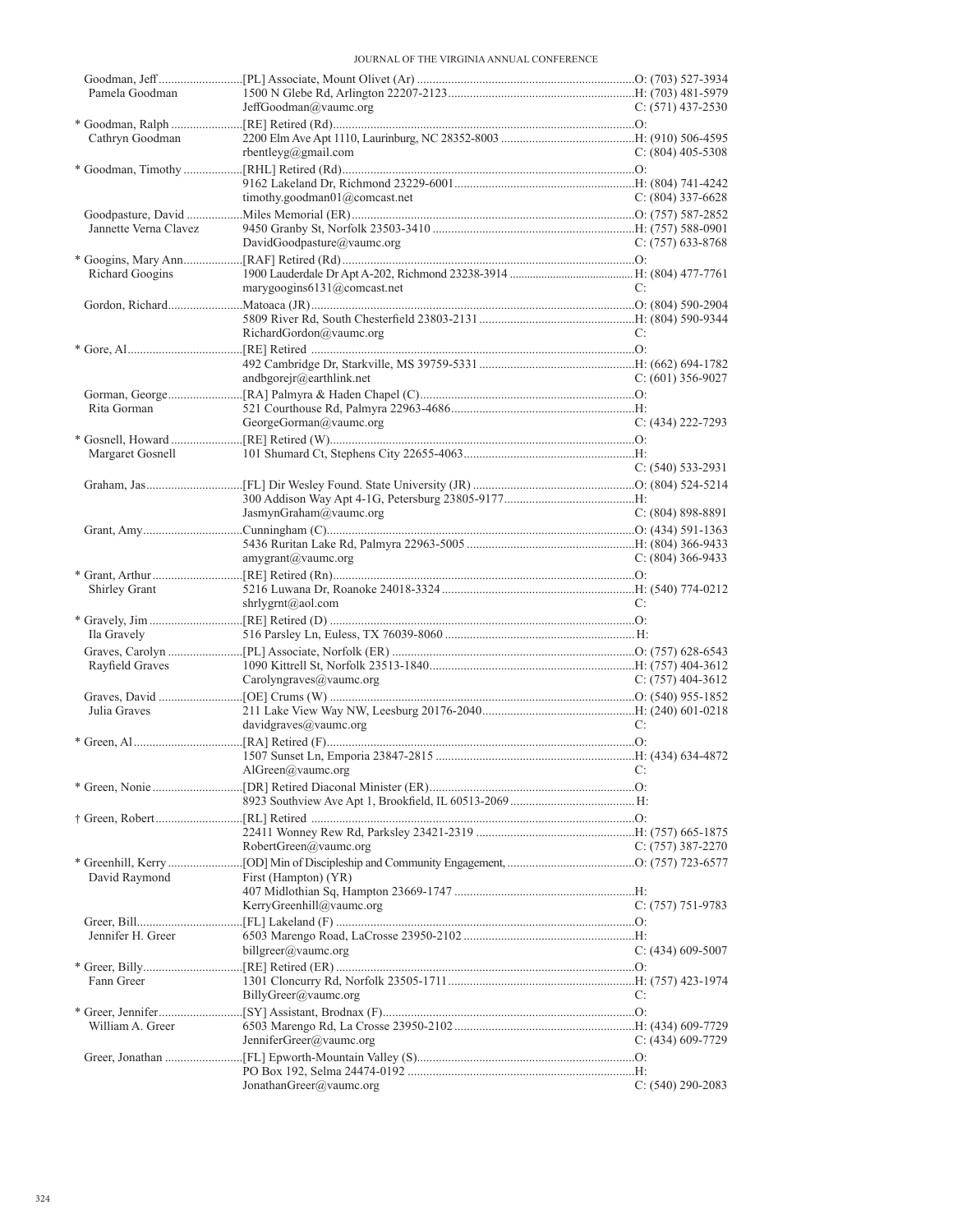| Name | Appointment / Address | Phone |
|---|---|---|
| Goodman, Jeff | [PL] Associate, Mount Olivet (Ar) | O: (703) 527-3934 |
| Pamela Goodman | 1500 N Glebe Rd, Arlington 22207-2123 | H: (703) 481-5979 |
| | JeffGoodman@vaumc.org | C: (571) 437-2530 |
| * Goodman, Ralph | [RE] Retired (Rd) | O: |
| Cathryn Goodman | 2200 Elm Ave Apt 1110, Laurinburg, NC 28352-8003 | H: (910) 506-4595 |
| | rbentleyg@gmail.com | C: (804) 405-5308 |
| * Goodman, Timothy | [RHL] Retired (Rd) | O: |
| | 9162 Lakeland Dr, Richmond 23229-6001 | H: (804) 741-4242 |
| | timothy.goodman01@comcast.net | C: (804) 337-6628 |
| Goodpasture, David | Miles Memorial (ER) | O: (757) 587-2852 |
| Jannette Verna Clavez | 9450 Granby St, Norfolk 23503-3410 | H: (757) 588-0901 |
| | DavidGoodpasture@vaumc.org | C: (757) 633-8768 |
| * Googins, Mary Ann | [RAF] Retired (Rd) | O: |
| Richard Googins | 1900 Lauderdale Dr Apt A-202, Richmond 23238-3914 | H: (804) 477-7761 |
| | marygoogins6131@comcast.net | C: |
| Gordon, Richard | Matoaca (JR) | O: (804) 590-2904 |
| | 5809 River Rd, South Chesterfield 23803-2131 | H: (804) 590-9344 |
| | RichardGordon@vaumc.org | C: |
| * Gore, Al | [RE] Retired | O: |
| | 492 Cambridge Dr, Starkville, MS 39759-5331 | H: (662) 694-1782 |
| | andbgorejr@earthlink.net | C: (601) 356-9027 |
| Gorman, George | [RA] Palmyra & Haden Chapel (C) | O: |
| Rita Gorman | 521 Courthouse Rd, Palmyra 22963-4686 | H: |
| | GeorgeGorman@vaumc.org | C: (434) 222-7293 |
| * Gosnell, Howard | [RE] Retired (W) | O: |
| Margaret Gosnell | 101 Shumard Ct, Stephens City 22655-4063 | H: |
| | | C: (540) 533-2931 |
| Graham, Jas | [FL] Dir Wesley Found. State University (JR) | O: (804) 524-5214 |
| | 300 Addison Way Apt 4-1G, Petersburg 23805-9177 | H: |
| | JasmynGraham@vaumc.org | C: (804) 898-8891 |
| Grant, Amy | Cunningham (C) | O: (434) 591-1363 |
| | 5436 Ruritan Lake Rd, Palmyra 22963-5005 | H: (804) 366-9433 |
| | amygrant@vaumc.org | C: (804) 366-9433 |
| * Grant, Arthur | [RE] Retired (Rn) | O: |
| Shirley Grant | 5216 Luwana Dr, Roanoke 24018-3324 | H: (540) 774-0212 |
| | shrlygrnt@aol.com | C: |
| * Gravely, Jim | [RE] Retired (D) | O: |
| Ila Gravely | 516 Parsley Ln, Euless, TX 76039-8060 | H: |
| Graves, Carolyn | [PL] Associate, Norfolk (ER) | O: (757) 628-6543 |
| Rayfield Graves | 1090 Kittrell St, Norfolk 23513-1840 | H: (757) 404-3612 |
| | Carolyngraves@vaumc.org | C: (757) 404-3612 |
| Graves, David | [OE] Crums (W) | O: (540) 955-1852 |
| Julia Graves | 211 Lake View Way NW, Leesburg 20176-2040 | H: (240) 601-0218 |
| | davidgraves@vaumc.org | C: |
| * Green, Al | [RA] Retired (F) | O: |
| | 1507 Sunset Ln, Emporia 23847-2815 | H: (434) 634-4872 |
| | AlGreen@vaumc.org | C: |
| * Green, Nonie | [DR] Retired Diaconal Minister (ER) | O: |
| | 8923 Southview Ave Apt 1, Brookfield, IL 60513-2069 | H: |
| † Green, Robert | [RL] Retired | O: |
| | 22411 Wonney Rew Rd, Parksley 23421-2319 | H: (757) 665-1875 |
| | RobertGreen@vaumc.org | C: (757) 387-2270 |
| * Greenhill, Kerry | [OD] Min of Discipleship and Community Engagement, First (Hampton) (YR) | O: (757) 723-6577 |
| David Raymond | 407 Midlothian Sq, Hampton 23669-1747 | H: |
| | KerryGreenhill@vaumc.org | C: (757) 751-9783 |
| Greer, Bill | [FL] Lakeland (F) | O: |
| Jennifer H. Greer | 6503 Marengo Road, LaCrosse 23950-2102 | H: |
| | billgreer@vaumc.org | C: (434) 609-5007 |
| * Greer, Billy | [RE] Retired (ER) | O: |
| Fann Greer | 1301 Cloncurry Rd, Norfolk 23505-1711 | H: (757) 423-1974 |
| | BillyGreer@vaumc.org | C: |
| * Greer, Jennifer | [SY] Assistant, Brodnax (F) | O: |
| William A. Greer | 6503 Marengo Rd, La Crosse 23950-2102 | H: (434) 609-7729 |
| | JenniferGreer@vaumc.org | C: (434) 609-7729 |
| Greer, Jonathan | [FL] Epworth-Mountain Valley (S) | O: |
| | PO Box 192, Selma 24474-0192 | H: |
| | JonathanGreer@vaumc.org | C: (540) 290-2083 |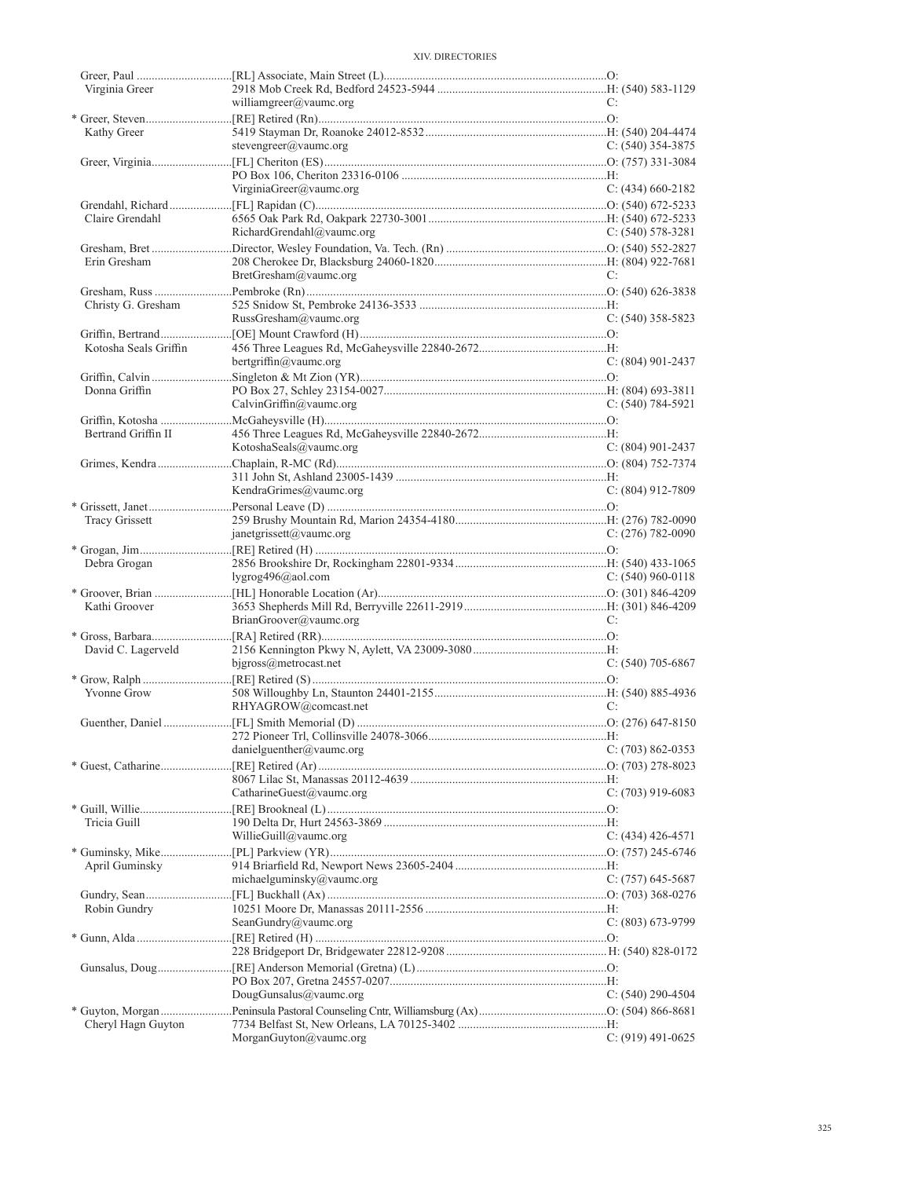| Name / Spouse | Appointment / Address / Email | Phone |
|---|---|---|
| Greer, Paul | [RL] Associate, Main Street (L) | O: |
| Virginia Greer | 2918 Mob Creek Rd, Bedford 24523-5944 | H: (540) 583-1129 |
| | williamgreer@vaumc.org | C: |
| * Greer, Steven | [RE] Retired (Rn) | O: |
| Kathy Greer | 5419 Stayman Dr, Roanoke 24012-8532 | H: (540) 204-4474 |
| | stevengreer@vaumc.org | C: (540) 354-3875 |
| Greer, Virginia | [FL] Cheriton (ES) | O: (757) 331-3084 |
| | PO Box 106, Cheriton 23316-0106 | H: |
| | VirginiaGreer@vaumc.org | C: (434) 660-2182 |
| Grendahl, Richard | [FL] Rapidan (C) | O: (540) 672-5233 |
| Claire Grendahl | 6565 Oak Park Rd, Oakpark 22730-3001 | H: (540) 672-5233 |
| | RichardGrendahl@vaumc.org | C: (540) 578-3281 |
| Gresham, Bret | Director, Wesley Foundation, Va. Tech. (Rn) | O: (540) 552-2827 |
| Erin Gresham | 208 Cherokee Dr, Blacksburg 24060-1820 | H: (804) 922-7681 |
| | BretGresham@vaumc.org | C: |
| Gresham, Russ | Pembroke (Rn) | O: (540) 626-3838 |
| Christy G. Gresham | 525 Snidow St, Pembroke 24136-3533 | H: |
| | RussGresham@vaumc.org | C: (540) 358-5823 |
| Griffin, Bertrand | [OE] Mount Crawford (H) | O: |
| Kotosha Seals Griffin | 456 Three Leagues Rd, McGaheysville 22840-2672 | H: |
| | bertgriffin@vaumc.org | C: (804) 901-2437 |
| Griffin, Calvin | Singleton & Mt Zion (YR) | O: |
| Donna Griffin | PO Box 27, Schley 23154-0027 | H: (804) 693-3811 |
| | CalvinGriffin@vaumc.org | C: (540) 784-5921 |
| Griffin, Kotosha | McGaheysville (H) | O: |
| Bertrand Griffin II | 456 Three Leagues Rd, McGaheysville 22840-2672 | H: |
| | KotoshaSeals@vaumc.org | C: (804) 901-2437 |
| Grimes, Kendra | Chaplain, R-MC (Rd) | O: (804) 752-7374 |
| | 311 John St, Ashland 23005-1439 | H: |
| | KendraGrimes@vaumc.org | C: (804) 912-7809 |
| * Grissett, Janet | Personal Leave (D) | O: |
| Tracy Grissett | 259 Brushy Mountain Rd, Marion 24354-4180 | H: (276) 782-0090 |
| | janetgrissett@vaumc.org | C: (276) 782-0090 |
| * Grogan, Jim | [RE] Retired (H) | O: |
| Debra Grogan | 2856 Brookshire Dr, Rockingham 22801-9334 | H: (540) 433-1065 |
| | lygrog496@aol.com | C: (540) 960-0118 |
| * Groover, Brian | [HL] Honorable Location (Ar) | O: (301) 846-4209 |
| Kathi Groover | 3653 Shepherds Mill Rd, Berryville 22611-2919 | H: (301) 846-4209 |
| | BrianGroover@vaumc.org | C: |
| * Gross, Barbara | [RA] Retired (RR) | O: |
| David C. Lagerveld | 2156 Kennington Pkwy N, Aylett, VA 23009-3080 | H: |
| | bjgross@metrocast.net | C: (540) 705-6867 |
| * Grow, Ralph | [RE] Retired (S) | O: |
| Yvonne Grow | 508 Willoughby Ln, Staunton 24401-2155 | H: (540) 885-4936 |
| | RHYAGROW@comcast.net | C: |
| Guenther, Daniel | [FL] Smith Memorial (D) | O: (276) 647-8150 |
| | 272 Pioneer Trl, Collinsville 24078-3066 | H: |
| | danielguenther@vaumc.org | C: (703) 862-0353 |
| * Guest, Catharine | [RE] Retired (Ar) | O: (703) 278-8023 |
| | 8067 Lilac St, Manassas 20112-4639 | H: |
| | CatharineGuest@vaumc.org | C: (703) 919-6083 |
| * Guill, Willie | [RE] Brookneal (L) | O: |
| Tricia Guill | 190 Delta Dr, Hurt 24563-3869 | H: |
| | WillieGuill@vaumc.org | C: (434) 426-4571 |
| * Guminsky, Mike | [PL] Parkview (YR) | O: (757) 245-6746 |
| April Guminsky | 914 Briarfield Rd, Newport News 23605-2404 | H: |
| | michaelguminsky@vaumc.org | C: (757) 645-5687 |
| Gundry, Sean | [FL] Buckhall (Ax) | O: (703) 368-0276 |
| Robin Gundry | 10251 Moore Dr, Manassas 20111-2556 | H: |
| | SeanGundry@vaumc.org | C: (803) 673-9799 |
| * Gunn, Alda | [RE] Retired (H) | O: |
| | 228 Bridgeport Dr, Bridgewater 22812-9208 | H: (540) 828-0172 |
| Gunsalus, Doug | [RE] Anderson Memorial (Gretna) (L) | O: |
| | PO Box 207, Gretna 24557-0207 | H: |
| | DougGunsalus@vaumc.org | C: (540) 290-4504 |
| * Guyton, Morgan | Peninsula Pastoral Counseling Cntr, Williamsburg (Ax) | O: (504) 866-8681 |
| Cheryl Hagn Guyton | 7734 Belfast St, New Orleans, LA 70125-3402 | H: |
| | MorganGuyton@vaumc.org | C: (919) 491-0625 |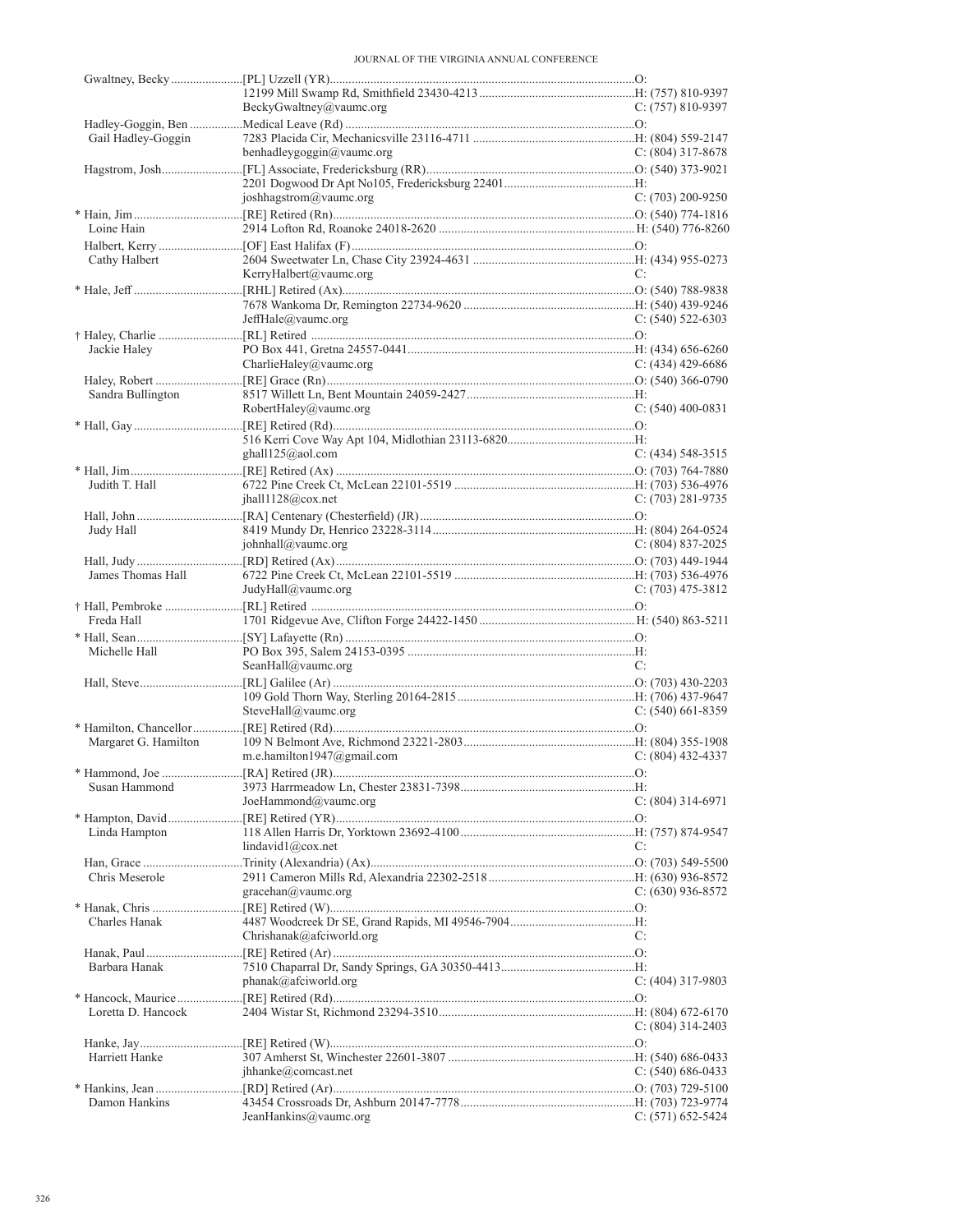| Name / Spouse | Appointment / Address / Email | Phone |
|---|---|---|
| Gwaltney, Becky | [PL] Uzzell (YR) | O: |
| | 12199 Mill Swamp Rd, Smithfield 23430-4213 | H: (757) 810-9397 |
| | BeckyGwaltney@vaumc.org | C: (757) 810-9397 |
| Hadley-Goggin, Ben | Medical Leave (Rd) | O: |
| Gail Hadley-Goggin | 7283 Placida Cir, Mechanicsville 23116-4711 | H: (804) 559-2147 |
| | benhadleygoggin@vaumc.org | C: (804) 317-8678 |
| Hagstrom, Josh | [FL] Associate, Fredericksburg (RR) | O: (540) 373-9021 |
| | 2201 Dogwood Dr Apt No105, Fredericksburg 22401 | H: |
| | joshhagstrom@vaumc.org | C: (703) 200-9250 |
| * Hain, Jim | [RE] Retired (Rn) | O: (540) 774-1816 |
| Loine Hain | 2914 Lofton Rd, Roanoke 24018-2620 | H: (540) 776-8260 |
| Halbert, Kerry | [OF] East Halifax (F) | O: |
| Cathy Halbert | 2604 Sweetwater Ln, Chase City 23924-4631 | H: (434) 955-0273 |
| | KerryHalbert@vaumc.org | C: |
| * Hale, Jeff | [RHL] Retired (Ax) | O: (540) 788-9838 |
| | 7678 Wankoma Dr, Remington 22734-9620 | H: (540) 439-9246 |
| | JeffHale@vaumc.org | C: (540) 522-6303 |
| † Haley, Charlie | [RL] Retired | O: |
| Jackie Haley | PO Box 441, Gretna 24557-0441 | H: (434) 656-6260 |
| | CharlieHaley@vaumc.org | C: (434) 429-6686 |
| Haley, Robert | [RE] Grace (Rn) | O: (540) 366-0790 |
| Sandra Bullington | 8517 Willett Ln, Bent Mountain 24059-2427 | H: |
| | RobertHaley@vaumc.org | C: (540) 400-0831 |
| * Hall, Gay | [RE] Retired (Rd) | O: |
| | 516 Kerri Cove Way Apt 104, Midlothian 23113-6820 | H: |
| | ghall125@aol.com | C: (434) 548-3515 |
| * Hall, Jim | [RE] Retired (Ax) | O: (703) 764-7880 |
| Judith T. Hall | 6722 Pine Creek Ct, McLean 22101-5519 | H: (703) 536-4976 |
| | jhall1128@cox.net | C: (703) 281-9735 |
| Hall, John | [RA] Centenary (Chesterfield) (JR) | O: |
| Judy Hall | 8419 Mundy Dr, Henrico 23228-3114 | H: (804) 264-0524 |
| | johnhall@vaumc.org | C: (804) 837-2025 |
| Hall, Judy | [RD] Retired (Ax) | O: (703) 449-1944 |
| James Thomas Hall | 6722 Pine Creek Ct, McLean 22101-5519 | H: (703) 536-4976 |
| | JudyHall@vaumc.org | C: (703) 475-3812 |
| † Hall, Pembroke | [RL] Retired | O: |
| Freda Hall | 1701 Ridgevue Ave, Clifton Forge 24422-1450 | H: (540) 863-5211 |
| * Hall, Sean | [SY] Lafayette (Rn) | O: |
| Michelle Hall | PO Box 395, Salem 24153-0395 | H: |
| | SeanHall@vaumc.org | C: |
| Hall, Steve | [RL] Galilee (Ar) | O: (703) 430-2203 |
| | 109 Gold Thorn Way, Sterling 20164-2815 | H: (706) 437-9647 |
| | SteveHall@vaumc.org | C: (540) 661-8359 |
| * Hamilton, Chancellor | [RE] Retired (Rd) | O: |
| Margaret G. Hamilton | 109 N Belmont Ave, Richmond 23221-2803 | H: (804) 355-1908 |
| | m.e.hamilton1947@gmail.com | C: (804) 432-4337 |
| * Hammond, Joe | [RA] Retired (JR) | O: |
| Susan Hammond | 3973 Harrmeadow Ln, Chester 23831-7398 | H: |
| | JoeHammond@vaumc.org | C: (804) 314-6971 |
| * Hampton, David | [RE] Retired (YR) | O: |
| Linda Hampton | 118 Allen Harris Dr, Yorktown 23692-4100 | H: (757) 874-9547 |
| | lindavid1@cox.net | C: |
| Han, Grace | Trinity (Alexandria) (Ax) | O: (703) 549-5500 |
| Chris Meserole | 2911 Cameron Mills Rd, Alexandria 22302-2518 | H: (630) 936-8572 |
| | gracehan@vaumc.org | C: (630) 936-8572 |
| * Hanak, Chris | [RE] Retired (W) | O: |
| Charles Hanak | 4487 Woodcreek Dr SE, Grand Rapids, MI 49546-7904 | H: |
| | Chrishanak@afciworld.org | C: |
| Hanak, Paul | [RE] Retired (Ar) | O: |
| Barbara Hanak | 7510 Chaparral Dr, Sandy Springs, GA 30350-4413 | H: |
| | phanak@afciworld.org | C: (404) 317-9803 |
| * Hancock, Maurice | [RE] Retired (Rd) | O: |
| Loretta D. Hancock | 2404 Wistar St, Richmond 23294-3510 | H: (804) 672-6170 |
| | | C: (804) 314-2403 |
| Hanke, Jay | [RE] Retired (W) | O: |
| Harriett Hanke | 307 Amherst St, Winchester 22601-3807 | H: (540) 686-0433 |
| | jhhanke@comcast.net | C: (540) 686-0433 |
| * Hankins, Jean | [RD] Retired (Ar) | O: (703) 729-5100 |
| Damon Hankins | 43454 Crossroads Dr, Ashburn 20147-7778 | H: (703) 723-9774 |
| | JeanHankins@vaumc.org | C: (571) 652-5424 |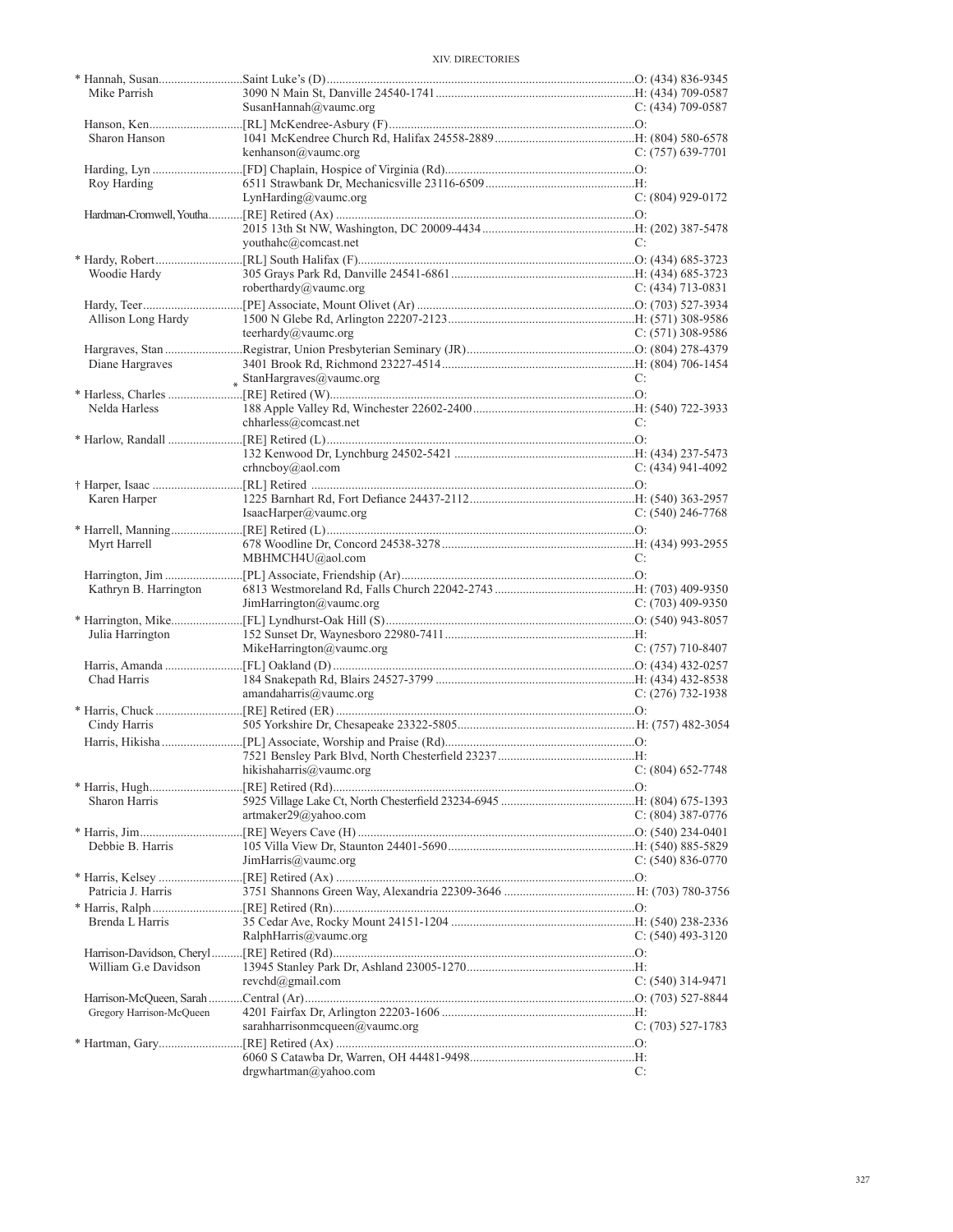| Name / Spouse | Appointment / Address / Email | Phone |
|---|---|---|
| * Hannah, Susan | Saint Luke's (D) | O: (434) 836-9345 |
| Mike Parrish | 3090 N Main St, Danville 24540-1741 | H: (434) 709-0587 |
| | SusanHannah@vaumc.org | C: (434) 709-0587 |
| Hanson, Ken | [RL] McKendree-Asbury (F) | O: |
| Sharon Hanson | 1041 McKendree Church Rd, Halifax 24558-2889 | H: (804) 580-6578 |
| | kenhanson@vaumc.org | C: (757) 639-7701 |
| Harding, Lyn | [FD] Chaplain, Hospice of Virginia (Rd) | O: |
| Roy Harding | 6511 Strawbank Dr, Mechanicsville 23116-6509 | H: |
| | LynHarding@vaumc.org | C: (804) 929-0172 |
| Hardman-Cromwell, Youtha | [RE] Retired (Ax) | O: |
| | 2015 13th St NW, Washington, DC 20009-4434 | H: (202) 387-5478 |
| | youthahc@comcast.net | C: |
| * Hardy, Robert | [RL] South Halifax (F) | O: (434) 685-3723 |
| Woodie Hardy | 305 Grays Park Rd, Danville 24541-6861 | H: (434) 685-3723 |
| | roberthardy@vaumc.org | C: (434) 713-0831 |
| Hardy, Teer | [PE] Associate, Mount Olivet (Ar) | O: (703) 527-3934 |
| Allison Long Hardy | 1500 N Glebe Rd, Arlington 22207-2123 | H: (571) 308-9586 |
| | teerhardy@vaumc.org | C: (571) 308-9586 |
| Hargraves, Stan | Registrar, Union Presbyterian Seminary (JR) | O: (804) 278-4379 |
| Diane Hargraves | 3401 Brook Rd, Richmond 23227-4514 | H: (804) 706-1454 |
| | StanHargraves@vaumc.org | C: |
| * Harless, Charles | [RE] Retired (W) | O: |
| Nelda Harless | 188 Apple Valley Rd, Winchester 22602-2400 | H: (540) 722-3933 |
| | chharless@comcast.net | C: |
| * Harlow, Randall | [RE] Retired (L) | O: |
| | 132 Kenwood Dr, Lynchburg 24502-5421 | H: (434) 237-5473 |
| | crhncboy@aol.com | C: (434) 941-4092 |
| † Harper, Isaac | [RL] Retired | O: |
| Karen Harper | 1225 Barnhart Rd, Fort Defiance 24437-2112 | H: (540) 363-2957 |
| | IsaacHarper@vaumc.org | C: (540) 246-7768 |
| * Harrell, Manning | [RE] Retired (L) | O: |
| Myrt Harrell | 678 Woodline Dr, Concord 24538-3278 | H: (434) 993-2955 |
| | MBHMCH4U@aol.com | C: |
| Harrington, Jim | [PL] Associate, Friendship (Ar) | O: |
| Kathryn B. Harrington | 6813 Westmoreland Rd, Falls Church 22042-2743 | H: (703) 409-9350 |
| | JimHarrington@vaumc.org | C: (703) 409-9350 |
| * Harrington, Mike | [FL] Lyndhurst-Oak Hill (S) | O: (540) 943-8057 |
| Julia Harrington | 152 Sunset Dr, Waynesboro 22980-7411 | H: |
| | MikeHarrington@vaumc.org | C: (757) 710-8407 |
| Harris, Amanda | [FL] Oakland (D) | O: (434) 432-0257 |
| Chad Harris | 184 Snakepath Rd, Blairs 24527-3799 | H: (434) 432-8538 |
| | amandaharris@vaumc.org | C: (276) 732-1938 |
| * Harris, Chuck | [RE] Retired (ER) | O: |
| Cindy Harris | 505 Yorkshire Dr, Chesapeake 23322-5805 | H: (757) 482-3054 |
| Harris, Hikisha | [PL] Associate, Worship and Praise (Rd) | O: |
| | 7521 Bensley Park Blvd, North Chesterfield 23237 | H: |
| | hikishaharris@vaumc.org | C: (804) 652-7748 |
| * Harris, Hugh | [RE] Retired (Rd) | O: |
| Sharon Harris | 5925 Village Lake Ct, North Chesterfield 23234-6945 | H: (804) 675-1393 |
| | artmaker29@yahoo.com | C: (804) 387-0776 |
| * Harris, Jim | [RE] Weyers Cave (H) | O: (540) 234-0401 |
| Debbie B. Harris | 105 Villa View Dr, Staunton 24401-5690 | H: (540) 885-5829 |
| | JimHarris@vaumc.org | C: (540) 836-0770 |
| * Harris, Kelsey | [RE] Retired (Ax) | O: |
| Patricia J. Harris | 3751 Shannons Green Way, Alexandria 22309-3646 | H: (703) 780-3756 |
| * Harris, Ralph | [RE] Retired (Rn) | O: |
| Brenda L Harris | 35 Cedar Ave, Rocky Mount 24151-1204 | H: (540) 238-2336 |
| | RalphHarris@vaumc.org | C: (540) 493-3120 |
| Harrison-Davidson, Cheryl | [RE] Retired (Rd) | O: |
| William G.e Davidson | 13945 Stanley Park Dr, Ashland 23005-1270 | H: |
| | revchd@gmail.com | C: (540) 314-9471 |
| Harrison-McQueen, Sarah | Central (Ar) | O: (703) 527-8844 |
| Gregory Harrison-McQueen | 4201 Fairfax Dr, Arlington 22203-1606 | H: |
| | sarahharrisonmcqueen@vaumc.org | C: (703) 527-1783 |
| * Hartman, Gary | [RE] Retired (Ax) | O: |
| | 6060 S Catawba Dr, Warren, OH 44481-9498 | H: |
| | drgwhartman@yahoo.com | C: |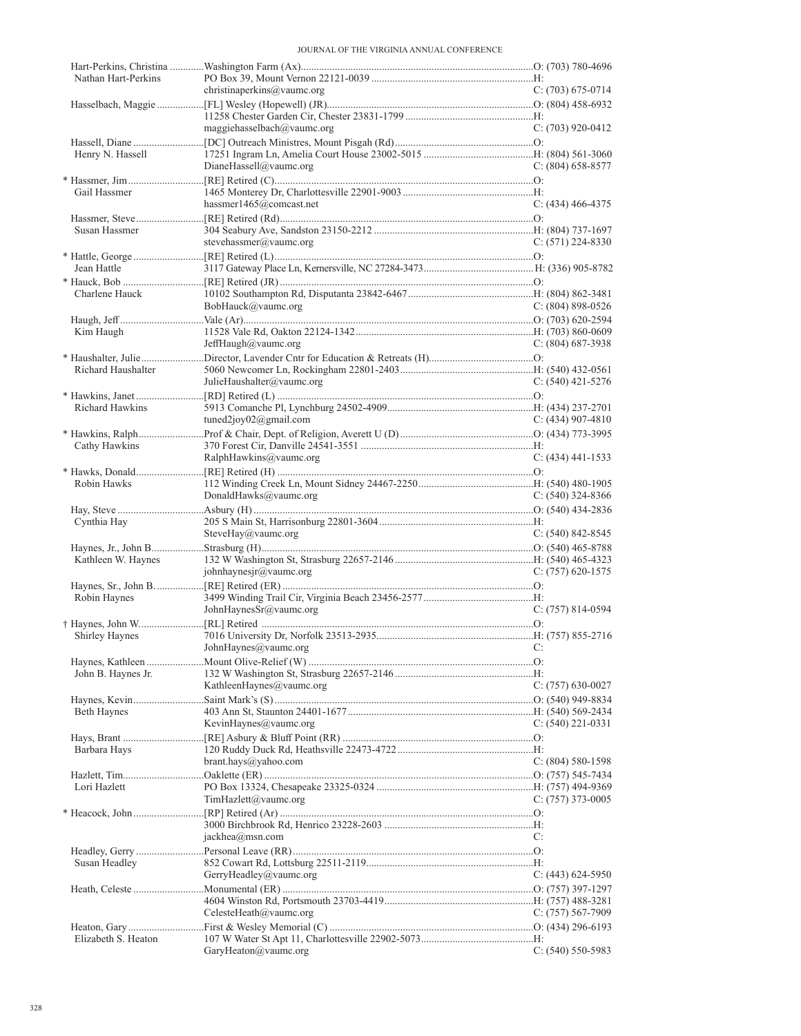| Name / Spouse | Appointment / Address / Email | Phone |
|---|---|---|
| Hart-Perkins, Christina | Washington Farm (Ax) | O: (703) 780-4696 |
| Nathan Hart-Perkins | PO Box 39, Mount Vernon 22121-0039 | H: |
| | christinaperkins@vaumc.org | C: (703) 675-0714 |
| Hasselbach, Maggie | [FL] Wesley (Hopewell) (JR) | O: (804) 458-6932 |
| | 11258 Chester Garden Cir, Chester 23831-1799 | H: |
| | maggiehasselbach@vaumc.org | C: (703) 920-0412 |
| Hassell, Diane | [DC] Outreach Ministres, Mount Pisgah (Rd) | O: |
| Henry N. Hassell | 17251 Ingram Ln, Amelia Court House 23002-5015 | H: (804) 561-3060 |
| | DianeHassell@vaumc.org | C: (804) 658-8577 |
| * Hassmer, Jim | [RE] Retired (C) | O: |
| Gail Hassmer | 1465 Monterey Dr, Charlottesville 22901-9003 | H: |
| | hassmer1465@comcast.net | C: (434) 466-4375 |
| Hassmer, Steve | [RE] Retired (Rd) | O: |
| Susan Hassmer | 304 Seabury Ave, Sandston 23150-2212 | H: (804) 737-1697 |
| | stevehassmer@vaumc.org | C: (571) 224-8330 |
| * Hattle, George | [RE] Retired (L) | O: |
| Jean Hattle | 3117 Gateway Place Ln, Kernersville, NC 27284-3473 | H: (336) 905-8782 |
| * Hauck, Bob | [RE] Retired (JR) | O: |
| Charlene Hauck | 10102 Southampton Rd, Disputanta 23842-6467 | H: (804) 862-3481 |
| | BobHauck@vaumc.org | C: (804) 898-0526 |
| Haugh, Jeff | Vale (Ar) | O: (703) 620-2594 |
| Kim Haugh | 11528 Vale Rd, Oakton 22124-1342 | H: (703) 860-0609 |
| | JeffHaugh@vaumc.org | C: (804) 687-3938 |
| * Haushalter, Julie | Director, Lavender Cntr for Education & Retreats (H) | O: |
| Richard Haushalter | 5060 Newcomer Ln, Rockingham 22801-2403 | H: (540) 432-0561 |
| | JulieHaushalter@vaumc.org | C: (540) 421-5276 |
| * Hawkins, Janet | [RD] Retired (L) | O: |
| Richard Hawkins | 5913 Comanche Pl, Lynchburg 24502-4909 | H: (434) 237-2701 |
| | tuned2joy02@gmail.com | C: (434) 907-4810 |
| * Hawkins, Ralph | Prof & Chair, Dept. of Religion, Averett U (D) | O: (434) 773-3995 |
| Cathy Hawkins | 370 Forest Cir, Danville 24541-3551 | H: |
| | RalphHawkins@vaumc.org | C: (434) 441-1533 |
| * Hawks, Donald | [RE] Retired (H) | O: |
| Robin Hawks | 112 Winding Creek Ln, Mount Sidney 24467-2250 | H: (540) 480-1905 |
| | DonaldHawks@vaumc.org | C: (540) 324-8366 |
| Hay, Steve | Asbury (H) | O: (540) 434-2836 |
| Cynthia Hay | 205 S Main St, Harrisonburg 22801-3604 | H: |
| | SteveHay@vaumc.org | C: (540) 842-8545 |
| Haynes, Jr., John B. | Strasburg (H) | O: (540) 465-8788 |
| Kathleen W. Haynes | 132 W Washington St, Strasburg 22657-2146 | H: (540) 465-4323 |
| | johnhaynesjr@vaumc.org | C: (757) 620-1575 |
| Haynes, Sr., John B. | [RE] Retired (ER) | O: |
| Robin Haynes | 3499 Winding Trail Cir, Virginia Beach 23456-2577 | H: |
| | JohnHaynesSr@vaumc.org | C: (757) 814-0594 |
| † Haynes, John W. | [RL] Retired | O: |
| Shirley Haynes | 7016 University Dr, Norfolk 23513-2935 | H: (757) 855-2716 |
| | JohnHaynes@vaumc.org | C: |
| Haynes, Kathleen | Mount Olive-Relief (W) | O: |
| John B. Haynes Jr. | 132 W Washington St, Strasburg 22657-2146 | H: |
| | KathleenHaynes@vaumc.org | C: (757) 630-0027 |
| Haynes, Kevin | Saint Mark's (S) | O: (540) 949-8834 |
| Beth Haynes | 403 Ann St, Staunton 24401-1677 | H: (540) 569-2434 |
| | KevinHaynes@vaumc.org | C: (540) 221-0331 |
| Hays, Brant | [RE] Asbury & Bluff Point (RR) | O: |
| Barbara Hays | 120 Ruddy Duck Rd, Heathsville 22473-4722 | H: |
| | brant.hays@yahoo.com | C: (804) 580-1598 |
| Hazlett, Tim | Oaklette (ER) | O: (757) 545-7434 |
| Lori Hazlett | PO Box 13324, Chesapeake 23325-0324 | H: (757) 494-9369 |
| | TimHazlett@vaumc.org | C: (757) 373-0005 |
| * Heacock, John | [RP] Retired (Ar) | O: |
| | 3000 Birchbrook Rd, Henrico 23228-2603 | H: |
| | jackhea@msn.com | C: |
| Headley, Gerry | Personal Leave (RR) | O: |
| Susan Headley | 852 Cowart Rd, Lottsburg 22511-2119 | H: |
| | GerryHeadley@vaumc.org | C: (443) 624-5950 |
| Heath, Celeste | Monumental (ER) | O: (757) 397-1297 |
| | 4604 Winston Rd, Portsmouth 23703-4419 | H: (757) 488-3281 |
| | CelesteHeath@vaumc.org | C: (757) 567-7909 |
| Heaton, Gary | First & Wesley Memorial (C) | O: (434) 296-6193 |
| Elizabeth S. Heaton | 107 W Water St Apt 11, Charlottesville 22902-5073 | H: |
| | GaryHeaton@vaumc.org | C: (540) 550-5983 |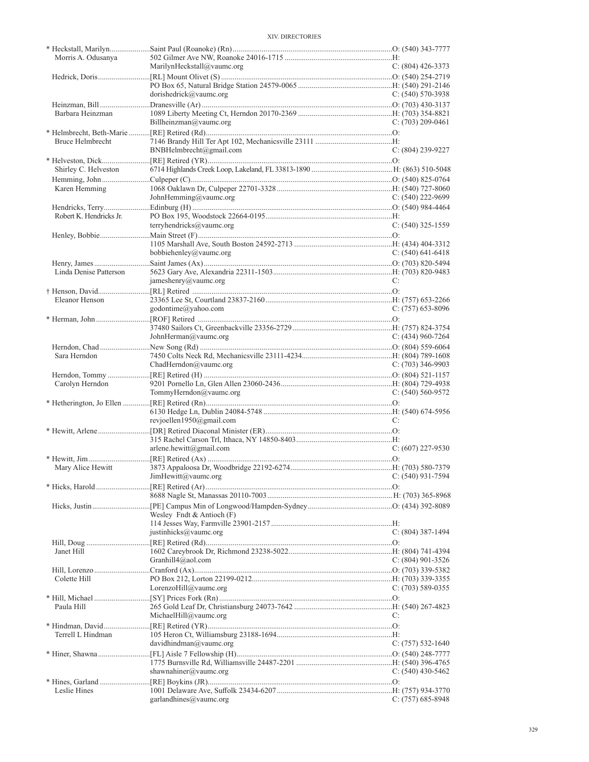| Name | Appointment / Address / Email | Phone |
|---|---|---|
| * Heckstall, Marilyn | Saint Paul (Roanoke) (Rn) | O: (540) 343-7777 |
| Morris A. Odusanya | 502 Gilmer Ave NW, Roanoke 24016-1715 | H: |
| | MarilynHeckstall@vaumc.org | C: (804) 426-3373 |
| Hedrick, Doris | [RL] Mount Olivet (S) | O: (540) 254-2719 |
| | PO Box 65, Natural Bridge Station 24579-0065 | H: (540) 291-2146 |
| | dorishedrick@vaumc.org | C: (540) 570-3938 |
| Heinzman, Bill | Dranesville (Ar) | O: (703) 430-3137 |
| Barbara Heinzman | 1089 Liberty Meeting Ct, Herndon 20170-2369 | H: (703) 354-8821 |
| | Billheinzman@vaumc.org | C: (703) 209-0461 |
| * Helmbrecht, Beth-Marie | [RE] Retired (Rd) | O: |
| Bruce Helmbrecht | 7146 Brandy Hill Ter Apt 102, Mechanicsville 23111 | H: |
| | BNBHelmbrecht@gmail.com | C: (804) 239-9227 |
| * Helveston, Dick | [RE] Retired (YR) | O: |
| Shirley C. Helveston | 6714 Highlands Creek Loop, Lakeland, FL 33813-1890 | H: (863) 510-5048 |
| Hemming, John | Culpeper (C) | O: (540) 825-0764 |
| Karen Hemming | 1068 Oaklawn Dr, Culpeper 22701-3328 | H: (540) 727-8060 |
| | JohnHemming@vaumc.org | C: (540) 222-9699 |
| Hendricks, Terry | Edinburg (H) | O: (540) 984-4464 |
| Robert K. Hendricks Jr. | PO Box 195, Woodstock 22664-0195 | H: |
| | terryhendricks@vaumc.org | C: (540) 325-1559 |
| Henley, Bobbie | Main Street (F) | O: |
| | 1105 Marshall Ave, South Boston 24592-2713 | H: (434) 404-3312 |
| | bobbiehenley@vaumc.org | C: (540) 641-6418 |
| Henry, James | Saint James (Ax) | O: (703) 820-5494 |
| Linda Denise Patterson | 5623 Gary Ave, Alexandria 22311-1503 | H: (703) 820-9483 |
| | jameshenry@vaumc.org | C: |
| † Henson, David | [RL] Retired | O: |
| Eleanor Henson | 23365 Lee St, Courtland 23837-2160 | H: (757) 653-2266 |
| | godontime@yahoo.com | C: (757) 653-8096 |
| * Herman, John | [ROF] Retired | O: |
| | 37480 Sailors Ct, Greenbackville 23356-2729 | H: (757) 824-3754 |
| | JohnHerman@vaumc.org | C: (434) 960-7264 |
| Herndon, Chad | New Song (Rd) | O: (804) 559-6064 |
| Sara Herndon | 7450 Colts Neck Rd, Mechanicsville 23111-4234 | H: (804) 789-1608 |
| | ChadHerndon@vaumc.org | C: (703) 346-9903 |
| Herndon, Tommy | [RE] Retired (H) | O: (804) 521-1157 |
| Carolyn Herndon | 9201 Pornello Ln, Glen Allen 23060-2436 | H: (804) 729-4938 |
| | TommyHerndon@vaumc.org | C: (540) 560-9572 |
| * Hetherington, Jo Ellen | [RE] Retired (Rn) | O: |
| | 6130 Hedge Ln, Dublin 24084-5748 | H: (540) 674-5956 |
| | revjoellen1950@gmail.com | C: |
| * Hewitt, Arlene | [DR] Retired Diaconal Minister (ER) | O: |
| | 315 Rachel Carson Trl, Ithaca, NY 14850-8403 | H: |
| | arlene.hewitt@gmail.com | C: (607) 227-9530 |
| * Hewitt, Jim | [RE] Retired (Ax) | O: |
| Mary Alice Hewitt | 3873 Appaloosa Dr, Woodbridge 22192-6274 | H: (703) 580-7379 |
| | JimHewitt@vaumc.org | C: (540) 931-7594 |
| * Hicks, Harold | [RE] Retired (Ar) | O: |
| | 8688 Nagle St, Manassas 20110-7003 | H: (703) 365-8968 |
| Hicks, Justin | [PE] Campus Min of Longwood/Hampden-Sydney | O: (434) 392-8089 |
| | Wesley Fndt & Antioch (F) | |
| | 114 Jesses Way, Farmville 23901-2157 | H: |
| | justinhicks@vaumc.org | C: (804) 387-1494 |
| Hill, Doug | [RE] Retired (Rd) | O: |
| Janet Hill | 1602 Careybrook Dr, Richmond 23238-5022 | H: (804) 741-4394 |
| | Granhill4@aol.com | C: (804) 901-3526 |
| Hill, Lorenzo | Cranford (Ax) | O: (703) 339-5382 |
| Colette Hill | PO Box 212, Lorton 22199-0212 | H: (703) 339-3355 |
| | LorenzoHill@vaumc.org | C: (703) 589-0355 |
| * Hill, Michael | [SY] Prices Fork (Rn) | O: |
| Paula Hill | 265 Gold Leaf Dr, Christiansburg 24073-7642 | H: (540) 267-4823 |
| | MichaelHill@vaumc.org | C: |
| * Hindman, David | [RE] Retired (YR) | O: |
| Terrell L Hindman | 105 Heron Ct, Williamsburg 23188-1694 | H: |
| | davidhindman@vaumc.org | C: (757) 532-1640 |
| * Hiner, Shawna | [FL] Aisle 7 Fellowship (H) | O: (540) 248-7777 |
| | 1775 Burnsville Rd, Williamsville 24487-2201 | H: (540) 396-4765 |
| | shawnahiner@vaumc.org | C: (540) 430-5462 |
| * Hines, Garland | [RE] Boykins (JR) | O: |
| Leslie Hines | 1001 Delaware Ave, Suffolk 23434-6207 | H: (757) 934-3770 |
| | garlandhines@vaumc.org | C: (757) 685-8948 |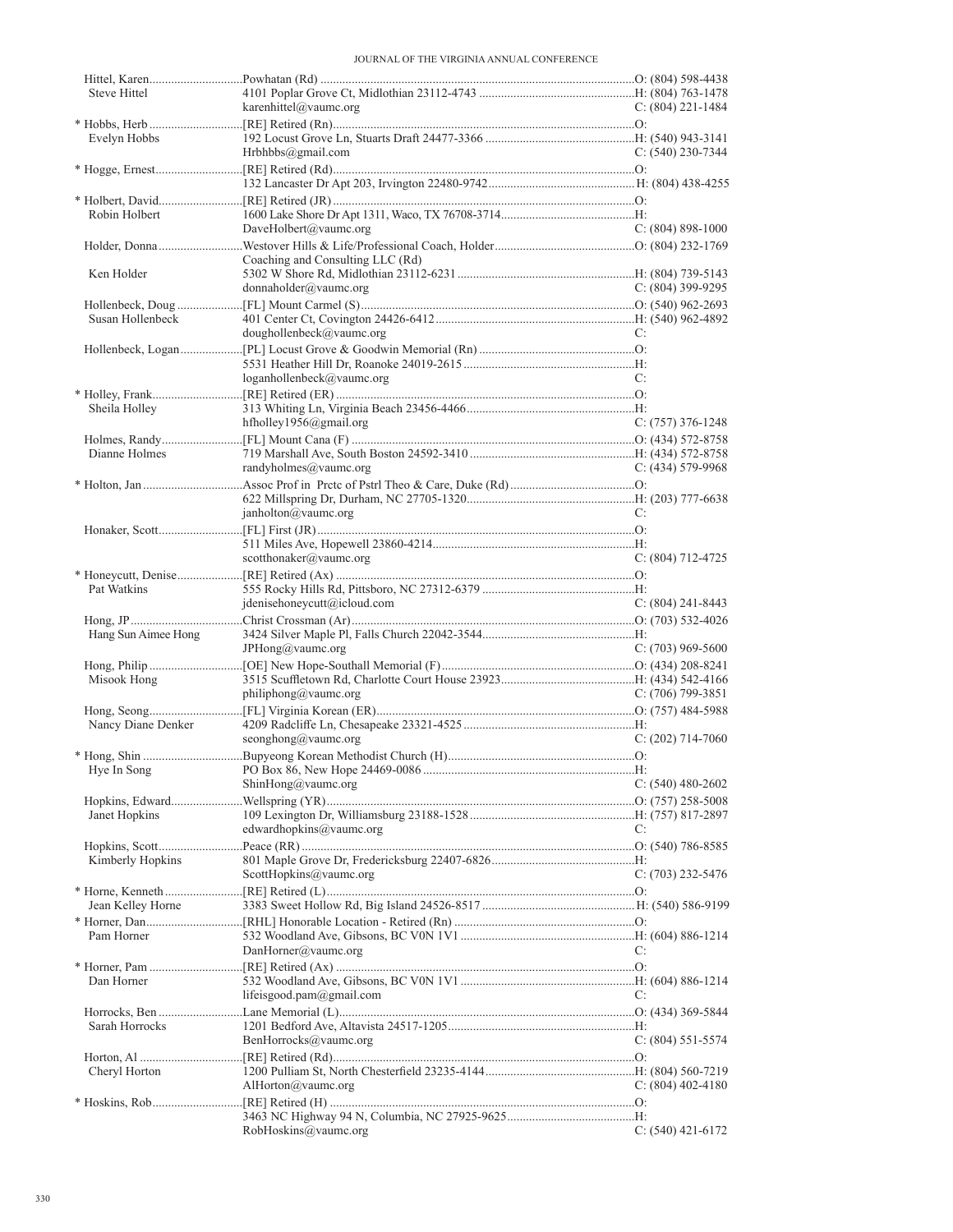| Name | Appointment / Address | Phone |
|---|---|---|
| Hittel, Karen | Powhatan (Rd) | O: (804) 598-4438 |
| Steve Hittel | 4101 Poplar Grove Ct, Midlothian 23112-4743 | H: (804) 763-1478 |
| | karenhittel@vaumc.org | C: (804) 221-1484 |
| * Hobbs, Herb | [RE] Retired (Rn) | O: |
| Evelyn Hobbs | 192 Locust Grove Ln, Stuarts Draft 24477-3366 | H: (540) 943-3141 |
| | Hrbhbbs@gmail.com | C: (540) 230-7344 |
| * Hogge, Ernest | [RE] Retired (Rd) | O: |
| | 132 Lancaster Dr Apt 203, Irvington 22480-9742 | H: (804) 438-4255 |
| * Holbert, David | [RE] Retired (JR) | O: |
| Robin Holbert | 1600 Lake Shore Dr Apt 1311, Waco, TX 76708-3714 | H: |
| | DaveHolbert@vaumc.org | C: (804) 898-1000 |
| Holder, Donna | Westover Hills & Life/Professional Coach, Holder Coaching and Consulting LLC (Rd) | O: (804) 232-1769 |
| Ken Holder | 5302 W Shore Rd, Midlothian 23112-6231 | H: (804) 739-5143 |
| | donnaholder@vaumc.org | C: (804) 399-9295 |
| Hollenbeck, Doug | [FL] Mount Carmel (S) | O: (540) 962-2693 |
| Susan Hollenbeck | 401 Center Ct, Covington 24426-6412 | H: (540) 962-4892 |
| | doughollenbeck@vaumc.org | C: |
| Hollenbeck, Logan | [PL] Locust Grove & Goodwin Memorial (Rn) | O: |
| | 5531 Heather Hill Dr, Roanoke 24019-2615 | H: |
| | loganhollenbeck@vaumc.org | C: |
| * Holley, Frank | [RE] Retired (ER) | O: |
| Sheila Holley | 313 Whiting Ln, Virginia Beach 23456-4466 | H: |
| | hfholley1956@gmail.com | C: (757) 376-1248 |
| Holmes, Randy | [FL] Mount Cana (F) | O: (434) 572-8758 |
| Dianne Holmes | 719 Marshall Ave, South Boston 24592-3410 | H: (434) 572-8758 |
| | randyholmes@vaumc.org | C: (434) 579-9968 |
| * Holton, Jan | Assoc Prof in Prctc of Pstrl Theo & Care, Duke (Rd) | O: |
| | 622 Millspring Dr, Durham, NC 27705-1320 | H: (203) 777-6638 |
| | janholton@vaumc.org | C: |
| Honaker, Scott | [FL] First (JR) | O: |
| | 511 Miles Ave, Hopewell 23860-4214 | H: |
| | scotthonaker@vaumc.org | C: (804) 712-4725 |
| * Honeycutt, Denise | [RE] Retired (Ax) | O: |
| Pat Watkins | 555 Rocky Hills Rd, Pittsboro, NC 27312-6379 | H: |
| | jdenisehoneycutt@icloud.com | C: (804) 241-8443 |
| Hong, JP | Christ Crossman (Ar) | O: (703) 532-4026 |
| Hang Sun Aimee Hong | 3424 Silver Maple Pl, Falls Church 22042-3544 | H: |
| | JPHong@vaumc.org | C: (703) 969-5600 |
| Hong, Philip | [OE] New Hope-Southall Memorial (F) | O: (434) 208-8241 |
| Misook Hong | 3515 Scuffletown Rd, Charlotte Court House 23923 | H: (434) 542-4166 |
| | philiphong@vaumc.org | C: (706) 799-3851 |
| Hong, Seong | [FL] Virginia Korean (ER) | O: (757) 484-5988 |
| Nancy Diane Denker | 4209 Radcliffe Ln, Chesapeake 23321-4525 | H: |
| | seonghong@vaumc.org | C: (202) 714-7060 |
| * Hong, Shin | Bupyeong Korean Methodist Church (H) | O: |
| Hye In Song | PO Box 86, New Hope 24469-0086 | H: |
| | ShinHong@vaumc.org | C: (540) 480-2602 |
| Hopkins, Edward | Wellspring (YR) | O: (757) 258-5008 |
| Janet Hopkins | 109 Lexington Dr, Williamsburg 23188-1528 | H: (757) 817-2897 |
| | edwardhopkins@vaumc.org | C: |
| Hopkins, Scott | Peace (RR) | O: (540) 786-8585 |
| Kimberly Hopkins | 801 Maple Grove Dr, Fredericksburg 22407-6826 | H: |
| | ScottHopkins@vaumc.org | C: (703) 232-5476 |
| * Horne, Kenneth | [RE] Retired (L) | O: |
| Jean Kelley Horne | 3383 Sweet Hollow Rd, Big Island 24526-8517 | H: (540) 586-9199 |
| * Horner, Dan | [RHL] Honorable Location - Retired (Rn) | O: |
| Pam Horner | 532 Woodland Ave, Gibsons, BC V0N 1V1 | H: (604) 886-1214 |
| | DanHorner@vaumc.org | C: |
| * Horner, Pam | [RE] Retired (Ax) | O: |
| Dan Horner | 532 Woodland Ave, Gibsons, BC V0N 1V1 | H: (604) 886-1214 |
| | lifeisgood.pam@gmail.com | C: |
| Horrocks, Ben | Lane Memorial (L) | O: (434) 369-5844 |
| Sarah Horrocks | 1201 Bedford Ave, Altavista 24517-1205 | H: |
| | BenHorrocks@vaumc.org | C: (804) 551-5574 |
| Horton, Al | [RE] Retired (Rd) | O: |
| Cheryl Horton | 1200 Pulliam St, North Chesterfield 23235-4144 | H: (804) 560-7219 |
| | AlHorton@vaumc.org | C: (804) 402-4180 |
| * Hoskins, Rob | [RE] Retired (H) | O: |
| | 3463 NC Highway 94 N, Columbia, NC 27925-9625 | H: |
| | RobHoskins@vaumc.org | C: (540) 421-6172 |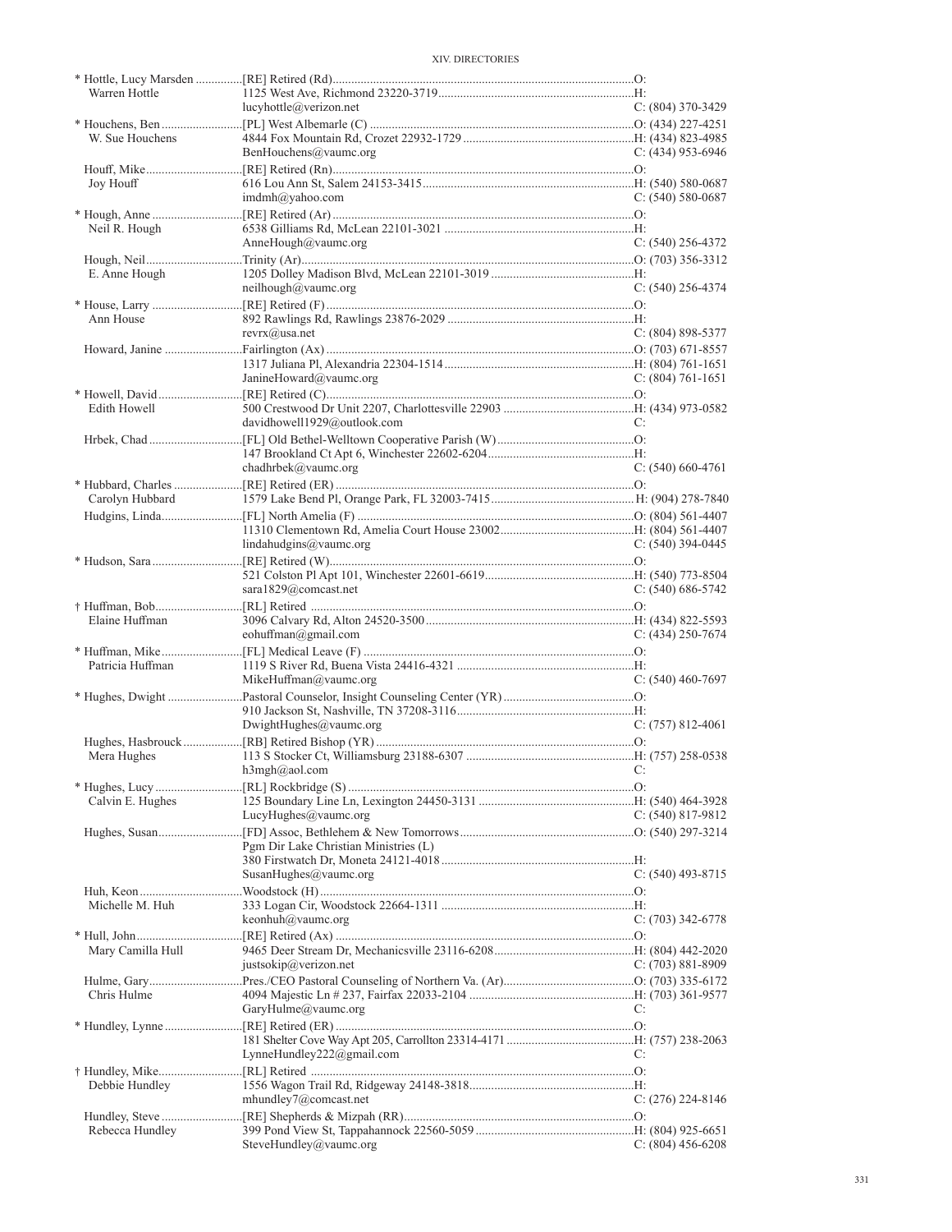| Name / Spouse | Appointment / Address / Email | Phone |
|---|---|---|
| * Hottle, Lucy Marsden | [RE] Retired (Rd) | O: |
| Warren Hottle | 1125 West Ave, Richmond 23220-3719 | H: |
| | lucyhottle@verizon.net | C: (804) 370-3429 |
| * Houchens, Ben | [PL] West Albemarle (C) | O: (434) 227-4251 |
| W. Sue Houchens | 4844 Fox Mountain Rd, Crozet 22932-1729 | H: (434) 823-4985 |
| | BenHouchens@vaumc.org | C: (434) 953-6946 |
| Houff, Mike | [RE] Retired (Rn) | O: |
| Joy Houff | 616 Lou Ann St, Salem 24153-3415 | H: (540) 580-0687 |
| | imdmh@yahoo.com | C: (540) 580-0687 |
| * Hough, Anne | [RE] Retired (Ar) | O: |
| Neil R. Hough | 6538 Gilliams Rd, McLean 22101-3021 | H: |
| | AnneHough@vaumc.org | C: (540) 256-4372 |
| Hough, Neil | Trinity (Ar) | O: (703) 356-3312 |
| E. Anne Hough | 1205 Dolley Madison Blvd, McLean 22101-3019 | H: |
| | neilhough@vaumc.org | C: (540) 256-4374 |
| * House, Larry | [RE] Retired (F) | O: |
| Ann House | 892 Rawlings Rd, Rawlings 23876-2029 | H: |
| | revrx@usa.net | C: (804) 898-5377 |
| Howard, Janine | Fairlington (Ax) | O: (703) 671-8557 |
| | 1317 Juliana Pl, Alexandria 22304-1514 | H: (804) 761-1651 |
| | JanineHoward@vaumc.org | C: (804) 761-1651 |
| * Howell, David | [RE] Retired (C) | O: |
| Edith Howell | 500 Crestwood Dr Unit 2207, Charlottesville 22903 | H: (434) 973-0582 |
| | davidhowell1929@outlook.com | C: |
| Hrbek, Chad | [FL] Old Bethel-Welltown Cooperative Parish (W) | O: |
| | 147 Brookland Ct Apt 6, Winchester 22602-6204 | H: |
| | chadhrbek@vaumc.org | C: (540) 660-4761 |
| * Hubbard, Charles | [RE] Retired (ER) | O: |
| Carolyn Hubbard | 1579 Lake Bend Pl, Orange Park, FL 32003-7415 | H: (904) 278-7840 |
| Hudgins, Linda | [FL] North Amelia (F) | O: (804) 561-4407 |
| | 11310 Clementown Rd, Amelia Court House 23002 | H: (804) 561-4407 |
| | lindahudgins@vaumc.org | C: (540) 394-0445 |
| * Hudson, Sara | [RE] Retired (W) | O: |
| | 521 Colston Pl Apt 101, Winchester 22601-6619 | H: (540) 773-8504 |
| | sara1829@comcast.net | C: (540) 686-5742 |
| † Huffman, Bob | [RL] Retired | O: |
| Elaine Huffman | 3096 Calvary Rd, Alton 24520-3500 | H: (434) 822-5593 |
| | eohuffman@gmail.com | C: (434) 250-7674 |
| * Huffman, Mike | [FL] Medical Leave (F) | O: |
| Patricia Huffman | 1119 S River Rd, Buena Vista 24416-4321 | H: |
| | MikeHuffman@vaumc.org | C: (540) 460-7697 |
| * Hughes, Dwight | Pastoral Counselor, Insight Counseling Center (YR) | O: |
| | 910 Jackson St, Nashville, TN 37208-3116 | H: |
| | DwightHughes@vaumc.org | C: (757) 812-4061 |
| Hughes, Hasbrouck | [RB] Retired Bishop (YR) | O: |
| Mera Hughes | 113 S Stocker Ct, Williamsburg 23188-6307 | H: (757) 258-0538 |
| | h3mgh@aol.com | C: |
| * Hughes, Lucy | [RL] Rockbridge (S) | O: |
| Calvin E. Hughes | 125 Boundary Line Ln, Lexington 24450-3131 | H: (540) 464-3928 |
| | LucyHughes@vaumc.org | C: (540) 817-9812 |
| Hughes, Susan | [FD] Assoc, Bethlehem & New Tomorrows | O: (540) 297-3214 |
| | Pgm Dir Lake Christian Ministries (L) | |
| | 380 Firstwatch Dr, Moneta 24121-4018 | H: |
| | SusanHughes@vaumc.org | C: (540) 493-8715 |
| Huh, Keon | Woodstock (H) | O: |
| Michelle M. Huh | 333 Logan Cir, Woodstock 22664-1311 | H: |
| | keonhuh@vaumc.org | C: (703) 342-6778 |
| * Hull, John | [RE] Retired (Ax) | O: |
| Mary Camilla Hull | 9465 Deer Stream Dr, Mechanicsville 23116-6208 | H: (804) 442-2020 |
| | justsokip@verizon.net | C: (703) 881-8909 |
| Hulme, Gary | Pres./CEO Pastoral Counseling of Northern Va. (Ar) | O: (703) 335-6172 |
| Chris Hulme | 4094 Majestic Ln # 237, Fairfax 22033-2104 | H: (703) 361-9577 |
| | GaryHulme@vaumc.org | C: |
| * Hundley, Lynne | [RE] Retired (ER) | O: |
| | 181 Shelter Cove Way Apt 205, Carrollton 23314-4171 | H: (757) 238-2063 |
| | LynneHundley222@gmail.com | C: |
| † Hundley, Mike | [RL] Retired | O: |
| Debbie Hundley | 1556 Wagon Trail Rd, Ridgeway 24148-3818 | H: |
| | mhundley7@comcast.net | C: (276) 224-8146 |
| Hundley, Steve | [RE] Shepherds & Mizpah (RR) | O: |
| Rebecca Hundley | 399 Pond View St, Tappahannock 22560-5059 | H: (804) 925-6651 |
| | SteveHundley@vaumc.org | C: (804) 456-6208 |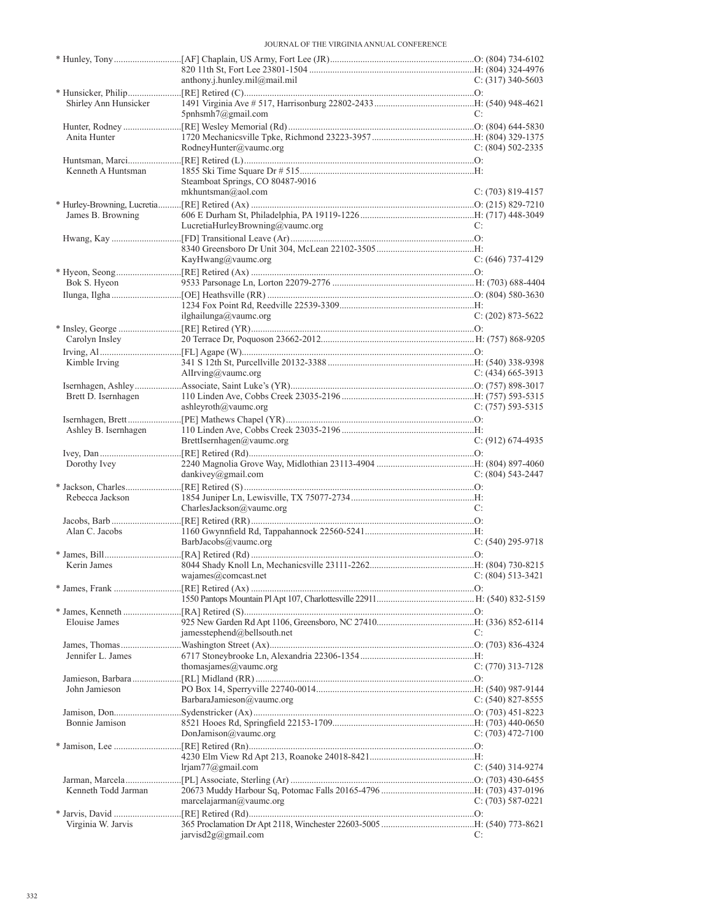| Name / Spouse | Appointment / Address / Email | Phone |
|---|---|---|
| * Hunley, Tony | [AF] Chaplain, US Army, Fort Lee (JR) | O: (804) 734-6102 |
| | 820 11th St, Fort Lee 23801-1504 | H: (804) 324-4976 |
| | anthony.j.hunley.mil@mail.mil | C: (317) 340-5603 |
| * Hunsicker, Philip | [RE] Retired (C) | O: |
| Shirley Ann Hunsicker | 1491 Virginia Ave # 517, Harrisonburg 22802-2433 | H: (540) 948-4621 |
| | 5pnhsmh7@gmail.com | C: |
| Hunter, Rodney | [RE] Wesley Memorial (Rd) | O: (804) 644-5830 |
| Anita Hunter | 1720 Mechanicsville Tpke, Richmond 23223-3957 | H: (804) 329-1375 |
| | RodneyHunter@vaumc.org | C: (804) 502-2335 |
| Huntsman, Marci | [RE] Retired (L) | O: |
| Kenneth A Huntsman | 1855 Ski Time Square Dr # 515 | H: |
| | Steamboat Springs, CO 80487-9016 | |
| | mkhuntsman@aol.com | C: (703) 819-4157 |
| * Hurley-Browning, Lucretia | [RE] Retired (Ax) | O: (215) 829-7210 |
| James B. Browning | 606 E Durham St, Philadelphia, PA 19119-1226 | H: (717) 448-3049 |
| | LucretiaHurleyBrowning@vaumc.org | C: |
| Hwang, Kay | [FD] Transitional Leave (Ar) | O: |
| | 8340 Greensboro Dr Unit 304, McLean 22102-3505 | H: |
| | KayHwang@vaumc.org | C: (646) 737-4129 |
| * Hyeon, Seong | [RE] Retired (Ax) | O: |
| Bok S. Hyeon | 9533 Parsonage Ln, Lorton 22079-2776 | H: (703) 688-4404 |
| Ilunga, Ilgha | [OE] Heathsville (RR) | O: (804) 580-3630 |
| | 1234 Fox Point Rd, Reedville 22539-3309 | H: |
| | ilghailunga@vaumc.org | C: (202) 873-5622 |
| * Insley, George | [RE] Retired (YR) | O: |
| Carolyn Insley | 20 Terrace Dr, Poquoson 23662-2012 | H: (757) 868-9205 |
| Irving, Al | [FL] Agape (W) | O: |
| Kimble Irving | 341 S 12th St, Purcellville 20132-3388 | H: (540) 338-9398 |
| | AlIrving@vaumc.org | C: (434) 665-3913 |
| Isernhagen, Ashley | Associate, Saint Luke's (YR) | O: (757) 898-3017 |
| Brett D. Isernhagen | 110 Linden Ave, Cobbs Creek 23035-2196 | H: (757) 593-5315 |
| | ashleyroth@vaumc.org | C: (757) 593-5315 |
| Isernhagen, Brett | [PE] Mathews Chapel (YR) | O: |
| Ashley B. Isernhagen | 110 Linden Ave, Cobbs Creek 23035-2196 | H: |
| | BrettIsernhagen@vaumc.org | C: (912) 674-4935 |
| Ivey, Dan | [RE] Retired (Rd) | O: |
| Dorothy Ivey | 2240 Magnolia Grove Way, Midlothian 23113-4904 | H: (804) 897-4060 |
| | dankivey@gmail.com | C: (804) 543-2447 |
| * Jackson, Charles | [RE] Retired (S) | O: |
| Rebecca Jackson | 1854 Juniper Ln, Lewisville, TX 75077-2734 | H: |
| | CharlesJackson@vaumc.org | C: |
| Jacobs, Barb | [RE] Retired (RR) | O: |
| Alan C. Jacobs | 1160 Gwynnfield Rd, Tappahannock 22560-5241 | H: |
| | BarbJacobs@vaumc.org | C: (540) 295-9718 |
| * James, Bill | [RA] Retired (Rd) | O: |
| Kerin James | 8044 Shady Knoll Ln, Mechanicsville 23111-2262 | H: (804) 730-8215 |
| | wajames@comcast.net | C: (804) 513-3421 |
| * James, Frank | [RE] Retired (Ax) | O: |
| | 1550 Pantops Mountain Pl Apt 107, Charlottesville 22911 | H: (540) 832-5159 |
| * James, Kenneth | [RA] Retired (S) | O: |
| Elouise James | 925 New Garden Rd Apt 1106, Greensboro, NC 27410 | H: (336) 852-6114 |
| | jamesstephend@bellsouth.net | C: |
| James, Thomas | Washington Street (Ax) | O: (703) 836-4324 |
| Jennifer L. James | 6717 Stoneybrooke Ln, Alexandria 22306-1354 | H: |
| | thomasjames@vaumc.org | C: (770) 313-7128 |
| Jamieson, Barbara | [RL] Midland (RR) | O: |
| John Jamieson | PO Box 14, Sperryville 22740-0014 | H: (540) 987-9144 |
| | BarbaraJamieson@vaumc.org | C: (540) 827-8555 |
| Jamison, Don | Sydenstricker (Ax) | O: (703) 451-8223 |
| Bonnie Jamison | 8521 Hooes Rd, Springfield 22153-1709 | H: (703) 440-0650 |
| | DonJamison@vaumc.org | C: (703) 472-7100 |
| * Jamison, Lee | [RE] Retired (Rn) | O: |
| | 4230 Elm View Rd Apt 213, Roanoke 24018-8421 | H: |
| | lrjam77@gmail.com | C: (540) 314-9274 |
| Jarman, Marcela | [PL] Associate, Sterling (Ar) | O: (703) 430-6455 |
| Kenneth Todd Jarman | 20673 Muddy Harbour Sq, Potomac Falls 20165-4796 | H: (703) 437-0196 |
| | marcelajarman@vaumc.org | C: (703) 587-0221 |
| * Jarvis, David | [RE] Retired (Rd) | O: |
| Virginia W. Jarvis | 365 Proclamation Dr Apt 2118, Winchester 22603-5005 | H: (540) 773-8621 |
| | jarvisd2g@gmail.com | C: |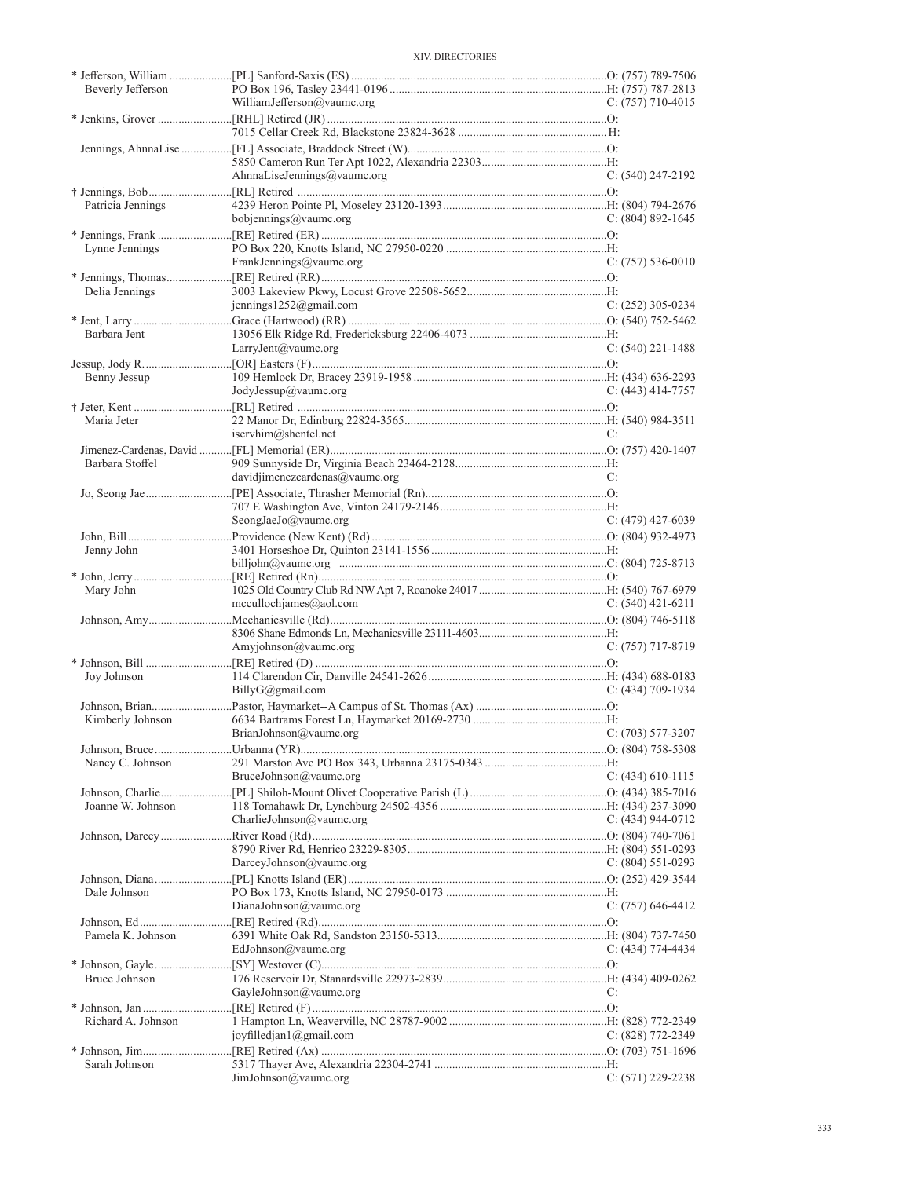| Name | Appointment / Address / Email | Phone |
|---|---|---|
| * Jefferson, William | [PL] Sanford-Saxis (ES) | O: (757) 789-7506 |
| Beverly Jefferson | PO Box 196, Tasley 23441-0196 | H: (757) 787-2813 |
| | WilliamJefferson@vaumc.org | C: (757) 710-4015 |
| * Jenkins, Grover | [RHL] Retired (JR) | O: |
| | 7015 Cellar Creek Rd, Blackstone 23824-3628 | H: |
| Jennings, AhnnaLise | [FL] Associate, Braddock Street (W) | O: |
| | 5850 Cameron Run Ter Apt 1022, Alexandria 22303 | H: |
| | AhnnaLiseJennings@vaumc.org | C: (540) 247-2192 |
| † Jennings, Bob | [RL] Retired | O: |
| Patricia Jennings | 4239 Heron Pointe Pl, Moseley 23120-1393 | H: (804) 794-2676 |
| | bobjennings@vaumc.org | C: (804) 892-1645 |
| * Jennings, Frank | [RE] Retired (ER) | O: |
| Lynne Jennings | PO Box 220, Knotts Island, NC 27950-0220 | H: |
| | FrankJennings@vaumc.org | C: (757) 536-0010 |
| * Jennings, Thomas | [RE] Retired (RR) | O: |
| Delia Jennings | 3003 Lakeview Pkwy, Locust Grove 22508-5652 | H: |
| | jennings1252@gmail.com | C: (252) 305-0234 |
| * Jent, Larry | Grace (Hartwood) (RR) | O: (540) 752-5462 |
| Barbara Jent | 13056 Elk Ridge Rd, Fredericksburg 22406-4073 | H: |
| | LarryJent@vaumc.org | C: (540) 221-1488 |
| Jessup, Jody R. | [OR] Easters (F) | O: |
| Benny Jessup | 109 Hemlock Dr, Bracey 23919-1958 | H: (434) 636-2293 |
| | JodyJessup@vaumc.org | C: (443) 414-7757 |
| † Jeter, Kent | [RL] Retired | O: |
| Maria Jeter | 22 Manor Dr, Edinburg 22824-3565 | H: (540) 984-3511 |
| | iservhim@shentel.net | C: |
| Jimenez-Cardenas, David | [FL] Memorial (ER) | O: (757) 420-1407 |
| Barbara Stoffel | 909 Sunnyside Dr, Virginia Beach 23464-2128 | H: |
| | davidjimenezcardenas@vaumc.org | C: |
| Jo, Seong Jae | [PE] Associate, Thrasher Memorial (Rn) | O: |
| | 707 E Washington Ave, Vinton 24179-2146 | H: |
| | SeongJaeJo@vaumc.org | C: (479) 427-6039 |
| John, Bill | Providence (New Kent) (Rd) | O: (804) 932-4973 |
| Jenny John | 3401 Horseshoe Dr, Quinton 23141-1556 | H: |
| | billjohn@vaumc.org | C: (804) 725-8713 |
| * John, Jerry | [RE] Retired (Rn) | O: |
| Mary John | 1025 Old Country Club Rd NW Apt 7, Roanoke 24017 | H: (540) 767-6979 |
| | mccullochjames@aol.com | C: (540) 421-6211 |
| Johnson, Amy | Mechanicsville (Rd) | O: (804) 746-5118 |
| | 8306 Shane Edmonds Ln, Mechanicsville 23111-4603 | H: |
| | Amyjohnson@vaumc.org | C: (757) 717-8719 |
| * Johnson, Bill | [RE] Retired (D) | O: |
| Joy Johnson | 114 Clarendon Cir, Danville 24541-2626 | H: (434) 688-0183 |
| | BillyG@gmail.com | C: (434) 709-1934 |
| Johnson, Brian | Pastor, Haymarket--A Campus of St. Thomas (Ax) | O: |
| Kimberly Johnson | 6634 Bartrams Forest Ln, Haymarket 20169-2730 | H: |
| | BrianJohnson@vaumc.org | C: (703) 577-3207 |
| Johnson, Bruce | Urbanna (YR) | O: (804) 758-5308 |
| Nancy C. Johnson | 291 Marston Ave PO Box 343, Urbanna 23175-0343 | H: |
| | BruceJohnson@vaumc.org | C: (434) 610-1115 |
| Johnson, Charlie | [PL] Shiloh-Mount Olivet Cooperative Parish (L) | O: (434) 385-7016 |
| Joanne W. Johnson | 118 Tomahawk Dr, Lynchburg 24502-4356 | H: (434) 237-3090 |
| | CharlieJohnson@vaumc.org | C: (434) 944-0712 |
| Johnson, Darcey | River Road (Rd) | O: (804) 740-7061 |
| | 8790 River Rd, Henrico 23229-8305 | H: (804) 551-0293 |
| | DarceyJohnson@vaumc.org | C: (804) 551-0293 |
| Johnson, Diana | [PL] Knotts Island (ER) | O: (252) 429-3544 |
| Dale Johnson | PO Box 173, Knotts Island, NC 27950-0173 | H: |
| | DianaJohnson@vaumc.org | C: (757) 646-4412 |
| Johnson, Ed | [RE] Retired (Rd) | O: |
| Pamela K. Johnson | 6391 White Oak Rd, Sandston 23150-5313 | H: (804) 737-7450 |
| | EdJohnson@vaumc.org | C: (434) 774-4434 |
| * Johnson, Gayle | [SY] Westover (C) | O: |
| Bruce Johnson | 176 Reservoir Dr, Stanardsville 22973-2839 | H: (434) 409-0262 |
| | GayleJohnson@vaumc.org | C: |
| * Johnson, Jan | [RE] Retired (F) | O: |
| Richard A. Johnson | 1 Hampton Ln, Weaverville, NC 28787-9002 | H: (828) 772-2349 |
| | joyfilledjan1@gmail.com | C: (828) 772-2349 |
| * Johnson, Jim | [RE] Retired (Ax) | O: (703) 751-1696 |
| Sarah Johnson | 5317 Thayer Ave, Alexandria 22304-2741 | H: |
| | JimJohnson@vaumc.org | C: (571) 229-2238 |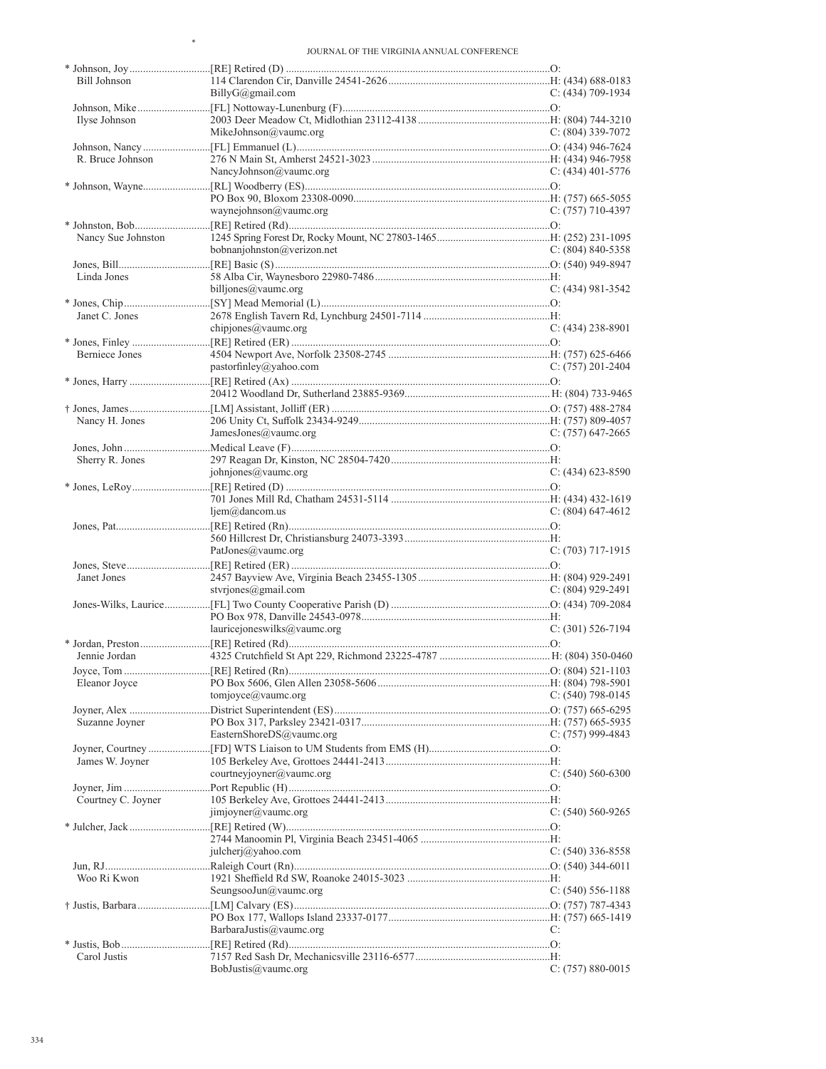| Name | Appointment / Address / Email | Phone |
|---|---|---|
| * Johnson, Joy | [RE] Retired (D) | O: |
| Bill Johnson | 114 Clarendon Cir, Danville 24541-2626 | H: (434) 688-0183 |
| | BillyG@gmail.com | C: (434) 709-1934 |
| Johnson, Mike | [FL] Nottoway-Lunenburg (F) | O: |
| Ilyse Johnson | 2003 Deer Meadow Ct, Midlothian 23112-4138 | H: (804) 744-3210 |
| | MikeJohnson@vaumc.org | C: (804) 339-7072 |
| Johnson, Nancy | [FL] Emmanuel (L) | O: (434) 946-7624 |
| R. Bruce Johnson | 276 N Main St, Amherst 24521-3023 | H: (434) 946-7958 |
| | NancyJohnson@vaumc.org | C: (434) 401-5776 |
| * Johnson, Wayne | [RL] Woodberry (ES) | O: |
| | PO Box 90, Bloxom 23308-0090 | H: (757) 665-5055 |
| | waynejohnson@vaumc.org | C: (757) 710-4397 |
| * Johnston, Bob | [RE] Retired (Rd) | O: |
| Nancy Sue Johnston | 1245 Spring Forest Dr, Rocky Mount, NC 27803-1465 | H: (252) 231-1095 |
| | bobnanjohnston@verizon.net | C: (804) 840-5358 |
| Jones, Bill | [RE] Basic (S) | O: (540) 949-8947 |
| Linda Jones | 58 Alba Cir, Waynesboro 22980-7486 | H: |
| | billjones@vaumc.org | C: (434) 981-3542 |
| * Jones, Chip | [SY] Mead Memorial (L) | O: |
| Janet C. Jones | 2678 English Tavern Rd, Lynchburg 24501-7114 | H: |
| | chipjones@vaumc.org | C: (434) 238-8901 |
| * Jones, Finley | [RE] Retired (ER) | O: |
| Berniece Jones | 4504 Newport Ave, Norfolk 23508-2745 | H: (757) 625-6466 |
| | pastorfinley@yahoo.com | C: (757) 201-2404 |
| * Jones, Harry | [RE] Retired (Ax) | O: |
| | 20412 Woodland Dr, Sutherland 23885-9369 | H: (804) 733-9465 |
| † Jones, James | [LM] Assistant, Jolliff (ER) | O: (757) 488-2784 |
| Nancy H. Jones | 206 Unity Ct, Suffolk 23434-9249 | H: (757) 809-4057 |
| | JamesJones@vaumc.org | C: (757) 647-2665 |
| Jones, John | Medical Leave (F) | O: |
| Sherry R. Jones | 297 Reagan Dr, Kinston, NC 28504-7420 | H: |
| | johnjones@vaumc.org | C: (434) 623-8590 |
| * Jones, LeRoy | [RE] Retired (D) | O: |
| | 701 Jones Mill Rd, Chatham 24531-5114 | H: (434) 432-1619 |
| | ljem@dancom.us | C: (804) 647-4612 |
| Jones, Pat | [RE] Retired (Rn) | O: |
| | 560 Hillcrest Dr, Christiansburg 24073-3393 | H: |
| | PatJones@vaumc.org | C: (703) 717-1915 |
| Jones, Steve | [RE] Retired (ER) | O: |
| Janet Jones | 2457 Bayview Ave, Virginia Beach 23455-1305 | H: (804) 929-2491 |
| | stvrjones@gmail.com | C: (804) 929-2491 |
| Jones-Wilks, Laurice | [FL] Two County Cooperative Parish (D) | O: (434) 709-2084 |
| | PO Box 978, Danville 24543-0978 | H: |
| | laurice jones wilks@vaumc.org | C: (301) 526-7194 |
| * Jordan, Preston | [RE] Retired (Rd) | O: |
| Jennie Jordan | 4325 Crutchfield St Apt 229, Richmond 23225-4787 | H: (804) 350-0460 |
| Joyce, Tom | [RE] Retired (Rn) | O: (804) 521-1103 |
| Eleanor Joyce | PO Box 5606, Glen Allen 23058-5606 | H: (804) 798-5901 |
| | tomjoyce@vaumc.org | C: (540) 798-0145 |
| Joyner, Alex | District Superintendent (ES) | O: (757) 665-6295 |
| Suzanne Joyner | PO Box 317, Parksley 23421-0317 | H: (757) 665-5935 |
| | EasternShoreDS@vaumc.org | C: (757) 999-4843 |
| Joyner, Courtney | [FD] WTS Liaison to UM Students from EMS (H) | O: |
| James W. Joyner | 105 Berkeley Ave, Grottoes 24441-2413 | H: |
| | courtneyjoyner@vaumc.org | C: (540) 560-6300 |
| Joyner, Jim | Port Republic (H) | O: |
| Courtney C. Joyner | 105 Berkeley Ave, Grottoes 24441-2413 | H: |
| | jimjoyner@vaumc.org | C: (540) 560-9265 |
| * Julcher, Jack | [RE] Retired (W) | O: |
| | 2744 Manoomin Pl, Virginia Beach 23451-4065 | H: |
| | julcherj@yahoo.com | C: (540) 336-8558 |
| Jun, RJ | Raleigh Court (Rn) | O: (540) 344-6011 |
| Woo Ri Kwon | 1921 Sheffield Rd SW, Roanoke 24015-3023 | H: |
| | SeungsooJun@vaumc.org | C: (540) 556-1188 |
| † Justis, Barbara | [LM] Calvary (ES) | O: (757) 787-4343 |
| | PO Box 177, Wallops Island 23337-0177 | H: (757) 665-1419 |
| | BarbaraJustis@vaumc.org | C: |
| * Justis, Bob | [RE] Retired (Rd) | O: |
| Carol Justis | 7157 Red Sash Dr, Mechanicsville 23116-6577 | H: |
| | BobJustis@vaumc.org | C: (757) 880-0015 |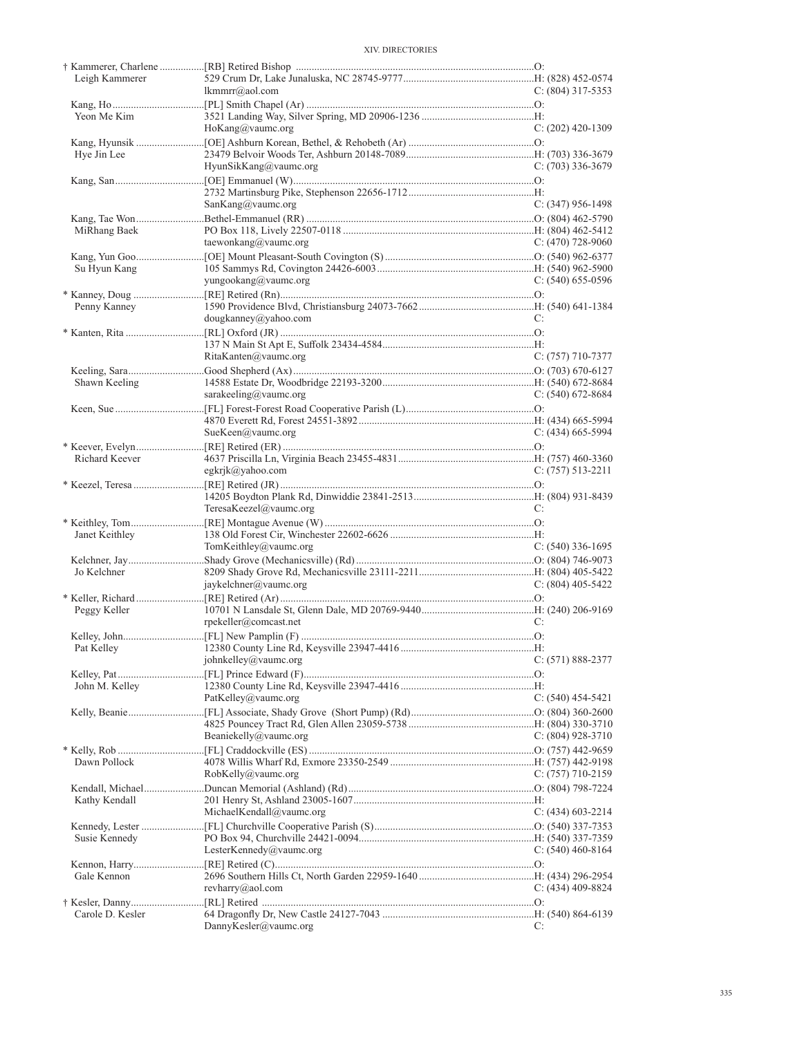| Name / Spouse | Appointment / Address / Email | Phone |
|---|---|---|
| † Kammerer, Charlene | [RB] Retired Bishop | O: |
| Leigh Kammerer | 529 Crum Dr, Lake Junaluska, NC 28745-9777 | H: (828) 452-0574 |
| | lkmmrr@aol.com | C: (804) 317-5353 |
| Kang, Ho | [PL] Smith Chapel (Ar) | O: |
| Yeon Me Kim | 3521 Landing Way, Silver Spring, MD 20906-1236 | H: |
| | HoKang@vaumc.org | C: (202) 420-1309 |
| Kang, Hyunsik | [OE] Ashburn Korean, Bethel, & Rehobeth (Ar) | O: |
| Hye Jin Lee | 23479 Belvoir Woods Ter, Ashburn 20148-7089 | H: (703) 336-3679 |
| | HyunSikKang@vaumc.org | C: (703) 336-3679 |
| Kang, San | [OE] Emmanuel (W) | O: |
| | 2732 Martinsburg Pike, Stephenson 22656-1712 | H: |
| | SanKang@vaumc.org | C: (347) 956-1498 |
| Kang, Tae Won | Bethel-Emmanuel (RR) | O: (804) 462-5790 |
| MiRhang Baek | PO Box 118, Lively 22507-0118 | H: (804) 462-5412 |
| | taewonkang@vaumc.org | C: (470) 728-9060 |
| Kang, Yun Goo | [OE] Mount Pleasant-South Covington (S) | O: (540) 962-6377 |
| Su Hyun Kang | 105 Sammys Rd, Covington 24426-6003 | H: (540) 962-5900 |
| | yungookang@vaumc.org | C: (540) 655-0596 |
| * Kanney, Doug | [RE] Retired (Rn) | O: |
| Penny Kanney | 1590 Providence Blvd, Christiansburg 24073-7662 | H: (540) 641-1384 |
| | dougkanney@yahoo.com | C: |
| * Kanten, Rita | [RL] Oxford (JR) | O: |
| | 137 N Main St Apt E, Suffolk 23434-4584 | H: |
| | RitaKanten@vaumc.org | C: (757) 710-7377 |
| Keeling, Sara | Good Shepherd (Ax) | O: (703) 670-6127 |
| Shawn Keeling | 14588 Estate Dr, Woodbridge 22193-3200 | H: (540) 672-8684 |
| | sarakeeling@vaumc.org | C: (540) 672-8684 |
| Keen, Sue | [FL] Forest-Forest Road Cooperative Parish (L) | O: |
| | 4870 Everett Rd, Forest 24551-3892 | H: (434) 665-5994 |
| | SueKeen@vaumc.org | C: (434) 665-5994 |
| * Keever, Evelyn | [RE] Retired (ER) | O: |
| Richard Keever | 4637 Priscilla Ln, Virginia Beach 23455-4831 | H: (757) 460-3360 |
| | egkrjk@yahoo.com | C: (757) 513-2211 |
| * Keezel, Teresa | [RE] Retired (JR) | O: |
| | 14205 Boydton Plank Rd, Dinwiddie 23841-2513 | H: (804) 931-8439 |
| | TeresaKeezel@vaumc.org | C: |
| * Keithley, Tom | [RE] Montague Avenue (W) | O: |
| Janet Keithley | 138 Old Forest Cir, Winchester 22602-6626 | H: |
| | TomKeithley@vaumc.org | C: (540) 336-1695 |
| Kelchner, Jay | Shady Grove (Mechanicsville) (Rd) | O: (804) 746-9073 |
| Jo Kelchner | 8209 Shady Grove Rd, Mechanicsville 23111-2211 | H: (804) 405-5422 |
| | jaykelchner@vaumc.org | C: (804) 405-5422 |
| * Keller, Richard | [RE] Retired (Ar) | O: |
| Peggy Keller | 10701 N Lansdale St, Glenn Dale, MD 20769-9440 | H: (240) 206-9169 |
| | rpekeller@comcast.net | C: |
| Kelley, John | [FL] New Pamplin (F) | O: |
| Pat Kelley | 12380 County Line Rd, Keysville 23947-4416 | H: |
| | johnkelley@vaumc.org | C: (571) 888-2377 |
| Kelley, Pat | [FL] Prince Edward (F) | O: |
| John M. Kelley | 12380 County Line Rd, Keysville 23947-4416 | H: |
| | PatKelley@vaumc.org | C: (540) 454-5421 |
| Kelly, Beanie | [FL] Associate, Shady Grove (Short Pump) (Rd) | O: (804) 360-2600 |
| | 4825 Pouncey Tract Rd, Glen Allen 23059-5738 | H: (804) 330-3710 |
| | Beaniekelly@vaumc.org | C: (804) 928-3710 |
| * Kelly, Rob | [FL] Craddockville (ES) | O: (757) 442-9659 |
| Dawn Pollock | 4078 Willis Wharf Rd, Exmore 23350-2549 | H: (757) 442-9198 |
| | RobKelly@vaumc.org | C: (757) 710-2159 |
| Kendall, Michael | Duncan Memorial (Ashland) (Rd) | O: (804) 798-7224 |
| Kathy Kendall | 201 Henry St, Ashland 23005-1607 | H: |
| | MichaelKendall@vaumc.org | C: (434) 603-2214 |
| Kennedy, Lester | [FL] Churchville Cooperative Parish (S) | O: (540) 337-7353 |
| Susie Kennedy | PO Box 94, Churchville 24421-0094 | H: (540) 337-7359 |
| | LesterKennedy@vaumc.org | C: (540) 460-8164 |
| Kennon, Harry | [RE] Retired (C) | O: |
| Gale Kennon | 2696 Southern Hills Ct, North Garden 22959-1640 | H: (434) 296-2954 |
| | revharry@aol.com | C: (434) 409-8824 |
| † Kesler, Danny | [RL] Retired | O: |
| Carole D. Kesler | 64 Dragonfly Dr, New Castle 24127-7043 | H: (540) 864-6139 |
| | DannyKesler@vaumc.org | C: |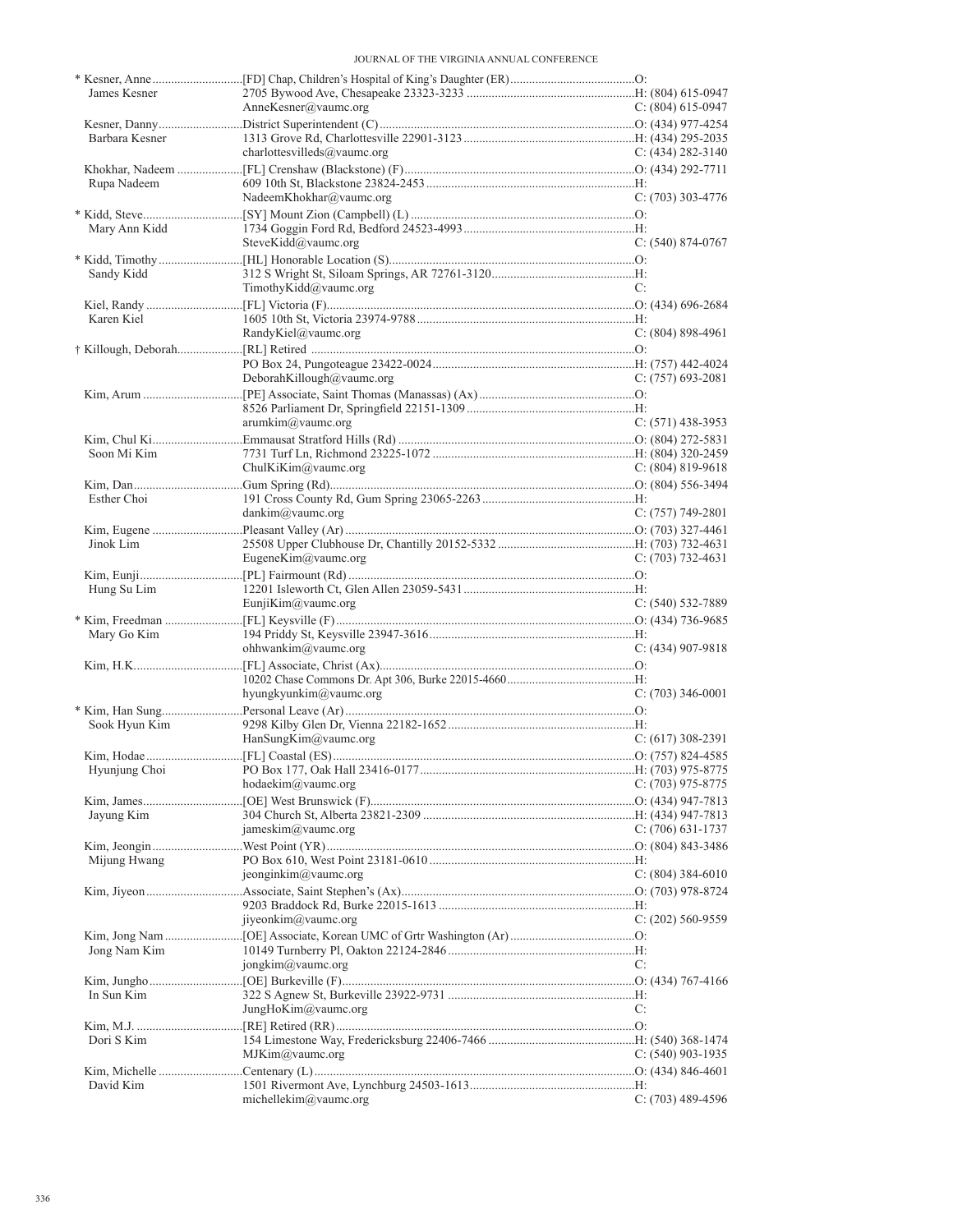| Name | Appointment / Address | Phone |
|---|---|---|
| * Kesner, Anne | [FD] Chap, Children's Hospital of King's Daughter (ER) | O: |
| James Kesner | 2705 Bywood Ave, Chesapeake 23323-3233 | H: (804) 615-0947 |
| | AnneKesner@vaumc.org | C: (804) 615-0947 |
| Kesner, Danny | District Superintendent (C) | O: (434) 977-4254 |
| Barbara Kesner | 1313 Grove Rd, Charlottesville 22901-3123 | H: (434) 295-2035 |
| | charlottesvilleds@vaumc.org | C: (434) 282-3140 |
| Khokhar, Nadeem | [FL] Crenshaw (Blackstone) (F) | O: (434) 292-7711 |
| Rupa Nadeem | 609 10th St, Blackstone 23824-2453 | H: |
| | NadeemKhokhar@vaumc.org | C: (703) 303-4776 |
| * Kidd, Steve | [SY] Mount Zion (Campbell) (L) | O: |
| Mary Ann Kidd | 1734 Goggin Ford Rd, Bedford 24523-4993 | H: |
| | SteveKidd@vaumc.org | C: (540) 874-0767 |
| * Kidd, Timothy | [HL] Honorable Location (S) | O: |
| Sandy Kidd | 312 S Wright St, Siloam Springs, AR 72761-3120 | H: |
| | TimothyKidd@vaumc.org | C: |
| Kiel, Randy | [FL] Victoria (F) | O: (434) 696-2684 |
| Karen Kiel | 1605 10th St, Victoria 23974-9788 | H: |
| | RandyKiel@vaumc.org | C: (804) 898-4961 |
| † Killough, Deborah | [RL] Retired | O: |
| | PO Box 24, Pungoteague 23422-0024 | H: (757) 442-4024 |
| | DeborahKillough@vaumc.org | C: (757) 693-2081 |
| Kim, Arum | [PE] Associate, Saint Thomas (Manassas) (Ax) | O: |
| | 8526 Parliament Dr, Springfield 22151-1309 | H: |
| | arumkim@vaumc.org | C: (571) 438-3953 |
| Kim, Chul Ki | Emmausat Stratford Hills (Rd) | O: (804) 272-5831 |
| Soon Mi Kim | 7731 Turf Ln, Richmond 23225-1072 | H: (804) 320-2459 |
| | ChulKiKim@vaumc.org | C: (804) 819-9618 |
| Kim, Dan | Gum Spring (Rd) | O: (804) 556-3494 |
| Esther Choi | 191 Cross County Rd, Gum Spring 23065-2263 | H: |
| | dankim@vaumc.org | C: (757) 749-2801 |
| Kim, Eugene | Pleasant Valley (Ar) | O: (703) 327-4461 |
| Jinok Lim | 25508 Upper Clubhouse Dr, Chantilly 20152-5332 | H: (703) 732-4631 |
| | EugeneKim@vaumc.org | C: (703) 732-4631 |
| Kim, Eunji | [PL] Fairmount (Rd) | O: |
| Hung Su Lim | 12201 Isleworth Ct, Glen Allen 23059-5431 | H: |
| | EunjiKim@vaumc.org | C: (540) 532-7889 |
| * Kim, Freedman | [FL] Keysville (F) | O: (434) 736-9685 |
| Mary Go Kim | 194 Priddy St, Keysville 23947-3616 | H: |
| | ohhwankim@vaumc.org | C: (434) 907-9818 |
| Kim, H.K. | [FL] Associate, Christ (Ax) | O: |
| | 10202 Chase Commons Dr. Apt 306, Burke 22015-4660 | H: |
| | hyungkyunkim@vaumc.org | C: (703) 346-0001 |
| * Kim, Han Sung | Personal Leave (Ar) | O: |
| Sook Hyun Kim | 9298 Kilby Glen Dr, Vienna 22182-1652 | H: |
| | HanSungKim@vaumc.org | C: (617) 308-2391 |
| Kim, Hodae | [FL] Coastal (ES) | O: (757) 824-4585 |
| Hyunjung Choi | PO Box 177, Oak Hall 23416-0177 | H: (703) 975-8775 |
| | hodaekim@vaumc.org | C: (703) 975-8775 |
| Kim, James | [OE] West Brunswick (F) | O: (434) 947-7813 |
| Jayung Kim | 304 Church St, Alberta 23821-2309 | H: (434) 947-7813 |
| | jameskim@vaumc.org | C: (706) 631-1737 |
| Kim, Jeongin | West Point (YR) | O: (804) 843-3486 |
| Mijung Hwang | PO Box 610, West Point 23181-0610 | H: |
| | jeonginkim@vaumc.org | C: (804) 384-6010 |
| Kim, Jiyeon | Associate, Saint Stephen's (Ax) | O: (703) 978-8724 |
| | 9203 Braddock Rd, Burke 22015-1613 | H: |
| | jiyeonkim@vaumc.org | C: (202) 560-9559 |
| Kim, Jong Nam | [OE] Associate, Korean UMC of Grtr Washington (Ar) | O: |
| Jong Nam Kim | 10149 Turnberry Pl, Oakton 22124-2846 | H: |
| | jongkim@vaumc.org | C: |
| Kim, Jungho | [OE] Burkeville (F) | O: (434) 767-4166 |
| In Sun Kim | 322 S Agnew St, Burkeville 23922-9731 | H: |
| | JungHoKim@vaumc.org | C: |
| Kim, M.J. | [RE] Retired (RR) | O: |
| Dori S Kim | 154 Limestone Way, Fredericksburg 22406-7466 | H: (540) 368-1474 |
| | MJKim@vaumc.org | C: (540) 903-1935 |
| Kim, Michelle | Centenary (L) | O: (434) 846-4601 |
| David Kim | 1501 Rivermont Ave, Lynchburg 24503-1613 | H: |
| | michellekim@vaumc.org | C: (703) 489-4596 |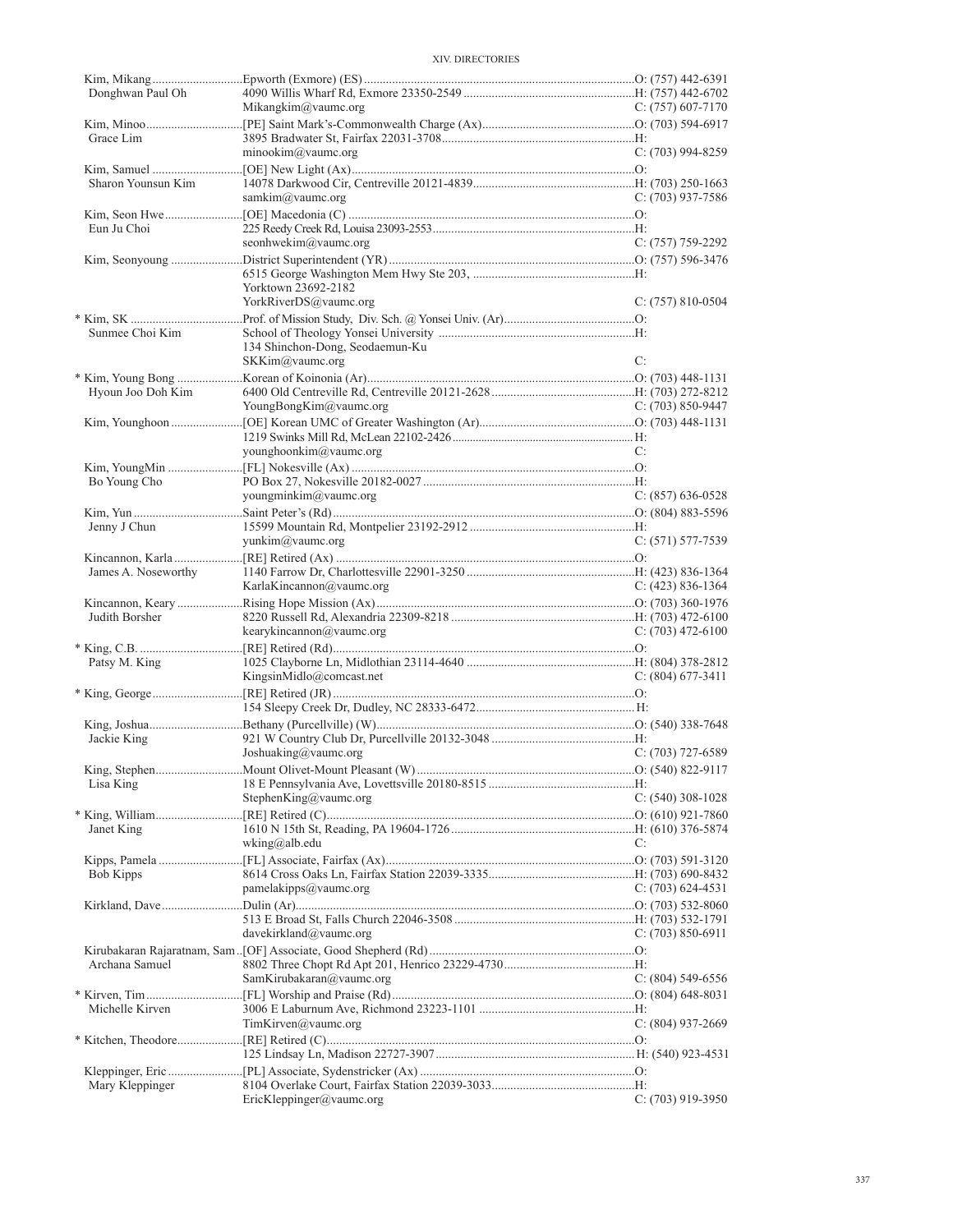| Name / Spouse | Appointment / Address / Email | Phone |
|---|---|---|
| Kim, Mikang | Epworth (Exmore) (ES) | O: (757) 442-6391 |
| Donghwan Paul Oh | 4090 Willis Wharf Rd, Exmore 23350-2549 | H: (757) 442-6702 |
| | Mikangkim@vaumc.org | C: (757) 607-7170 |
| Kim, Minoo | [PE] Saint Mark's-Commonwealth Charge (Ax) | O: (703) 594-6917 |
| Grace Lim | 3895 Bradwater St, Fairfax 22031-3708 | H: |
| | minookim@vaumc.org | C: (703) 994-8259 |
| Kim, Samuel | [OE] New Light (Ax) | O: |
| Sharon Younsun Kim | 14078 Darkwood Cir, Centreville 20121-4839 | H: (703) 250-1663 |
| | samkim@vaumc.org | C: (703) 937-7586 |
| Kim, Seon Hwe | [OE] Macedonia (C) | O: |
| Eun Ju Choi | 225 Reedy Creek Rd, Louisa 23093-2553 | H: |
| | seonhwekim@vaumc.org | C: (757) 759-2292 |
| Kim, Seonyoung | District Superintendent (YR) | O: (757) 596-3476 |
| | 6515 George Washington Mem Hwy Ste 203, Yorktown 23692-2182 | H: |
| | YorkRiverDS@vaumc.org | C: (757) 810-0504 |
| * Kim, SK | Prof. of Mission Study, Div. Sch. @ Yonsei Univ. (Ar) | O: |
| Sunmee Choi Kim | School of Theology Yonsei University | H: |
| | 134 Shinchon-Dong, Seodaemun-Ku | |
| | SKKim@vaumc.org | C: |
| * Kim, Young Bong | Korean of Koinonia (Ar) | O: (703) 448-1131 |
| Hyoun Joo Doh Kim | 6400 Old Centreville Rd, Centreville 20121-2628 | H: (703) 272-8212 |
| | YoungBongKim@vaumc.org | C: (703) 850-9447 |
| Kim, Younghoon | [OE] Korean UMC of Greater Washington (Ar) | O: (703) 448-1131 |
| | 1219 Swinks Mill Rd, McLean 22102-2426 | H: |
| | younghoonkim@vaumc.org | C: |
| Kim, YoungMin | [FL] Nokesville (Ax) | O: |
| Bo Young Cho | PO Box 27, Nokesville 20182-0027 | H: |
| | youngminkim@vaumc.org | C: (857) 636-0528 |
| Kim, Yun | Saint Peter's (Rd) | O: (804) 883-5596 |
| Jenny J Chun | 15599 Mountain Rd, Montpelier 23192-2912 | H: |
| | yunkim@vaumc.org | C: (571) 577-7539 |
| Kincannon, Karla | [RE] Retired (Ax) | O: |
| James A. Noseworthy | 1140 Farrow Dr, Charlottesville 22901-3250 | H: (423) 836-1364 |
| | KarlaKincannon@vaumc.org | C: (423) 836-1364 |
| Kincannon, Keary | Rising Hope Mission (Ax) | O: (703) 360-1976 |
| Judith Borsher | 8220 Russell Rd, Alexandria 22309-8218 | H: (703) 472-6100 |
| | kearykincannon@vaumc.org | C: (703) 472-6100 |
| * King, C.B. | [RE] Retired (Rd) | O: |
| Patsy M. King | 1025 Clayborne Ln, Midlothian 23114-4640 | H: (804) 378-2812 |
| | KingsinMidlo@comcast.net | C: (804) 677-3411 |
| * King, George | [RE] Retired (JR) | O: |
| | 154 Sleepy Creek Dr, Dudley, NC 28333-6472 | H: |
| King, Joshua | Bethany (Purcellville) (W) | O: (540) 338-7648 |
| Jackie King | 921 W Country Club Dr, Purcellville 20132-3048 | H: |
| | Joshuaking@vaumc.org | C: (703) 727-6589 |
| King, Stephen | Mount Olivet-Mount Pleasant (W) | O: (540) 822-9117 |
| Lisa King | 18 E Pennsylvania Ave, Lovettsville 20180-8515 | H: |
| | StephenKing@vaumc.org | C: (540) 308-1028 |
| * King, William | [RE] Retired (C) | O: (610) 921-7860 |
| Janet King | 1610 N 15th St, Reading, PA 19604-1726 | H: (610) 376-5874 |
| | wking@alb.edu | C: |
| Kipps, Pamela | [FL] Associate, Fairfax (Ax) | O: (703) 591-3120 |
| Bob Kipps | 8614 Cross Oaks Ln, Fairfax Station 22039-3335 | H: (703) 690-8432 |
| | pamelakipps@vaumc.org | C: (703) 624-4531 |
| Kirkland, Dave | Dulin (Ar) | O: (703) 532-8060 |
| | 513 E Broad St, Falls Church 22046-3508 | H: (703) 532-1791 |
| | davekirkland@vaumc.org | C: (703) 850-6911 |
| Kirubakaran Rajaratnam, Sam | [OF] Associate, Good Shepherd (Rd) | O: |
| Archana Samuel | 8802 Three Chopt Rd Apt 201, Henrico 23229-4730 | H: |
| | SamKirubakaran@vaumc.org | C: (804) 549-6556 |
| * Kirven, Tim | [FL] Worship and Praise (Rd) | O: (804) 648-8031 |
| Michelle Kirven | 3006 E Laburnum Ave, Richmond 23223-1101 | H: |
| | TimKirven@vaumc.org | C: (804) 937-2669 |
| * Kitchen, Theodore | [RE] Retired (C) | O: |
| | 125 Lindsay Ln, Madison 22727-3907 | H: (540) 923-4531 |
| Kleppinger, Eric | [PL] Associate, Sydenstricker (Ax) | O: |
| Mary Kleppinger | 8104 Overlake Court, Fairfax Station 22039-3033 | H: |
| | EricKleppinger@vaumc.org | C: (703) 919-3950 |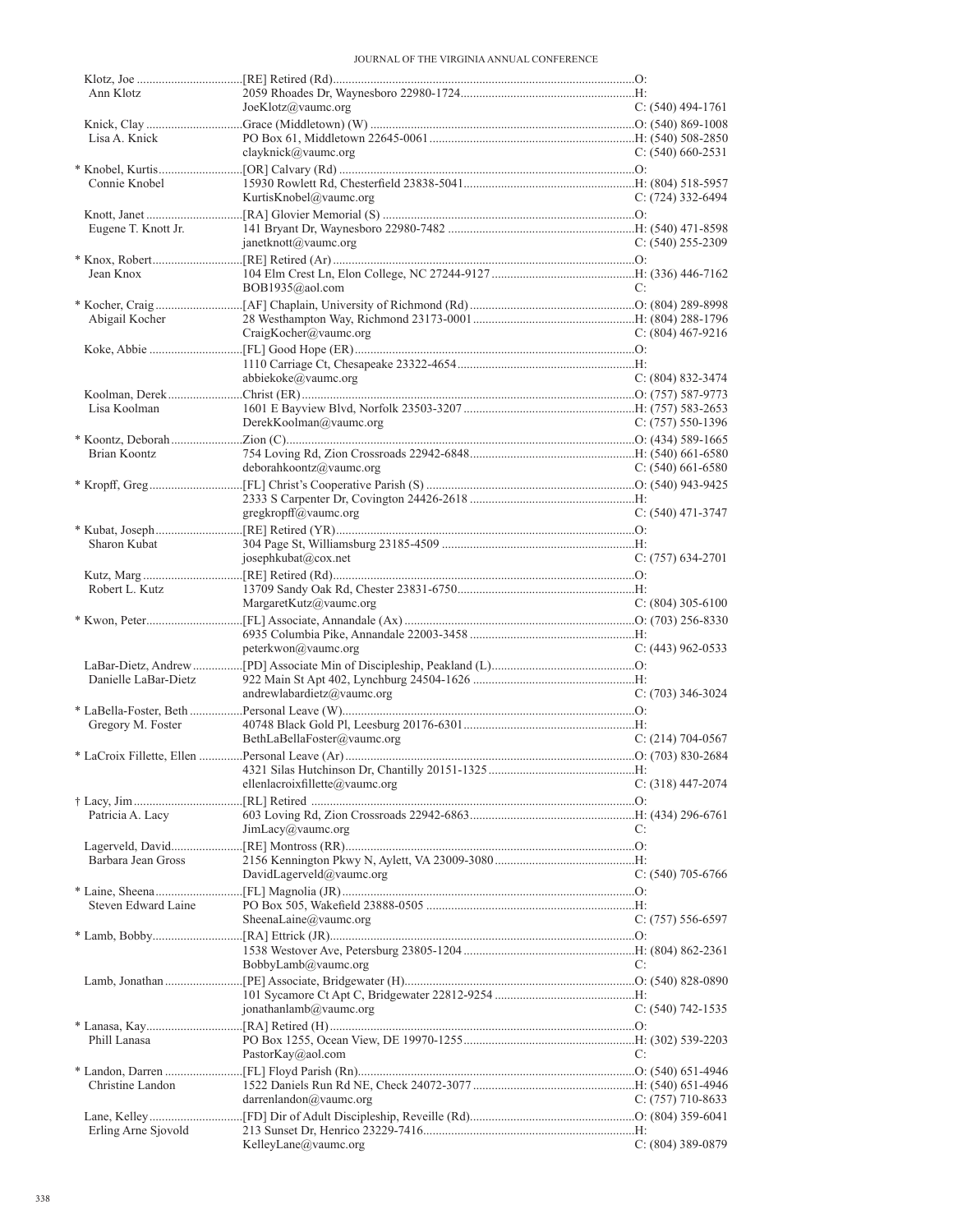| Name | Appointment / Address | Phone |
|---|---|---|
| Klotz, Joe | [RE] Retired (Rd) | O: |
| Ann Klotz | 2059 Rhoades Dr, Waynesboro 22980-1724 | H: |
| | JoeKlotz@vaumc.org | C: (540) 494-1761 |
| Knick, Clay | Grace (Middletown) (W) | O: (540) 869-1008 |
| Lisa A. Knick | PO Box 61, Middletown 22645-0061 | H: (540) 508-2850 |
| | clayknick@vaumc.org | C: (540) 660-2531 |
| * Knobel, Kurtis | [OR] Calvary (Rd) | O: |
| Connie Knobel | 15930 Rowlett Rd, Chesterfield 23838-5041 | H: (804) 518-5957 |
| | KurtisKnobel@vaumc.org | C: (724) 332-6494 |
| Knott, Janet | [RA] Glovier Memorial (S) | O: |
| Eugene T. Knott Jr. | 141 Bryant Dr, Waynesboro 22980-7482 | H: (540) 471-8598 |
| | janetknott@vaumc.org | C: (540) 255-2309 |
| * Knox, Robert | [RE] Retired (Ar) | O: |
| Jean Knox | 104 Elm Crest Ln, Elon College, NC 27244-9127 | H: (336) 446-7162 |
| | BOB1935@aol.com | C: |
| * Kocher, Craig | [AF] Chaplain, University of Richmond (Rd) | O: (804) 289-8998 |
| Abigail Kocher | 28 Westhampton Way, Richmond 23173-0001 | H: (804) 288-1796 |
| | CraigKocher@vaumc.org | C: (804) 467-9216 |
| Koke, Abbie | [FL] Good Hope (ER) | O: |
| | 1110 Carriage Ct, Chesapeake 23322-4654 | H: |
| | abbiekoke@vaumc.org | C: (804) 832-3474 |
| Koolman, Derek | Christ (ER) | O: (757) 587-9773 |
| Lisa Koolman | 1601 E Bayview Blvd, Norfolk 23503-3207 | H: (757) 583-2653 |
| | DerekKoolman@vaumc.org | C: (757) 550-1396 |
| * Koontz, Deborah | Zion (C) | O: (434) 589-1665 |
| Brian Koontz | 754 Loving Rd, Zion Crossroads 22942-6848 | H: (540) 661-6580 |
| | deborahkoontz@vaumc.org | C: (540) 661-6580 |
| * Kropff, Greg | [FL] Christ's Cooperative Parish (S) | O: (540) 943-9425 |
| | 2333 S Carpenter Dr, Covington 24426-2618 | H: |
| | gregkropff@vaumc.org | C: (540) 471-3747 |
| * Kubat, Joseph | [RE] Retired (YR) | O: |
| Sharon Kubat | 304 Page St, Williamsburg 23185-4509 | H: |
| | josephkubat@cox.net | C: (757) 634-2701 |
| Kutz, Marg | [RE] Retired (Rd) | O: |
| Robert L. Kutz | 13709 Sandy Oak Rd, Chester 23831-6750 | H: |
| | MargaretKutz@vaumc.org | C: (804) 305-6100 |
| * Kwon, Peter | [FL] Associate, Annandale (Ax) | O: (703) 256-8330 |
| | 6935 Columbia Pike, Annandale 22003-3458 | H: |
| | peterkwon@vaumc.org | C: (443) 962-0533 |
| LaBar-Dietz, Andrew | [PD] Associate Min of Discipleship, Peakland (L) | O: |
| Danielle LaBar-Dietz | 922 Main St Apt 402, Lynchburg 24504-1626 | H: |
| | andrewlabardietz@vaumc.org | C: (703) 346-3024 |
| * LaBella-Foster, Beth | Personal Leave (W) | O: |
| Gregory M. Foster | 40748 Black Gold Pl, Leesburg 20176-6301 | H: |
| | BethLaBellaFoster@vaumc.org | C: (214) 704-0567 |
| * LaCroix Fillette, Ellen | Personal Leave (Ar) | O: (703) 830-2684 |
| | 4321 Silas Hutchinson Dr, Chantilly 20151-1325 | H: |
| | ellenlacroixfillette@vaumc.org | C: (318) 447-2074 |
| † Lacy, Jim | [RL] Retired | O: |
| Patricia A. Lacy | 603 Loving Rd, Zion Crossroads 22942-6863 | H: (434) 296-6761 |
| | JimLacy@vaumc.org | C: |
| Lagerveld, David | [RE] Montross (RR) | O: |
| Barbara Jean Gross | 2156 Kennington Pkwy N, Aylett, VA 23009-3080 | H: |
| | DavidLagerveld@vaumc.org | C: (540) 705-6766 |
| * Laine, Sheena | [FL] Magnolia (JR) | O: |
| Steven Edward Laine | PO Box 505, Wakefield 23888-0505 | H: |
| | SheenaLaine@vaumc.org | C: (757) 556-6597 |
| * Lamb, Bobby | [RA] Ettrick (JR) | O: |
| | 1538 Westover Ave, Petersburg 23805-1204 | H: (804) 862-2361 |
| | BobbyLamb@vaumc.org | C: |
| Lamb, Jonathan | [PE] Associate, Bridgewater (H) | O: (540) 828-0890 |
| | 101 Sycamore Ct Apt C, Bridgewater 22812-9254 | H: |
| | jonathanlamb@vaumc.org | C: (540) 742-1535 |
| * Lanasa, Kay | [RA] Retired (H) | O: |
| Phill Lanasa | PO Box 1255, Ocean View, DE 19970-1255 | H: (302) 539-2203 |
| | PastorKay@aol.com | C: |
| * Landon, Darren | [FL] Floyd Parish (Rn) | O: (540) 651-4946 |
| Christine Landon | 1522 Daniels Run Rd NE, Check 24072-3077 | H: (540) 651-4946 |
| | darrenlandon@vaumc.org | C: (757) 710-8633 |
| Lane, Kelley | [FD] Dir of Adult Discipleship, Reveille (Rd) | O: (804) 359-6041 |
| Erling Arne Sjovold | 213 Sunset Dr, Henrico 23229-7416 | H: |
| | KelleyLane@vaumc.org | C: (804) 389-0879 |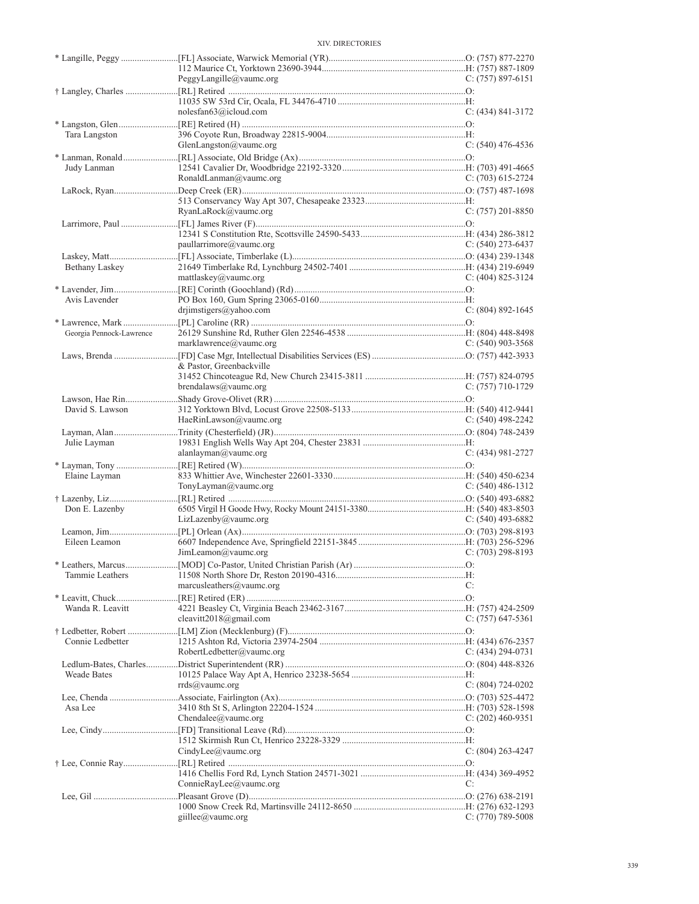| Name | Appointment / Address / Email | Phone |
|---|---|---|
| * Langille, Peggy | [FL] Associate, Warwick Memorial (YR) | O: (757) 877-2270 |
| | 112 Maurice Ct, Yorktown 23690-3944 | H: (757) 887-1809 |
| | PeggyLangille@vaumc.org | C: (757) 897-6151 |
| † Langley, Charles | [RL] Retired | O: |
| | 11035 SW 53rd Cir, Ocala, FL 34476-4710 | H: |
| | nolesfan63@icloud.com | C: (434) 841-3172 |
| * Langston, Glen | [RE] Retired (H) | O: |
| Tara Langston | 396 Coyote Run, Broadway 22815-9004 | H: |
| | GlenLangston@vaumc.org | C: (540) 476-4536 |
| * Lanman, Ronald | [RL] Associate, Old Bridge (Ax) | O: |
| Judy Lanman | 12541 Cavalier Dr, Woodbridge 22192-3320 | H: (703) 491-4665 |
| | RonaldLanman@vaumc.org | C: (703) 615-2724 |
| LaRock, Ryan | Deep Creek (ER) | O: (757) 487-1698 |
| | 513 Conservancy Way Apt 307, Chesapeake 23323 | H: |
| | RyanLaRock@vaumc.org | C: (757) 201-8850 |
| Larrimore, Paul | [FL] James River (F) | O: |
| | 12341 S Constitution Rte, Scottsville 24590-5433 | H: (434) 286-3812 |
| | paullarrimore@vaumc.org | C: (540) 273-6437 |
| Laskey, Matt | [FL] Associate, Timberlake (L) | O: (434) 239-1348 |
| Bethany Laskey | 21649 Timberlake Rd, Lynchburg 24502-7401 | H: (434) 219-6949 |
| | mattlaskey@vaumc.org | C: (404) 825-3124 |
| * Lavender, Jim | [RE] Corinth (Goochland) (Rd) | O: |
| Avis Lavender | PO Box 160, Gum Spring 23065-0160 | H: |
| | drjimstigers@yahoo.com | C: (804) 892-1645 |
| * Lawrence, Mark | [PL] Caroline (RR) | O: |
| Georgia Pennock-Lawrence | 26129 Sunshine Rd, Ruther Glen 22546-4538 | H: (804) 448-8498 |
| | marklawrence@vaumc.org | C: (540) 903-3568 |
| Laws, Brenda | [FD] Case Mgr, Intellectual Disabilities Services (ES) | O: (757) 442-3933 |
| | & Pastor, Greenbackville | |
| | 31452 Chincoteague Rd, New Church 23415-3811 | H: (757) 824-0795 |
| | brendalaws@vaumc.org | C: (757) 710-1729 |
| Lawson, Hae Rin | Shady Grove-Olivet (RR) | O: |
| David S. Lawson | 312 Yorktown Blvd, Locust Grove 22508-5133 | H: (540) 412-9441 |
| | HaeRinLawson@vaumc.org | C: (540) 498-2242 |
| Layman, Alan | Trinity (Chesterfield) (JR) | O: (804) 748-2439 |
| Julie Layman | 19831 English Wells Way Apt 204, Chester 23831 | H: |
| | alanlayman@vaumc.org | C: (434) 981-2727 |
| * Layman, Tony | [RE] Retired (W) | O: |
| Elaine Layman | 833 Whittier Ave, Winchester 22601-3330 | H: (540) 450-6234 |
| | TonyLayman@vaumc.org | C: (540) 486-1312 |
| † Lazenby, Liz | [RL] Retired | O: (540) 493-6882 |
| Don E. Lazenby | 6505 Virgil H Goode Hwy, Rocky Mount 24151-3380 | H: (540) 483-8503 |
| | LizLazenby@vaumc.org | C: (540) 493-6882 |
| Leamon, Jim | [PL] Orlean (Ax) | O: (703) 298-8193 |
| Eileen Leamon | 6607 Independence Ave, Springfield 22151-3845 | H: (703) 256-5296 |
| | JimLeamon@vaumc.org | C: (703) 298-8193 |
| * Leathers, Marcus | [MOD] Co-Pastor, United Christian Parish (Ar) | O: |
| Tammie Leathers | 11508 North Shore Dr, Reston 20190-4316 | H: |
| | marcusleathers@vaumc.org | C: |
| * Leavitt, Chuck | [RE] Retired (ER) | O: |
| Wanda R. Leavitt | 4221 Beasley Ct, Virginia Beach 23462-3167 | H: (757) 424-2509 |
| | cleavitt2018@gmail.com | C: (757) 647-5361 |
| † Ledbetter, Robert | [LM] Zion (Mecklenburg) (F) | O: |
| Connie Ledbetter | 1215 Ashton Rd, Victoria 23974-2504 | H: (434) 676-2357 |
| | RobertLedbetter@vaumc.org | C: (434) 294-0731 |
| Ledlum-Bates, Charles | District Superintendent (RR) | O: (804) 448-8326 |
| Weade Bates | 10125 Palace Way Apt A, Henrico 23238-5654 | H: |
| | rrds@vaumc.org | C: (804) 724-0202 |
| Lee, Chenda | Associate, Fairlington (Ax) | O: (703) 525-4472 |
| Asa Lee | 3410 8th St S, Arlington 22204-1524 | H: (703) 528-1598 |
| | Chendalee@vaumc.org | C: (202) 460-9351 |
| Lee, Cindy | [FD] Transitional Leave (Rd) | O: |
| | 1512 Skirmish Run Ct, Henrico 23228-3329 | H: |
| | CindyLee@vaumc.org | C: (804) 263-4247 |
| † Lee, Connie Ray | [RL] Retired | O: |
| | 1416 Chellis Ford Rd, Lynch Station 24571-3021 | H: (434) 369-4952 |
| | ConnieRayLee@vaumc.org | C: |
| Lee, Gil | Pleasant Grove (D) | O: (276) 638-2191 |
| | 1000 Snow Creek Rd, Martinsville 24112-8650 | H: (276) 632-1293 |
| | gillee@vaumc.org | C: (770) 789-5008 |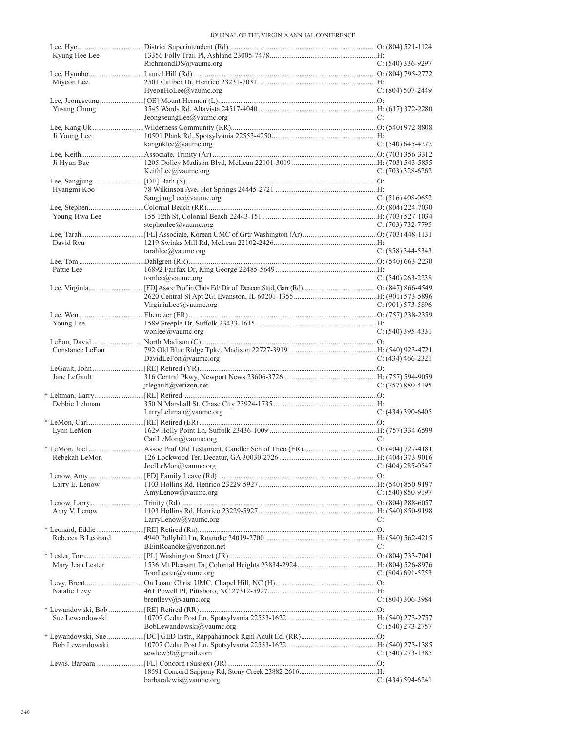| Name / Spouse | Appointment / Address / Email | Phone |
|---|---|---|
| Lee, Hyo | District Superintendent (Rd) | O: (804) 521-1124 |
| Kyung Hee Lee | 13356 Folly Trail Pl, Ashland 23005-7478 | H: |
| | RichmondDS@vaumc.org | C: (540) 336-9297 |
| Lee, Hyunho | Laurel Hill (Rd) | O: (804) 795-2772 |
| Miyeon Lee | 2501 Caliber Dr, Henrico 23231-7031 | H: |
| | HyeonHoLee@vaumc.org | C: (804) 507-2449 |
| Lee, Jeongseung | [OE] Mount Hermon (L) | O: |
| Yusang Chung | 3545 Wards Rd, Altavista 24517-4040 | H: (617) 372-2280 |
| | JeongseungLee@vaumc.org | C: |
| Lee, Kang Uk | Wilderness Community (RR) | O: (540) 972-8808 |
| Ji Young Lee | 10501 Plank Rd, Spotsylvania 22553-4250 | H: |
| | kanguklee@vaumc.org | C: (540) 645-4272 |
| Lee, Keith | Associate, Trinity (Ar) | O: (703) 356-3312 |
| Ji Hyun Bae | 1205 Dolley Madison Blvd, McLean 22101-3019 | H: (703) 543-5855 |
| | KeithLee@vaumc.org | C: (703) 328-6262 |
| Lee, Sangjung | [OE] Bath (S) | O: |
| Hyangmi Koo | 78 Wilkinson Ave, Hot Springs 24445-2721 | H: |
| | SangjungLee@vaumc.org | C: (516) 408-0652 |
| Lee, Stephen | Colonial Beach (RR) | O: (804) 224-7030 |
| Young-Hwa Lee | 155 12th St, Colonial Beach 22443-1511 | H: (703) 527-1034 |
| | stephenlee@vaumc.org | C: (703) 732-7795 |
| Lee, Tarah | [FL] Associate, Korean UMC of Grtr Washington (Ar) | O: (703) 448-1131 |
| David Ryu | 1219 Swinks Mill Rd, McLean 22102-2426 | H: |
| | tarahlee@vaumc.org | C: (858) 344-5343 |
| Lee, Tom | Dahlgren (RR) | O: (540) 663-2230 |
| Pattie Lee | 16892 Fairfax Dr, King George 22485-5649 | H: |
| | tomlee@vaumc.org | C: (540) 263-2238 |
| Lee, Virginia | [FD] Assoc Prof in Chris Ed/ Dir of Deacon Stud, Garr (Rd) | O: (847) 866-4549 |
| | 2620 Central St Apt 2G, Evanston, IL 60201-1355 | H: (901) 573-5896 |
| | VirginiaLee@vaumc.org | C: (901) 573-5896 |
| Lee, Won | Ebenezer (ER) | O: (757) 238-2359 |
| Young Lee | 1589 Steeple Dr, Suffolk 23433-1615 | H: |
| | wonlee@vaumc.org | C: (540) 395-4331 |
| LeFon, David | North Madison (C) | O: |
| Constance LeFon | 792 Old Blue Ridge Tpke, Madison 22727-3919 | H: (540) 923-4721 |
| | DavidLeFon@vaumc.org | C: (434) 466-2321 |
| LeGault, John | [RE] Retired (YR) | O: |
| Jane LeGault | 316 Central Pkwy, Newport News 23606-3726 | H: (757) 594-9059 |
| | jtlegault@verizon.net | C: (757) 880-4195 |
| † Lehman, Larry | [RL] Retired | O: |
| Debbie Lehman | 350 N Marshall St, Chase City 23924-1735 | H: |
| | LarryLehman@vaumc.org | C: (434) 390-6405 |
| * LeMon, Carl | [RE] Retired (ER) | O: |
| Lynn LeMon | 1629 Holly Point Ln, Suffolk 23436-1009 | H: (757) 334-6599 |
| | CarlLeMon@vaumc.org | C: |
| * LeMon, Joel | Assoc Prof Old Testament, Candler Sch of Theo (ER) | O: (404) 727-4181 |
| Rebekah LeMon | 126 Lockwood Ter, Decatur, GA 30030-2726 | H: (404) 373-9016 |
| | JoelLeMon@vaumc.org | C: (404) 285-0547 |
| Lenow, Amy | [FD] Family Leave (Rd) | O: |
| Larry E. Lenow | 1103 Hollins Rd, Henrico 23229-5927 | H: (540) 850-9197 |
| | AmyLenow@vaumc.org | C: (540) 850-9197 |
| Lenow, Larry | Trinity (Rd) | O: (804) 288-6057 |
| Amy V. Lenow | 1103 Hollins Rd, Henrico 23229-5927 | H: (540) 850-9198 |
| | LarryLenow@vaumc.org | C: |
| * Leonard, Eddie | [RE] Retired (Rn) | O: |
| Rebecca B Leonard | 4940 Pollyhill Ln, Roanoke 24019-2700 | H: (540) 562-4215 |
| | BEinRoanoke@verizon.net | C: |
| * Lester, Tom | [PL] Washington Street (JR) | O: (804) 733-7041 |
| Mary Jean Lester | 1536 Mt Pleasant Dr, Colonial Heights 23834-2924 | H: (804) 526-8976 |
| | TomLester@vaumc.org | C: (804) 691-5253 |
| Levy, Brent | On Loan: Christ UMC, Chapel Hill, NC (H) | O: |
| Natalie Levy | 461 Powell Pl, Pittsboro, NC 27312-5927 | H: |
| | brentlevy@vaumc.org | C: (804) 306-3984 |
| * Lewandowski, Bob | [RE] Retired (RR) | O: |
| Sue Lewandowski | 10707 Cedar Post Ln, Spotsylvania 22553-1622 | H: (540) 273-2757 |
| | BobLewandowski@vaumc.org | C: (540) 273-2757 |
| † Lewandowski, Sue | [DC] GED Instr., Rappahannock Rgnl Adult Ed. (RR) | O: |
| Bob Lewandowski | 10707 Cedar Post Ln, Spotsylvania 22553-1622 | H: (540) 273-1385 |
| | sewlew50@gmail.com | C: (540) 273-1385 |
| Lewis, Barbara | [FL] Concord (Sussex) (JR) | O: |
| | 18591 Concord Sappony Rd, Stony Creek 23882-2616 | H: |
| | barbaralewis@vaumc.org | C: (434) 594-6241 |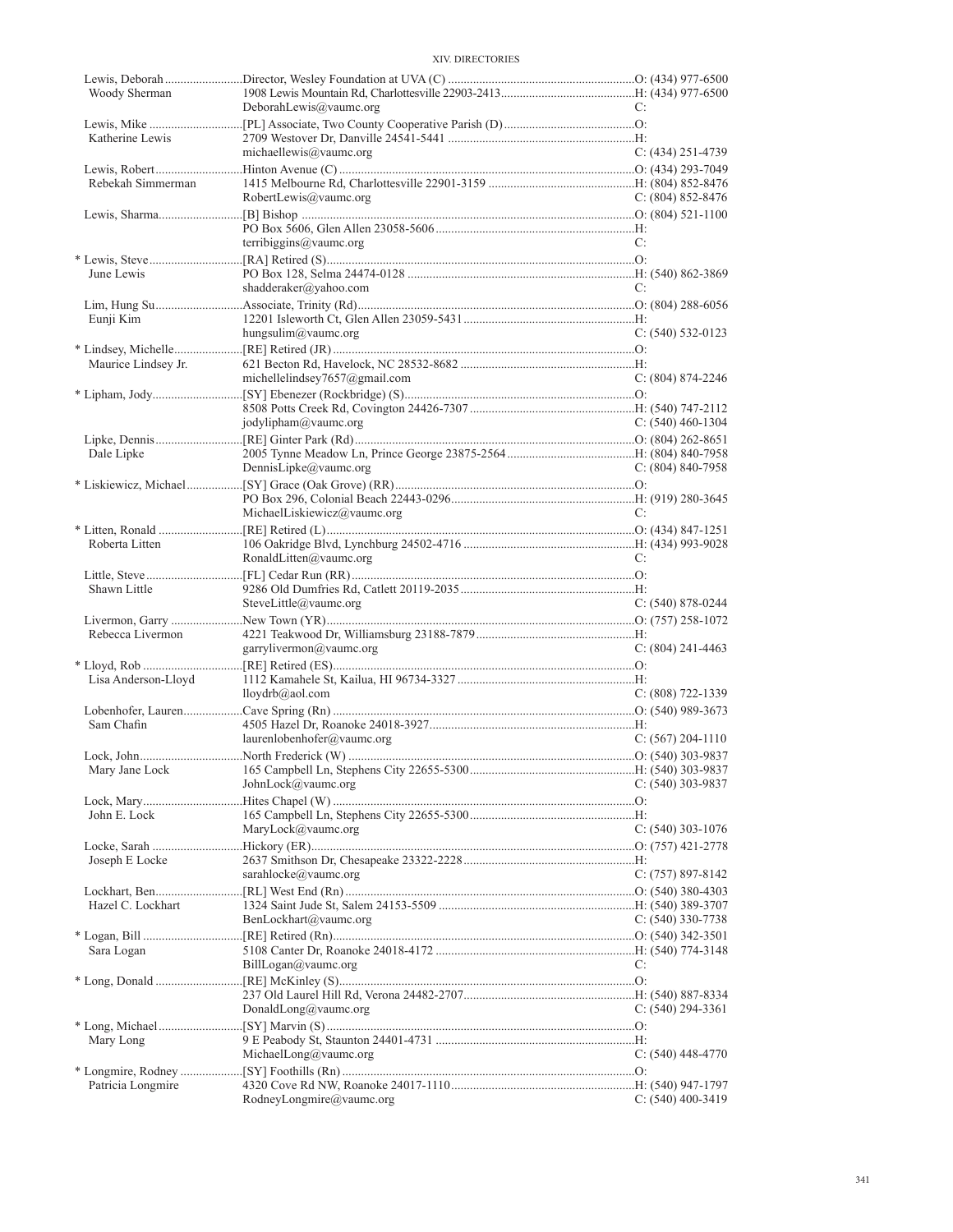| Name | Appointment / Address / Email | Phone |
|---|---|---|
| Lewis, Deborah | Director, Wesley Foundation at UVA (C) | O: (434) 977-6500 |
| Woody Sherman | 1908 Lewis Mountain Rd, Charlottesville 22903-2413 | H: (434) 977-6500 |
| | DeborahLewis@vaumc.org | C: |
| Lewis, Mike | [PL] Associate, Two County Cooperative Parish (D) | O: |
| Katherine Lewis | 2709 Westover Dr, Danville 24541-5441 | H: |
| | michaellewis@vaumc.org | C: (434) 251-4739 |
| Lewis, Robert | Hinton Avenue (C) | O: (434) 293-7049 |
| Rebekah Simmerman | 1415 Melbourne Rd, Charlottesville 22901-3159 | H: (804) 852-8476 |
| | RobertLewis@vaumc.org | C: (804) 852-8476 |
| Lewis, Sharma | [B] Bishop | O: (804) 521-1100 |
| | PO Box 5606, Glen Allen 23058-5606 | H: |
| | terribiggins@vaumc.org | C: |
| * Lewis, Steve | [RA] Retired (S) | O: |
| June Lewis | PO Box 128, Selma 24474-0128 | H: (540) 862-3869 |
| | shadderaker@yahoo.com | C: |
| Lim, Hung Su | Associate, Trinity (Rd) | O: (804) 288-6056 |
| Eunji Kim | 12201 Isleworth Ct, Glen Allen 23059-5431 | H: |
| | hungsulim@vaumc.org | C: (540) 532-0123 |
| * Lindsey, Michelle | [RE] Retired (JR) | O: |
| Maurice Lindsey Jr. | 621 Becton Rd, Havelock, NC 28532-8682 | H: |
| | michellelindsey7657@gmail.com | C: (804) 874-2246 |
| * Lipham, Jody | [SY] Ebenezer (Rockbridge) (S) | O: |
| | 8508 Potts Creek Rd, Covington 24426-7307 | H: (540) 747-2112 |
| | jodylipham@vaumc.org | C: (540) 460-1304 |
| Lipke, Dennis | [RE] Ginter Park (Rd) | O: (804) 262-8651 |
| Dale Lipke | 2005 Tynne Meadow Ln, Prince George 23875-2564 | H: (804) 840-7958 |
| | DennisLipke@vaumc.org | C: (804) 840-7958 |
| * Liskiewicz, Michael | [SY] Grace (Oak Grove) (RR) | O: |
| | PO Box 296, Colonial Beach 22443-0296 | H: (919) 280-3645 |
| | MichaelLiskiewicz@vaumc.org | C: |
| * Litten, Ronald | [RE] Retired (L) | O: (434) 847-1251 |
| Roberta Litten | 106 Oakridge Blvd, Lynchburg 24502-4716 | H: (434) 993-9028 |
| | RonaldLitten@vaumc.org | C: |
| Little, Steve | [FL] Cedar Run (RR) | O: |
| Shawn Little | 9286 Old Dumfries Rd, Catlett 20119-2035 | H: |
| | SteveLittle@vaumc.org | C: (540) 878-0244 |
| Livermon, Garry | New Town (YR) | O: (757) 258-1072 |
| Rebecca Livermon | 4221 Teakwood Dr, Williamsburg 23188-7879 | H: |
| | garrylivermon@vaumc.org | C: (804) 241-4463 |
| * Lloyd, Rob | [RE] Retired (ES) | O: |
| Lisa Anderson-Lloyd | 1112 Kamahele St, Kailua, HI 96734-3327 | H: |
| | lloydrb@aol.com | C: (808) 722-1339 |
| Lobenhofer, Lauren | Cave Spring (Rn) | O: (540) 989-3673 |
| Sam Chafin | 4505 Hazel Dr, Roanoke 24018-3927 | H: |
| | laurenlobenhofer@vaumc.org | C: (567) 204-1110 |
| Lock, John | North Frederick (W) | O: (540) 303-9837 |
| Mary Jane Lock | 165 Campbell Ln, Stephens City 22655-5300 | H: (540) 303-9837 |
| | JohnLock@vaumc.org | C: (540) 303-9837 |
| Lock, Mary | Hites Chapel (W) | O: |
| John E. Lock | 165 Campbell Ln, Stephens City 22655-5300 | H: |
| | MaryLock@vaumc.org | C: (540) 303-1076 |
| Locke, Sarah | Hickory (ER) | O: (757) 421-2778 |
| Joseph E Locke | 2637 Smithson Dr, Chesapeake 23322-2228 | H: |
| | sarahlocke@vaumc.org | C: (757) 897-8142 |
| Lockhart, Ben | [RL] West End (Rn) | O: (540) 380-4303 |
| Hazel C. Lockhart | 1324 Saint Jude St, Salem 24153-5509 | H: (540) 389-3707 |
| | BenLockhart@vaumc.org | C: (540) 330-7738 |
| * Logan, Bill | [RE] Retired (Rn) | O: (540) 342-3501 |
| Sara Logan | 5108 Canter Dr, Roanoke 24018-4172 | H: (540) 774-3148 |
| | BillLogan@vaumc.org | C: |
| * Long, Donald | [RE] McKinley (S) | O: |
| | 237 Old Laurel Hill Rd, Verona 24482-2707 | H: (540) 887-8334 |
| | DonaldLong@vaumc.org | C: (540) 294-3361 |
| * Long, Michael | [SY] Marvin (S) | O: |
| Mary Long | 9 E Peabody St, Staunton 24401-4731 | H: |
| | MichaelLong@vaumc.org | C: (540) 448-4770 |
| * Longmire, Rodney | [SY] Foothills (Rn) | O: |
| Patricia Longmire | 4320 Cove Rd NW, Roanoke 24017-1110 | H: (540) 947-1797 |
| | RodneyLongmire@vaumc.org | C: (540) 400-3419 |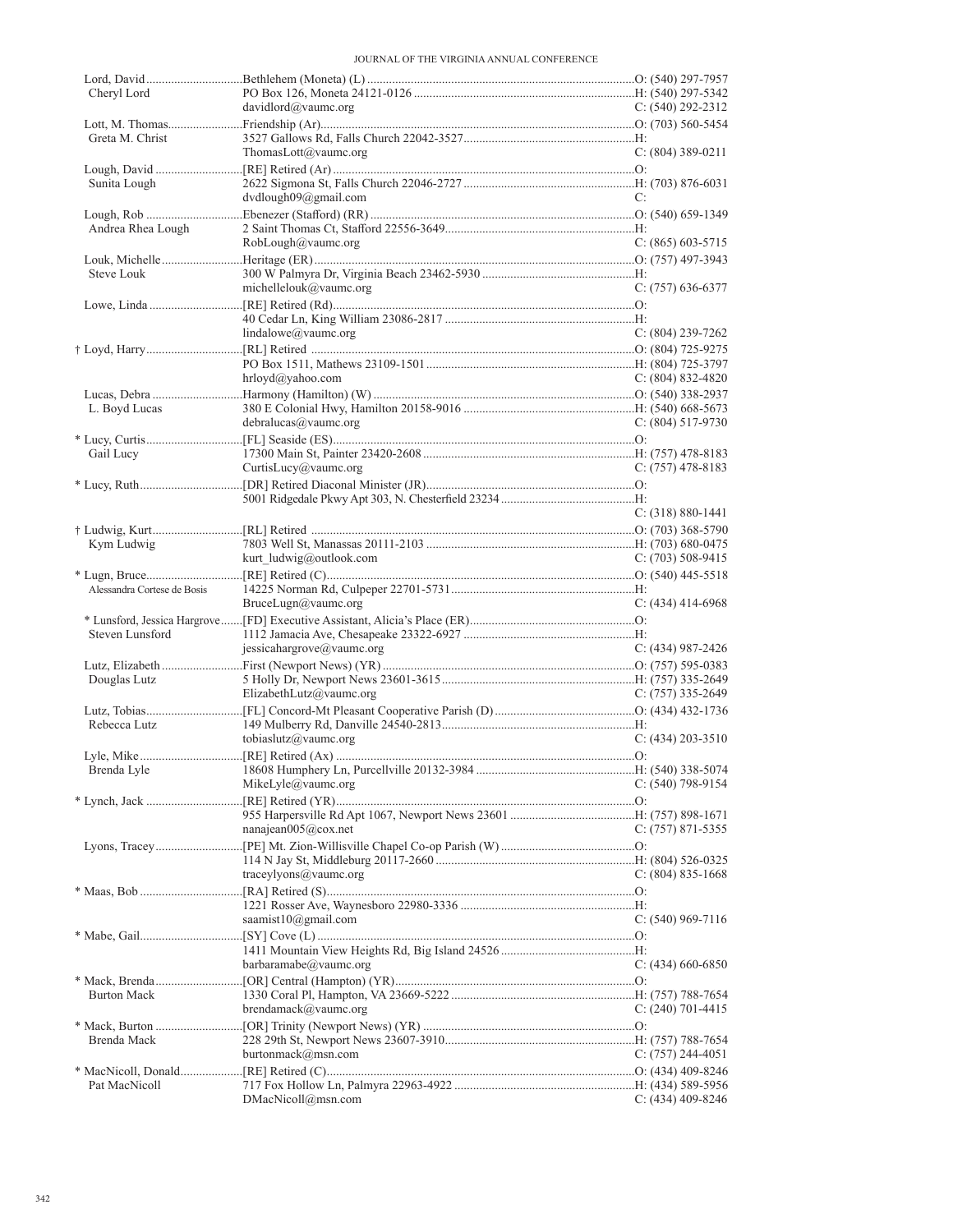| Name | Appointment / Address / Email | Phone |
| --- | --- | --- |
| Lord, David | Bethlehem (Moneta) (L) | O: (540) 297-7957 |
| Cheryl Lord | PO Box 126, Moneta 24121-0126 | H: (540) 297-5342 |
| | davidlord@vaumc.org | C: (540) 292-2312 |
| Lott, M. Thomas | Friendship (Ar) | O: (703) 560-5454 |
| Greta M. Christ | 3527 Gallows Rd, Falls Church 22042-3527 | H: |
| | ThomasLott@vaumc.org | C: (804) 389-0211 |
| Lough, David | [RE] Retired (Ar) | O: |
| Sunita Lough | 2622 Sigmona St, Falls Church 22046-2727 | H: (703) 876-6031 |
| | dvdlough09@gmail.com | C: |
| Lough, Rob | Ebenezer (Stafford) (RR) | O: (540) 659-1349 |
| Andrea Rhea Lough | 2 Saint Thomas Ct, Stafford 22556-3649 | H: |
| | RobLough@vaumc.org | C: (865) 603-5715 |
| Louk, Michelle | Heritage (ER) | O: (757) 497-3943 |
| Steve Louk | 300 W Palmyra Dr, Virginia Beach 23462-5930 | H: |
| | michellelouk@vaumc.org | C: (757) 636-6377 |
| Lowe, Linda | [RE] Retired (Rd) | O: |
| | 40 Cedar Ln, King William 23086-2817 | H: |
| | lindalowe@vaumc.org | C: (804) 239-7262 |
| † Loyd, Harry | [RL] Retired | O: (804) 725-9275 |
| | PO Box 1511, Mathews 23109-1501 | H: (804) 725-3797 |
| | hrloyd@yahoo.com | C: (804) 832-4820 |
| Lucas, Debra | Harmony (Hamilton) (W) | O: (540) 338-2937 |
| L. Boyd Lucas | 380 E Colonial Hwy, Hamilton 20158-9016 | H: (540) 668-5673 |
| | debralucas@vaumc.org | C: (804) 517-9730 |
| * Lucy, Curtis | [FL] Seaside (ES) | O: |
| Gail Lucy | 17300 Main St, Painter 23420-2608 | H: (757) 478-8183 |
| | CurtisLucy@vaumc.org | C: (757) 478-8183 |
| * Lucy, Ruth | [DR] Retired Diaconal Minister (JR) | O: |
| | 5001 Ridgedale Pkwy Apt 303, N. Chesterfield 23234 | H: |
| | | C: (318) 880-1441 |
| † Ludwig, Kurt | [RL] Retired | O: (703) 368-5790 |
| Kym Ludwig | 7803 Well St, Manassas 20111-2103 | H: (703) 680-0475 |
| | kurt_ludwig@outlook.com | C: (703) 508-9415 |
| * Lugn, Bruce | [RE] Retired (C) | O: (540) 445-5518 |
| Alessandra Cortese de Bosis | 14225 Norman Rd, Culpeper 22701-5731 | H: |
| | BruceLugn@vaumc.org | C: (434) 414-6968 |
| * Lunsford, Jessica Hargrove | [FD] Executive Assistant, Alicia's Place (ER) | O: |
| Steven Lunsford | 1112 Jamacia Ave, Chesapeake 23322-6927 | H: |
| | jessicahargrove@vaumc.org | C: (434) 987-2426 |
| Lutz, Elizabeth | First (Newport News) (YR) | O: (757) 595-0383 |
| Douglas Lutz | 5 Holly Dr, Newport News 23601-3615 | H: (757) 335-2649 |
| | ElizabethLutz@vaumc.org | C: (757) 335-2649 |
| Lutz, Tobias | [FL] Concord-Mt Pleasant Cooperative Parish (D) | O: (434) 432-1736 |
| Rebecca Lutz | 149 Mulberry Rd, Danville 24540-2813 | H: |
| | tobiaslutz@vaumc.org | C: (434) 203-3510 |
| Lyle, Mike | [RE] Retired (Ax) | O: |
| Brenda Lyle | 18608 Humphery Ln, Purcellville 20132-3984 | H: (540) 338-5074 |
| | MikeLyle@vaumc.org | C: (540) 798-9154 |
| * Lynch, Jack | [RE] Retired (YR) | O: |
| | 955 Harpersville Rd Apt 1067, Newport News 23601 | H: (757) 898-1671 |
| | nanajean005@cox.net | C: (757) 871-5355 |
| Lyons, Tracey | [PE] Mt. Zion-Willisville Chapel Co-op Parish (W) | O: |
| | 114 N Jay St, Middleburg 20117-2660 | H: (804) 526-0325 |
| | traceylyons@vaumc.org | C: (804) 835-1668 |
| * Maas, Bob | [RA] Retired (S) | O: |
| | 1221 Rosser Ave, Waynesboro 22980-3336 | H: |
| | saamist10@gmail.com | C: (540) 969-7116 |
| * Mabe, Gail | [SY] Cove (L) | O: |
| | 1411 Mountain View Heights Rd, Big Island 24526 | H: |
| | barbaramabe@vaumc.org | C: (434) 660-6850 |
| * Mack, Brenda | [OR] Central (Hampton) (YR) | O: |
| Burton Mack | 1330 Coral Pl, Hampton, VA 23669-5222 | H: (757) 788-7654 |
| | brendamack@vaumc.org | C: (240) 701-4415 |
| * Mack, Burton | [OR] Trinity (Newport News) (YR) | O: |
| Brenda Mack | 228 29th St, Newport News 23607-3910 | H: (757) 788-7654 |
| | burtonmack@msn.com | C: (757) 244-4051 |
| * MacNicoll, Donald | [RE] Retired (C) | O: (434) 409-8246 |
| Pat MacNicoll | 717 Fox Hollow Ln, Palmyra 22963-4922 | H: (434) 589-5956 |
| | DMacNicoll@msn.com | C: (434) 409-8246 |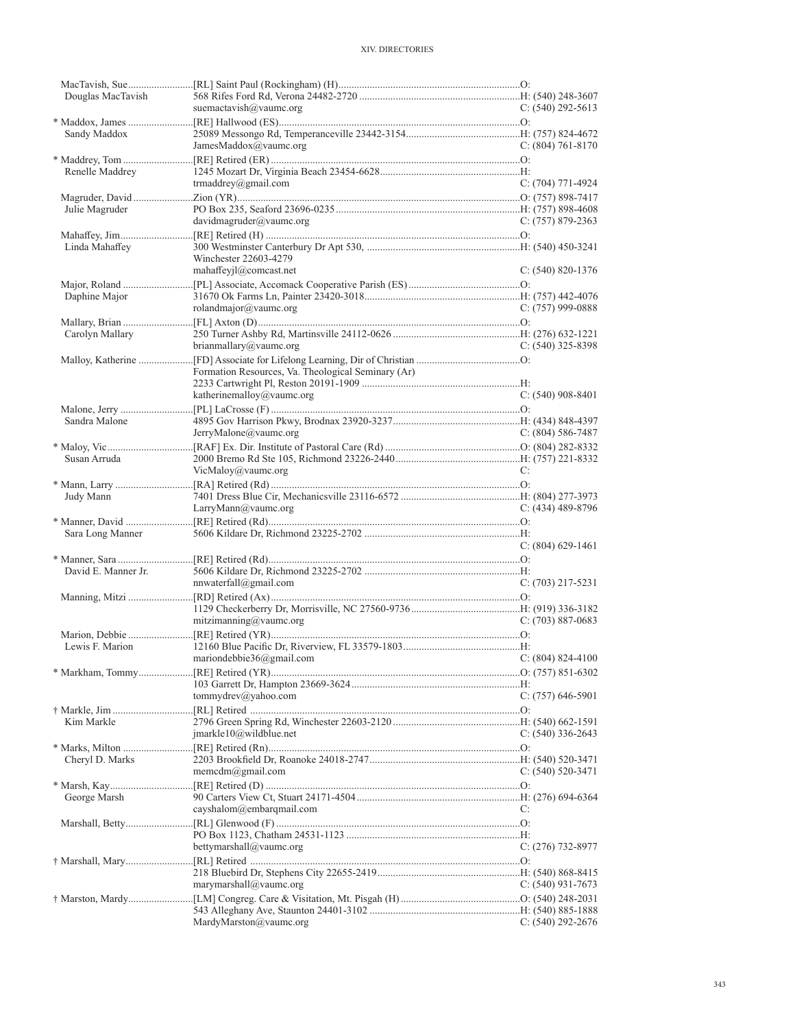| Name | Appointment / Address | Phone |
|---|---|---|
| MacTavish, Sue | [RL] Saint Paul (Rockingham) (H) | O: |
| Douglas MacTavish | 568 Rifes Ford Rd, Verona 24482-2720 | H: (540) 248-3607 |
| | suemactavish@vaumc.org | C: (540) 292-5613 |
| * Maddox, James | [RE] Hallwood (ES) | O: |
| Sandy Maddox | 25089 Messongo Rd, Temperanceville 23442-3154 | H: (757) 824-4672 |
| | JamesMaddox@vaumc.org | C: (804) 761-8170 |
| * Maddrey, Tom | [RE] Retired (ER) | O: |
| Renelle Maddrey | 1245 Mozart Dr, Virginia Beach 23454-6628 | H: |
| | trmaddrey@gmail.com | C: (704) 771-4924 |
| Magruder, David | Zion (YR) | O: (757) 898-7417 |
| Julie Magruder | PO Box 235, Seaford 23696-0235 | H: (757) 898-4608 |
| | davidmagruder@vaumc.org | C: (757) 879-2363 |
| Mahaffey, Jim | [RE] Retired (H) | O: |
| Linda Mahaffey | 300 Westminster Canterbury Dr Apt 530, Winchester 22603-4279 | H: (540) 450-3241 |
| | mahaffeyjl@comcast.net | C: (540) 820-1376 |
| Major, Roland | [PL] Associate, Accomack Cooperative Parish (ES) | O: |
| Daphine Major | 31670 Ok Farms Ln, Painter 23420-3018 | H: (757) 442-4076 |
| | rolandmajor@vaumc.org | C: (757) 999-0888 |
| Mallary, Brian | [FL] Axton (D) | O: |
| Carolyn Mallary | 250 Turner Ashby Rd, Martinsville 24112-0626 | H: (276) 632-1221 |
| | brianmallary@vaumc.org | C: (540) 325-8398 |
| Malloy, Katherine | [FD] Associate for Lifelong Learning, Dir of Christian Formation Resources, Va. Theological Seminary (Ar) | O: |
| | 2233 Cartwright Pl, Reston 20191-1909 | H: |
| | katherinemalloy@vaumc.org | C: (540) 908-8401 |
| Malone, Jerry | [PL] LaCrosse (F) | O: |
| Sandra Malone | 4895 Gov Harrison Pkwy, Brodnax 23920-3237 | H: (434) 848-4397 |
| | JerryMalone@vaumc.org | C: (804) 586-7487 |
| * Maloy, Vic | [RAF] Ex. Dir. Institute of Pastoral Care (Rd) | O: (804) 282-8332 |
| Susan Arruda | 2000 Bremo Rd Ste 105, Richmond 23226-2440 | H: (757) 221-8332 |
| | VicMaloy@vaumc.org | C: |
| * Mann, Larry | [RA] Retired (Rd) | O: |
| Judy Mann | 7401 Dress Blue Cir, Mechanicsville 23116-6572 | H: (804) 277-3973 |
| | LarryMann@vaumc.org | C: (434) 489-8796 |
| * Manner, David | [RE] Retired (Rd) | O: |
| Sara Long Manner | 5606 Kildare Dr, Richmond 23225-2702 | H: |
| | | C: (804) 629-1461 |
| * Manner, Sara | [RE] Retired (Rd) | O: |
| David E. Manner Jr. | 5606 Kildare Dr, Richmond 23225-2702 | H: |
| | nnwaterfall@gmail.com | C: (703) 217-5231 |
| Manning, Mitzi | [RD] Retired (Ax) | O: |
| | 1129 Checkerberry Dr, Morrisville, NC 27560-9736 | H: (919) 336-3182 |
| | mitzimanning@vaumc.org | C: (703) 887-0683 |
| Marion, Debbie | [RE] Retired (YR) | O: |
| Lewis F. Marion | 12160 Blue Pacific Dr, Riverview, FL 33579-1803 | H: |
| | mariondebbie36@gmail.com | C: (804) 824-4100 |
| * Markham, Tommy | [RE] Retired (YR) | O: (757) 851-6302 |
| | 103 Garrett Dr, Hampton 23669-3624 | H: |
| | tommydrev@yahoo.com | C: (757) 646-5901 |
| † Markle, Jim | [RL] Retired | O: |
| Kim Markle | 2796 Green Spring Rd, Winchester 22603-2120 | H: (540) 662-1591 |
| | jmarkle10@wildblue.net | C: (540) 336-2643 |
| * Marks, Milton | [RE] Retired (Rn) | O: |
| Cheryl D. Marks | 2203 Brookfield Dr, Roanoke 24018-2747 | H: (540) 520-3471 |
| | memcdm@gmail.com | C: (540) 520-3471 |
| * Marsh, Kay | [RE] Retired (D) | O: |
| George Marsh | 90 Carters View Ct, Stuart 24171-4504 | H: (276) 694-6364 |
| | cayshalom@embarqmail.com | C: |
| Marshall, Betty | [RL] Glenwood (F) | O: |
| | PO Box 1123, Chatham 24531-1123 | H: |
| | bettymarshall@vaumc.org | C: (276) 732-8977 |
| † Marshall, Mary | [RL] Retired | O: |
| | 218 Bluebird Dr, Stephens City 22655-2419 | H: (540) 868-8415 |
| | marymarshall@vaumc.org | C: (540) 931-7673 |
| † Marston, Mardy | [LM] Congreg. Care & Visitation, Mt. Pisgah (H) | O: (540) 248-2031 |
| | 543 Alleghany Ave, Staunton 24401-3102 | H: (540) 885-1888 |
| | MardyMarston@vaumc.org | C: (540) 292-2676 |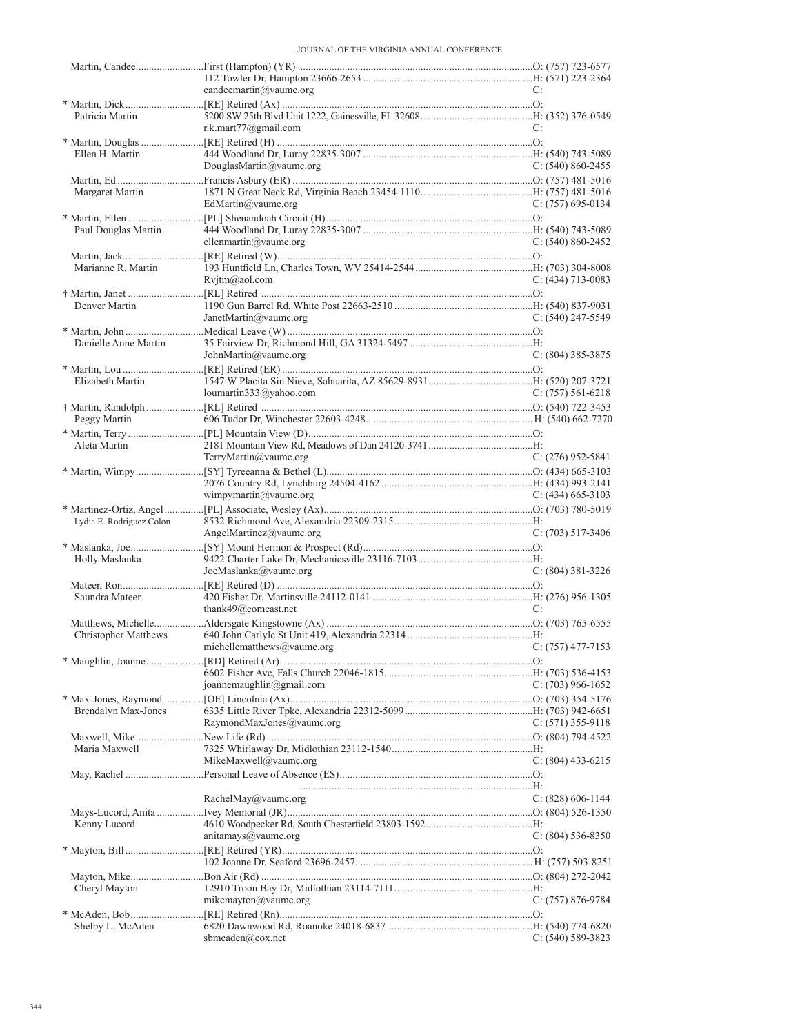| Name | Appointment / Address / Email | Phone |
|---|---|---|
| Martin, Candee | First (Hampton) (YR) | O: (757) 723-6577 |
| | 112 Towler Dr, Hampton 23666-2653 | H: (571) 223-2364 |
| | candeemartin@vaumc.org | C: |
| * Martin, Dick | [RE] Retired (Ax) | O: |
| Patricia Martin | 5200 SW 25th Blvd Unit 1222, Gainesville, FL 32608 | H: (352) 376-0549 |
| | r.k.mart77@gmail.com | C: |
| * Martin, Douglas | [RE] Retired (H) | O: |
| Ellen H. Martin | 444 Woodland Dr, Luray 22835-3007 | H: (540) 743-5089 |
| | DouglasMartin@vaumc.org | C: (540) 860-2455 |
| Martin, Ed | Francis Asbury (ER) | O: (757) 481-5016 |
| Margaret Martin | 1871 N Great Neck Rd, Virginia Beach 23454-1110 | H: (757) 481-5016 |
| | EdMartin@vaumc.org | C: (757) 695-0134 |
| * Martin, Ellen | [PL] Shenandoah Circuit (H) | O: |
| Paul Douglas Martin | 444 Woodland Dr, Luray 22835-3007 | H: (540) 743-5089 |
| | ellenmartin@vaumc.org | C: (540) 860-2452 |
| Martin, Jack | [RE] Retired (W) | O: |
| Marianne R. Martin | 193 Huntfield Ln, Charles Town, WV 25414-2544 | H: (703) 304-8008 |
| | Rvjtm@aol.com | C: (434) 713-0083 |
| † Martin, Janet | [RL] Retired | O: |
| Denver Martin | 1190 Gun Barrel Rd, White Post 22663-2510 | H: (540) 837-9031 |
| | JanetMartin@vaumc.org | C: (540) 247-5549 |
| * Martin, John | Medical Leave (W) | O: |
| Danielle Anne Martin | 35 Fairview Dr, Richmond Hill, GA 31324-5497 | H: |
| | JohnMartin@vaumc.org | C: (804) 385-3875 |
| * Martin, Lou | [RE] Retired (ER) | O: |
| Elizabeth Martin | 1547 W Placita Sin Nieve, Sahuarita, AZ 85629-8931 | H: (520) 207-3721 |
| | loumartin333@yahoo.com | C: (757) 561-6218 |
| † Martin, Randolph | [RL] Retired | O: (540) 722-3453 |
| Peggy Martin | 606 Tudor Dr, Winchester 22603-4248 | H: (540) 662-7270 |
| * Martin, Terry | [PL] Mountain View (D) | O: |
| Aleta Martin | 2181 Mountain View Rd, Meadows of Dan 24120-3741 | H: |
| | TerryMartin@vaumc.org | C: (276) 952-5841 |
| * Martin, Wimpy | [SY] Tyreeanna & Bethel (L) | O: (434) 665-3103 |
| | 2076 Country Rd, Lynchburg 24504-4162 | H: (434) 993-2141 |
| | wimpymartin@vaumc.org | C: (434) 665-3103 |
| * Martinez-Ortiz, Angel | [PL] Associate, Wesley (Ax) | O: (703) 780-5019 |
| Lydia E. Rodriguez Colon | 8532 Richmond Ave, Alexandria 22309-2315 | H: |
| | AngelMartinez@vaumc.org | C: (703) 517-3406 |
| * Maslanka, Joe | [SY] Mount Hermon & Prospect (Rd) | O: |
| Holly Maslanka | 9422 Charter Lake Dr, Mechanicsville 23116-7103 | H: |
| | JoeMaslanka@vaumc.org | C: (804) 381-3226 |
| Mateer, Ron | [RE] Retired (D) | O: |
| Saundra Mateer | 420 Fisher Dr, Martinsville 24112-0141 | H: (276) 956-1305 |
| | thank49@comcast.net | C: |
| Matthews, Michelle | Aldersgate Kingstowne (Ax) | O: (703) 765-6555 |
| Christopher Matthews | 640 John Carlyle St Unit 419, Alexandria 22314 | H: |
| | michellematthews@vaumc.org | C: (757) 477-7153 |
| * Maughlin, Joanne | [RD] Retired (Ar) | O: |
| | 6602 Fisher Ave, Falls Church 22046-1815 | H: (703) 536-4153 |
| | joannemaughlin@gmail.com | C: (703) 966-1652 |
| * Max-Jones, Raymond | [OE] Lincolnia (Ax) | O: (703) 354-5176 |
| Brendalyn Max-Jones | 6335 Little River Tpke, Alexandria 22312-5099 | H: (703) 942-6651 |
| | RaymondMaxJones@vaumc.org | C: (571) 355-9118 |
| Maxwell, Mike | New Life (Rd) | O: (804) 794-4522 |
| Maria Maxwell | 7325 Whirlaway Dr, Midlothian 23112-1540 | H: |
| | MikeMaxwell@vaumc.org | C: (804) 433-6215 |
| May, Rachel | Personal Leave of Absence (ES) | O: |
| | | H: |
| | RachelMay@vaumc.org | C: (828) 606-1144 |
| Mays-Lucord, Anita | Ivey Memorial (JR) | O: (804) 526-1350 |
| Kenny Lucord | 4610 Woodpecker Rd, South Chesterfield 23803-1592 | H: |
| | anitamays@vaumc.org | C: (804) 536-8350 |
| * Mayton, Bill | [RE] Retired (YR) | O: |
| | 102 Joanne Dr, Seaford 23696-2457 | H: (757) 503-8251 |
| Mayton, Mike | Bon Air (Rd) | O: (804) 272-2042 |
| Cheryl Mayton | 12910 Troon Bay Dr, Midlothian 23114-7111 | H: |
| | mikemayton@vaumc.org | C: (757) 876-9784 |
| * McAden, Bob | [RE] Retired (Rn) | O: |
| Shelby L. McAden | 6820 Dawnwood Rd, Roanoke 24018-6837 | H: (540) 774-6820 |
| | sbmcaden@cox.net | C: (540) 589-3823 |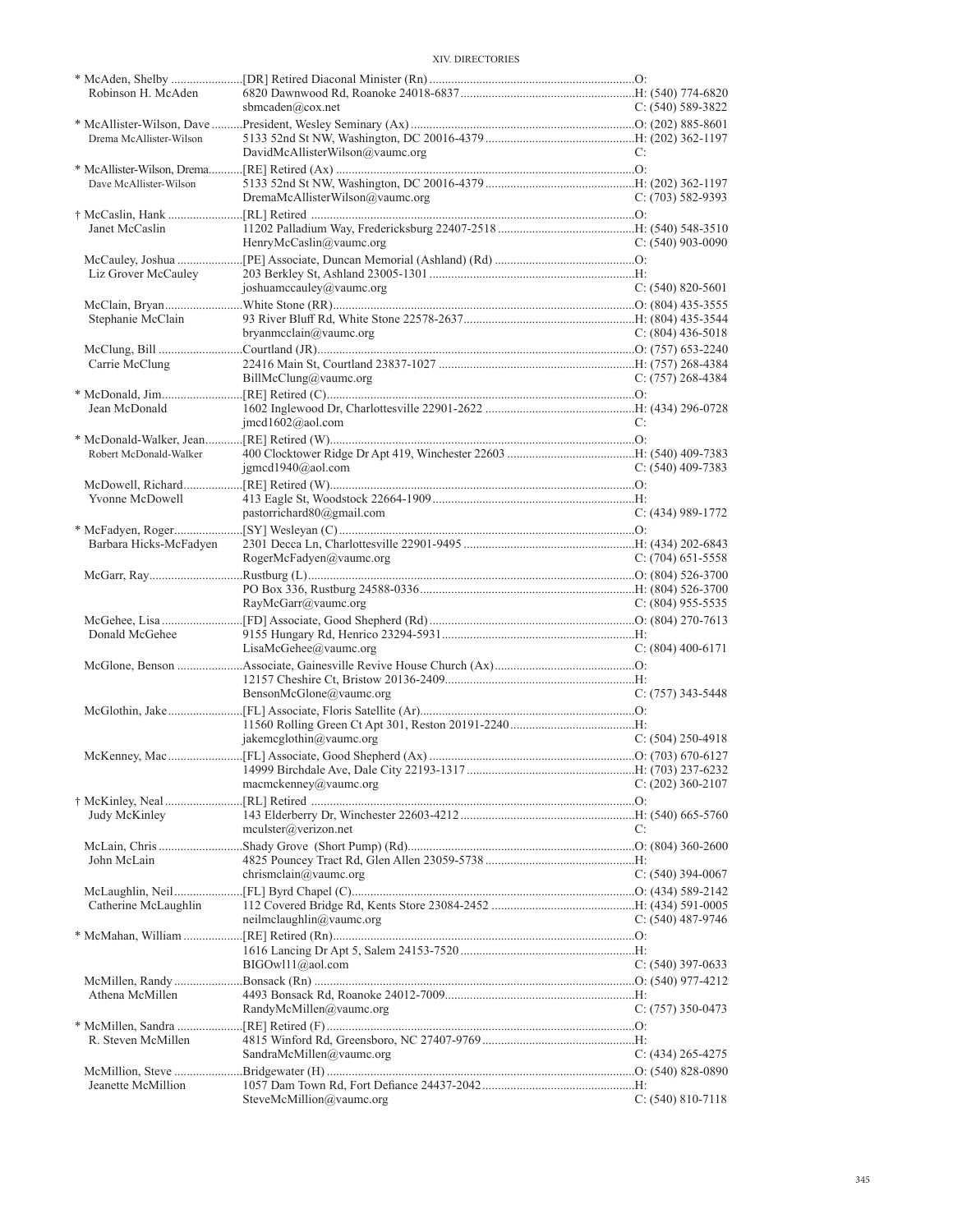| Name | Appointment / Address / Email | Phone |
|---|---|---|
| * McAden, Shelby | [DR] Retired Diaconal Minister (Rn) | O: |
| Robinson H. McAden | 6820 Dawnwood Rd, Roanoke 24018-6837 | H: (540) 774-6820 |
| | sbmcaden@cox.net | C: (540) 589-3822 |
| * McAllister-Wilson, Dave | President, Wesley Seminary (Ax) | O: (202) 885-8601 |
| Drema McAllister-Wilson | 5133 52nd St NW, Washington, DC 20016-4379 | H: (202) 362-1197 |
| | DavidMcAllisterWilson@vaumc.org | C: |
| * McAllister-Wilson, Drema | [RE] Retired (Ax) | O: |
| Dave McAllister-Wilson | 5133 52nd St NW, Washington, DC 20016-4379 | H: (202) 362-1197 |
| | DremaMcAllisterWilson@vaumc.org | C: (703) 582-9393 |
| † McCaslin, Hank | [RL] Retired | O: |
| Janet McCaslin | 11202 Palladium Way, Fredericksburg 22407-2518 | H: (540) 548-3510 |
| | HenryMcCaslin@vaumc.org | C: (540) 903-0090 |
| McCauley, Joshua | [PE] Associate, Duncan Memorial (Ashland) (Rd) | O: |
| Liz Grover McCauley | 203 Berkley St, Ashland 23005-1301 | H: |
| | joshuamccauley@vaumc.org | C: (540) 820-5601 |
| McClain, Bryan | White Stone (RR) | O: (804) 435-3555 |
| Stephanie McClain | 93 River Bluff Rd, White Stone 22578-2637 | H: (804) 435-3544 |
| | bryanmcclain@vaumc.org | C: (804) 436-5018 |
| McClung, Bill | Courtland (JR) | O: (757) 653-2240 |
| Carrie McClung | 22416 Main St, Courtland 23837-1027 | H: (757) 268-4384 |
| | BillMcClung@vaumc.org | C: (757) 268-4384 |
| * McDonald, Jim | [RE] Retired (C) | O: |
| Jean McDonald | 1602 Inglewood Dr, Charlottesville 22901-2622 | H: (434) 296-0728 |
| | jmcd1602@aol.com | C: |
| * McDonald-Walker, Jean | [RE] Retired (W) | O: |
| Robert McDonald-Walker | 400 Clocktower Ridge Dr Apt 419, Winchester 22603 | H: (540) 409-7383 |
| | jgmcd1940@aol.com | C: (540) 409-7383 |
| McDowell, Richard | [RE] Retired (W) | O: |
| Yvonne McDowell | 413 Eagle St, Woodstock 22664-1909 | H: |
| | pastorrichard80@gmail.com | C: (434) 989-1772 |
| * McFadyen, Roger | [SY] Wesleyan (C) | O: |
| Barbara Hicks-McFadyen | 2301 Decca Ln, Charlottesville 22901-9495 | H: (434) 202-6843 |
| | RogerMcFadyen@vaumc.org | C: (704) 651-5558 |
| McGarr, Ray | Rustburg (L) | O: (804) 526-3700 |
| | PO Box 336, Rustburg 24588-0336 | H: (804) 526-3700 |
| | RayMcGarr@vaumc.org | C: (804) 955-5535 |
| McGehee, Lisa | [FD] Associate, Good Shepherd (Rd) | O: (804) 270-7613 |
| Donald McGehee | 9155 Hungary Rd, Henrico 23294-5931 | H: |
| | LisaMcGehee@vaumc.org | C: (804) 400-6171 |
| McGlone, Benson | Associate, Gainesville Revive House Church (Ax) | O: |
| | 12157 Cheshire Ct, Bristow 20136-2409 | H: |
| | BensonMcGlone@vaumc.org | C: (757) 343-5448 |
| McGlothin, Jake | [FL] Associate, Floris Satellite (Ar) | O: |
| | 11560 Rolling Green Ct Apt 301, Reston 20191-2240 | H: |
| | jakemcglothin@vaumc.org | C: (504) 250-4918 |
| McKenney, Mac | [FL] Associate, Good Shepherd (Ax) | O: (703) 670-6127 |
| | 14999 Birchdale Ave, Dale City 22193-1317 | H: (703) 237-6232 |
| | macmckenney@vaumc.org | C: (202) 360-2107 |
| † McKinley, Neal | [RL] Retired | O: |
| Judy McKinley | 143 Elderberry Dr, Winchester 22603-4212 | H: (540) 665-5760 |
| | mculster@verizon.net | C: |
| McLain, Chris | Shady Grove (Short Pump) (Rd) | O: (804) 360-2600 |
| John McLain | 4825 Pouncey Tract Rd, Glen Allen 23059-5738 | H: |
| | chrismclain@vaumc.org | C: (540) 394-0067 |
| McLaughlin, Neil | [FL] Byrd Chapel (C) | O: (434) 589-2142 |
| Catherine McLaughlin | 112 Covered Bridge Rd, Kents Store 23084-2452 | H: (434) 591-0005 |
| | neilmclaughlin@vaumc.org | C: (540) 487-9746 |
| * McMahan, William | [RE] Retired (Rn) | O: |
| | 1616 Lancing Dr Apt 5, Salem 24153-7520 | H: |
| | BIGOwl11@aol.com | C: (540) 397-0633 |
| McMillen, Randy | Bonsack (Rn) | O: (540) 977-4212 |
| Athena McMillen | 4493 Bonsack Rd, Roanoke 24012-7009 | H: |
| | RandyMcMillen@vaumc.org | C: (757) 350-0473 |
| * McMillen, Sandra | [RE] Retired (F) | O: |
| R. Steven McMillen | 4815 Winford Rd, Greensboro, NC 27407-9769 | H: |
| | SandraMcMillen@vaumc.org | C: (434) 265-4275 |
| McMillion, Steve | Bridgewater (H) | O: (540) 828-0890 |
| Jeanette McMillion | 1057 Dam Town Rd, Fort Defiance 24437-2042 | H: |
| | SteveMcMillion@vaumc.org | C: (540) 810-7118 |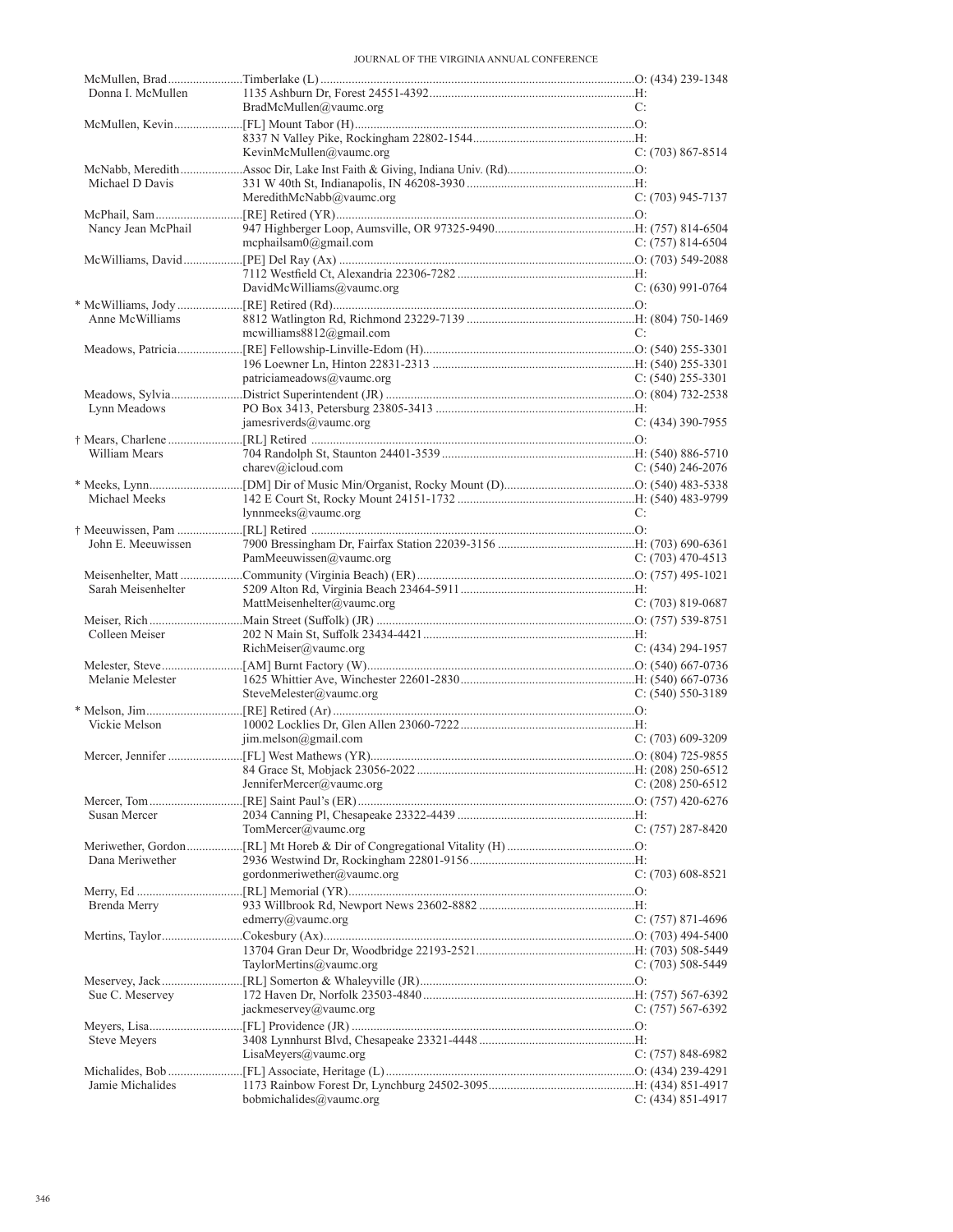| Name / Spouse | Appointment / Address / Email | Phone |
|---|---|---|
| McMullen, Brad | Timberlake (L) | O: (434) 239-1348 |
| Donna I. McMullen | 1135 Ashburn Dr, Forest 24551-4392 | H: |
| | BradMcMullen@vaumc.org | C: |
| McMullen, Kevin | [FL] Mount Tabor (H) | O: |
| | 8337 N Valley Pike, Rockingham 22802-1544 | H: |
| | KevinMcMullen@vaumc.org | C: (703) 867-8514 |
| McNabb, Meredith | Assoc Dir, Lake Inst Faith & Giving, Indiana Univ. (Rd) | O: |
| Michael D Davis | 331 W 40th St, Indianapolis, IN 46208-3930 | H: |
| | MeredithMcNabb@vaumc.org | C: (703) 945-7137 |
| McPhail, Sam | [RE] Retired (YR) | O: |
| Nancy Jean McPhail | 947 Highberger Loop, Aumsville, OR 97325-9490 | H: (757) 814-6504 |
| | mcphailsam0@gmail.com | C: (757) 814-6504 |
| McWilliams, David | [PE] Del Ray (Ax) | O: (703) 549-2088 |
| | 7112 Westfield Ct, Alexandria 22306-7282 | H: |
| | DavidMcWilliams@vaumc.org | C: (630) 991-0764 |
| * McWilliams, Jody | [RE] Retired (Rd) | O: |
| Anne McWilliams | 8812 Watlington Rd, Richmond 23229-7139 | H: (804) 750-1469 |
| | mcwilliams8812@gmail.com | C: |
| Meadows, Patricia | [RE] Fellowship-Linville-Edom (H) | O: (540) 255-3301 |
| | 196 Loewner Ln, Hinton 22831-2313 | H: (540) 255-3301 |
| | patriciameadows@vaumc.org | C: (540) 255-3301 |
| Meadows, Sylvia | District Superintendent (JR) | O: (804) 732-2538 |
| Lynn Meadows | PO Box 3413, Petersburg 23805-3413 | H: |
| | jamesriverds@vaumc.org | C: (434) 390-7955 |
| † Mears, Charlene | [RL] Retired | O: |
| William Mears | 704 Randolph St, Staunton 24401-3539 | H: (540) 886-5710 |
| | charev@icloud.com | C: (540) 246-2076 |
| * Meeks, Lynn | [DM] Dir of Music Min/Organist, Rocky Mount (D) | O: (540) 483-5338 |
| Michael Meeks | 142 E Court St, Rocky Mount 24151-1732 | H: (540) 483-9799 |
| | lynnmeeks@vaumc.org | C: |
| † Meeuwissen, Pam | [RL] Retired | O: |
| John E. Meeuwissen | 7900 Bressingham Dr, Fairfax Station 22039-3156 | H: (703) 690-6361 |
| | PamMeeuwissen@vaumc.org | C: (703) 470-4513 |
| Meisenhelter, Matt | Community (Virginia Beach) (ER) | O: (757) 495-1021 |
| Sarah Meisenhelter | 5209 Alton Rd, Virginia Beach 23464-5911 | H: |
| | MattMeisenhelter@vaumc.org | C: (703) 819-0687 |
| Meiser, Rich | Main Street (Suffolk) (JR) | O: (757) 539-8751 |
| Colleen Meiser | 202 N Main St, Suffolk 23434-4421 | H: |
| | RichMeiser@vaumc.org | C: (434) 294-1957 |
| Melester, Steve | [AM] Burnt Factory (W) | O: (540) 667-0736 |
| Melanie Melester | 1625 Whittier Ave, Winchester 22601-2830 | H: (540) 667-0736 |
| | SteveMelester@vaumc.org | C: (540) 550-3189 |
| * Melson, Jim | [RE] Retired (Ar) | O: |
| Vickie Melson | 10002 Locklies Dr, Glen Allen 23060-7222 | H: |
| | jim.melson@gmail.com | C: (703) 609-3209 |
| Mercer, Jennifer | [FL] West Mathews (YR) | O: (804) 725-9855 |
| | 84 Grace St, Mobjack 23056-2022 | H: (208) 250-6512 |
| | JenniferMercer@vaumc.org | C: (208) 250-6512 |
| Mercer, Tom | [RE] Saint Paul's (ER) | O: (757) 420-6276 |
| Susan Mercer | 2034 Canning Pl, Chesapeake 23322-4439 | H: |
| | TomMercer@vaumc.org | C: (757) 287-8420 |
| Meriwether, Gordon | [RL] Mt Horeb & Dir of Congregational Vitality (H) | O: |
| Dana Meriwether | 2936 Westwind Dr, Rockingham 22801-9156 | H: |
| | gordonmeriwether@vaumc.org | C: (703) 608-8521 |
| Merry, Ed | [RL] Memorial (YR) | O: |
| Brenda Merry | 933 Willbrook Rd, Newport News 23602-8882 | H: |
| | edmerry@vaumc.org | C: (757) 871-4696 |
| Mertins, Taylor | Cokesbury (Ax) | O: (703) 494-5400 |
| | 13704 Gran Deur Dr, Woodbridge 22193-2521 | H: (703) 508-5449 |
| | TaylorMertins@vaumc.org | C: (703) 508-5449 |
| Meservey, Jack | [RL] Somerton & Whaleyville (JR) | O: |
| Sue C. Meservey | 172 Haven Dr, Norfolk 23503-4840 | H: (757) 567-6392 |
| | jackmeservey@vaumc.org | C: (757) 567-6392 |
| Meyers, Lisa | [FL] Providence (JR) | O: |
| Steve Meyers | 3408 Lynnhurst Blvd, Chesapeake 23321-4448 | H: |
| | LisaMeyers@vaumc.org | C: (757) 848-6982 |
| Michalides, Bob | [FL] Associate, Heritage (L) | O: (434) 239-4291 |
| Jamie Michalides | 1173 Rainbow Forest Dr, Lynchburg 24502-3095 | H: (434) 851-4917 |
| | bobmichalides@vaumc.org | C: (434) 851-4917 |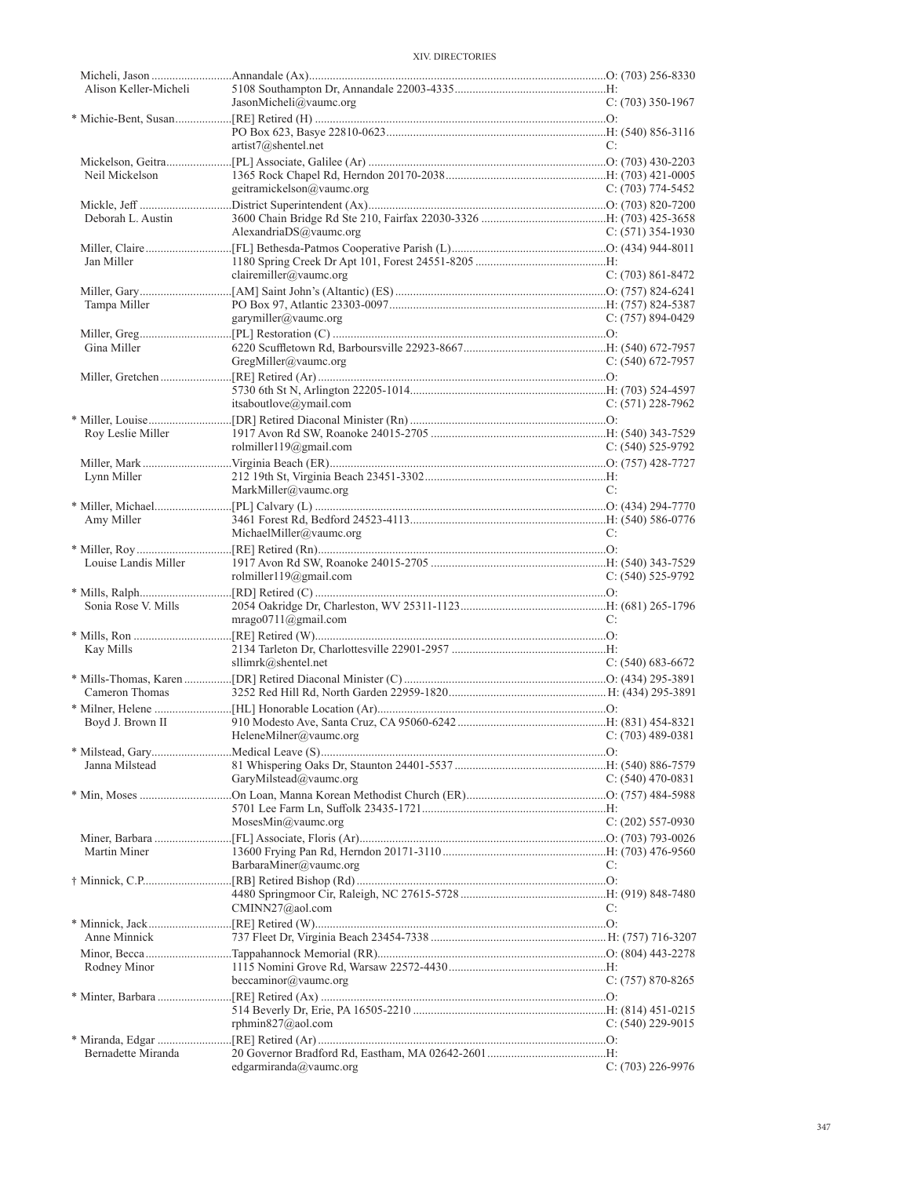| Name | Appointment / Address | Phone |
|---|---|---|
| Micheli, Jason | Annandale (Ax) | O: (703) 256-8330 |
| Alison Keller-Micheli | 5108 Southampton Dr, Annandale 22003-4335 | H: |
| | JasonMicheli@vaumc.org | C: (703) 350-1967 |
| * Michie-Bent, Susan | [RE] Retired (H) | O: |
| | PO Box 623, Basye 22810-0623 | H: (540) 856-3116 |
| | artist7@shentel.net | C: |
| Mickelson, Geitra | [PL] Associate, Galilee (Ar) | O: (703) 430-2203 |
| Neil Mickelson | 1365 Rock Chapel Rd, Herndon 20170-2038 | H: (703) 421-0005 |
| | geitramickelson@vaumc.org | C: (703) 774-5452 |
| Mickle, Jeff | District Superintendent (Ax) | O: (703) 820-7200 |
| Deborah L. Austin | 3600 Chain Bridge Rd Ste 210, Fairfax 22030-3326 | H: (703) 425-3658 |
| | AlexandriaDS@vaumc.org | C: (571) 354-1930 |
| Miller, Claire | [FL] Bethesda-Patmos Cooperative Parish (L) | O: (434) 944-8011 |
| Jan Miller | 1180 Spring Creek Dr Apt 101, Forest 24551-8205 | H: |
| | clairemiller@vaumc.org | C: (703) 861-8472 |
| Miller, Gary | [AM] Saint John's (Altantic) (ES) | O: (757) 824-6241 |
| Tampa Miller | PO Box 97, Atlantic 23303-0097 | H: (757) 824-5387 |
| | garymiller@vaumc.org | C: (757) 894-0429 |
| Miller, Greg | [PL] Restoration (C) | O: |
| Gina Miller | 6220 Scuffletown Rd, Barboursville 22923-8667 | H: (540) 672-7957 |
| | GregMiller@vaumc.org | C: (540) 672-7957 |
| Miller, Gretchen | [RE] Retired (Ar) | O: |
| | 5730 6th St N, Arlington 22205-1014 | H: (703) 524-4597 |
| | itsaboutlove@ymail.com | C: (571) 228-7962 |
| * Miller, Louise | [DR] Retired Diaconal Minister (Rn) | O: |
| Roy Leslie Miller | 1917 Avon Rd SW, Roanoke 24015-2705 | H: (540) 343-7529 |
| | rolmiller119@gmail.com | C: (540) 525-9792 |
| Miller, Mark | Virginia Beach (ER) | O: (757) 428-7727 |
| Lynn Miller | 212 19th St, Virginia Beach 23451-3302 | H: |
| | MarkMiller@vaumc.org | C: |
| * Miller, Michael | [PL] Calvary (L) | O: (434) 294-7770 |
| Amy Miller | 3461 Forest Rd, Bedford 24523-4113 | H: (540) 586-0776 |
| | MichaelMiller@vaumc.org | C: |
| * Miller, Roy | [RE] Retired (Rn) | O: |
| Louise Landis Miller | 1917 Avon Rd SW, Roanoke 24015-2705 | H: (540) 343-7529 |
| | rolmiller119@gmail.com | C: (540) 525-9792 |
| * Mills, Ralph | [RD] Retired (C) | O: |
| Sonia Rose V. Mills | 2054 Oakridge Dr, Charleston, WV 25311-1123 | H: (681) 265-1796 |
| | mrago0711@gmail.com | C: |
| * Mills, Ron | [RE] Retired (W) | O: |
| Kay Mills | 2134 Tarleton Dr, Charlottesville 22901-2957 | H: |
| | sllimrk@shentel.net | C: (540) 683-6672 |
| * Mills-Thomas, Karen | [DR] Retired Diaconal Minister (C) | O: (434) 295-3891 |
| Cameron Thomas | 3252 Red Hill Rd, North Garden 22959-1820 | H: (434) 295-3891 |
| * Milner, Helene | [HL] Honorable Location (Ar) | O: |
| Boyd J. Brown II | 910 Modesto Ave, Santa Cruz, CA 95060-6242 | H: (831) 454-8321 |
| | HeleneMilner@vaumc.org | C: (703) 489-0381 |
| * Milstead, Gary | Medical Leave (S) | O: |
| Janna Milstead | 81 Whispering Oaks Dr, Staunton 24401-5537 | H: (540) 886-7579 |
| | GaryMilstead@vaumc.org | C: (540) 470-0831 |
| * Min, Moses | On Loan, Manna Korean Methodist Church (ER) | O: (757) 484-5988 |
| | 5701 Lee Farm Ln, Suffolk 23435-1721 | H: |
| | MosesMin@vaumc.org | C: (202) 557-0930 |
| Miner, Barbara | [FL] Associate, Floris (Ar) | O: (703) 793-0026 |
| Martin Miner | 13600 Frying Pan Rd, Herndon 20171-3110 | H: (703) 476-9560 |
| | BarbaraMiner@vaumc.org | C: |
| † Minnick, C.P. | [RB] Retired Bishop (Rd) | O: |
| | 4480 Springmoor Cir, Raleigh, NC 27615-5728 | H: (919) 848-7480 |
| | CMINN27@aol.com | C: |
| * Minnick, Jack | [RE] Retired (W) | O: |
| Anne Minnick | 737 Fleet Dr, Virginia Beach 23454-7338 | H: (757) 716-3207 |
| Minor, Becca | Tappahannock Memorial (RR) | O: (804) 443-2278 |
| Rodney Minor | 1115 Nomini Grove Rd, Warsaw 22572-4430 | H: |
| | beccaminor@vaumc.org | C: (757) 870-8265 |
| * Minter, Barbara | [RE] Retired (Ax) | O: |
| | 514 Beverly Dr, Erie, PA 16505-2210 | H: (814) 451-0215 |
| | rphmin827@aol.com | C: (540) 229-9015 |
| * Miranda, Edgar | [RE] Retired (Ar) | O: |
| Bernadette Miranda | 20 Governor Bradford Rd, Eastham, MA 02642-2601 | H: |
| | edgarmiranda@vaumc.org | C: (703) 226-9976 |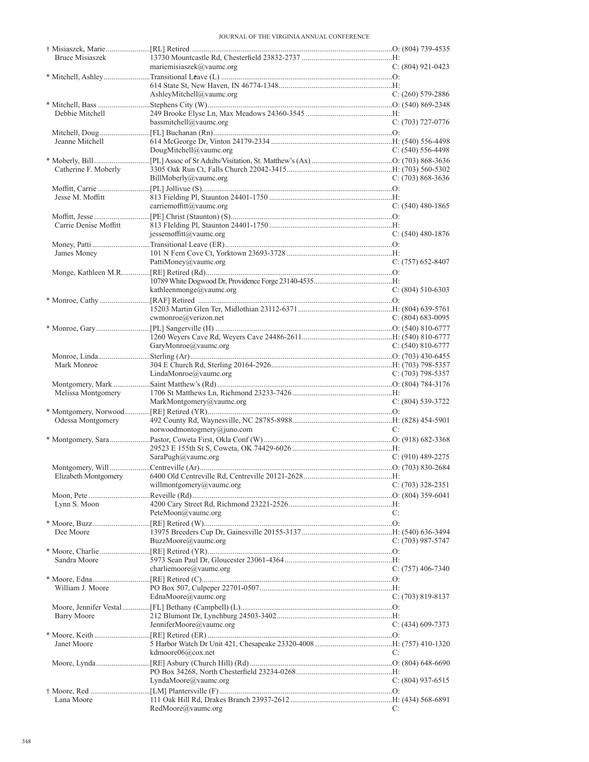| Name / Spouse | Appointment / Address / Email | Phone |
|---|---|---|
| † Misiaszek, Marie | [RL] Retired | O: (804) 739-4535 |
| Bruce Misiaszek | 13730 Mountcastle Rd, Chesterfield 23832-2737 | H: |
| | mariemisiaszek@vaumc.org | C: (804) 921-0423 |
| * Mitchell, Ashley | Transitional Leave (L) | O: |
| | 614 State St, New Haven, IN 46774-1348 | H: |
| | AshleyMitchell@vaumc.org | C: (260) 579-2886 |
| * Mitchell, Bass | Stephens City (W) | O: (540) 869-2348 |
| Debbie Mitchell | 249 Brooke Elyse Ln, Max Meadows 24360-3545 | H: |
| | bassmitchell@vaumc.org | C: (703) 727-0776 |
| Mitchell, Doug | [FL] Buchanan (Rn) | O: |
| Jeanne Mitchell | 614 McGeorge Dr, Vinton 24179-2334 | H: (540) 556-4498 |
| | DougMitchell@vaumc.org | C: (540) 556-4498 |
| * Moberly, Bill | [PL] Assoc of Sr Adults/Visitation, St. Matthew's (Ax) | O: (703) 868-3636 |
| Catherine F. Moberly | 3305 Oak Run Ct, Falls Church 22042-3415 | H: (703) 560-5302 |
| | BillMoberly@vaumc.org | C: (703) 868-3636 |
| Moffitt, Carrie | [PL] Jollivue (S) | O: |
| Jesse M. Moffitt | 813 Fielding Pl, Staunton 24401-1750 | H: |
| | carriemoffitt@vaumc.org | C: (540) 480-1865 |
| Moffitt, Jesse | [PE] Christ (Staunton) (S) | O: |
| Carrie Denise Moffitt | 813 FIelding Pl, Staunton 24401-1750 | H: |
| | jessemoffitt@vaumc.org | C: (540) 480-1876 |
| Money, Patti | Transitional Leave (ER) | O: |
| James Money | 101 N Fern Cove Ct, Yorktown 23693-3728 | H: |
| | PattiMoney@vaumc.org | C: (757) 652-8407 |
| Monge, Kathleen M.R. | [RE] Retired (Rd) | O: |
| | 10789 White Dogwood Dr, Providence Forge 23140-4535 | H: |
| | kathleenmonge@vaumc.org | C: (804) 510-6303 |
| * Monroe, Cathy | [RAF] Retired | O: |
| | 15203 Martin Glen Ter, Midlothian 23112-6371 | H: (804) 639-5761 |
| | cwmonroe@verizon.net | C: (804) 683-0095 |
| * Monroe, Gary | [PL] Sangerville (H) | O: (540) 810-6777 |
| | 1260 Weyers Cave Rd, Weyers Cave 24486-2611 | H: (540) 810-6777 |
| | GaryMonroe@vaumc.org | C: (540) 810-6777 |
| Monroe, Linda | Sterling (Ar) | O: (703) 430-6455 |
| Mark Monroe | 304 E Church Rd, Sterling 20164-2926 | H: (703) 798-5357 |
| | LindaMonroe@vaumc.org | C: (703) 798-5357 |
| Montgomery, Mark | Saint Matthew's (Rd) | O: (804) 784-3176 |
| Melissa Montgomery | 1706 St Matthews Ln, Richmond 23233-7426 | H: |
| | MarkMontgomery@vaumc.org | C: (804) 539-3722 |
| * Montgomery, Norwood | [RE] Retired (YR) | O: |
| Odessa Montgomery | 492 County Rd, Waynesville, NC 28785-8988 | H: (828) 454-5901 |
| | norwoodmontogmery@juno.com | C: |
| * Montgomery, Sara | Pastor, Coweta First, Okla Conf (W) | O: (918) 682-3368 |
| | 29523 E 155th St S, Coweta, OK 74429-6026 | H: |
| | SaraPugh@vaumc.org | C: (910) 489-2275 |
| Montgomery, Will | Centreville (Ar) | O: (703) 830-2684 |
| Elizabeth Montgomery | 6400 Old Centreville Rd, Centreville 20121-2628 | H: |
| | willmontgomery@vaumc.org | C: (703) 328-2351 |
| Moon, Pete | Reveille (Rd) | O: (804) 359-6041 |
| Lynn S. Moon | 4200 Cary Street Rd, Richmond 23221-2526 | H: |
| | PeteMoon@vaumc.org | C: |
| * Moore, Buzz | [RE] Retired (W) | O: |
| Dee Moore | 13975 Breeders Cup Dr, Gainesville 20155-3137 | H: (540) 636-3494 |
| | BuzzMoore@vaumc.org | C: (703) 987-5747 |
| * Moore, Charlie | [RE] Retired (YR) | O: |
| Sandra Moore | 5973 Sean Paul Dr, Gloucester 23061-4364 | H: |
| | charliemoore@vaumc.org | C: (757) 406-7340 |
| * Moore, Edna | [RE] Retired (C) | O: |
| William J. Moore | PO Box 507, Culpeper 22701-0507 | H: |
| | EdnaMoore@vaumc.org | C: (703) 819-8137 |
| Moore, Jennifer Vestal | [FL] Bethany (Campbell) (L) | O: |
| Barry Moore | 212 Blumont Dr, Lynchburg 24503-3402 | H: |
| | JenniferMoore@vaumc.org | C: (434) 609-7373 |
| * Moore, Keith | [RE] Retired (ER) | O: |
| Janet Moore | 5 Harbor Watch Dr Unit 421, Chesapeake 23320-4008 | H: (757) 410-1320 |
| | kdmoore06@cox.net | C: |
| Moore, Lynda | [RE] Asbury (Church Hill) (Rd) | O: (804) 648-6690 |
| | PO Box 34268, North Chesterfield 23234-0268 | H: |
| | LyndaMoore@vaumc.org | C: (804) 937-6515 |
| † Moore, Red | [LM] Plantersville (F) | O: |
| Lana Moore | 111 Oak Hill Rd, Drakes Branch 23937-2612 | H: (434) 568-6891 |
| | RedMoore@vaumc.org | C: |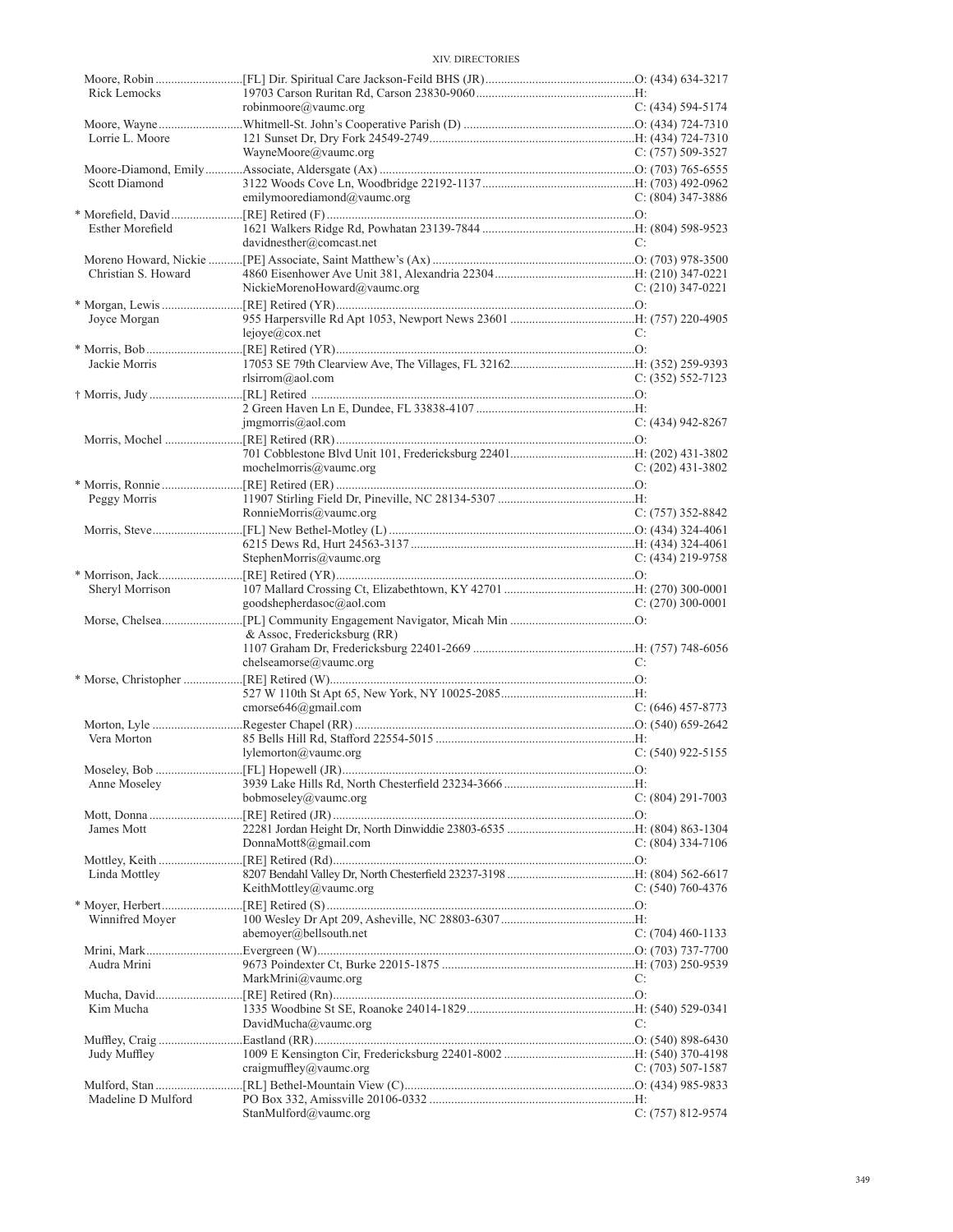| Name / Spouse | Appointment / Address / Email | Phone |
|---|---|---|
| Moore, Robin | [FL] Dir. Spiritual Care Jackson-Feild BHS (JR) | O: (434) 634-3217 |
| Rick Lemocks | 19703 Carson Ruritan Rd, Carson 23830-9060 | H: |
| | robinmoore@vaumc.org | C: (434) 594-5174 |
| Moore, Wayne | Whitmell-St. John's Cooperative Parish (D) | O: (434) 724-7310 |
| Lorrie L. Moore | 121 Sunset Dr, Dry Fork 24549-2749 | H: (434) 724-7310 |
| | WayneMoore@vaumc.org | C: (757) 509-3527 |
| Moore-Diamond, Emily | Associate, Aldersgate (Ax) | O: (703) 765-6555 |
| Scott Diamond | 3122 Woods Cove Ln, Woodbridge 22192-1137 | H: (703) 492-0962 |
| | emilymoorediamond@vaumc.org | C: (804) 347-3886 |
| * Morefield, David | [RE] Retired (F) | O: |
| Esther Morefield | 1621 Walkers Ridge Rd, Powhatan 23139-7844 | H: (804) 598-9523 |
| | davidnesther@comcast.net | C: |
| Moreno Howard, Nickie | [PE] Associate, Saint Matthew's (Ax) | O: (703) 978-3500 |
| Christian S. Howard | 4860 Eisenhower Ave Unit 381, Alexandria 22304 | H: (210) 347-0221 |
| | NickieMorenoHoward@vaumc.org | C: (210) 347-0221 |
| * Morgan, Lewis | [RE] Retired (YR) | O: |
| Joyce Morgan | 955 Harpersville Rd Apt 1053, Newport News 23601 | H: (757) 220-4905 |
| | lejoye@cox.net | C: |
| * Morris, Bob | [RE] Retired (YR) | O: |
| Jackie Morris | 17053 SE 79th Clearview Ave, The Villages, FL 32162 | H: (352) 259-9393 |
| | rlsirrom@aol.com | C: (352) 552-7123 |
| † Morris, Judy | [RL] Retired | O: |
| | 2 Green Haven Ln E, Dundee, FL 33838-4107 | H: |
| | jmgmorris@aol.com | C: (434) 942-8267 |
| Morris, Mochel | [RE] Retired (RR) | O: |
| | 701 Cobblestone Blvd Unit 101, Fredericksburg 22401 | H: (202) 431-3802 |
| | mochelmorris@vaumc.org | C: (202) 431-3802 |
| * Morris, Ronnie | [RE] Retired (ER) | O: |
| Peggy Morris | 11907 Stirling Field Dr, Pineville, NC 28134-5307 | H: |
| | RonnieMorris@vaumc.org | C: (757) 352-8842 |
| Morris, Steve | [FL] New Bethel-Motley (L) | O: (434) 324-4061 |
| | 6215 Dews Rd, Hurt 24563-3137 | H: (434) 324-4061 |
| | StephenMorris@vaumc.org | C: (434) 219-9758 |
| * Morrison, Jack | [RE] Retired (YR) | O: |
| Sheryl Morrison | 107 Mallard Crossing Ct, Elizabethtown, KY 42701 | H: (270) 300-0001 |
| | goodshepherdasoc@aol.com | C: (270) 300-0001 |
| Morse, Chelsea | [PL] Community Engagement Navigator, Micah Min & Assoc, Fredericksburg (RR) | O: |
| | 1107 Graham Dr, Fredericksburg 22401-2669 | H: (757) 748-6056 |
| | chelseamorse@vaumc.org | C: |
| * Morse, Christopher | [RE] Retired (W) | O: |
| | 527 W 110th St Apt 65, New York, NY 10025-2085 | H: |
| | cmorse646@gmail.com | C: (646) 457-8773 |
| Morton, Lyle | Regester Chapel (RR) | O: (540) 659-2642 |
| Vera Morton | 85 Bells Hill Rd, Stafford 22554-5015 | H: |
| | lylemorton@vaumc.org | C: (540) 922-5155 |
| Moseley, Bob | [FL] Hopewell (JR) | O: |
| Anne Moseley | 3939 Lake Hills Rd, North Chesterfield 23234-3666 | H: |
| | bobmoseley@vaumc.org | C: (804) 291-7003 |
| Mott, Donna | [RE] Retired (JR) | O: |
| James Mott | 22281 Jordan Height Dr, North Dinwiddie 23803-6535 | H: (804) 863-1304 |
| | DonnaMott8@gmail.com | C: (804) 334-7106 |
| Mottley, Keith | [RE] Retired (Rd) | O: |
| Linda Mottley | 8207 Bendahl Valley Dr, North Chesterfield 23237-3198 | H: (804) 562-6617 |
| | KeithMottley@vaumc.org | C: (540) 760-4376 |
| * Moyer, Herbert | [RE] Retired (S) | O: |
| Winnifred Moyer | 100 Wesley Dr Apt 209, Asheville, NC 28803-6307 | H: |
| | abemoyer@bellsouth.net | C: (704) 460-1133 |
| Mrini, Mark | Evergreen (W) | O: (703) 737-7700 |
| Audra Mrini | 9673 Poindexter Ct, Burke 22015-1875 | H: (703) 250-9539 |
| | MarkMrini@vaumc.org | C: |
| Mucha, David | [RE] Retired (Rn) | O: |
| Kim Mucha | 1335 Woodbine St SE, Roanoke 24014-1829 | H: (540) 529-0341 |
| | DavidMucha@vaumc.org | C: |
| Muffley, Craig | Eastland (RR) | O: (540) 898-6430 |
| Judy Muffley | 1009 E Kensington Cir, Fredericksburg 22401-8002 | H: (540) 370-4198 |
| | craigmuffley@vaumc.org | C: (703) 507-1587 |
| Mulford, Stan | [RL] Bethel-Mountain View (C) | O: (434) 985-9833 |
| Madeline D Mulford | PO Box 332, Amissville 20106-0332 | H: |
| | StanMulford@vaumc.org | C: (757) 812-9574 |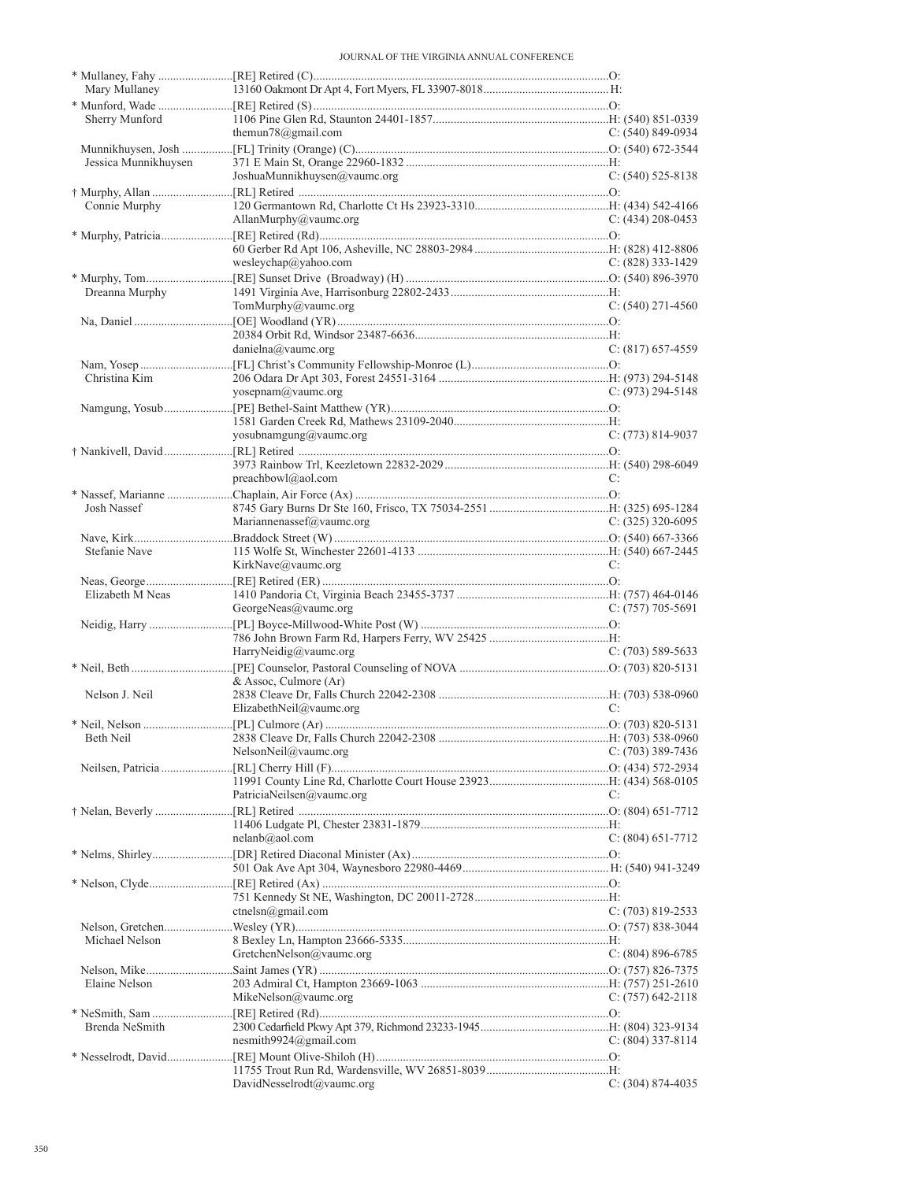| Name / Spouse | Appointment / Address / Email | Phone |
|---|---|---|
| * Mullaney, Fahy | [RE] Retired (C) | O: |
| Mary Mullaney | 13160 Oakmont Dr Apt 4, Fort Myers, FL 33907-8018 | H: |
| * Munford, Wade | [RE] Retired (S) | O: |
| Sherry Munford | 1106 Pine Glen Rd, Staunton 24401-1857 | H: (540) 851-0339 |
| | themun78@gmail.com | C: (540) 849-0934 |
| Munnikhuysen, Josh | [FL] Trinity (Orange) (C) | O: (540) 672-3544 |
| Jessica Munnikhuysen | 371 E Main St, Orange 22960-1832 | H: |
| | JoshuaMunnikhuysen@vaumc.org | C: (540) 525-8138 |
| † Murphy, Allan | [RL] Retired | O: |
| Connie Murphy | 120 Germantown Rd, Charlotte Ct Hs 23923-3310 | H: (434) 542-4166 |
| | AllanMurphy@vaumc.org | C: (434) 208-0453 |
| * Murphy, Patricia | [RE] Retired (Rd) | O: |
| | 60 Gerber Rd Apt 106, Asheville, NC 28803-2984 | H: (828) 412-8806 |
| | wesleychap@yahoo.com | C: (828) 333-1429 |
| * Murphy, Tom | [RE] Sunset Drive (Broadway) (H) | O: (540) 896-3970 |
| Dreanna Murphy | 1491 Virginia Ave, Harrisonburg 22802-2433 | H: |
| | TomMurphy@vaumc.org | C: (540) 271-4560 |
| Na, Daniel | [OE] Woodland (YR) | O: |
| | 20384 Orbit Rd, Windsor 23487-6636 | H: |
| | danielna@vaumc.org | C: (817) 657-4559 |
| Nam, Yosep | [FL] Christ's Community Fellowship-Monroe (L) | O: |
| Christina Kim | 206 Odara Dr Apt 303, Forest 24551-3164 | H: (973) 294-5148 |
| | yosepnam@vaumc.org | C: (973) 294-5148 |
| Namgung, Yosub | [PE] Bethel-Saint Matthew (YR) | O: |
| | 1581 Garden Creek Rd, Mathews 23109-2040 | H: |
| | yosubnamgung@vaumc.org | C: (773) 814-9037 |
| † Nankivell, David | [RL] Retired | O: |
| | 3973 Rainbow Trl, Keezletown 22832-2029 | H: (540) 298-6049 |
| | preachbowl@aol.com | C: |
| * Nassef, Marianne | Chaplain, Air Force (Ax) | O: |
| Josh Nassef | 8745 Gary Burns Dr Ste 160, Frisco, TX 75034-2551 | H: (325) 695-1284 |
| | Mariannenassef@vaumc.org | C: (325) 320-6095 |
| Nave, Kirk | Braddock Street (W) | O: (540) 667-3366 |
| Stefanie Nave | 115 Wolfe St, Winchester 22601-4133 | H: (540) 667-2445 |
| | KirkNave@vaumc.org | C: |
| Neas, George | [RE] Retired (ER) | O: |
| Elizabeth M Neas | 1410 Pandoria Ct, Virginia Beach 23455-3737 | H: (757) 464-0146 |
| | GeorgeNeas@vaumc.org | C: (757) 705-5691 |
| Neidig, Harry | [PL] Boyce-Millwood-White Post (W) | O: |
| | 786 John Brown Farm Rd, Harpers Ferry, WV 25425 | H: |
| | HarryNeidig@vaumc.org | C: (703) 589-5633 |
| * Neil, Beth | [PE] Counselor, Pastoral Counseling of NOVA & Assoc, Culmore (Ar) | O: (703) 820-5131 |
| Nelson J. Neil | 2838 Cleave Dr, Falls Church 22042-2308 | H: (703) 538-0960 |
| | ElizabethNeil@vaumc.org | C: |
| * Neil, Nelson | [PL] Culmore (Ar) | O: (703) 820-5131 |
| Beth Neil | 2838 Cleave Dr, Falls Church 22042-2308 | H: (703) 538-0960 |
| | NelsonNeil@vaumc.org | C: (703) 389-7436 |
| Neilsen, Patricia | [RL] Cherry Hill (F) | O: (434) 572-2934 |
| | 11991 County Line Rd, Charlotte Court House 23923 | H: (434) 568-0105 |
| | PatriciaNeilsen@vaumc.org | C: |
| † Nelan, Beverly | [RL] Retired | O: (804) 651-7712 |
| | 11406 Ludgate Pl, Chester 23831-1879 | H: |
| | nelanb@aol.com | C: (804) 651-7712 |
| * Nelms, Shirley | [DR] Retired Diaconal Minister (Ax) | O: |
| | 501 Oak Ave Apt 304, Waynesboro 22980-4469 | H: (540) 941-3249 |
| * Nelson, Clyde | [RE] Retired (Ax) | O: |
| | 751 Kennedy St NE, Washington, DC 20011-2728 | H: |
| | ctnelsn@gmail.com | C: (703) 819-2533 |
| Nelson, Gretchen | Wesley (YR) | O: (757) 838-3044 |
| Michael Nelson | 8 Bexley Ln, Hampton 23666-5335 | H: |
| | GretchenNelson@vaumc.org | C: (804) 896-6785 |
| Nelson, Mike | Saint James (YR) | O: (757) 826-7375 |
| Elaine Nelson | 203 Admiral Ct, Hampton 23669-1063 | H: (757) 251-2610 |
| | MikeNelson@vaumc.org | C: (757) 642-2118 |
| * NeSmith, Sam | [RE] Retired (Rd) | O: |
| Brenda NeSmith | 2300 Cedarfield Pkwy Apt 379, Richmond 23233-1945 | H: (804) 323-9134 |
| | nesmith9924@gmail.com | C: (804) 337-8114 |
| * Nesselrodt, David | [RE] Mount Olive-Shiloh (H) | O: |
| | 11755 Trout Run Rd, Wardensville, WV 26851-8039 | H: |
| | DavidNesselrodt@vaumc.org | C: (304) 874-4035 |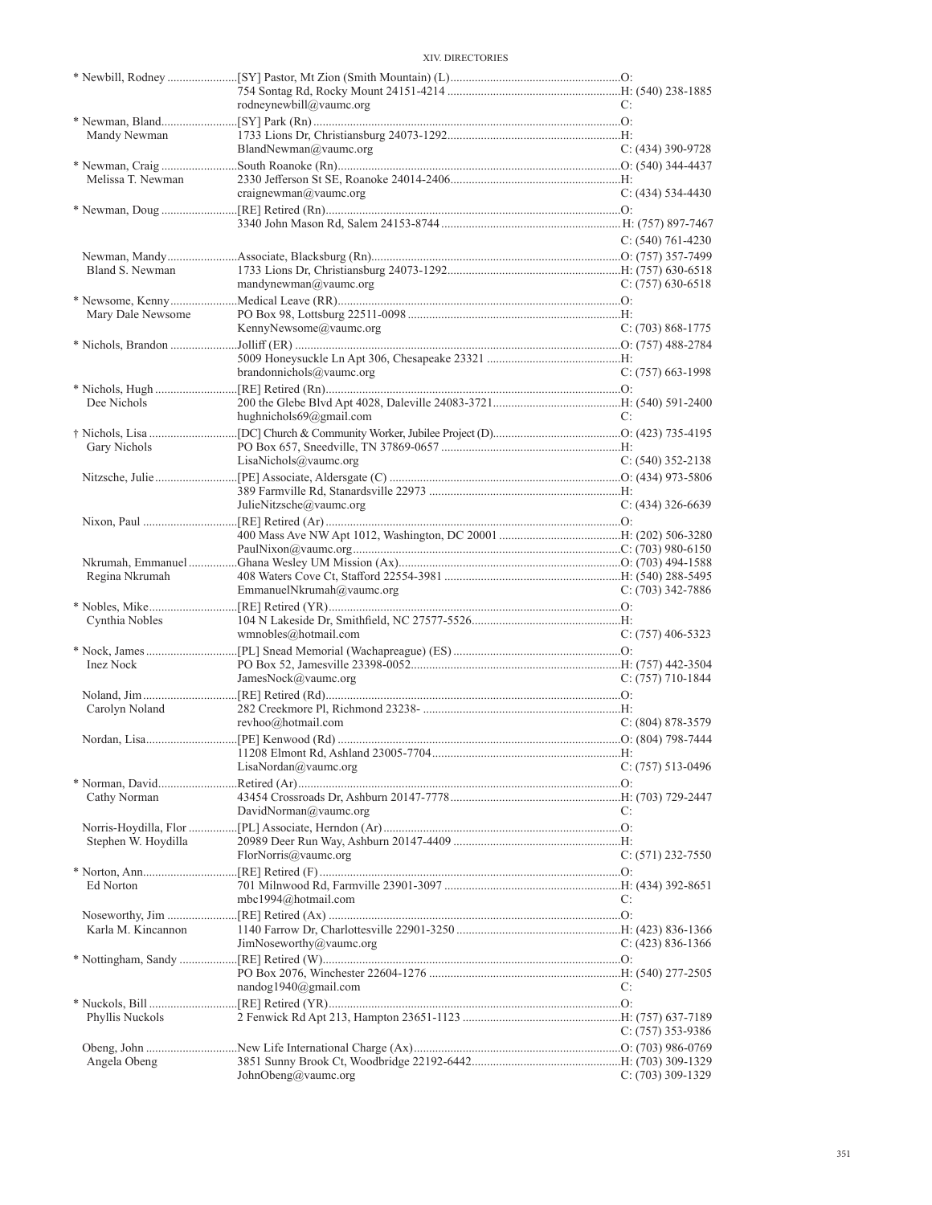| Name / Spouse | Appointment / Address / Email | Phone |
|---|---|---|
| * Newbill, Rodney | [SY] Pastor, Mt Zion (Smith Mountain) (L) | O: |
| | 754 Sontag Rd, Rocky Mount 24151-4214 | H: (540) 238-1885 |
| | rodneynewbill@vaumc.org | C: |
| * Newman, Bland | [SY] Park (Rn) | O: |
| Mandy Newman | 1733 Lions Dr, Christiansburg 24073-1292 | H: |
| | BlandNewman@vaumc.org | C: (434) 390-9728 |
| * Newman, Craig | South Roanoke (Rn) | O: (540) 344-4437 |
| Melissa T. Newman | 2330 Jefferson St SE, Roanoke 24014-2406 | H: |
| | craignewman@vaumc.org | C: (434) 534-4430 |
| * Newman, Doug | [RE] Retired (Rn) | O: |
| | 3340 John Mason Rd, Salem 24153-8744 | H: (757) 897-7467 |
| | | C: (540) 761-4230 |
| Newman, Mandy | Associate, Blacksburg (Rn) | O: (757) 357-7499 |
| Bland S. Newman | 1733 Lions Dr, Christiansburg 24073-1292 | H: (757) 630-6518 |
| | mandynewman@vaumc.org | C: (757) 630-6518 |
| * Newsome, Kenny | Medical Leave (RR) | O: |
| Mary Dale Newsome | PO Box 98, Lottsburg 22511-0098 | H: |
| | KennyNewsome@vaumc.org | C: (703) 868-1775 |
| * Nichols, Brandon | Jolliff (ER) | O: (757) 488-2784 |
| | 5009 Honeysuckle Ln Apt 306, Chesapeake 23321 | H: |
| | brandonnichols@vaumc.org | C: (757) 663-1998 |
| * Nichols, Hugh | [RE] Retired (Rn) | O: |
| Dee Nichols | 200 the Glebe Blvd Apt 4028, Daleville 24083-3721 | H: (540) 591-2400 |
| | hughnichols69@gmail.com | C: |
| † Nichols, Lisa | [DC] Church & Community Worker, Jubilee Project (D) | O: (423) 735-4195 |
| Gary Nichols | PO Box 657, Sneedville, TN 37869-0657 | H: |
| | LisaNichols@vaumc.org | C: (540) 352-2138 |
| Nitzsche, Julie | [PE] Associate, Aldersgate (C) | O: (434) 973-5806 |
| | 389 Farmville Rd, Stanardsville 22973 | H: |
| | JulieNitzsche@vaumc.org | C: (434) 326-6639 |
| Nixon, Paul | [RE] Retired (Ar) | O: |
| | 400 Mass Ave NW Apt 1012, Washington, DC 20001 | H: (202) 506-3280 |
| | PaulNixon@vaumc.org | C: (703) 980-6150 |
| Nkrumah, Emmanuel | Ghana Wesley UM Mission (Ax) | O: (703) 494-1588 |
| Regina Nkrumah | 408 Waters Cove Ct, Stafford 22554-3981 | H: (540) 288-5495 |
| | EmmanuelNkrumah@vaumc.org | C: (703) 342-7886 |
| * Nobles, Mike | [RE] Retired (YR) | O: |
| Cynthia Nobles | 104 N Lakeside Dr, Smithfield, NC 27577-5526 | H: |
| | wmnobles@hotmail.com | C: (757) 406-5323 |
| * Nock, James | [PL] Snead Memorial (Wachapreague) (ES) | O: |
| Inez Nock | PO Box 52, Jamesville 23398-0052 | H: (757) 442-3504 |
| | JamesNock@vaumc.org | C: (757) 710-1844 |
| Noland, Jim | [RE] Retired (Rd) | O: |
| Carolyn Noland | 282 Creekmore Pl, Richmond 23238- | H: |
| | revhoo@hotmail.com | C: (804) 878-3579 |
| Nordan, Lisa | [PE] Kenwood (Rd) | O: (804) 798-7444 |
| | 11208 Elmont Rd, Ashland 23005-7704 | H: |
| | LisaNordan@vaumc.org | C: (757) 513-0496 |
| * Norman, David | Retired (Ar) | O: |
| Cathy Norman | 43454 Crossroads Dr, Ashburn 20147-7778 | H: (703) 729-2447 |
| | DavidNorman@vaumc.org | C: |
| Norris-Hoydilla, Flor | [PL] Associate, Herndon (Ar) | O: |
| Stephen W. Hoydilla | 20989 Deer Run Way, Ashburn 20147-4409 | H: |
| | FlorNorris@vaumc.org | C: (571) 232-7550 |
| * Norton, Ann | [RE] Retired (F) | O: |
| Ed Norton | 701 Milnwood Rd, Farmville 23901-3097 | H: (434) 392-8651 |
| | mbc1994@hotmail.com | C: |
| Noseworthy, Jim | [RE] Retired (Ax) | O: |
| Karla M. Kincannon | 1140 Farrow Dr, Charlottesville 22901-3250 | H: (423) 836-1366 |
| | JimNoseworthy@vaumc.org | C: (423) 836-1366 |
| * Nottingham, Sandy | [RE] Retired (W) | O: |
| | PO Box 2076, Winchester 22604-1276 | H: (540) 277-2505 |
| | nandog1940@gmail.com | C: |
| * Nuckols, Bill | [RE] Retired (YR) | O: |
| Phyllis Nuckols | 2 Fenwick Rd Apt 213, Hampton 23651-1123 | H: (757) 637-7189 |
| | | C: (757) 353-9386 |
| Obeng, John | New Life International Charge (Ax) | O: (703) 986-0769 |
| Angela Obeng | 3851 Sunny Brook Ct, Woodbridge 22192-6442 | H: (703) 309-1329 |
| | JohnObeng@vaumc.org | C: (703) 309-1329 |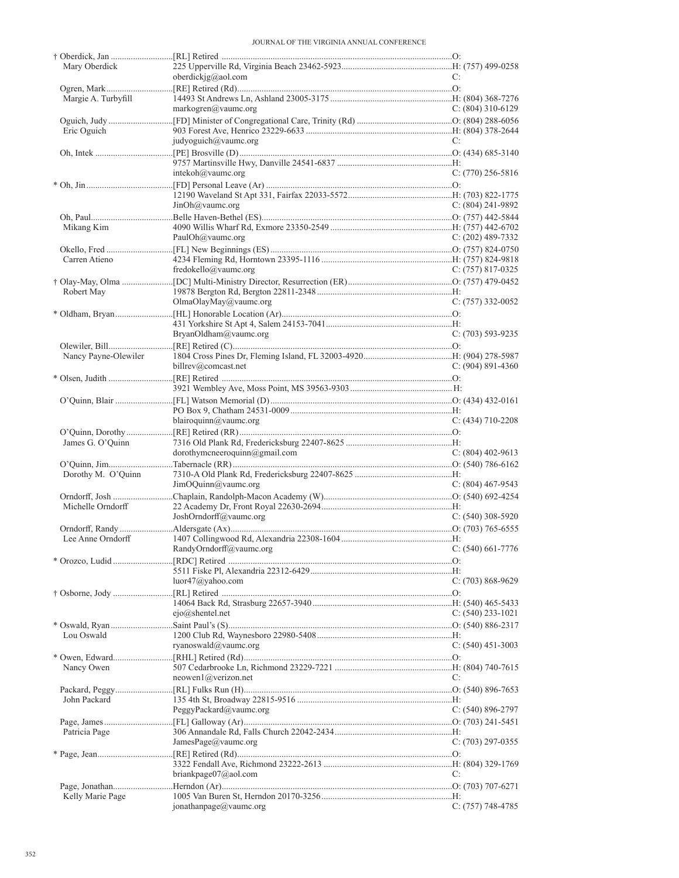| Name / Spouse | Appointment / Address / Email | Phone |
|---|---|---|
| † Oberdick, Jan | [RL] Retired | O: |
| Mary Oberdick | 225 Upperville Rd, Virginia Beach 23462-5923 | H: (757) 499-0258 |
| | oberdickjg@aol.com | C: |
| Ogren, Mark | [RE] Retired (Rd) | O: |
| Margie A. Turbyfill | 14493 St Andrews Ln, Ashland 23005-3175 | H: (804) 368-7276 |
| | markogren@vaumc.org | C: (804) 310-6129 |
| Oguich, Judy | [FD] Minister of Congregational Care, Trinity (Rd) | O: (804) 288-6056 |
| Eric Oguich | 903 Forest Ave, Henrico 23229-6633 | H: (804) 378-2644 |
| | judyoguich@vaumc.org | C: |
| Oh, Intek | [PE] Brosville (D) | O: (434) 685-3140 |
| | 9757 Martinsville Hwy, Danville 24541-6837 | H: |
| | intekoh@vaumc.org | C: (770) 256-5816 |
| * Oh, Jin | [FD] Personal Leave (Ar) | O: |
| | 12190 Waveland St Apt 331, Fairfax 22033-5572 | H: (703) 822-1775 |
| | JinOh@vaumc.org | C: (804) 241-9892 |
| Oh, Paul | Belle Haven-Bethel (ES) | O: (757) 442-5844 |
| Mikang Kim | 4090 Willis Wharf Rd, Exmore 23350-2549 | H: (757) 442-6702 |
| | PaulOh@vaumc.org | C: (202) 489-7332 |
| Okello, Fred | [FL] New Beginnings (ES) | O: (757) 824-0750 |
| Carren Atieno | 4234 Fleming Rd, Horntown 23395-1116 | H: (757) 824-9818 |
| | fredokello@vaumc.org | C: (757) 817-0325 |
| † Olay-May, Olma | [DC] Multi-Ministry Director, Resurrection (ER) | O: (757) 479-0452 |
| Robert May | 19878 Bergton Rd, Bergton 22811-2348 | H: |
| | OlmaOlayMay@vaumc.org | C: (757) 332-0052 |
| * Oldham, Bryan | [HL] Honorable Location (Ar) | O: |
| | 431 Yorkshire St Apt 4, Salem 24153-7041 | H: |
| | BryanOldham@vaumc.org | C: (703) 593-9235 |
| Olewiler, Bill | [RE] Retired (C) | O: |
| Nancy Payne-Olewiler | 1804 Cross Pines Dr, Fleming Island, FL 32003-4920 | H: (904) 278-5987 |
| | billrev@comcast.net | C: (904) 891-4360 |
| * Olsen, Judith | [RE] Retired | O: |
| | 3921 Wembley Ave, Moss Point, MS 39563-9303 | H: |
| O'Quinn, Blair | [FL] Watson Memorial (D) | O: (434) 432-0161 |
| | PO Box 9, Chatham 24531-0009 | H: |
| | blairoquinn@vaumc.org | C: (434) 710-2208 |
| O'Quinn, Dorothy | [RE] Retired (RR) | O: |
| James G. O'Quinn | 7316 Old Plank Rd, Fredericksburg 22407-8625 | H: |
| | dorothymcneeroquinn@gmail.com | C: (804) 402-9613 |
| O'Quinn, Jim | Tabernacle (RR) | O: (540) 786-6162 |
| Dorothy M. O'Quinn | 7310-A Old Plank Rd, Fredericksburg 22407-8625 | H: |
| | JimOQuinn@vaumc.org | C: (804) 467-9543 |
| Orndorff, Josh | Chaplain, Randolph-Macon Academy (W) | O: (540) 692-4254 |
| Michelle Orndorff | 22 Academy Dr, Front Royal 22630-2694 | H: |
| | JoshOrndorff@vaumc.org | C: (540) 308-5920 |
| Orndorff, Randy | Aldersgate (Ax) | O: (703) 765-6555 |
| Lee Anne Orndorff | 1407 Collingwood Rd, Alexandria 22308-1604 | H: |
| | RandyOrndorff@vaumc.org | C: (540) 661-7776 |
| * Orozco, Ludid | [RDC] Retired | O: |
| | 5511 Fiske Pl, Alexandria 22312-6429 | H: |
| | luor47@yahoo.com | C: (703) 868-9629 |
| † Osborne, Jody | [RL] Retired | O: |
| | 14064 Back Rd, Strasburg 22657-3940 | H: (540) 465-5433 |
| | ejo@shentel.net | C: (540) 233-1021 |
| * Oswald, Ryan | Saint Paul's (S) | O: (540) 886-2317 |
| Lou Oswald | 1200 Club Rd, Waynesboro 22980-5408 | H: |
| | ryanoswald@vaumc.org | C: (540) 451-3003 |
| * Owen, Edward | [RHL] Retired (Rd) | O: |
| Nancy Owen | 507 Cedarbrooke Ln, Richmond 23229-7221 | H: (804) 740-7615 |
| | neowen1@verizon.net | C: |
| Packard, Peggy | [RL] Fulks Run (H) | O: (540) 896-7653 |
| John Packard | 135 4th St, Broadway 22815-9516 | H: |
| | PeggyPackard@vaumc.org | C: (540) 896-2797 |
| Page, James | [FL] Galloway (Ar) | O: (703) 241-5451 |
| Patricia Page | 306 Annandale Rd, Falls Church 22042-2434 | H: |
| | JamesPage@vaumc.org | C: (703) 297-0355 |
| * Page, Jean | [RE] Retired (Rd) | O: |
| | 3322 Fendall Ave, Richmond 23222-2613 | H: (804) 329-1769 |
| | briankpage07@aol.com | C: |
| Page, Jonathan | Herndon (Ar) | O: (703) 707-6271 |
| Kelly Marie Page | 1005 Van Buren St, Herndon 20170-3256 | H: |
| | jonathanpage@vaumc.org | C: (757) 748-4785 |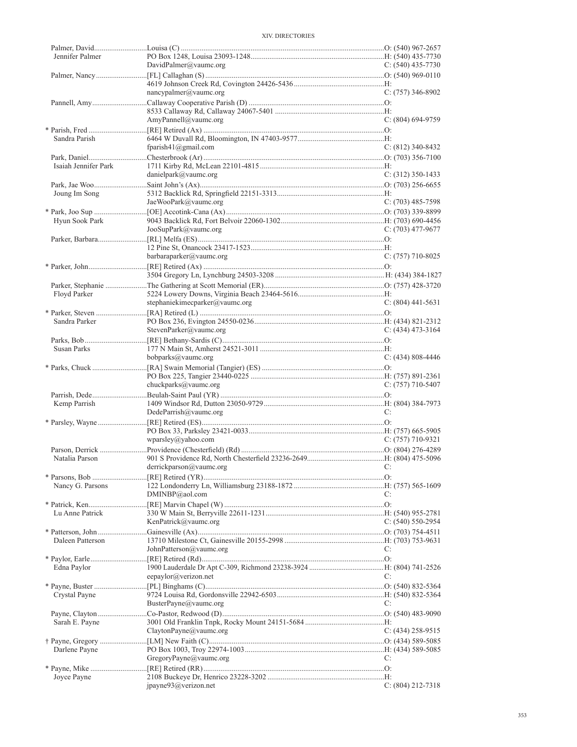| Name | Appointment / Address / Email | Phone |
|---|---|---|
| Palmer, David | Louisa (C) | O: (540) 967-2657 |
| Jennifer Palmer | PO Box 1248, Louisa 23093-1248 | H: (540) 435-7730 |
| | DavidPalmer@vaumc.org | C: (540) 435-7730 |
| Palmer, Nancy | [FL] Callaghan (S) | O: (540) 969-0110 |
| | 4619 Johnson Creek Rd, Covington 24426-5436 | H: |
| | nancypalmer@vaumc.org | C: (757) 346-8902 |
| Pannell, Amy | Callaway Cooperative Parish (D) | O: |
| | 8533 Callaway Rd, Callaway 24067-5401 | H: |
| | AmyPannell@vaumc.org | C: (804) 694-9759 |
| * Parish, Fred | [RE] Retired (Ax) | O: |
| Sandra Parish | 6464 W Duvall Rd, Bloomington, IN 47403-9577 | H: |
| | fparish41@gmail.com | C: (812) 340-8432 |
| Park, Daniel | Chesterbrook (Ar) | O: (703) 356-7100 |
| Isaiah Jennifer Park | 1711 Kirby Rd, McLean 22101-4815 | H: |
| | danielpark@vaumc.org | C: (312) 350-1433 |
| Park, Jae Woo | Saint John's (Ax) | O: (703) 256-6655 |
| Joung Im Song | 5312 Backlick Rd, Springfield 22151-3313 | H: |
| | JaeWooPark@vaumc.org | C: (703) 485-7598 |
| * Park, Joo Sup | [OE] Accotink-Cana (Ax) | O: (703) 339-8899 |
| Hyun Sook Park | 9043 Backlick Rd, Fort Belvoir 22060-1302 | H: (703) 690-4456 |
| | JooSupPark@vaumc.org | C: (703) 477-9677 |
| Parker, Barbara | [RL] Melfa (ES) | O: |
| | 12 Pine St, Onancock 23417-1523 | H: |
| | barbaraparker@vaumc.org | C: (757) 710-8025 |
| * Parker, John | [RE] Retired (Ax) | O: |
| | 3504 Gregory Ln, Lynchburg 24503-3208 | H: (434) 384-1827 |
| Parker, Stephanie | The Gathering at Scott Memorial (ER) | O: (757) 428-3720 |
| Floyd Parker | 5224 Lowery Downs, Virginia Beach 23464-5616 | H: |
| | stephaniekimecparker@vaumc.org | C: (804) 441-5631 |
| * Parker, Steven | [RA] Retired (L) | O: |
| Sandra Parker | PO Box 236, Evington 24550-0236 | H: (434) 821-2312 |
| | StevenParker@vaumc.org | C: (434) 473-3164 |
| Parks, Bob | [RE] Bethany-Sardis (C) | O: |
| Susan Parks | 177 N Main St, Amherst 24521-3011 | H: |
| | bobparks@vaumc.org | C: (434) 808-4446 |
| * Parks, Chuck | [RA] Swain Memorial (Tangier) (ES) | O: |
| | PO Box 225, Tangier 23440-0225 | H: (757) 891-2361 |
| | chuckparks@vaumc.org | C: (757) 710-5407 |
| Parrish, Dede | Beulah-Saint Paul (YR) | O: |
| Kemp Parrish | 1409 Windsor Rd, Dutton 23050-9729 | H: (804) 384-7973 |
| | DedeParrish@vaumc.org | C: |
| * Parsley, Wayne | [RE] Retired (ES) | O: |
| | PO Box 33, Parksley 23421-0033 | H: (757) 665-5905 |
| | wparsley@yahoo.com | C: (757) 710-9321 |
| Parson, Derrick | Providence (Chesterfield) (Rd) | O: (804) 276-4289 |
| Natalia Parson | 901 S Providence Rd, North Chesterfield 23236-2649 | H: (804) 475-5096 |
| | derrickparson@vaumc.org | C: |
| * Parsons, Bob | [RE] Retired (YR) | O: |
| Nancy G. Parsons | 122 Londonderry Ln, Williamsburg 23188-1872 | H: (757) 565-1609 |
| | DMINBP@aol.com | C: |
| * Patrick, Ken | [RE] Marvin Chapel (W) | O: |
| Lu Anne Patrick | 330 W Main St, Berryville 22611-1231 | H: (540) 955-2781 |
| | KenPatrick@vaumc.org | C: (540) 550-2954 |
| * Patterson, John | Gainesville (Ax) | O: (703) 754-4511 |
| Daleen Patterson | 13710 Milestone Ct, Gainesville 20155-2998 | H: (703) 753-9631 |
| | JohnPatterson@vaumc.org | C: |
| * Paylor, Earle | [RE] Retired (Rd) | O: |
| Edna Paylor | 1900 Lauderdale Dr Apt C-309, Richmond 23238-3924 | H: (804) 741-2526 |
| | eepaylor@verizon.net | C: |
| * Payne, Buster | [PL] Binghams (C) | O: (540) 832-5364 |
| Crystal Payne | 9724 Louisa Rd, Gordonsville 22942-6503 | H: (540) 832-5364 |
| | BusterPayne@vaumc.org | C: |
| Payne, Clayton | Co-Pastor, Redwood (D) | O: (540) 483-9090 |
| Sarah E. Payne | 3001 Old Franklin Tnpk, Rocky Mount 24151-5684 | H: |
| | ClaytonPayne@vaumc.org | C: (434) 258-9515 |
| † Payne, Gregory | [LM] New Faith (C) | O: (434) 589-5085 |
| Darlene Payne | PO Box 1003, Troy 22974-1003 | H: (434) 589-5085 |
| | GregoryPayne@vaumc.org | C: |
| * Payne, Mike | [RE] Retired (RR) | O: |
| Joyce Payne | 2108 Buckeye Dr, Henrico 23228-3202 | H: |
| | jpayne93@verizon.net | C: (804) 212-7318 |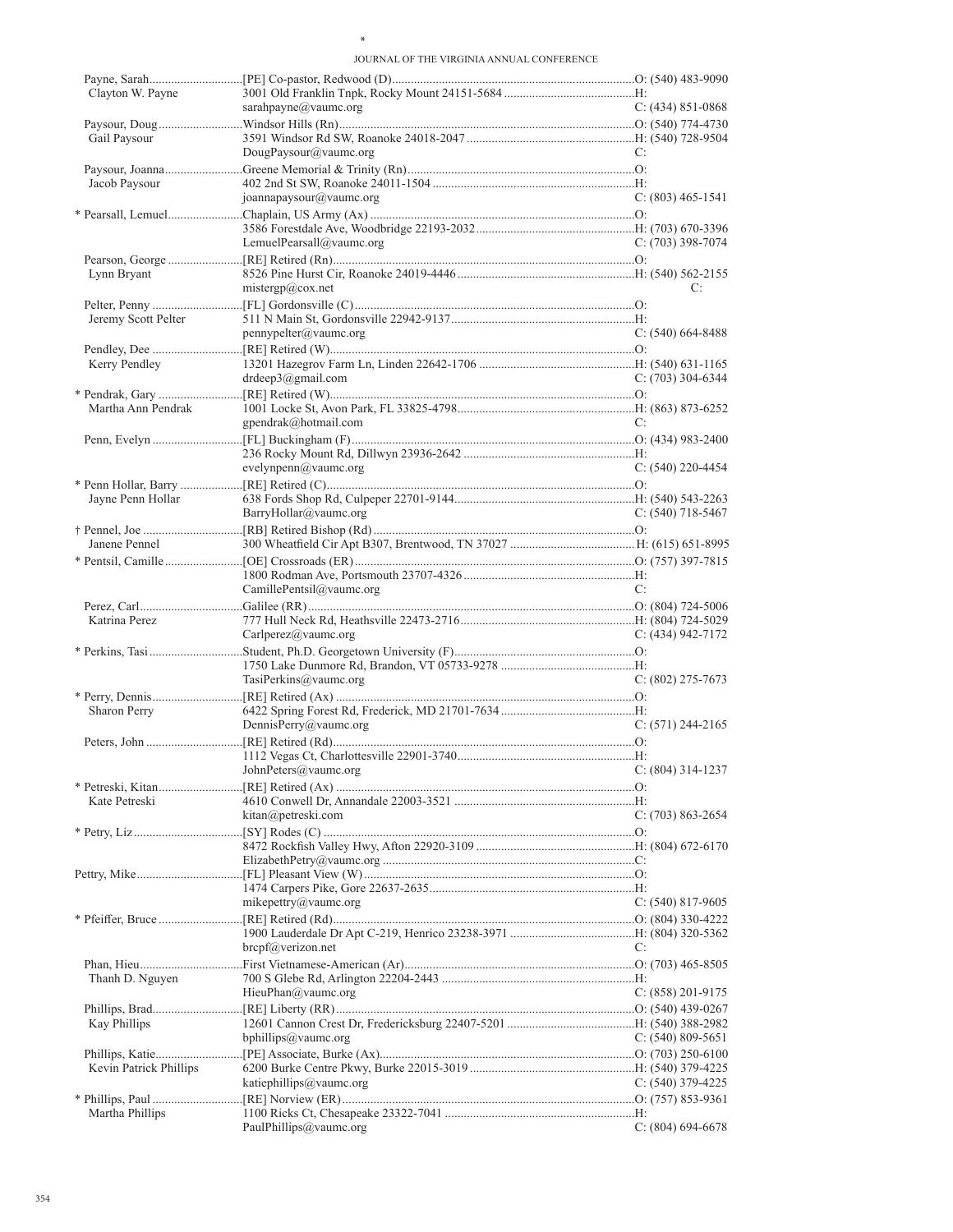| Name / Spouse | Appointment / Address / Email | Phone |
|---|---|---|
| Payne, Sarah | [PE] Co-pastor, Redwood (D) | O: (540) 483-9090 |
| Clayton W. Payne | 3001 Old Franklin Tnpk, Rocky Mount 24151-5684 | H: |
| | sarahpayne@vaumc.org | C: (434) 851-0868 |
| Paysour, Doug | Windsor Hills (Rn) | O: (540) 774-4730 |
| Gail Paysour | 3591 Windsor Rd SW, Roanoke 24018-2047 | H: (540) 728-9504 |
| | DougPaysour@vaumc.org | C: |
| Paysour, Joanna | Greene Memorial & Trinity (Rn) | O: |
| Jacob Paysour | 402 2nd St SW, Roanoke 24011-1504 | H: |
| | joannapaysour@vaumc.org | C: (803) 465-1541 |
| * Pearsall, Lemuel | Chaplain, US Army (Ax) | O: |
| | 3586 Forestdale Ave, Woodbridge 22193-2032 | H: (703) 670-3396 |
| | LemuelPearsall@vaumc.org | C: (703) 398-7074 |
| Pearson, George | [RE] Retired (Rn) | O: |
| Lynn Bryant | 8526 Pine Hurst Cir, Roanoke 24019-4446 | H: (540) 562-2155 |
| | mistergp@cox.net | C: |
| Pelter, Penny | [FL] Gordonsville (C) | O: |
| Jeremy Scott Pelter | 511 N Main St, Gordonsville 22942-9137 | H: |
| | pennypelter@vaumc.org | C: (540) 664-8488 |
| Pendley, Dee | [RE] Retired (W) | O: |
| Kerry Pendley | 13201 Hazegrov Farm Ln, Linden 22642-1706 | H: (540) 631-1165 |
| | drdeep3@gmail.com | C: (703) 304-6344 |
| * Pendrak, Gary | [RE] Retired (W) | O: |
| Martha Ann Pendrak | 1001 Locke St, Avon Park, FL 33825-4798 | H: (863) 873-6252 |
| | gpendrak@hotmail.com | C: |
| Penn, Evelyn | [FL] Buckingham (F) | O: (434) 983-2400 |
| | 236 Rocky Mount Rd, Dillwyn 23936-2642 | H: |
| | evelynpenn@vaumc.org | C: (540) 220-4454 |
| * Penn Hollar, Barry | [RE] Retired (C) | O: |
| Jayne Penn Hollar | 638 Fords Shop Rd, Culpeper 22701-9144 | H: (540) 543-2263 |
| | BarryHollar@vaumc.org | C: (540) 718-5467 |
| † Pennel, Joe | [RB] Retired Bishop (Rd) | O: |
| Janene Pennel | 300 Wheatfield Cir Apt B307, Brentwood, TN 37027 | H: (615) 651-8995 |
| * Pentsil, Camille | [OE] Crossroads (ER) | O: (757) 397-7815 |
| | 1800 Rodman Ave, Portsmouth 23707-4326 | H: |
| | CamillePentsil@vaumc.org | C: |
| Perez, Carl | Galilee (RR) | O: (804) 724-5006 |
| Katrina Perez | 777 Hull Neck Rd, Heathsville 22473-2716 | H: (804) 724-5029 |
| | Carlperez@vaumc.org | C: (434) 942-7172 |
| * Perkins, Tasi | Student, Ph.D. Georgetown University (F) | O: |
| | 1750 Lake Dunmore Rd, Brandon, VT 05733-9278 | H: |
| | TasiPerkins@vaumc.org | C: (802) 275-7673 |
| * Perry, Dennis | [RE] Retired (Ax) | O: |
| Sharon Perry | 6422 Spring Forest Rd, Frederick, MD 21701-7634 | H: |
| | DennisPerry@vaumc.org | C: (571) 244-2165 |
| Peters, John | [RE] Retired (Rd) | O: |
| | 1112 Vegas Ct, Charlottesville 22901-3740 | H: |
| | JohnPeters@vaumc.org | C: (804) 314-1237 |
| * Petreski, Kitan | [RE] Retired (Ax) | O: |
| Kate Petreski | 4610 Conwell Dr, Annandale 22003-3521 | H: |
| | kitan@petreski.com | C: (703) 863-2654 |
| * Petry, Liz | [SY] Rodes (C) | O: |
| | 8472 Rockfish Valley Hwy, Afton 22920-3109 | H: (804) 672-6170 |
| | ElizabethPetry@vaumc.org | C: |
| Pettry, Mike | [FL] Pleasant View (W) | O: |
| | 1474 Carpers Pike, Gore 22637-2635 | H: |
| | mikepettry@vaumc.org | C: (540) 817-9605 |
| * Pfeiffer, Bruce | [RE] Retired (Rd) | O: (804) 330-4222 |
| | 1900 Lauderdale Dr Apt C-219, Henrico 23238-3971 | H: (804) 320-5362 |
| | brcpf@verizon.net | C: |
| Phan, Hieu | First Vietnamese-American (Ar) | O: (703) 465-8505 |
| Thanh D. Nguyen | 700 S Glebe Rd, Arlington 22204-2443 | H: |
| | HieuPhan@vaumc.org | C: (858) 201-9175 |
| Phillips, Brad | [RE] Liberty (RR) | O: (540) 439-0267 |
| Kay Phillips | 12601 Cannon Crest Dr, Fredericksburg 22407-5201 | H: (540) 388-2982 |
| | bphillips@vaumc.org | C: (540) 809-5651 |
| Phillips, Katie | [PE] Associate, Burke (Ax) | O: (703) 250-6100 |
| Kevin Patrick Phillips | 6200 Burke Centre Pkwy, Burke 22015-3019 | H: (540) 379-4225 |
| | katiephillips@vaumc.org | C: (540) 379-4225 |
| * Phillips, Paul | [RE] Norview (ER) | O: (757) 853-9361 |
| Martha Phillips | 1100 Ricks Ct, Chesapeake 23322-7041 | H: |
| | PaulPhillips@vaumc.org | C: (804) 694-6678 |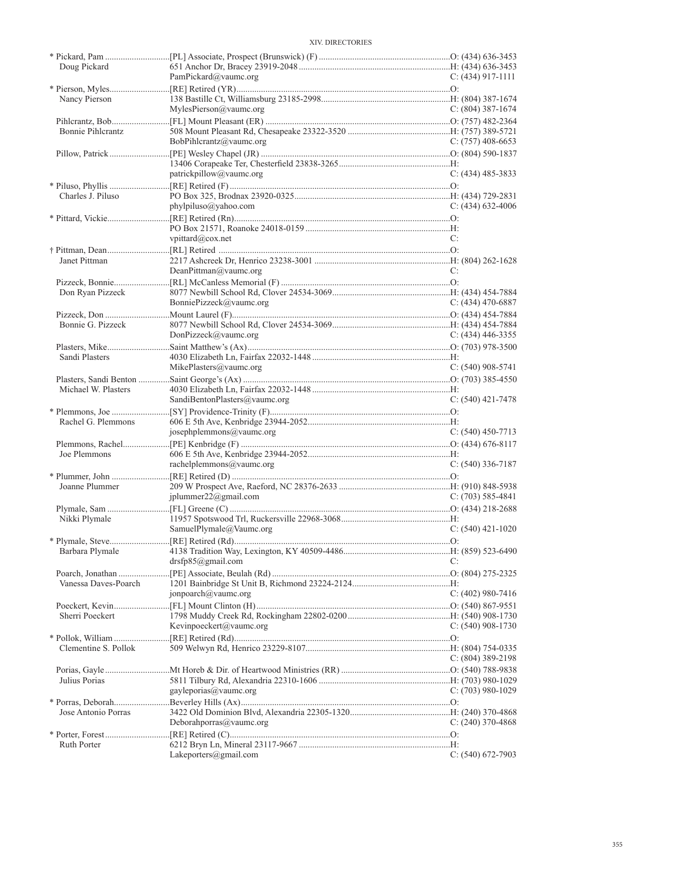| Name | Appointment / Address / Email | Phone |
|---|---|---|
| * Pickard, Pam | [PL] Associate, Prospect (Brunswick) (F) | O: (434) 636-3453 |
| Doug Pickard | 651 Anchor Dr, Bracey 23919-2048 | H: (434) 636-3453 |
| | PamPickard@vaumc.org | C: (434) 917-1111 |
| * Pierson, Myles | [RE] Retired (YR) | O: |
| Nancy Pierson | 138 Bastille Ct, Williamsburg 23185-2998 | H: (804) 387-1674 |
| | MylesPierson@vaumc.org | C: (804) 387-1674 |
| Pihlcrantz, Bob | [FL] Mount Pleasant (ER) | O: (757) 482-2364 |
| Bonnie Pihlcrantz | 508 Mount Pleasant Rd, Chesapeake 23322-3520 | H: (757) 389-5721 |
| | BobPihlcrantz@vaumc.org | C: (757) 408-6653 |
| Pillow, Patrick | [PE] Wesley Chapel (JR) | O: (804) 590-1837 |
| | 13406 Corapeake Ter, Chesterfield 23838-3265 | H: |
| | patrickpillow@vaumc.org | C: (434) 485-3833 |
| * Piluso, Phyllis | [RE] Retired (F) | O: |
| Charles J. Piluso | PO Box 325, Brodnax 23920-0325 | H: (434) 729-2831 |
| | phylpiluso@yahoo.com | C: (434) 632-4006 |
| * Pittard, Vickie | [RE] Retired (Rn) | O: |
| | PO Box 21571, Roanoke 24018-0159 | H: |
| | vpittard@cox.net | C: |
| † Pittman, Dean | [RL] Retired | O: |
| Janet Pittman | 2217 Ashcreek Dr, Henrico 23238-3001 | H: (804) 262-1628 |
| | DeanPittman@vaumc.org | C: |
| Pizzeck, Bonnie | [RL] McCanless Memorial (F) | O: |
| Don Ryan Pizzeck | 8077 Newbill School Rd, Clover 24534-3069 | H: (434) 454-7884 |
| | BonniePizzeck@vaumc.org | C: (434) 470-6887 |
| Pizzeck, Don | Mount Laurel (F) | O: (434) 454-7884 |
| Bonnie G. Pizzeck | 8077 Newbill School Rd, Clover 24534-3069 | H: (434) 454-7884 |
| | DonPizzeck@vaumc.org | C: (434) 446-3355 |
| Plasters, Mike | Saint Matthew's (Ax) | O: (703) 978-3500 |
| Sandi Plasters | 4030 Elizabeth Ln, Fairfax 22032-1448 | H: |
| | MikePlasters@vaumc.org | C: (540) 908-5741 |
| Plasters, Sandi Benton | Saint George's (Ax) | O: (703) 385-4550 |
| Michael W. Plasters | 4030 Elizabeth Ln, Fairfax 22032-1448 | H: |
| | SandiBentonPlasters@vaumc.org | C: (540) 421-7478 |
| * Plemmons, Joe | [SY] Providence-Trinity (F) | O: |
| Rachel G. Plemmons | 606 E 5th Ave, Kenbridge 23944-2052 | H: |
| | josephplemmons@vaumc.org | C: (540) 450-7713 |
| Plemmons, Rachel | [PE] Kenbridge (F) | O: (434) 676-8117 |
| Joe Plemmons | 606 E 5th Ave, Kenbridge 23944-2052 | H: |
| | rachelplemmons@vaumc.org | C: (540) 336-7187 |
| * Plummer, John | [RE] Retired (D) | O: |
| Joanne Plummer | 209 W Prospect Ave, Raeford, NC 28376-2633 | H: (910) 848-5938 |
| | jplummer22@gmail.com | C: (703) 585-4841 |
| Plymale, Sam | [FL] Greene (C) | O: (434) 218-2688 |
| Nikki Plymale | 11957 Spotswood Trl, Ruckersville 22968-3068 | H: |
| | SamuelPlymale@Vaumc.org | C: (540) 421-1020 |
| * Plymale, Steve | [RE] Retired (Rd) | O: |
| Barbara Plymale | 4138 Tradition Way, Lexington, KY 40509-4486 | H: (859) 523-6490 |
| | drsfp85@gmail.com | C: |
| Poarch, Jonathan | [PE] Associate, Beulah (Rd) | O: (804) 275-2325 |
| Vanessa Daves-Poarch | 1201 Bainbridge St Unit B, Richmond 23224-2124 | H: |
| | jonpoarch@vaumc.org | C: (402) 980-7416 |
| Poeckert, Kevin | [FL] Mount Clinton (H) | O: (540) 867-9551 |
| Sherri Poeckert | 1798 Muddy Creek Rd, Rockingham 22802-0200 | H: (540) 908-1730 |
| | Kevinpoeckert@vaumc.org | C: (540) 908-1730 |
| * Pollok, William | [RE] Retired (Rd) | O: |
| Clementine S. Pollok | 509 Welwyn Rd, Henrico 23229-8107 | H: (804) 754-0335 |
| | | C: (804) 389-2198 |
| Porias, Gayle | Mt Horeb & Dir. of Heartwood Ministries (RR) | O: (540) 788-9838 |
| Julius Porias | 5811 Tilbury Rd, Alexandria 22310-1606 | H: (703) 980-1029 |
| | gayleporias@vaumc.org | C: (703) 980-1029 |
| * Porras, Deborah | Beverley Hills (Ax) | O: |
| Jose Antonio Porras | 3422 Old Dominion Blvd, Alexandria 22305-1320 | H: (240) 370-4868 |
| | Deborahporras@vaumc.org | C: (240) 370-4868 |
| * Porter, Forest | [RE] Retired (C) | O: |
| Ruth Porter | 6212 Bryn Ln, Mineral 23117-9667 | H: |
| | Lakeporters@gmail.com | C: (540) 672-7903 |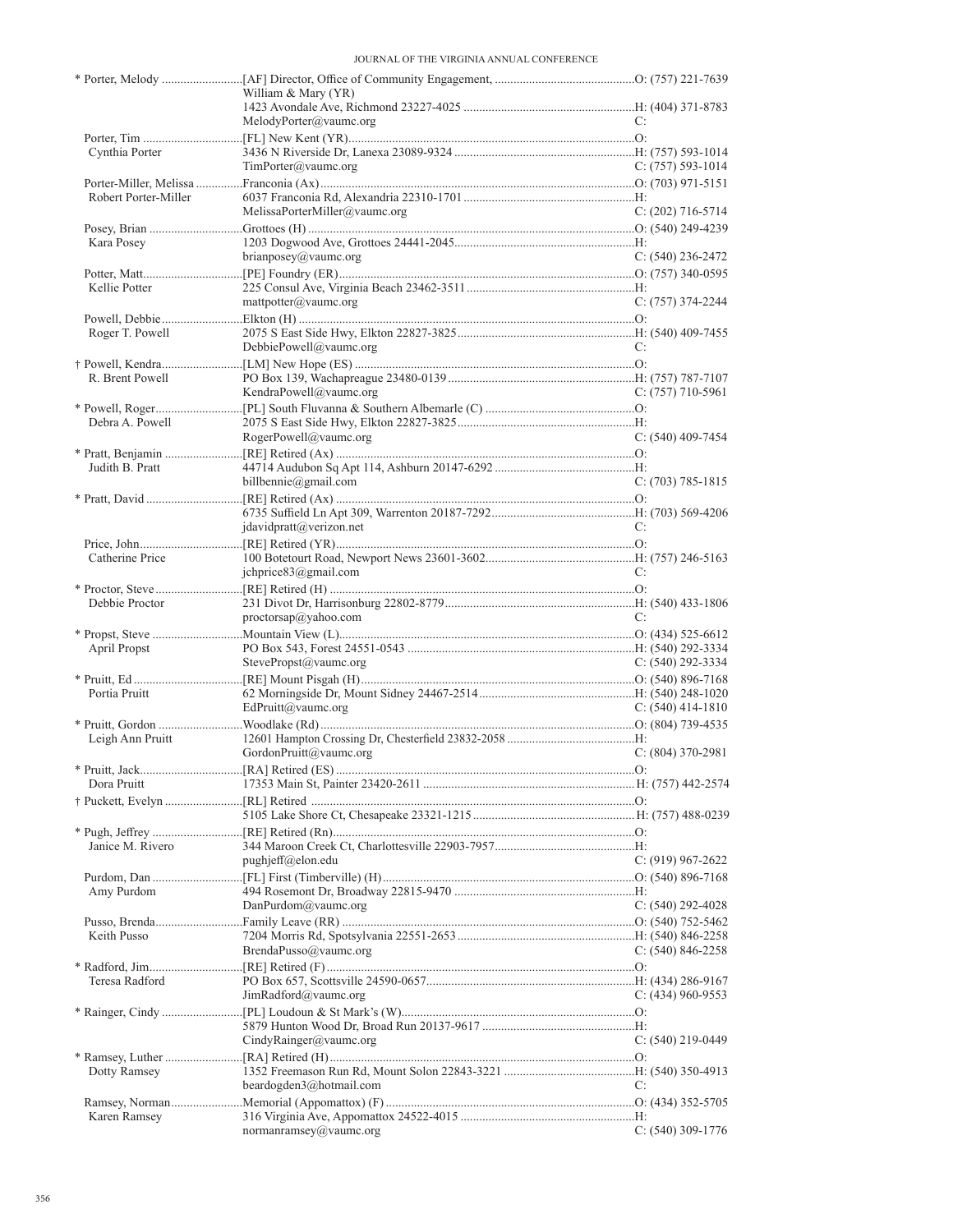| Name | Appointment / Address | Phone |
|---|---|---|
| * Porter, Melody | [AF] Director, Office of Community Engagement, William & Mary (YR) | O: (757) 221-7639 |
| | 1423 Avondale Ave, Richmond 23227-4025 | H: (404) 371-8783 |
| | MelodyPorter@vaumc.org | C: |
| Porter, Tim | [FL] New Kent (YR) | O: |
| Cynthia Porter | 3436 N Riverside Dr, Lanexa 23089-9324 | H: (757) 593-1014 |
| | TimPorter@vaumc.org | C: (757) 593-1014 |
| Porter-Miller, Melissa | Franconia (Ax) | O: (703) 971-5151 |
| Robert Porter-Miller | 6037 Franconia Rd, Alexandria 22310-1701 | H: |
| | MelissaPorterMiller@vaumc.org | C: (202) 716-5714 |
| Posey, Brian | Grottoes (H) | O: (540) 249-4239 |
| Kara Posey | 1203 Dogwood Ave, Grottoes 24441-2045 | H: |
| | brianposey@vaumc.org | C: (540) 236-2472 |
| Potter, Matt | [PE] Foundry (ER) | O: (757) 340-0595 |
| Kellie Potter | 225 Consul Ave, Virginia Beach 23462-3511 | H: |
| | mattpotter@vaumc.org | C: (757) 374-2244 |
| Powell, Debbie | Elkton (H) | O: |
| Roger T. Powell | 2075 S East Side Hwy, Elkton 22827-3825 | H: (540) 409-7455 |
| | DebbiePowell@vaumc.org | C: |
| † Powell, Kendra | [LM] New Hope (ES) | O: |
| R. Brent Powell | PO Box 139, Wachapreague 23480-0139 | H: (757) 787-7107 |
| | KendraPowell@vaumc.org | C: (757) 710-5961 |
| * Powell, Roger | [PL] South Fluvanna & Southern Albemarle (C) | O: |
| Debra A. Powell | 2075 S East Side Hwy, Elkton 22827-3825 | H: |
| | RogerPowell@vaumc.org | C: (540) 409-7454 |
| * Pratt, Benjamin | [RE] Retired (Ax) | O: |
| Judith B. Pratt | 44714 Audubon Sq Apt 114, Ashburn 20147-6292 | H: |
| | billbennie@gmail.com | C: (703) 785-1815 |
| * Pratt, David | [RE] Retired (Ax) | O: |
| | 6735 Suffield Ln Apt 309, Warrenton 20187-7292 | H: (703) 569-4206 |
| | jdavidpratt@verizon.net | C: |
| Price, John | [RE] Retired (YR) | O: |
| Catherine Price | 100 Botetourt Road, Newport News 23601-3602 | H: (757) 246-5163 |
| | jchprice83@gmail.com | C: |
| * Proctor, Steve | [RE] Retired (H) | O: |
| Debbie Proctor | 231 Divot Dr, Harrisonburg 22802-8779 | H: (540) 433-1806 |
| | proctorsap@yahoo.com | C: |
| * Propst, Steve | Mountain View (L) | O: (434) 525-6612 |
| April Propst | PO Box 543, Forest 24551-0543 | H: (540) 292-3334 |
| | StevePropst@vaumc.org | C: (540) 292-3334 |
| * Pruitt, Ed | [RE] Mount Pisgah (H) | O: (540) 896-7168 |
| Portia Pruitt | 62 Morningside Dr, Mount Sidney 24467-2514 | H: (540) 248-1020 |
| | EdPruitt@vaumc.org | C: (540) 414-1810 |
| * Pruitt, Gordon | Woodlake (Rd) | O: (804) 739-4535 |
| Leigh Ann Pruitt | 12601 Hampton Crossing Dr, Chesterfield 23832-2058 | H: |
| | GordonPruitt@vaumc.org | C: (804) 370-2981 |
| * Pruitt, Jack | [RA] Retired (ES) | O: |
| Dora Pruitt | 17353 Main St, Painter 23420-2611 | H: (757) 442-2574 |
| † Puckett, Evelyn | [RL] Retired | O: |
| | 5105 Lake Shore Ct, Chesapeake 23321-1215 | H: (757) 488-0239 |
| * Pugh, Jeffrey | [RE] Retired (Rn) | O: |
| Janice M. Rivero | 344 Maroon Creek Ct, Charlottesville 22903-7957 | H: |
| | pughjeff@elon.edu | C: (919) 967-2622 |
| Purdom, Dan | [FL] First (Timberville) (H) | O: (540) 896-7168 |
| Amy Purdom | 494 Rosemont Dr, Broadway 22815-9470 | H: |
| | DanPurdom@vaumc.org | C: (540) 292-4028 |
| Pusso, Brenda | Family Leave (RR) | O: (540) 752-5462 |
| Keith Pusso | 7204 Morris Rd, Spotsylvania 22551-2653 | H: (540) 846-2258 |
| | BrendaPusso@vaumc.org | C: (540) 846-2258 |
| * Radford, Jim | [RE] Retired (F) | O: |
| Teresa Radford | PO Box 657, Scottsville 24590-0657 | H: (434) 286-9167 |
| | JimRadford@vaumc.org | C: (434) 960-9553 |
| * Rainger, Cindy | [PL] Loudoun & St Mark's (W) | O: |
| | 5879 Hunton Wood Dr, Broad Run 20137-9617 | H: |
| | CindyRainger@vaumc.org | C: (540) 219-0449 |
| * Ramsey, Luther | [RA] Retired (H) | O: |
| Dotty Ramsey | 1352 Freemason Run Rd, Mount Solon 22843-3221 | H: (540) 350-4913 |
| | beardogden3@hotmail.com | C: |
| Ramsey, Norman | Memorial (Appomattox) (F) | O: (434) 352-5705 |
| Karen Ramsey | 316 Virginia Ave, Appomattox 24522-4015 | H: |
| | normanramsey@vaumc.org | C: (540) 309-1776 |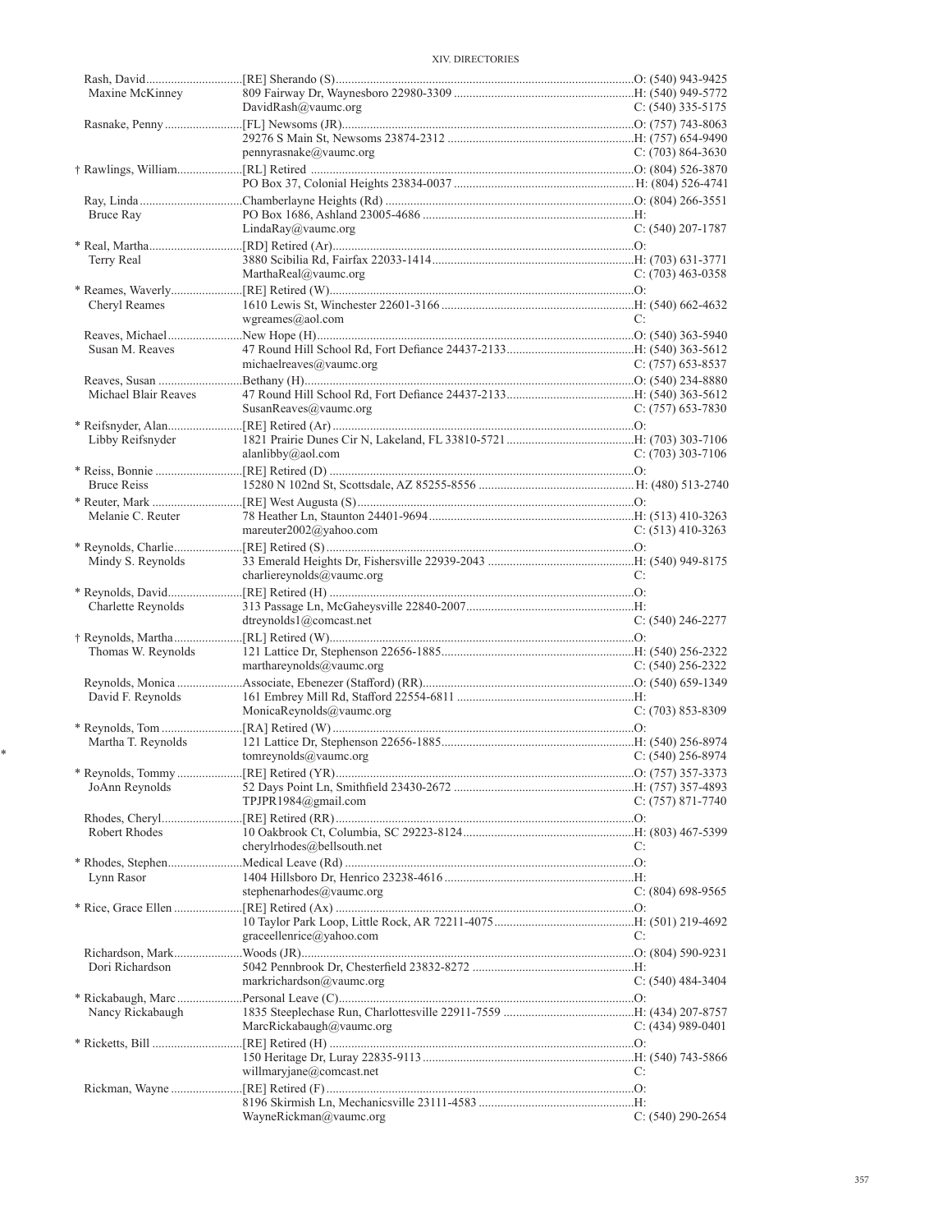| Name | Appointment / Address / Email | Phone |
|---|---|---|
| Rash, David | [RE] Sherando (S) | O: (540) 943-9425 |
| Maxine McKinney | 809 Fairway Dr, Waynesboro 22980-3309 | H: (540) 949-5772 |
| | DavidRash@vaumc.org | C: (540) 335-5175 |
| Rasnake, Penny | [FL] Newsoms (JR) | O: (757) 743-8063 |
| | 29276 S Main St, Newsoms 23874-2312 | H: (757) 654-9490 |
| | pennyrasnake@vaumc.org | C: (703) 864-3630 |
| † Rawlings, William | [RL] Retired | O: (804) 526-3870 |
| | PO Box 37, Colonial Heights 23834-0037 | H: (804) 526-4741 |
| Ray, Linda | Chamberlayne Heights (Rd) | O: (804) 266-3551 |
| Bruce Ray | PO Box 1686, Ashland 23005-4686 | H: |
| | LindaRay@vaumc.org | C: (540) 207-1787 |
| * Real, Martha | [RD] Retired (Ar) | O: |
| Terry Real | 3880 Scibilia Rd, Fairfax 22033-1414 | H: (703) 631-3771 |
| | MarthaReal@vaumc.org | C: (703) 463-0358 |
| * Reames, Waverly | [RE] Retired (W) | O: |
| Cheryl Reames | 1610 Lewis St, Winchester 22601-3166 | H: (540) 662-4632 |
| | wgreames@aol.com | C: |
| Reaves, Michael | New Hope (H) | O: (540) 363-5940 |
| Susan M. Reaves | 47 Round Hill School Rd, Fort Defiance 24437-2133 | H: (540) 363-5612 |
| | michaelreaves@vaumc.org | C: (757) 653-8537 |
| Reaves, Susan | Bethany (H) | O: (540) 234-8880 |
| Michael Blair Reaves | 47 Round Hill School Rd, Fort Defiance 24437-2133 | H: (540) 363-5612 |
| | SusanReaves@vaumc.org | C: (757) 653-7830 |
| * Reifsnyder, Alan | [RE] Retired (Ar) | O: |
| Libby Reifsnyder | 1821 Prairie Dunes Cir N, Lakeland, FL 33810-5721 | H: (703) 303-7106 |
| | alanlibby@aol.com | C: (703) 303-7106 |
| * Reiss, Bonnie | [RE] Retired (D) | O: |
| Bruce Reiss | 15280 N 102nd St, Scottsdale, AZ 85255-8556 | H: (480) 513-2740 |
| * Reuter, Mark | [RE] West Augusta (S) | O: |
| Melanie C. Reuter | 78 Heather Ln, Staunton 24401-9694 | H: (513) 410-3263 |
| | mareuter2002@yahoo.com | C: (513) 410-3263 |
| * Reynolds, Charlie | [RE] Retired (S) | O: |
| Mindy S. Reynolds | 33 Emerald Heights Dr, Fishersville 22939-2043 | H: (540) 949-8175 |
| | charliereynolds@vaumc.org | C: |
| * Reynolds, David | [RE] Retired (H) | O: |
| Charlette Reynolds | 313 Passage Ln, McGaheysville 22840-2007 | H: |
| | dtreynolds1@comcast.net | C: (540) 246-2277 |
| † Reynolds, Martha | [RL] Retired (W) | O: |
| Thomas W. Reynolds | 121 Lattice Dr, Stephenson 22656-1885 | H: (540) 256-2322 |
| | marthareynolds@vaumc.org | C: (540) 256-2322 |
| Reynolds, Monica | Associate, Ebenezer (Stafford) (RR) | O: (540) 659-1349 |
| David F. Reynolds | 161 Embrey Mill Rd, Stafford 22554-6811 | H: |
| | MonicaReynolds@vaumc.org | C: (703) 853-8309 |
| * Reynolds, Tom | [RA] Retired (W) | O: |
| Martha T. Reynolds | 121 Lattice Dr, Stephenson 22656-1885 | H: (540) 256-8974 |
| | tomreynolds@vaumc.org | C: (540) 256-8974 |
| * Reynolds, Tommy | [RE] Retired (YR) | O: (757) 357-3373 |
| JoAnn Reynolds | 52 Days Point Ln, Smithfield 23430-2672 | H: (757) 357-4893 |
| | TPJPR1984@gmail.com | C: (757) 871-7740 |
| Rhodes, Cheryl | [RE] Retired (RR) | O: |
| Robert Rhodes | 10 Oakbrook Ct, Columbia, SC 29223-8124 | H: (803) 467-5399 |
| | cherylrhodes@bellsouth.net | C: |
| * Rhodes, Stephen | Medical Leave (Rd) | O: |
| Lynn Rasor | 1404 Hillsboro Dr, Henrico 23238-4616 | H: |
| | stephenarhodes@vaumc.org | C: (804) 698-9565 |
| * Rice, Grace Ellen | [RE] Retired (Ax) | O: |
| | 10 Taylor Park Loop, Little Rock, AR 72211-4075 | H: (501) 219-4692 |
| | graceellenrice@yahoo.com | C: |
| Richardson, Mark | Woods (JR) | O: (804) 590-9231 |
| Dori Richardson | 5042 Pennbrook Dr, Chesterfield 23832-8272 | H: |
| | markrichardson@vaumc.org | C: (540) 484-3404 |
| * Rickabaugh, Marc | Personal Leave (C) | O: |
| Nancy Rickabaugh | 1835 Steeplechase Run, Charlottesville 22911-7559 | H: (434) 207-8757 |
| | MarcRickabaugh@vaumc.org | C: (434) 989-0401 |
| * Ricketts, Bill | [RE] Retired (H) | O: |
| | 150 Heritage Dr, Luray 22835-9113 | H: (540) 743-5866 |
| | willmaryjane@comcast.net | C: |
| Rickman, Wayne | [RE] Retired (F) | O: |
| | 8196 Skirmish Ln, Mechanicsville 23111-4583 | H: |
| | WayneRickman@vaumc.org | C: (540) 290-2654 |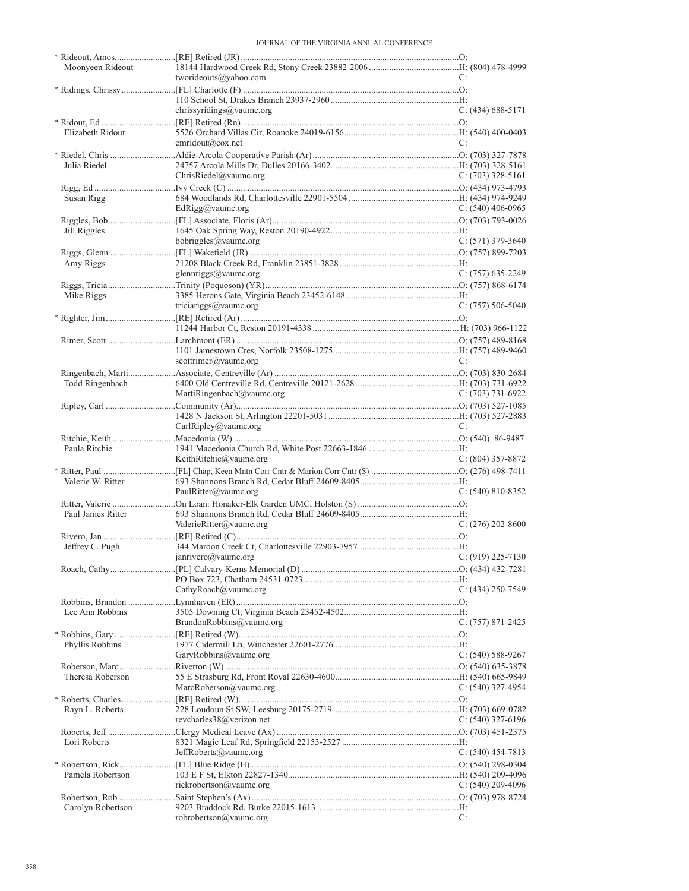| Name | Appointment / Address | Phone |
|---|---|---|
| * Rideout, Amos | [RE] Retired (JR) | O: |
| Moonyeen Rideout | 18144 Hardwood Creek Rd, Stony Creek 23882-2006 | H: (804) 478-4999 |
| | tworideouts@yahoo.com | C: |
| * Ridings, Chrissy | [FL] Charlotte (F) | O: |
| | 110 School St, Drakes Branch 23937-2960 | H: |
| | chrissyridings@vaumc.org | C: (434) 688-5171 |
| * Ridout, Ed | [RE] Retired (Rn) | O: |
| Elizabeth Ridout | 5526 Orchard Villas Cir, Roanoke 24019-6156 | H: (540) 400-0403 |
| | emridout@cox.net | C: |
| * Riedel, Chris | Aldie-Arcola Cooperative Parish (Ar) | O: (703) 327-7878 |
| Julia Riedel | 24757 Arcola Mills Dr, Dulles 20166-3402 | H: (703) 328-5161 |
| | ChrisRiedel@vaumc.org | C: (703) 328-5161 |
| Rigg, Ed | Ivy Creek (C) | O: (434) 973-4793 |
| Susan Rigg | 684 Woodlands Rd, Charlottesville 22901-5504 | H: (434) 974-9249 |
| | EdRigg@vaumc.org | C: (540) 406-0965 |
| Riggles, Bob | [FL] Associate, Floris (Ar) | O: (703) 793-0026 |
| Jill Riggles | 1645 Oak Spring Way, Reston 20190-4922 | H: |
| | bobriggles@vaumc.org | C: (571) 379-3640 |
| Riggs, Glenn | [FL] Wakefield (JR) | O: (757) 899-7203 |
| Amy Riggs | 21208 Black Creek Rd, Franklin 23851-3828 | H: |
| | glennriggs@vaumc.org | C: (757) 635-2249 |
| Riggs, Tricia | Trinity (Poquoson) (YR) | O: (757) 868-6174 |
| Mike Riggs | 3385 Herons Gate, Virginia Beach 23452-6148 | H: |
| | triciariggs@vaumc.org | C: (757) 506-5040 |
| * Righter, Jim | [RE] Retired (Ar) | O: |
| | 11244 Harbor Ct, Reston 20191-4338 | H: (703) 966-1122 |
| Rimer, Scott | Larchmont (ER) | O: (757) 489-8168 |
| | 1101 Jamestown Cres, Norfolk 23508-1275 | H: (757) 489-9460 |
| | scottrimer@vaumc.org | C: |
| Ringenbach, Marti | Associate, Centreville (Ar) | O: (703) 830-2684 |
| Todd Ringenbach | 6400 Old Centreville Rd, Centreville 20121-2628 | H: (703) 731-6922 |
| | MartiRingenbach@vaumc.org | C: (703) 731-6922 |
| Ripley, Carl | Community (Ar) | O: (703) 527-1085 |
| | 1428 N Jackson St, Arlington 22201-5031 | H: (703) 527-2883 |
| | CarlRipley@vaumc.org | C: |
| Ritchie, Keith | Macedonia (W) | O: (540) 86-9487 |
| Paula Ritchie | 1941 Macedonia Church Rd, White Post 22663-1846 | H: |
| | KeithRitchie@vaumc.org | C: (804) 357-8872 |
| * Ritter, Paul | [FL] Chap, Keen Mntn Corr Cntr & Marion Corr Cntr (S) | O: (276) 498-7411 |
| Valerie W. Ritter | 693 Shannons Branch Rd, Cedar Bluff 24609-8405 | H: |
| | PaulRitter@vaumc.org | C: (540) 810-8352 |
| Ritter, Valerie | On Loan: Honaker-Elk Garden UMC, Holston (S) | O: |
| Paul James Ritter | 693 Shannons Branch Rd, Cedar Bluff 24609-8405 | H: |
| | ValerieRitter@vaumc.org | C: (276) 202-8600 |
| Rivero, Jan | [RE] Retired (C) | O: |
| Jeffrey C. Pugh | 344 Maroon Creek Ct, Charlottesville 22903-7957 | H: |
| | janrivero@vaumc.org | C: (919) 225-7130 |
| Roach, Cathy | [PL] Calvary-Kerns Memorial (D) | O: (434) 432-7281 |
| | PO Box 723, Chatham 24531-0723 | H: |
| | CathyRoach@vaumc.org | C: (434) 250-7549 |
| Robbins, Brandon | Lynnhaven (ER) | O: |
| Lee Ann Robbins | 3505 Downing Ct, Virginia Beach 23452-4502 | H: |
| | BrandonRobbins@vaumc.org | C: (757) 871-2425 |
| * Robbins, Gary | [RE] Retired (W) | O: |
| Phyllis Robbins | 1977 Cidermill Ln, Winchester 22601-2776 | H: |
| | GaryRobbins@vaumc.org | C: (540) 588-9267 |
| Roberson, Marc | Riverton (W) | O: (540) 635-3878 |
| Theresa Roberson | 55 E Strasburg Rd, Front Royal 22630-4600 | H: (540) 665-9849 |
| | MarcRoberson@vaumc.org | C: (540) 327-4954 |
| * Roberts, Charles | [RE] Retired (W) | O: |
| Rayn L. Roberts | 228 Loudoun St SW, Leesburg 20175-2719 | H: (703) 669-0782 |
| | revcharles38@verizon.net | C: (540) 327-6196 |
| Roberts, Jeff | Clergy Medical Leave (Ax) | O: (703) 451-2375 |
| Lori Roberts | 8321 Magic Leaf Rd, Springfield 22153-2527 | H: |
| | JeffRoberts@vaumc.org | C: (540) 454-7813 |
| * Robertson, Rick | [FL] Blue Ridge (H) | O: (540) 298-0304 |
| Pamela Robertson | 103 E F St, Elkton 22827-1340 | H: (540) 209-4096 |
| | rickrobertson@vaumc.org | C: (540) 209-4096 |
| Robertson, Rob | Saint Stephen's (Ax) | O: (703) 978-8724 |
| Carolyn Robertson | 9203 Braddock Rd, Burke 22015-1613 | H: |
| | robrobertson@vaumc.org | C: |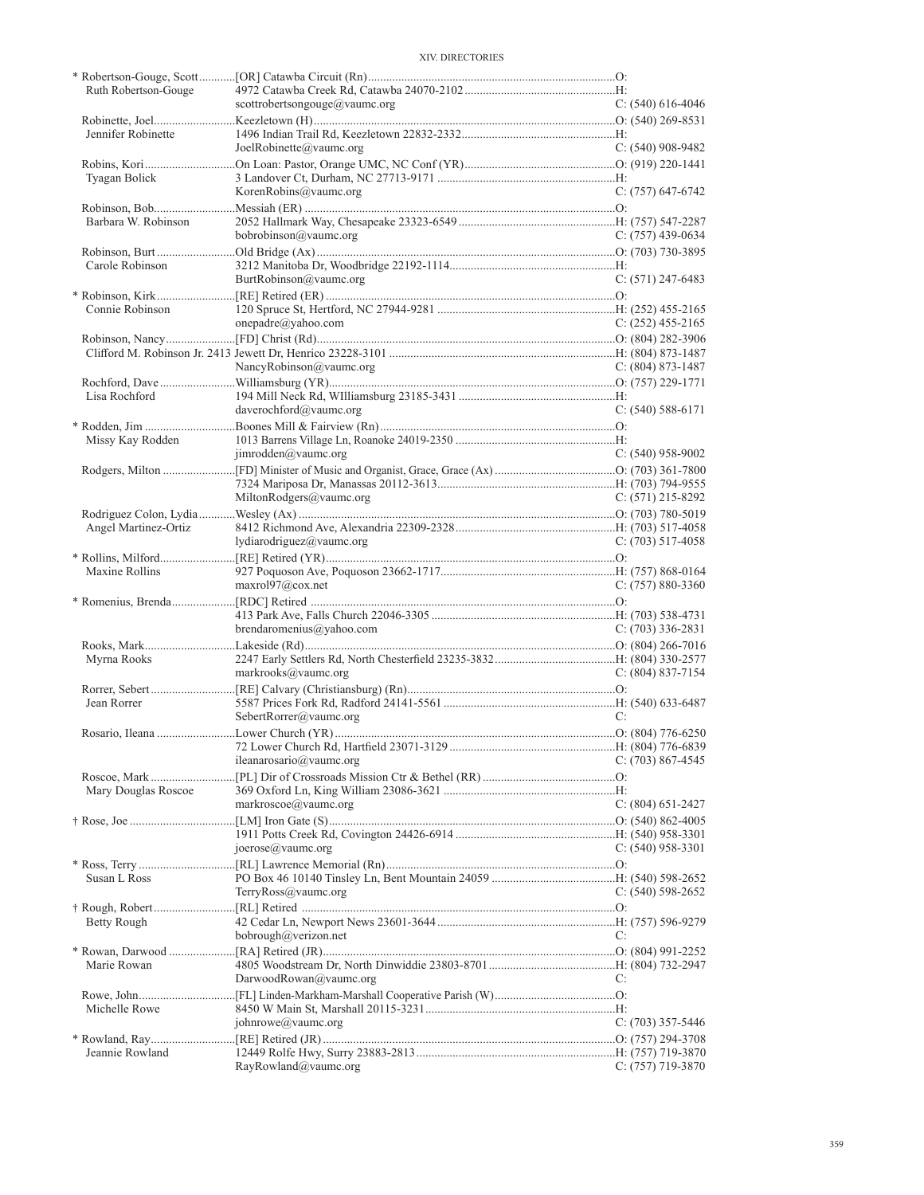| Name / Spouse | Appointment / Address / Email | Phone |
|---|---|---|
| * Robertson-Gouge, Scott | [OR] Catawba Circuit (Rn) | O: |
| Ruth Robertson-Gouge | 4972 Catawba Creek Rd, Catawba 24070-2102 | H: |
| | scottrobertsongouge@vaumc.org | C: (540) 616-4046 |
| Robinette, Joel | Keezletown (H) | O: (540) 269-8531 |
| Jennifer Robinette | 1496 Indian Trail Rd, Keezletown 22832-2332 | H: |
| | JoelRobinette@vaumc.org | C: (540) 908-9482 |
| Robins, Kori | On Loan: Pastor, Orange UMC, NC Conf (YR) | O: (919) 220-1441 |
| Tyagan Bolick | 3 Landover Ct, Durham, NC 27713-9171 | H: |
| | KorenRobins@vaumc.org | C: (757) 647-6742 |
| Robinson, Bob | Messiah (ER) | O: |
| Barbara W. Robinson | 2052 Hallmark Way, Chesapeake 23323-6549 | H: (757) 547-2287 |
| | bobrobinson@vaumc.org | C: (757) 439-0634 |
| Robinson, Burt | Old Bridge (Ax) | O: (703) 730-3895 |
| Carole Robinson | 3212 Manitoba Dr, Woodbridge 22192-1114 | H: |
| | BurtRobinson@vaumc.org | C: (571) 247-6483 |
| * Robinson, Kirk | [RE] Retired (ER) | O: |
| Connie Robinson | 120 Spruce St, Hertford, NC 27944-9281 | H: (252) 455-2165 |
| | onepadre@yahoo.com | C: (252) 455-2165 |
| Robinson, Nancy | [FD] Christ (Rd) | O: (804) 282-3906 |
| Clifford M. Robinson Jr. | 2413 Jewett Dr, Henrico 23228-3101 | H: (804) 873-1487 |
| | NancyRobinson@vaumc.org | C: (804) 873-1487 |
| Rochford, Dave | Williamsburg (YR) | O: (757) 229-1771 |
| Lisa Rochford | 194 Mill Neck Rd, WIlliamsburg 23185-3431 | H: |
| | daverochford@vaumc.org | C: (540) 588-6171 |
| * Rodden, Jim | Boones Mill & Fairview (Rn) | O: |
| Missy Kay Rodden | 1013 Barrens Village Ln, Roanoke 24019-2350 | H: |
| | jimrodden@vaumc.org | C: (540) 958-9002 |
| Rodgers, Milton | [FD] Minister of Music and Organist, Grace, Grace (Ax) | O: (703) 361-7800 |
| | 7324 Mariposa Dr, Manassas 20112-3613 | H: (703) 794-9555 |
| | MiltonRodgers@vaumc.org | C: (571) 215-8292 |
| Rodriguez Colon, Lydia | Wesley (Ax) | O: (703) 780-5019 |
| Angel Martinez-Ortiz | 8412 Richmond Ave, Alexandria 22309-2328 | H: (703) 517-4058 |
| | lydiarodriguez@vaumc.org | C: (703) 517-4058 |
| * Rollins, Milford | [RE] Retired (YR) | O: |
| Maxine Rollins | 927 Poquoson Ave, Poquoson 23662-1717 | H: (757) 868-0164 |
| | maxrol97@cox.net | C: (757) 880-3360 |
| * Romenius, Brenda | [RDC] Retired | O: |
| | 413 Park Ave, Falls Church 22046-3305 | H: (703) 538-4731 |
| | brendaromenius@yahoo.com | C: (703) 336-2831 |
| Rooks, Mark | Lakeside (Rd) | O: (804) 266-7016 |
| Myrna Rooks | 2247 Early Settlers Rd, North Chesterfield 23235-3832 | H: (804) 330-2577 |
| | markrooks@vaumc.org | C: (804) 837-7154 |
| Rorrer, Sebert | [RE] Calvary (Christiansburg) (Rn) | O: |
| Jean Rorrer | 5587 Prices Fork Rd, Radford 24141-5561 | H: (540) 633-6487 |
| | SebertRorrer@vaumc.org | C: |
| Rosario, Ileana | Lower Church (YR) | O: (804) 776-6250 |
| | 72 Lower Church Rd, Hartfield 23071-3129 | H: (804) 776-6839 |
| | ileanarosario@vaumc.org | C: (703) 867-4545 |
| Roscoe, Mark | [PL] Dir of Crossroads Mission Ctr & Bethel (RR) | O: |
| Mary Douglas Roscoe | 369 Oxford Ln, King William 23086-3621 | H: |
| | markroscoe@vaumc.org | C: (804) 651-2427 |
| † Rose, Joe | [LM] Iron Gate (S) | O: (540) 862-4005 |
| | 1911 Potts Creek Rd, Covington 24426-6914 | H: (540) 958-3301 |
| | joerose@vaumc.org | C: (540) 958-3301 |
| * Ross, Terry | [RL] Lawrence Memorial (Rn) | O: |
| Susan L Ross | PO Box 46 10140 Tinsley Ln, Bent Mountain 24059 | H: (540) 598-2652 |
| | TerryRoss@vaumc.org | C: (540) 598-2652 |
| † Rough, Robert | [RL] Retired | O: |
| Betty Rough | 42 Cedar Ln, Newport News 23601-3644 | H: (757) 596-9279 |
| | bobrough@verizon.net | C: |
| * Rowan, Darwood | [RA] Retired (JR) | O: (804) 991-2252 |
| Marie Rowan | 4805 Woodstream Dr, North Dinwiddie 23803-8701 | H: (804) 732-2947 |
| | DarwoodRowan@vaumc.org | C: |
| Rowe, John | [FL] Linden-Markham-Marshall Cooperative Parish (W) | O: |
| Michelle Rowe | 8450 W Main St, Marshall 20115-3231 | H: |
| | johnrowe@vaumc.org | C: (703) 357-5446 |
| * Rowland, Ray | [RE] Retired (JR) | O: (757) 294-3708 |
| Jeannie Rowland | 12449 Rolfe Hwy, Surry 23883-2813 | H: (757) 719-3870 |
| | RayRowland@vaumc.org | C: (757) 719-3870 |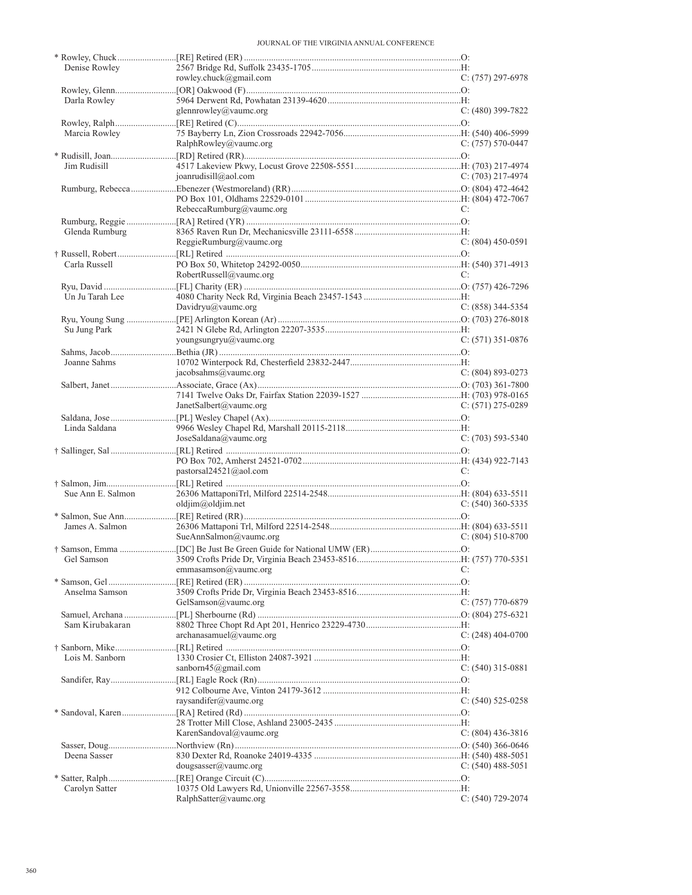| Name / Spouse | Appointment / Address / Email | Phone |
|---|---|---|
| * Rowley, Chuck | [RE] Retired (ER) | O: |
| Denise Rowley | 2567 Bridge Rd, Suffolk 23435-1705 | H: |
| | rowley.chuck@gmail.com | C: (757) 297-6978 |
| Rowley, Glenn | [OR] Oakwood (F) | O: |
| Darla Rowley | 5964 Derwent Rd, Powhatan 23139-4620 | H: |
| | glennrowley@vaumc.org | C: (480) 399-7822 |
| Rowley, Ralph | [RE] Retired (C) | O: |
| Marcia Rowley | 75 Bayberry Ln, Zion Crossroads 22942-7056 | H: (540) 406-5999 |
| | RalphRowley@vaumc.org | C: (757) 570-0447 |
| * Rudisill, Joan | [RD] Retired (RR) | O: |
| Jim Rudisill | 4517 Lakeview Pkwy, Locust Grove 22508-5551 | H: (703) 217-4974 |
| | joanrudisill@aol.com | C: (703) 217-4974 |
| Rumburg, Rebecca | Ebenezer (Westmoreland) (RR) | O: (804) 472-4642 |
| | PO Box 101, Oldhams 22529-0101 | H: (804) 472-7067 |
| | RebeccaRumburg@vaumc.org | C: |
| Rumburg, Reggie | [RA] Retired (YR) | O: |
| Glenda Rumburg | 8365 Raven Run Dr, Mechanicsville 23111-6558 | H: |
| | ReggieRumburg@vaumc.org | C: (804) 450-0591 |
| † Russell, Robert | [RL] Retired | O: |
| Carla Russell | PO Box 50, Whitetop 24292-0050 | H: (540) 371-4913 |
| | RobertRussell@vaumc.org | C: |
| Ryu, David | [FL] Charity (ER) | O: (757) 426-7296 |
| Un Ju Tarah Lee | 4080 Charity Neck Rd, Virginia Beach 23457-1543 | H: |
| | Davidryu@vaumc.org | C: (858) 344-5354 |
| Ryu, Young Sung | [PE] Arlington Korean (Ar) | O: (703) 276-8018 |
| Su Jung Park | 2421 N Glebe Rd, Arlington 22207-3535 | H: |
| | youngsungryu@vaumc.org | C: (571) 351-0876 |
| Sahms, Jacob | Bethia (JR) | O: |
| Joanne Sahms | 10702 Winterpock Rd, Chesterfield 23832-2447 | H: |
| | jacobsahms@vaumc.org | C: (804) 893-0273 |
| Salbert, Janet | Associate, Grace (Ax) | O: (703) 361-7800 |
| | 7141 Twelve Oaks Dr, Fairfax Station 22039-1527 | H: (703) 978-0165 |
| | JanetSalbert@vaumc.org | C: (571) 275-0289 |
| Saldana, Jose | [PL] Wesley Chapel (Ax) | O: |
| Linda Saldana | 9966 Wesley Chapel Rd, Marshall 20115-2118 | H: |
| | JoseSaldana@vaumc.org | C: (703) 593-5340 |
| † Sallinger, Sal | [RL] Retired | O: |
| | PO Box 702, Amherst 24521-0702 | H: (434) 922-7143 |
| | pastorsal24521@aol.com | C: |
| † Salmon, Jim | [RL] Retired | O: |
| Sue Ann E. Salmon | 26306 MattaponiTrl, Milford 22514-2548 | H: (804) 633-5511 |
| | oldjim@oldjim.net | C: (540) 360-5335 |
| * Salmon, Sue Ann | [RE] Retired (RR) | O: |
| James A. Salmon | 26306 Mattaponi Trl, Milford 22514-2548 | H: (804) 633-5511 |
| | SueAnnSalmon@vaumc.org | C: (804) 510-8700 |
| † Samson, Emma | [DC] Be Just Be Green Guide for National UMW (ER) | O: |
| Gel Samson | 3509 Crofts Pride Dr, Virginia Beach 23453-8516 | H: (757) 770-5351 |
| | emmasamson@vaumc.org | C: |
| * Samson, Gel | [RE] Retired (ER) | O: |
| Anselma Samson | 3509 Crofts Pride Dr, Virginia Beach 23453-8516 | H: |
| | GelSamson@vaumc.org | C: (757) 770-6879 |
| Samuel, Archana | [PL] Sherbourne (Rd) | O: (804) 275-6321 |
| Sam Kirubakaran | 8802 Three Chopt Rd Apt 201, Henrico 23229-4730 | H: |
| | archanasamuel@vaumc.org | C: (248) 404-0700 |
| † Sanborn, Mike | [RL] Retired | O: |
| Lois M. Sanborn | 1330 Crosier Ct, Elliston 24087-3921 | H: |
| | sanborn45@gmail.com | C: (540) 315-0881 |
| Sandifer, Ray | [RL] Eagle Rock (Rn) | O: |
| | 912 Colbourne Ave, Vinton 24179-3612 | H: |
| | raysandifer@vaumc.org | C: (540) 525-0258 |
| * Sandoval, Karen | [RA] Retired (Rd) | O: |
| | 28 Trotter Mill Close, Ashland 23005-2435 | H: |
| | KarenSandoval@vaumc.org | C: (804) 436-3816 |
| Sasser, Doug | Northview (Rn) | O: (540) 366-0646 |
| Deena Sasser | 830 Dexter Rd, Roanoke 24019-4335 | H: (540) 488-5051 |
| | dougsasser@vaumc.org | C: (540) 488-5051 |
| * Satter, Ralph | [RE] Orange Circuit (C) | O: |
| Carolyn Satter | 10375 Old Lawyers Rd, Unionville 22567-3558 | H: |
| | RalphSatter@vaumc.org | C: (540) 729-2074 |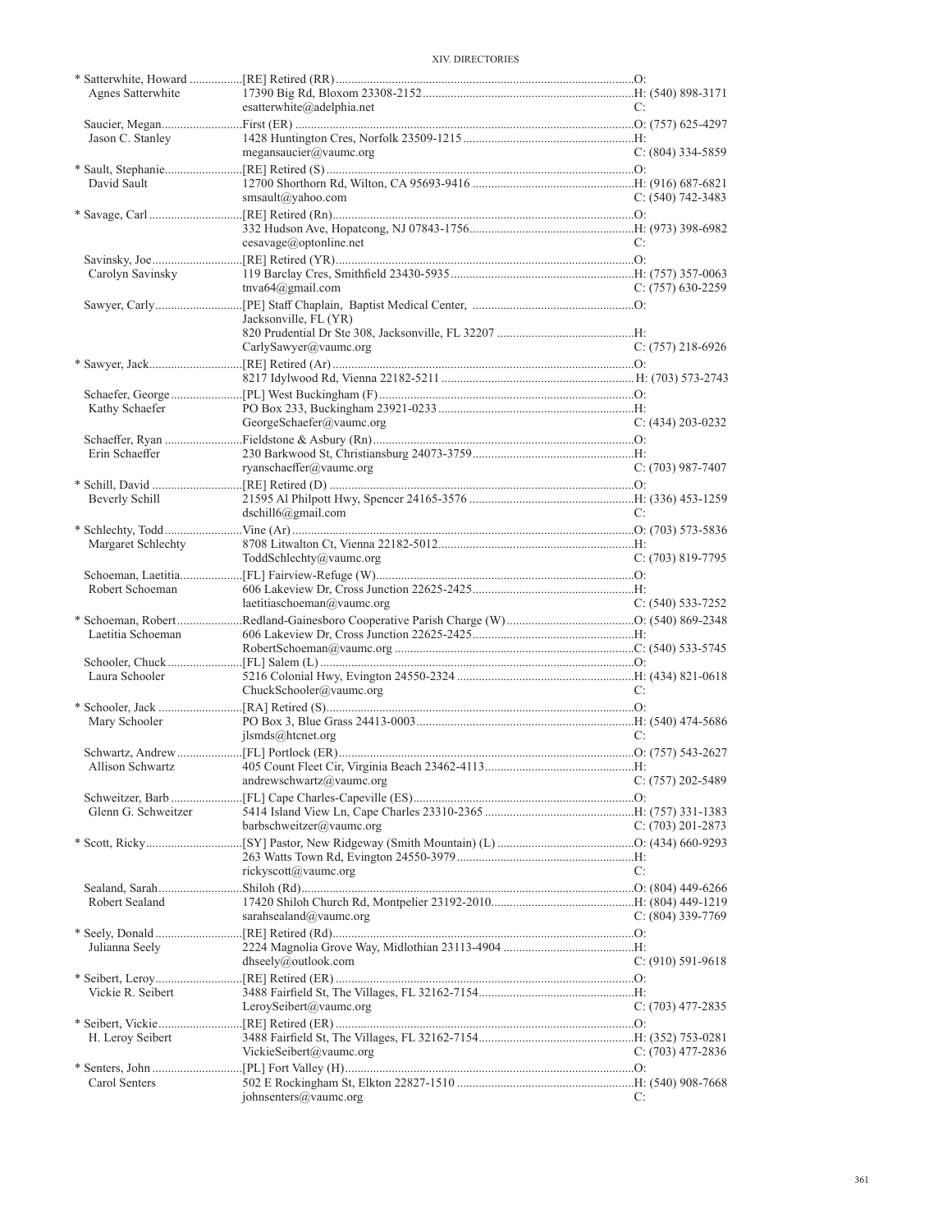| Name | Appointment / Address | Phone |
|---|---|---|
| * Satterwhite, Howard | [RE] Retired (RR) | O: |
| Agnes Satterwhite | 17390 Big Rd, Bloxom 23308-2152 | H: (540) 898-3171 |
| | esatterwhite@adelphia.net | C: |
| Saucier, Megan | First (ER) | O: (757) 625-4297 |
| Jason C. Stanley | 1428 Huntington Cres, Norfolk 23509-1215 | H: |
| | megansaucier@vaumc.org | C: (804) 334-5859 |
| * Sault, Stephanie | [RE] Retired (S) | O: |
| David Sault | 12700 Shorthorn Rd, Wilton, CA 95693-9416 | H: (916) 687-6821 |
| | smsault@yahoo.com | C: (540) 742-3483 |
| * Savage, Carl | [RE] Retired (Rn) | O: |
| | 332 Hudson Ave, Hopatcong, NJ 07843-1756 | H: (973) 398-6982 |
| | cesavage@optonline.net | C: |
| Savinsky, Joe | [RE] Retired (YR) | O: |
| Carolyn Savinsky | 119 Barclay Cres, Smithfield 23430-5935 | H: (757) 357-0063 |
| | tnva64@gmail.com | C: (757) 630-2259 |
| Sawyer, Carly | [PE] Staff Chaplain, Baptist Medical Center, Jacksonville, FL (YR) | O: |
| | 820 Prudential Dr Ste 308, Jacksonville, FL 32207 | H: |
| | CarlySawyer@vaumc.org | C: (757) 218-6926 |
| * Sawyer, Jack | [RE] Retired (Ar) | O: |
| | 8217 Idylwood Rd, Vienna 22182-5211 | H: (703) 573-2743 |
| Schaefer, George | [PL] West Buckingham (F) | O: |
| Kathy Schaefer | PO Box 233, Buckingham 23921-0233 | H: |
| | GeorgeSchaefer@vaumc.org | C: (434) 203-0232 |
| Schaeffer, Ryan | Fieldstone & Asbury (Rn) | O: |
| Erin Schaeffer | 230 Barkwood St, Christiansburg 24073-3759 | H: |
| | ryanschaeffer@vaumc.org | C: (703) 987-7407 |
| * Schill, David | [RE] Retired (D) | O: |
| Beverly Schill | 21595 Al Philpott Hwy, Spencer 24165-3576 | H: (336) 453-1259 |
| | dschill6@gmail.com | C: |
| * Schlechty, Todd | Vine (Ar) | O: (703) 573-5836 |
| Margaret Schlechty | 8708 Litwalton Ct, Vienna 22182-5012 | H: |
| | ToddSchlechty@vaumc.org | C: (703) 819-7795 |
| Schoeman, Laetitia | [FL] Fairview-Refuge (W) | O: |
| Robert Schoeman | 606 Lakeview Dr, Cross Junction 22625-2425 | H: |
| | laetitiaschoeman@vaumc.org | C: (540) 533-7252 |
| * Schoeman, Robert | Redland-Gainesboro Cooperative Parish Charge (W) | O: (540) 869-2348 |
| Laetitia Schoeman | 606 Lakeview Dr, Cross Junction 22625-2425 | H: |
| | RobertSchoeman@vaumc.org | C: (540) 533-5745 |
| Schooler, Chuck | [FL] Salem (L) | O: |
| Laura Schooler | 5216 Colonial Hwy, Evington 24550-2324 | H: (434) 821-0618 |
| | ChuckSchooler@vaumc.org | C: |
| * Schooler, Jack | [RA] Retired (S) | O: |
| Mary Schooler | PO Box 3, Blue Grass 24413-0003 | H: (540) 474-5686 |
| | jlsmds@htcnet.org | C: |
| Schwartz, Andrew | [FL] Portlock (ER) | O: (757) 543-2627 |
| Allison Schwartz | 405 Count Fleet Cir, Virginia Beach 23462-4113 | H: |
| | andrewschwartz@vaumc.org | C: (757) 202-5489 |
| Schweitzer, Barb | [FL] Cape Charles-Capeville (ES) | O: |
| Glenn G. Schweitzer | 5414 Island View Ln, Cape Charles 23310-2365 | H: (757) 331-1383 |
| | barbschweitzer@vaumc.org | C: (703) 201-2873 |
| * Scott, Ricky | [SY] Pastor, New Ridgeway (Smith Mountain) (L) | O: (434) 660-9293 |
| | 263 Watts Town Rd, Evington 24550-3979 | H: |
| | rickyscott@vaumc.org | C: |
| Sealand, Sarah | Shiloh (Rd) | O: (804) 449-6266 |
| Robert Sealand | 17420 Shiloh Church Rd, Montpelier 23192-2010 | H: (804) 449-1219 |
| | sarahsealand@vaumc.org | C: (804) 339-7769 |
| * Seely, Donald | [RE] Retired (Rd) | O: |
| Julianna Seely | 2224 Magnolia Grove Way, Midlothian 23113-4904 | H: |
| | dhseely@outlook.com | C: (910) 591-9618 |
| * Seibert, Leroy | [RE] Retired (ER) | O: |
| Vickie R. Seibert | 3488 Fairfield St, The Villages, FL 32162-7154 | H: |
| | LeroySeibert@vaumc.org | C: (703) 477-2835 |
| * Seibert, Vickie | [RE] Retired (ER) | O: |
| H. Leroy Seibert | 3488 Fairfield St, The Villages, FL 32162-7154 | H: (352) 753-0281 |
| | VickieSeibert@vaumc.org | C: (703) 477-2836 |
| * Senters, John | [PL] Fort Valley (H) | O: |
| Carol Senters | 502 E Rockingham St, Elkton 22827-1510 | H: (540) 908-7668 |
| | johnsenters@vaumc.org | C: |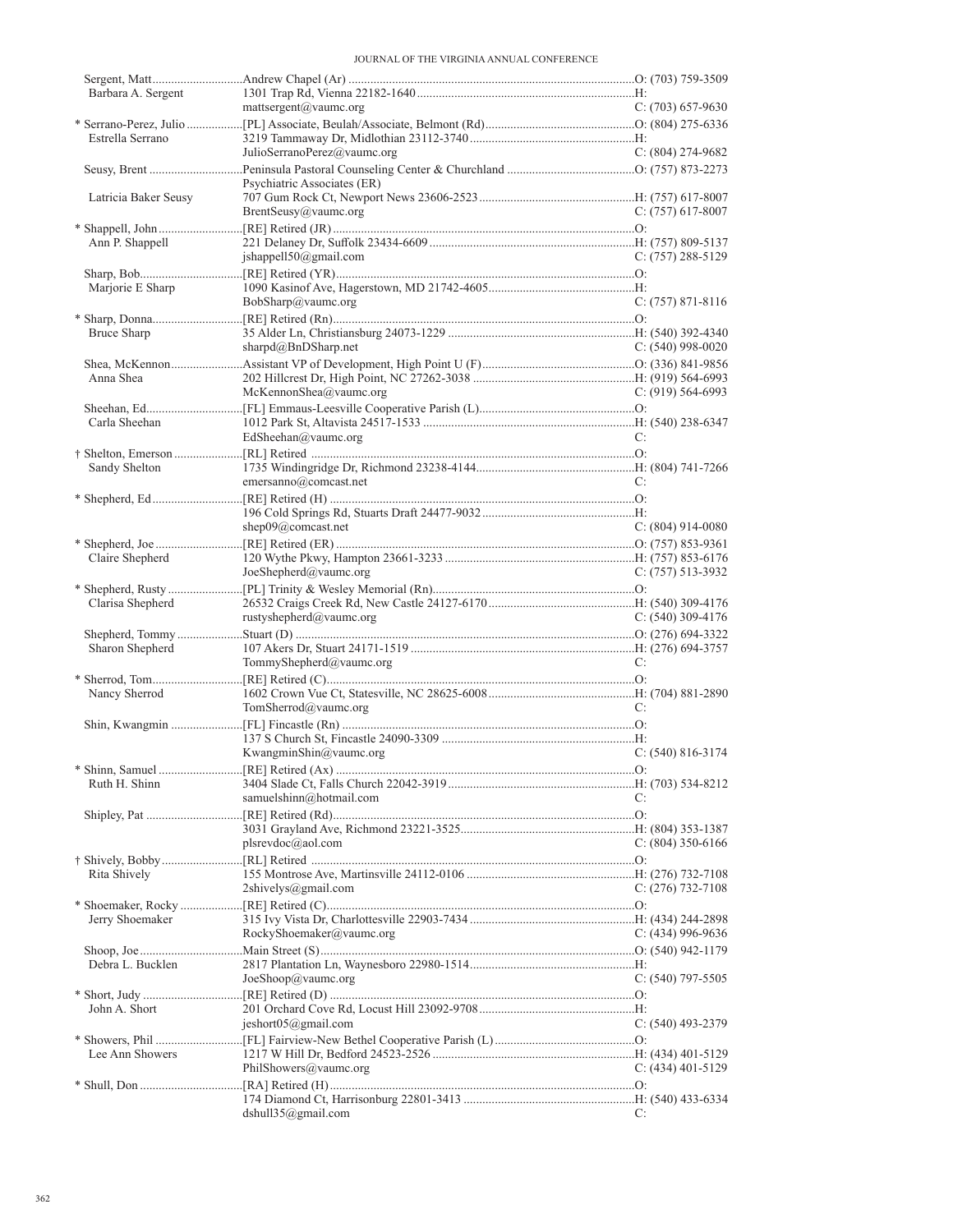| Name | Appointment / Address / Email | Phone |
|---|---|---|
| Sergent, Matt | Andrew Chapel (Ar) | O: (703) 759-3509 |
| Barbara A. Sergent | 1301 Trap Rd, Vienna 22182-1640 | H: |
| | mattsergent@vaumc.org | C: (703) 657-9630 |
| * Serrano-Perez, Julio | [PL] Associate, Beulah/Associate, Belmont (Rd) | O: (804) 275-6336 |
| Estrella Serrano | 3219 Tammaway Dr, Midlothian 23112-3740 | H: |
| | JulioSerranoPerez@vaumc.org | C: (804) 274-9682 |
| Seusy, Brent | Peninsula Pastoral Counseling Center & Churchland Psychiatric Associates (ER) | O: (757) 873-2273 |
| Latricia Baker Seusy | 707 Gum Rock Ct, Newport News 23606-2523 | H: (757) 617-8007 |
| | BrentSeusy@vaumc.org | C: (757) 617-8007 |
| * Shappell, John | [RE] Retired (JR) | O: |
| Ann P. Shappell | 221 Delaney Dr, Suffolk 23434-6609 | H: (757) 809-5137 |
| | jshappell50@gmail.com | C: (757) 288-5129 |
| Sharp, Bob | [RE] Retired (YR) | O: |
| Marjorie E Sharp | 1090 Kasinof Ave, Hagerstown, MD 21742-4605 | H: |
| | BobSharp@vaumc.org | C: (757) 871-8116 |
| * Sharp, Donna | [RE] Retired (Rn) | O: |
| Bruce Sharp | 35 Alder Ln, Christiansburg 24073-1229 | H: (540) 392-4340 |
| | sharpd@BnDSharp.net | C: (540) 998-0020 |
| Shea, McKennon | Assistant VP of Development, High Point U (F) | O: (336) 841-9856 |
| Anna Shea | 202 Hillcrest Dr, High Point, NC 27262-3038 | H: (919) 564-6993 |
| | McKennonShea@vaumc.org | C: (919) 564-6993 |
| Sheehan, Ed | [FL] Emmaus-Leesville Cooperative Parish (L) | O: |
| Carla Sheehan | 1012 Park St, Altavista 24517-1533 | H: (540) 238-6347 |
| | EdSheehan@vaumc.org | C: |
| † Shelton, Emerson | [RL] Retired | O: |
| Sandy Shelton | 1735 Windingridge Dr, Richmond 23238-4144 | H: (804) 741-7266 |
| | emersanno@comcast.net | C: |
| * Shepherd, Ed | [RE] Retired (H) | O: |
| | 196 Cold Springs Rd, Stuarts Draft 24477-9032 | H: |
| | shep09@comcast.net | C: (804) 914-0080 |
| * Shepherd, Joe | [RE] Retired (ER) | O: (757) 853-9361 |
| Claire Shepherd | 120 Wythe Pkwy, Hampton 23661-3233 | H: (757) 853-6176 |
| | JoeShepherd@vaumc.org | C: (757) 513-3932 |
| * Shepherd, Rusty | [PL] Trinity & Wesley Memorial (Rn) | O: |
| Clarisa Shepherd | 26532 Craigs Creek Rd, New Castle 24127-6170 | H: (540) 309-4176 |
| | rustyshepherd@vaumc.org | C: (540) 309-4176 |
| Shepherd, Tommy | Stuart (D) | O: (276) 694-3322 |
| Sharon Shepherd | 107 Akers Dr, Stuart 24171-1519 | H: (276) 694-3757 |
| | TommyShepherd@vaumc.org | C: |
| * Sherrod, Tom | [RE] Retired (C) | O: |
| Nancy Sherrod | 1602 Crown Vue Ct, Statesville, NC 28625-6008 | H: (704) 881-2890 |
| | TomSherrod@vaumc.org | C: |
| Shin, Kwangmin | [FL] Fincastle (Rn) | O: |
| | 137 S Church St, Fincastle 24090-3309 | H: |
| | KwangminShin@vaumc.org | C: (540) 816-3174 |
| * Shinn, Samuel | [RE] Retired (Ax) | O: |
| Ruth H. Shinn | 3404 Slade Ct, Falls Church 22042-3919 | H: (703) 534-8212 |
| | samuelshinn@hotmail.com | C: |
| Shipley, Pat | [RE] Retired (Rd) | O: |
| | 3031 Grayland Ave, Richmond 23221-3525 | H: (804) 353-1387 |
| | plsrevdoc@aol.com | C: (804) 350-6166 |
| † Shively, Bobby | [RL] Retired | O: |
| Rita Shively | 155 Montrose Ave, Martinsville 24112-0106 | H: (276) 732-7108 |
| | 2shivelys@gmail.com | C: (276) 732-7108 |
| * Shoemaker, Rocky | [RE] Retired (C) | O: |
| Jerry Shoemaker | 315 Ivy Vista Dr, Charlottesville 22903-7434 | H: (434) 244-2898 |
| | RockyShoemaker@vaumc.org | C: (434) 996-9636 |
| Shoop, Joe | Main Street (S) | O: (540) 942-1179 |
| Debra L. Bucklen | 2817 Plantation Ln, Waynesboro 22980-1514 | H: |
| | JoeShoop@vaumc.org | C: (540) 797-5505 |
| * Short, Judy | [RE] Retired (D) | O: |
| John A. Short | 201 Orchard Cove Rd, Locust Hill 23092-9708 | H: |
| | jeshort05@gmail.com | C: (540) 493-2379 |
| * Showers, Phil | [FL] Fairview-New Bethel Cooperative Parish (L) | O: |
| Lee Ann Showers | 1217 W Hill Dr, Bedford 24523-2526 | H: (434) 401-5129 |
| | PhilShowers@vaumc.org | C: (434) 401-5129 |
| * Shull, Don | [RA] Retired (H) | O: |
| | 174 Diamond Ct, Harrisonburg 22801-3413 | H: (540) 433-6334 |
| | dshull35@gmail.com | C: |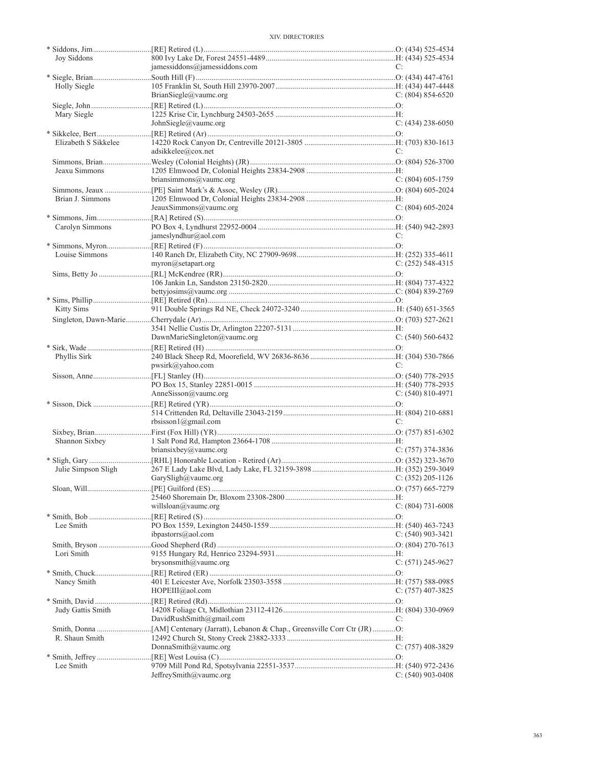| Name | Appointment / Address / Email | Phone |
|---|---|---|
| * Siddons, Jim | [RE] Retired (L) | O: (434) 525-4534 |
| Joy Siddons | 800 Ivy Lake Dr, Forest 24551-4489 | H: (434) 525-4534 |
| | jamessiddons@jamessiddons.com | C: |
| * Siegle, Brian | South Hill (F) | O: (434) 447-4761 |
| Holly Siegle | 105 Franklin St, South Hill 23970-2007 | H: (434) 447-4448 |
| | BrianSiegle@vaumc.org | C: (804) 854-6520 |
| Siegle, John | [RE] Retired (L) | O: |
| Mary Siegle | 1225 Krise Cir, Lynchburg 24503-2655 | H: |
| | JohnSiegle@vaumc.org | C: (434) 238-6050 |
| * Sikkelee, Bert | [RE] Retired (Ar) | O: |
| Elizabeth S Sikkelee | 14220 Rock Canyon Dr, Centreville 20121-3805 | H: (703) 830-1613 |
| | adsikkelee@cox.net | C: |
| Simmons, Brian | Wesley (Colonial Heights) (JR) | O: (804) 526-3700 |
| Jeaux Simmons | 1205 Elmwood Dr, Colonial Heights 23834-2908 | H: |
| | briansimmons@vaumc.org | C: (804) 605-1759 |
| Simmons, Jeaux | [PE] Saint Mark's & Assoc, Wesley (JR) | O: (804) 605-2024 |
| Brian J. Simmons | 1205 Elmwood Dr, Colonial Heights 23834-2908 | H: |
| | JeauxSimmons@vaumc.org | C: (804) 605-2024 |
| * Simmons, Jim | [RA] Retired (S) | O: |
| Carolyn Simmons | PO Box 4, Lyndhurst 22952-0004 | H: (540) 942-2893 |
| | jameslyndhur@aol.com | C: |
| * Simmons, Myron | [RE] Retired (F) | O: |
| Louise Simmons | 140 Ranch Dr, Elizabeth City, NC 27909-9698 | H: (252) 335-4611 |
| | myron@setapart.org | C: (252) 548-4315 |
| Sims, Betty Jo | [RL] McKendree (RR) | O: |
| | 106 Jankin Ln, Sandston 23150-2820 | H: (804) 737-4322 |
| | bettyjosims@vaumc.org | C: (804) 839-2769 |
| * Sims, Phillip | [RE] Retired (Rn) | O: |
| Kitty Sims | 911 Double Springs Rd NE, Check 24072-3240 | H: (540) 651-3565 |
| Singleton, Dawn-Marie | Cherrydale (Ar) | O: (703) 527-2621 |
| | 3541 Nellie Custis Dr, Arlington 22207-5131 | H: |
| | DawnMarieSingleton@vaumc.org | C: (540) 560-6432 |
| * Sirk, Wade | [RE] Retired (H) | O: |
| Phyllis Sirk | 240 Black Sheep Rd, Moorefield, WV 26836-8636 | H: (304) 530-7866 |
| | pwsirk@yahoo.com | C: |
| Sisson, Anne | [FL] Stanley (H) | O: (540) 778-2935 |
| | PO Box 15, Stanley 22851-0015 | H: (540) 778-2935 |
| | AnneSisson@vaumc.org | C: (540) 810-4971 |
| * Sisson, Dick | [RE] Retired (YR) | O: |
| | 514 Crittenden Rd, Deltaville 23043-2159 | H: (804) 210-6881 |
| | rbsisson1@gmail.com | C: |
| Sixbey, Brian | First (Fox Hill) (YR) | O: (757) 851-6302 |
| Shannon Sixbey | 1 Salt Pond Rd, Hampton 23664-1708 | H: |
| | briansixbey@vaumc.org | C: (757) 374-3836 |
| * Sligh, Gary | [RHL] Honorable Location - Retired (Ar) | O: (352) 323-3670 |
| Julie Simpson Sligh | 267 E Lady Lake Blvd, Lady Lake, FL 32159-3898 | H: (352) 259-3049 |
| | GarySligh@vaumc.org | C: (352) 205-1126 |
| Sloan, Will | [PE] Guilford (ES) | O: (757) 665-7279 |
| | 25460 Shoremain Dr, Bloxom 23308-2800 | H: |
| | willsloan@vaumc.org | C: (804) 731-6008 |
| * Smith, Bob | [RE] Retired (S) | O: |
| Lee Smith | PO Box 1559, Lexington 24450-1559 | H: (540) 463-7243 |
| | ibpastorrs@aol.com | C: (540) 903-3421 |
| Smith, Bryson | Good Shepherd (Rd) | O: (804) 270-7613 |
| Lori Smith | 9155 Hungary Rd, Henrico 23294-5931 | H: |
| | brysonsmith@vaumc.org | C: (571) 245-9627 |
| * Smith, Chuck | [RE] Retired (ER) | O: |
| Nancy Smith | 401 E Leicester Ave, Norfolk 23503-3558 | H: (757) 588-0985 |
| | HOPEIII@aol.com | C: (757) 407-3825 |
| * Smith, David | [RE] Retired (Rd) | O: |
| Judy Gattis Smith | 14208 Foliage Ct, Midlothian 23112-4126 | H: (804) 330-0969 |
| | DavidRushSmith@gmail.com | C: |
| Smith, Donna | [AM] Centenary (Jarratt), Lebanon & Chap., Greensville Corr Ctr (JR) | O: |
| R. Shaun Smith | 12492 Church St, Stony Creek 23882-3333 | H: |
| | DonnaSmith@vaumc.org | C: (757) 408-3829 |
| * Smith, Jeffrey | [RE] West Louisa (C) | O: |
| Lee Smith | 9709 Mill Pond Rd, Spotsylvania 22551-3537 | H: (540) 972-2436 |
| | JeffreySmith@vaumc.org | C: (540) 903-0408 |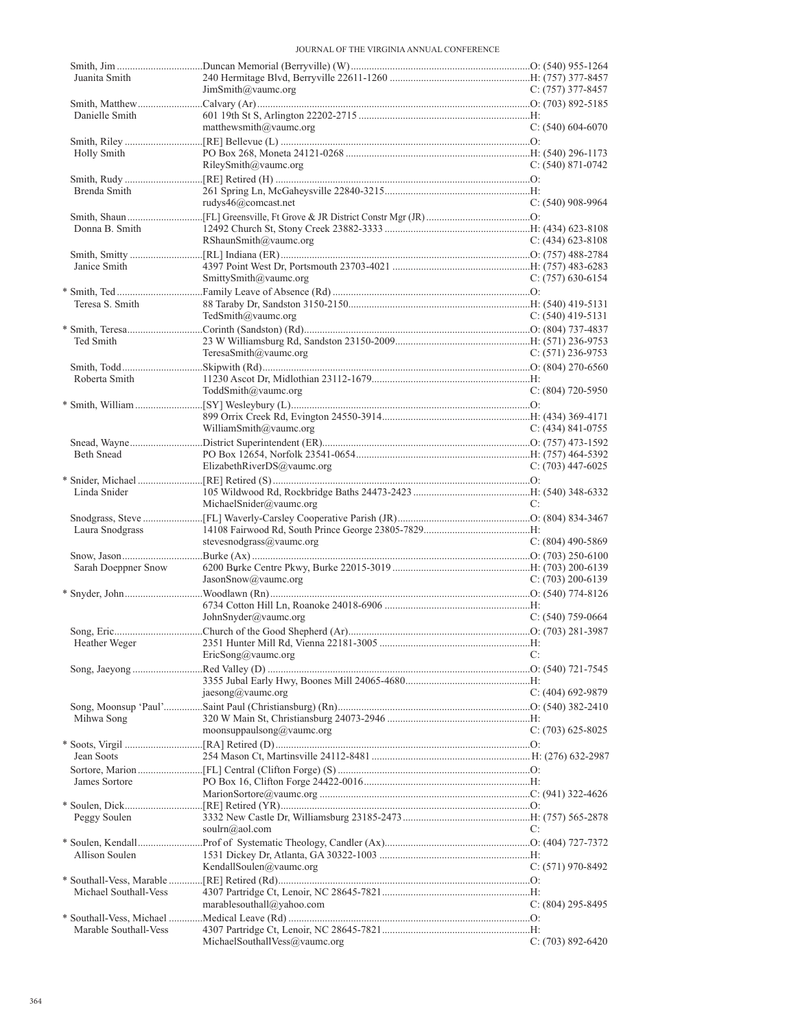| Name | Appointment / Address / Email | Phone |
| --- | --- | --- |
| Smith, Jim | Duncan Memorial (Berryville) (W) | O: (540) 955-1264 |
| Juanita Smith | 240 Hermitage Blvd, Berryville 22611-1260 | H: (757) 377-8457 |
| | JimSmith@vaumc.org | C: (757) 377-8457 |
| Smith, Matthew | Calvary (Ar) | O: (703) 892-5185 |
| Danielle Smith | 601 19th St S, Arlington 22202-2715 | H: |
| | matthewsmith@vaumc.org | C: (540) 604-6070 |
| Smith, Riley | [RE] Bellevue (L) | O: |
| Holly Smith | PO Box 268, Moneta 24121-0268 | H: (540) 296-1173 |
| | RileySmith@vaumc.org | C: (540) 871-0742 |
| Smith, Rudy | [RE] Retired (H) | O: |
| Brenda Smith | 261 Spring Ln, McGaheysville 22840-3215 | H: |
| | rudys46@comcast.net | C: (540) 908-9964 |
| Smith, Shaun | [FL] Greensville, Ft Grove & JR District Constr Mgr (JR) | O: |
| Donna B. Smith | 12492 Church St, Stony Creek 23882-3333 | H: (434) 623-8108 |
| | RShaunSmith@vaumc.org | C: (434) 623-8108 |
| Smith, Smitty | [RL] Indiana (ER) | O: (757) 488-2784 |
| Janice Smith | 4397 Point West Dr, Portsmouth 23703-4021 | H: (757) 483-6283 |
| | SmittySmith@vaumc.org | C: (757) 630-6154 |
| * Smith, Ted | Family Leave of Absence (Rd) | O: |
| Teresa S. Smith | 88 Taraby Dr, Sandston 3150-2150 | H: (540) 419-5131 |
| | TedSmith@vaumc.org | C: (540) 419-5131 |
| * Smith, Teresa | Corinth (Sandston) (Rd) | O: (804) 737-4837 |
| Ted Smith | 23 W Williamsburg Rd, Sandston 23150-2009 | H: (571) 236-9753 |
| | TeresaSmith@vaumc.org | C: (571) 236-9753 |
| Smith, Todd | Skipwith (Rd) | O: (804) 270-6560 |
| Roberta Smith | 11230 Ascot Dr, Midlothian 23112-1679 | H: |
| | ToddSmith@vaumc.org | C: (804) 720-5950 |
| * Smith, William | [SY] Wesleybury (L) | O: |
| | 899 Orrix Creek Rd, Evington 24550-3914 | H: (434) 369-4171 |
| | WilliamSmith@vaumc.org | C: (434) 841-0755 |
| Snead, Wayne | District Superintendent (ER) | O: (757) 473-1592 |
| Beth Snead | PO Box 12654, Norfolk 23541-0654 | H: (757) 464-5392 |
| | ElizabethRiverDS@vaumc.org | C: (703) 447-6025 |
| * Snider, Michael | [RE] Retired (S) | O: |
| Linda Snider | 105 Wildwood Rd, Rockbridge Baths 24473-2423 | H: (540) 348-6332 |
| | MichaelSnider@vaumc.org | C: |
| Snodgrass, Steve | [FL] Waverly-Carsley Cooperative Parish (JR) | O: (804) 834-3467 |
| Laura Snodgrass | 14108 Fairwood Rd, South Prince George 23805-7829 | H: |
| | stevesnodgrass@vaumc.org | C: (804) 490-5869 |
| Snow, Jason | Burke (Ax) | O: (703) 250-6100 |
| Sarah Doeppner Snow | 6200 Burke Centre Pkwy, Burke 22015-3019 | H: (703) 200-6139 |
| | JasonSnow@vaumc.org | C: (703) 200-6139 |
| * Snyder, John | Woodlawn (Rn) | O: (540) 774-8126 |
| | 6734 Cotton Hill Ln, Roanoke 24018-6906 | H: |
| | JohnSnyder@vaumc.org | C: (540) 759-0664 |
| Song, Eric | Church of the Good Shepherd (Ar) | O: (703) 281-3987 |
| Heather Weger | 2351 Hunter Mill Rd, Vienna 22181-3005 | H: |
| | EricSong@vaumc.org | C: |
| Song, Jaeyong | Red Valley (D) | O: (540) 721-7545 |
| | 3355 Jubal Early Hwy, Boones Mill 24065-4680 | H: |
| | jaesong@vaumc.org | C: (404) 692-9879 |
| Song, Moonsup 'Paul' | Saint Paul (Christiansburg) (Rn) | O: (540) 382-2410 |
| Mihwa Song | 320 W Main St, Christiansburg 24073-2946 | H: |
| | moonsuppaulsong@vaumc.org | C: (703) 625-8025 |
| * Soots, Virgil | [RA] Retired (D) | O: |
| Jean Soots | 254 Mason Ct, Martinsville 24112-8481 | H: (276) 632-2987 |
| Sortore, Marion | [FL] Central (Clifton Forge) (S) | O: |
| James Sortore | PO Box 16, Clifton Forge 24422-0016 | H: |
| | MarionSortore@vaumc.org | C: (941) 322-4626 |
| * Soulen, Dick | [RE] Retired (YR) | O: |
| Peggy Soulen | 3332 New Castle Dr, Williamsburg 23185-2473 | H: (757) 565-2878 |
| | soulrn@aol.com | C: |
| * Soulen, Kendall | Prof of Systematic Theology, Candler (Ax) | O: (404) 727-7372 |
| Allison Soulen | 1531 Dickey Dr, Atlanta, GA 30322-1003 | H: |
| | KendallSoulen@vaumc.org | C: (571) 970-8492 |
| * Southall-Vess, Marable | [RE] Retired (Rd) | O: |
| Michael Southall-Vess | 4307 Partridge Ct, Lenoir, NC 28645-7821 | H: |
| | marablesouthall@yahoo.com | C: (804) 295-8495 |
| * Southall-Vess, Michael | Medical Leave (Rd) | O: |
| Marable Southall-Vess | 4307 Partridge Ct, Lenoir, NC 28645-7821 | H: |
| | MichaelSouthallVess@vaumc.org | C: (703) 892-6420 |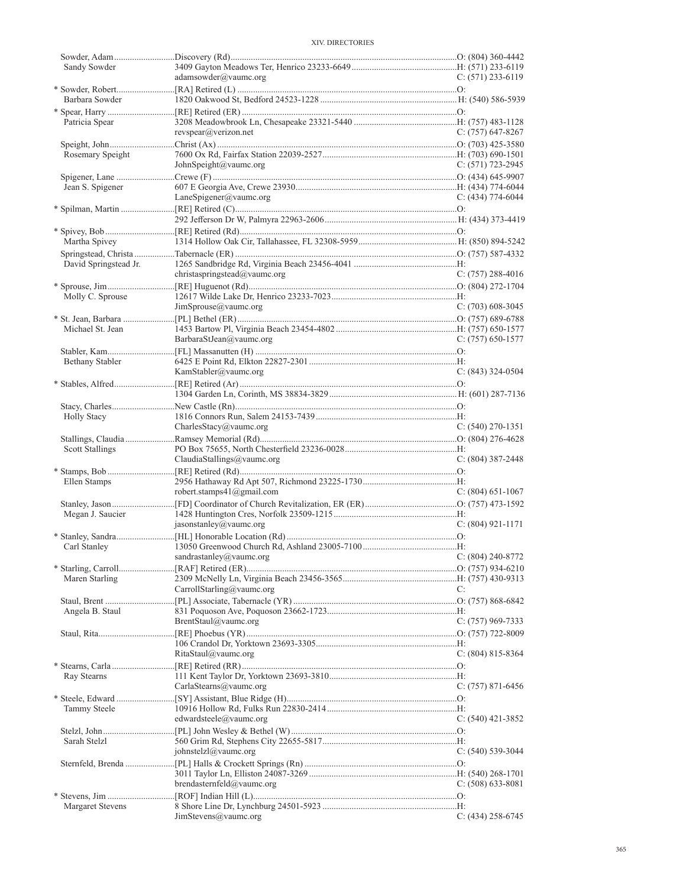| Name | Appointment / Address / Email | Phone |
|---|---|---|
| Sowder, Adam | Discovery (Rd) | O: (804) 360-4442 |
| Sandy Sowder | 3409 Gayton Meadows Ter, Henrico 23233-6649 | H: (571) 233-6119 |
| | adamsowder@vaumc.org | C: (571) 233-6119 |
| * Sowder, Robert | [RA] Retired (L) | O: |
| Barbara Sowder | 1820 Oakwood St, Bedford 24523-1228 | H: (540) 586-5939 |
| * Spear, Harry | [RE] Retired (ER) | O: |
| Patricia Spear | 3208 Meadowbrook Ln, Chesapeake 23321-5440 | H: (757) 483-1128 |
| | revspear@verizon.net | C: (757) 647-8267 |
| Speight, John | Christ (Ax) | O: (703) 425-3580 |
| Rosemary Speight | 7600 Ox Rd, Fairfax Station 22039-2527 | H: (703) 690-1501 |
| | JohnSpeight@vaumc.org | C: (571) 723-2945 |
| Spigener, Lane | Crewe (F) | O: (434) 645-9907 |
| Jean S. Spigener | 607 E Georgia Ave, Crewe 23930 | H: (434) 774-6044 |
| | LaneSpigener@vaumc.org | C: (434) 774-6044 |
| * Spilman, Martin | [RE] Retired (C) | O: |
| | 292 Jefferson Dr W, Palmyra 22963-2606 | H: (434) 373-4419 |
| * Spivey, Bob | [RE] Retired (Rd) | O: |
| Martha Spivey | 1314 Hollow Oak Cir, Tallahassee, FL 32308-5959 | H: (850) 894-5242 |
| Springstead, Christa | Tabernacle (ER) | O: (757) 587-4332 |
| David Springstead Jr. | 1265 Sandbridge Rd, Virginia Beach 23456-4041 | H: |
| | christaspringstead@vaumc.org | C: (757) 288-4016 |
| * Sprouse, Jim | [RE] Huguenot (Rd) | O: (804) 272-1704 |
| Molly C. Sprouse | 12617 Wilde Lake Dr, Henrico 23233-7023 | H: |
| | JimSprouse@vaumc.org | C: (703) 608-3045 |
| * St. Jean, Barbara | [PL] Bethel (ER) | O: (757) 689-6788 |
| Michael St. Jean | 1453 Bartow Pl, Virginia Beach 23454-4802 | H: (757) 650-1577 |
| | BarbaraStJean@vaumc.org | C: (757) 650-1577 |
| Stabler, Kam | [FL] Massanutten (H) | O: |
| Bethany Stabler | 6425 E Point Rd, Elkton 22827-2301 | H: |
| | KamStabler@vaumc.org | C: (843) 324-0504 |
| * Stables, Alfred | [RE] Retired (Ar) | O: |
| | 1304 Garden Ln, Corinth, MS 38834-3829 | H: (601) 287-7136 |
| Stacy, Charles | New Castle (Rn) | O: |
| Holly Stacy | 1816 Connors Run, Salem 24153-7439 | H: |
| | CharlesStacy@vaumc.org | C: (540) 270-1351 |
| Stallings, Claudia | Ramsey Memorial (Rd) | O: (804) 276-4628 |
| Scott Stallings | PO Box 75655, North Chesterfield 23236-0028 | H: |
| | ClaudiaStallings@vaumc.org | C: (804) 387-2448 |
| * Stamps, Bob | [RE] Retired (Rd) | O: |
| Ellen Stamps | 2956 Hathaway Rd Apt 507, Richmond 23225-1730 | H: |
| | robert.stamps41@gmail.com | C: (804) 651-1067 |
| Stanley, Jason | [FD] Coordinator of Church Revitalization, ER (ER) | O: (757) 473-1592 |
| Megan J. Saucier | 1428 Huntington Cres, Norfolk 23509-1215 | H: |
| | jasonstanley@vaumc.org | C: (804) 921-1171 |
| * Stanley, Sandra | [HL] Honorable Location (Rd) | O: |
| Carl Stanley | 13050 Greenwood Church Rd, Ashland 23005-7100 | H: |
| | sandrastanley@vaumc.org | C: (804) 240-8772 |
| * Starling, Carroll | [RAF] Retired (ER) | O: (757) 934-6210 |
| Maren Starling | 2309 McNelly Ln, Virginia Beach 23456-3565 | H: (757) 430-9313 |
| | CarrollStarling@vaumc.org | C: |
| Staul, Brent | [PL] Associate, Tabernacle (YR) | O: (757) 868-6842 |
| Angela B. Staul | 831 Poquoson Ave, Poquoson 23662-1723 | H: |
| | BrentStaul@vaumc.org | C: (757) 969-7333 |
| Staul, Rita | [RE] Phoebus (YR) | O: (757) 722-8009 |
| | 106 Crandol Dr, Yorktown 23693-3305 | H: |
| | RitaStaul@vaumc.org | C: (804) 815-8364 |
| * Stearns, Carla | [RE] Retired (RR) | O: |
| Ray Stearns | 111 Kent Taylor Dr, Yorktown 23693-3810 | H: |
| | CarlaStearns@vaumc.org | C: (757) 871-6456 |
| * Steele, Edward | [SY] Assistant, Blue Ridge (H) | O: |
| Tammy Steele | 10916 Hollow Rd, Fulks Run 22830-2414 | H: |
| | edwardsteele@vaumc.org | C: (540) 421-3852 |
| Stelzl, John | [PL] John Wesley & Bethel (W) | O: |
| Sarah Stelzl | 560 Grim Rd, Stephens City 22655-5817 | H: |
| | johnstelzl@vaumc.org | C: (540) 539-3044 |
| Sternfeld, Brenda | [PL] Halls & Crockett Springs (Rn) | O: |
| | 3011 Taylor Ln, Elliston 24087-3269 | H: (540) 268-1701 |
| | brendasternfeld@vaumc.org | C: (508) 633-8081 |
| * Stevens, Jim | [ROF] Indian Hill (L) | O: |
| Margaret Stevens | 8 Shore Line Dr, Lynchburg 24501-5923 | H: |
| | JimStevens@vaumc.org | C: (434) 258-6745 |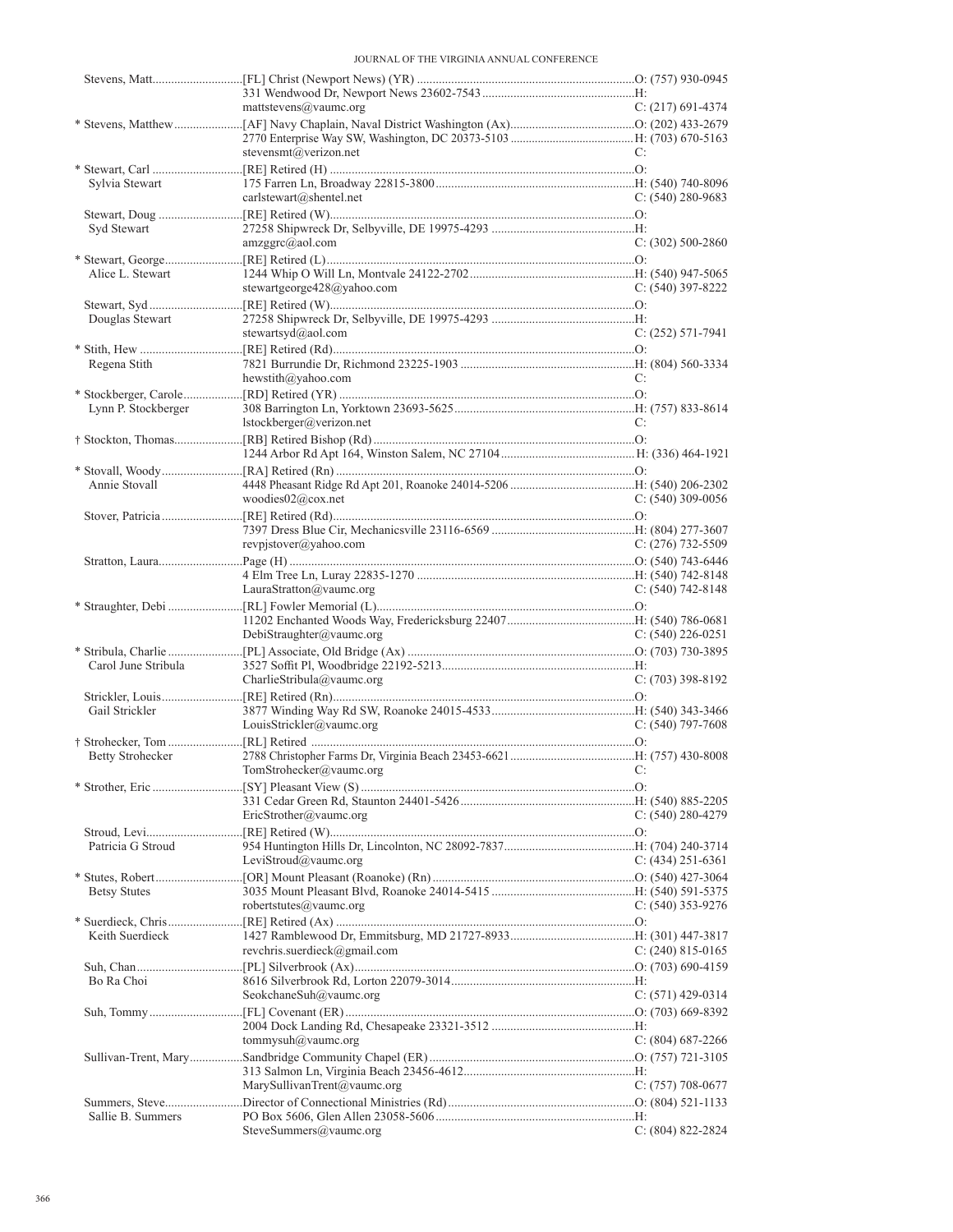| Name | Appointment / Address / Email | Phone |
|---|---|---|
| Stevens, Matt | [FL] Christ (Newport News) (YR) | O: (757) 930-0945 |
| | 331 Wendwood Dr, Newport News 23602-7543 | H: |
| | mattstevens@vaumc.org | C: (217) 691-4374 |
| * Stevens, Matthew | [AF] Navy Chaplain, Naval District Washington (Ax) | O: (202) 433-2679 |
| | 2770 Enterprise Way SW, Washington, DC 20373-5103 | H: (703) 670-5163 |
| | stevensmt@verizon.net | C: |
| * Stewart, Carl | [RE] Retired (H) | O: |
| Sylvia Stewart | 175 Farren Ln, Broadway 22815-3800 | H: (540) 740-8096 |
| | carlstewart@shentel.net | C: (540) 280-9683 |
| Stewart, Doug | [RE] Retired (W) | O: |
| Syd Stewart | 27258 Shipwreck Dr, Selbyville, DE 19975-4293 | H: |
| | amzggrc@aol.com | C: (302) 500-2860 |
| * Stewart, George | [RE] Retired (L) | O: |
| Alice L. Stewart | 1244 Whip O Will Ln, Montvale 24122-2702 | H: (540) 947-5065 |
| | stewartgeorge428@yahoo.com | C: (540) 397-8222 |
| Stewart, Syd | [RE] Retired (W) | O: |
| Douglas Stewart | 27258 Shipwreck Dr, Selbyville, DE 19975-4293 | H: |
| | stewartsyd@aol.com | C: (252) 571-7941 |
| * Stith, Hew | [RE] Retired (Rd) | O: |
| Regena Stith | 7821 Burrundie Dr, Richmond 23225-1903 | H: (804) 560-3334 |
| | hewstith@yahoo.com | C: |
| * Stockberger, Carole | [RD] Retired (YR) | O: |
| Lynn P. Stockberger | 308 Barrington Ln, Yorktown 23693-5625 | H: (757) 833-8614 |
| | lstockberger@verizon.net | C: |
| † Stockton, Thomas | [RB] Retired Bishop (Rd) | O: |
| | 1244 Arbor Rd Apt 164, Winston Salem, NC 27104 | H: (336) 464-1921 |
| * Stovall, Woody | [RA] Retired (Rn) | O: |
| Annie Stovall | 4448 Pheasant Ridge Rd Apt 201, Roanoke 24014-5206 | H: (540) 206-2302 |
| | woodies02@cox.net | C: (540) 309-0056 |
| Stover, Patricia | [RE] Retired (Rd) | O: |
| | 7397 Dress Blue Cir, Mechanicsville 23116-6569 | H: (804) 277-3607 |
| | revpjstover@yahoo.com | C: (276) 732-5509 |
| Stratton, Laura | Page (H) | O: (540) 743-6446 |
| | 4 Elm Tree Ln, Luray 22835-1270 | H: (540) 742-8148 |
| | LauraStratton@vaumc.org | C: (540) 742-8148 |
| * Straughter, Debi | [RL] Fowler Memorial (L) | O: |
| | 11202 Enchanted Woods Way, Fredericksburg 22407 | H: (540) 786-0681 |
| | DebiStraughter@vaumc.org | C: (540) 226-0251 |
| * Stribula, Charlie | [PL] Associate, Old Bridge (Ax) | O: (703) 730-3895 |
| Carol June Stribula | 3527 Soffit Pl, Woodbridge 22192-5213 | H: |
| | CharlieStribula@vaumc.org | C: (703) 398-8192 |
| Strickler, Louis | [RE] Retired (Rn) | O: |
| Gail Strickler | 3877 Winding Way Rd SW, Roanoke 24015-4533 | H: (540) 343-3466 |
| | LouisStrickler@vaumc.org | C: (540) 797-7608 |
| † Strohecker, Tom | [RL] Retired | O: |
| Betty Strohecker | 2788 Christopher Farms Dr, Virginia Beach 23453-6621 | H: (757) 430-8008 |
| | TomStrohecker@vaumc.org | C: |
| * Strother, Eric | [SY] Pleasant View (S) | O: |
| | 331 Cedar Green Rd, Staunton 24401-5426 | H: (540) 885-2205 |
| | EricStrother@vaumc.org | C: (540) 280-4279 |
| Stroud, Levi | [RE] Retired (W) | O: |
| Patricia G Stroud | 954 Huntington Hills Dr, Lincolnton, NC 28092-7837 | H: (704) 240-3714 |
| | LeviStroud@vaumc.org | C: (434) 251-6361 |
| * Stutes, Robert | [OR] Mount Pleasant (Roanoke) (Rn) | O: (540) 427-3064 |
| Betsy Stutes | 3035 Mount Pleasant Blvd, Roanoke 24014-5415 | H: (540) 591-5375 |
| | robertstutes@vaumc.org | C: (540) 353-9276 |
| * Suerdieck, Chris | [RE] Retired (Ax) | O: |
| Keith Suerdieck | 1427 Ramblewood Dr, Emmitsburg, MD 21727-8933 | H: (301) 447-3817 |
| | revchris.suerdieck@gmail.com | C: (240) 815-0165 |
| Suh, Chan | [PL] Silverbrook (Ax) | O: (703) 690-4159 |
| Bo Ra Choi | 8616 Silverbrook Rd, Lorton 22079-3014 | H: |
| | SeokchaneSuh@vaumc.org | C: (571) 429-0314 |
| Suh, Tommy | [FL] Covenant (ER) | O: (703) 669-8392 |
| | 2004 Dock Landing Rd, Chesapeake 23321-3512 | H: |
| | tommysuh@vaumc.org | C: (804) 687-2266 |
| Sullivan-Trent, Mary | Sandbridge Community Chapel (ER) | O: (757) 721-3105 |
| | 313 Salmon Ln, Virginia Beach 23456-4612 | H: |
| | MarySullivanTrent@vaumc.org | C: (757) 708-0677 |
| Summers, Steve | Director of Connectional Ministries (Rd) | O: (804) 521-1133 |
| Sallie B. Summers | PO Box 5606, Glen Allen 23058-5606 | H: |
| | SteveSummers@vaumc.org | C: (804) 822-2824 |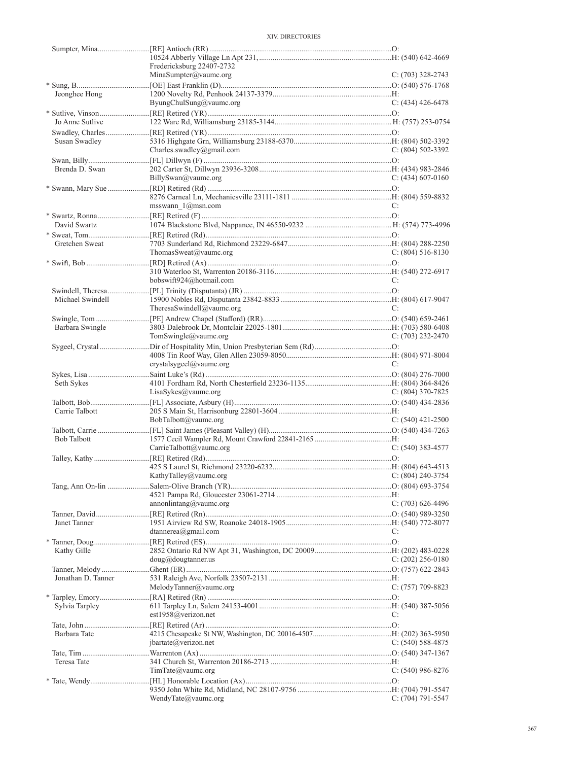| Name | Appointment / Address | Phone |
|---|---|---|
| Sumpter, Mina | [RE] Antioch (RR) | O: |
| | 10524 Abberly Village Ln Apt 231, | H: (540) 642-4669 |
| | Fredericksburg 22407-2732 | |
| | MinaSumpter@vaumc.org | C: (703) 328-2743 |
| * Sung, B. | [OE] East Franklin (D) | O: (540) 576-1768 |
| Jeonghee Hong | 1200 Novelty Rd, Penhook 24137-3379 | H: |
| | ByungChulSung@vaumc.org | C: (434) 426-6478 |
| * Sutlive, Vinson | [RE] Retired (YR) | O: |
| Jo Anne Sutlive | 122 Ware Rd, Williamsburg 23185-3144 | H: (757) 253-0754 |
| Swadley, Charles | [RE] Retired (YR) | O: |
| Susan Swadley | 5316 Highgate Grn, Williamsburg 23188-6370 | H: (804) 502-3392 |
| | Charles.swadley@gmail.com | C: (804) 502-3392 |
| Swan, Billy | [FL] Dillwyn (F) | O: |
| Brenda D. Swan | 202 Carter St, Dillwyn 23936-3208 | H: (434) 983-2846 |
| | BillySwan@vaumc.org | C: (434) 607-0160 |
| * Swann, Mary Sue | [RD] Retired (Rd) | O: |
| | 8276 Carneal Ln, Mechanicsville 23111-1811 | H: (804) 559-8832 |
| | msswann_1@msn.com | C: |
| * Swartz, Ronna | [RE] Retired (F) | O: |
| David Swartz | 1074 Blackstone Blvd, Nappanee, IN 46550-9232 | H: (574) 773-4996 |
| * Sweat, Tom | [RE] Retired (Rd) | O: |
| Gretchen Sweat | 7703 Sunderland Rd, Richmond 23229-6847 | H: (804) 288-2250 |
| | ThomasSweat@vaumc.org | C: (804) 516-8130 |
| * Swift, Bob | [RD] Retired (Ax) | O: |
| | 310 Waterloo St, Warrenton 20186-3116 | H: (540) 272-6917 |
| | bobswift924@hotmail.com | C: |
| Swindell, Theresa | [PL] Trinity (Disputanta) (JR) | O: |
| Michael Swindell | 15900 Nobles Rd, Disputanta 23842-8833 | H: (804) 617-9047 |
| | TheresaSwindell@vaumc.org | C: |
| Swingle, Tom | [PE] Andrew Chapel (Stafford) (RR) | O: (540) 659-2461 |
| Barbara Swingle | 3803 Dalebrook Dr, Montclair 22025-1801 | H: (703) 580-6408 |
| | TomSwingle@vaumc.org | C: (703) 232-2470 |
| Sygeel, Crystal | Dir of Hospitality Min, Union Presbyterian Sem (Rd) | O: |
| | 4008 Tin Roof Way, Glen Allen 23059-8050 | H: (804) 971-8004 |
| | crystalsygeel@vaumc.org | C: |
| Sykes, Lisa | Saint Luke's (Rd) | O: (804) 276-7000 |
| Seth Sykes | 4101 Fordham Rd, North Chesterfield 23236-1135 | H: (804) 364-8426 |
| | LisaSykes@vaumc.org | C: (804) 370-7825 |
| Talbott, Bob | [FL] Associate, Asbury (H) | O: (540) 434-2836 |
| Carrie Talbott | 205 S Main St, Harrisonburg 22801-3604 | H: |
| | BobTalbott@vaumc.org | C: (540) 421-2500 |
| Talbott, Carrie | [FL] Saint James (Pleasant Valley) (H) | O: (540) 434-7263 |
| Bob Talbott | 1577 Cecil Wampler Rd, Mount Crawford 22841-2165 | H: |
| | CarrieTalbott@vaumc.org | C: (540) 383-4577 |
| Talley, Kathy | [RE] Retired (Rd) | O: |
| | 425 S Laurel St, Richmond 23220-6232 | H: (804) 643-4513 |
| | KathyTalley@vaumc.org | C: (804) 240-3754 |
| Tang, Ann On-lin | Salem-Olive Branch (YR) | O: (804) 693-3754 |
| | 4521 Pampa Rd, Gloucester 23061-2714 | H: |
| | annonlintang@vaumc.org | C: (703) 626-4496 |
| Tanner, David | [RE] Retired (Rn) | O: (540) 989-3250 |
| Janet Tanner | 1951 Airview Rd SW, Roanoke 24018-1905 | H: (540) 772-8077 |
| | dtannerea@gmail.com | C: |
| * Tanner, Doug | [RE] Retired (ES) | O: |
| Kathy Gille | 2852 Ontario Rd NW Apt 31, Washington, DC 20009 | H: (202) 483-0228 |
| | doug@dougtanner.us | C: (202) 256-0180 |
| Tanner, Melody | Ghent (ER) | O: (757) 622-2843 |
| Jonathan D. Tanner | 531 Raleigh Ave, Norfolk 23507-2131 | H: |
| | MelodyTanner@vaumc.org | C: (757) 709-8823 |
| * Tarpley, Emory | [RA] Retired (Rn) | O: |
| Sylvia Tarpley | 611 Tarpley Ln, Salem 24153-4001 | H: (540) 387-5056 |
| | est1958@verizon.net | C: |
| Tate, John | [RE] Retired (Ar) | O: |
| Barbara Tate | 4215 Chesapeake St NW, Washington, DC 20016-4507 | H: (202) 363-5950 |
| | jbartate@verizon.net | C: (540) 588-4875 |
| Tate, Tim | Warrenton (Ax) | O: (540) 347-1367 |
| Teresa Tate | 341 Church St, Warrenton 20186-2713 | H: |
| | TimTate@vaumc.org | C: (540) 986-8276 |
| * Tate, Wendy | [HL] Honorable Location (Ax) | O: |
| | 9350 John White Rd, Midland, NC 28107-9756 | H: (704) 791-5547 |
| | WendyTate@vaumc.org | C: (704) 791-5547 |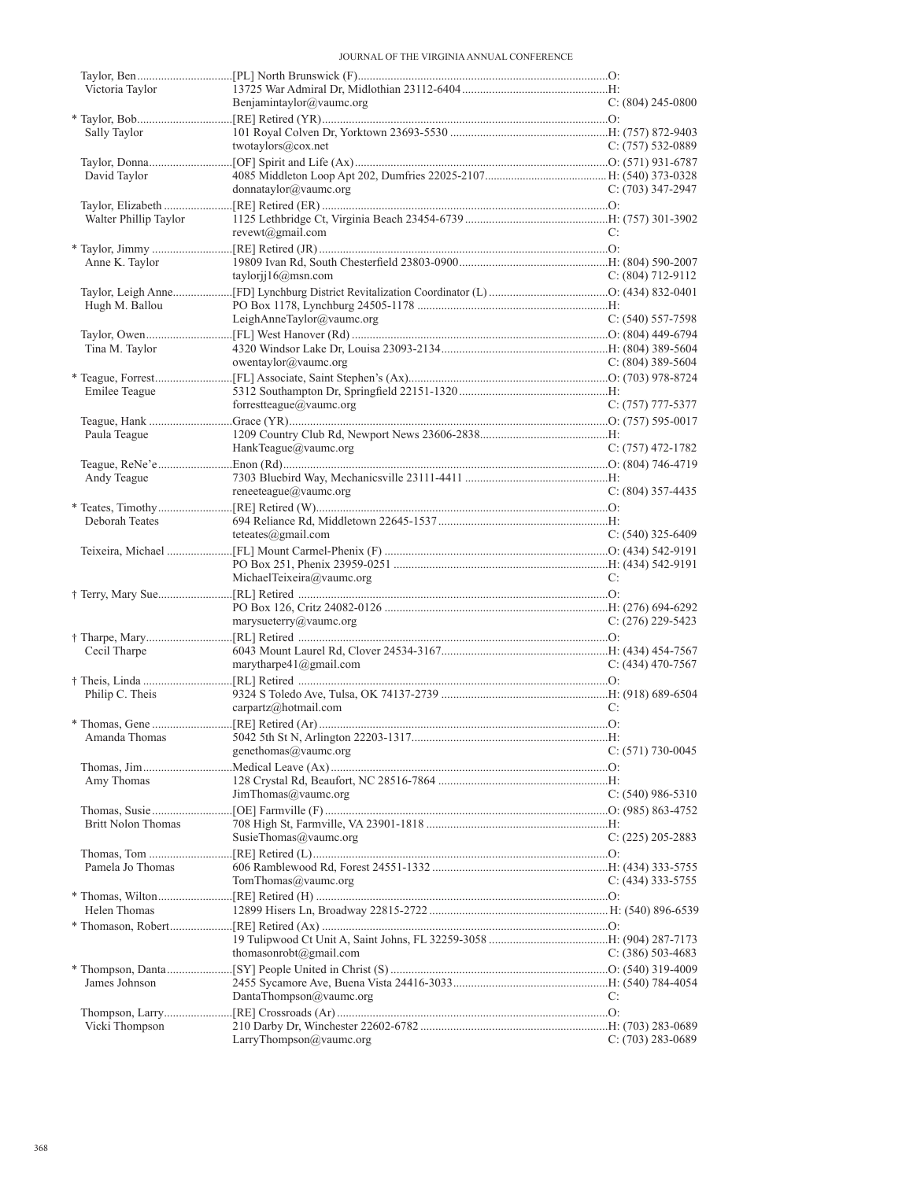| Name / Spouse | Appointment / Address / Email | Phone |
|---|---|---|
| Taylor, Ben | [PL] North Brunswick (F) | O: |
| Victoria Taylor | 13725 War Admiral Dr, Midlothian 23112-6404 | H: |
| | Benjamintaylor@vaumc.org | C: (804) 245-0800 |
| * Taylor, Bob | [RE] Retired (YR) | O: |
| Sally Taylor | 101 Royal Colven Dr, Yorktown 23693-5530 | H: (757) 872-9403 |
| | twotaylors@cox.net | C: (757) 532-0889 |
| Taylor, Donna | [OF] Spirit and Life (Ax) | O: (571) 931-6787 |
| David Taylor | 4085 Middleton Loop Apt 202, Dumfries 22025-2107 | H: (540) 373-0328 |
| | donnataylor@vaumc.org | C: (703) 347-2947 |
| Taylor, Elizabeth | [RE] Retired (ER) | O: |
| Walter Phillip Taylor | 1125 Lethbridge Ct, Virginia Beach 23454-6739 | H: (757) 301-3902 |
| | revewt@gmail.com | C: |
| * Taylor, Jimmy | [RE] Retired (JR) | O: |
| Anne K. Taylor | 19809 Ivan Rd, South Chesterfield 23803-0900 | H: (804) 590-2007 |
| | taylorjj16@msn.com | C: (804) 712-9112 |
| Taylor, Leigh Anne | [FD] Lynchburg District Revitalization Coordinator (L) | O: (434) 832-0401 |
| Hugh M. Ballou | PO Box 1178, Lynchburg 24505-1178 | H: |
| | LeighAnneTaylor@vaumc.org | C: (540) 557-7598 |
| Taylor, Owen | [FL] West Hanover (Rd) | O: (804) 449-6794 |
| Tina M. Taylor | 4320 Windsor Lake Dr, Louisa 23093-2134 | H: (804) 389-5604 |
| | owentaylor@vaumc.org | C: (804) 389-5604 |
| * Teague, Forrest | [FL] Associate, Saint Stephen's (Ax) | O: (703) 978-8724 |
| Emilee Teague | 5312 Southampton Dr, Springfield 22151-1320 | H: |
| | forrestteague@vaumc.org | C: (757) 777-5377 |
| Teague, Hank | Grace (YR) | O: (757) 595-0017 |
| Paula Teague | 1209 Country Club Rd, Newport News 23606-2838 | H: |
| | HankTeague@vaumc.org | C: (757) 472-1782 |
| Teague, ReNe'e | Enon (Rd) | O: (804) 746-4719 |
| Andy Teague | 7303 Bluebird Way, Mechanicsville 23111-4411 | H: |
| | reneeteague@vaumc.org | C: (804) 357-4435 |
| * Teates, Timothy | [RE] Retired (W) | O: |
| Deborah Teates | 694 Reliance Rd, Middletown 22645-1537 | H: |
| | teteates@gmail.com | C: (540) 325-6409 |
| Teixeira, Michael | [FL] Mount Carmel-Phenix (F) | O: (434) 542-9191 |
| | PO Box 251, Phenix 23959-0251 | H: (434) 542-9191 |
| | MichaelTeixeira@vaumc.org | C: |
| † Terry, Mary Sue | [RL] Retired | O: |
| | PO Box 126, Critz 24082-0126 | H: (276) 694-6292 |
| | marysueterry@vaumc.org | C: (276) 229-5423 |
| † Tharpe, Mary | [RL] Retired | O: |
| Cecil Tharpe | 6043 Mount Laurel Rd, Clover 24534-3167 | H: (434) 454-7567 |
| | marytharpe41@gmail.com | C: (434) 470-7567 |
| † Theis, Linda | [RL] Retired | O: |
| Philip C. Theis | 9324 S Toledo Ave, Tulsa, OK 74137-2739 | H: (918) 689-6504 |
| | carpartz@hotmail.com | C: |
| * Thomas, Gene | [RE] Retired (Ar) | O: |
| Amanda Thomas | 5042 5th St N, Arlington 22203-1317 | H: |
| | genethomas@vaumc.org | C: (571) 730-0045 |
| Thomas, Jim | Medical Leave (Ax) | O: |
| Amy Thomas | 128 Crystal Rd, Beaufort, NC 28516-7864 | H: |
| | JimThomas@vaumc.org | C: (540) 986-5310 |
| Thomas, Susie | [OE] Farmville (F) | O: (985) 863-4752 |
| Britt Nolon Thomas | 708 High St, Farmville, VA 23901-1818 | H: |
| | SusieThomas@vaumc.org | C: (225) 205-2883 |
| Thomas, Tom | [RE] Retired (L) | O: |
| Pamela Jo Thomas | 606 Ramblewood Rd, Forest 24551-1332 | H: (434) 333-5755 |
| | TomThomas@vaumc.org | C: (434) 333-5755 |
| * Thomas, Wilton | [RE] Retired (H) | O: |
| Helen Thomas | 12899 Hisers Ln, Broadway 22815-2722 | H: (540) 896-6539 |
| * Thomason, Robert | [RE] Retired (Ax) | O: |
| | 19 Tulipwood Ct Unit A, Saint Johns, FL 32259-3058 | H: (904) 287-7173 |
| | thomasonrobt@gmail.com | C: (386) 503-4683 |
| * Thompson, Danta | [SY] People United in Christ (S) | O: (540) 319-4009 |
| James Johnson | 2455 Sycamore Ave, Buena Vista 24416-3033 | H: (540) 784-4054 |
| | DantaThompson@vaumc.org | C: |
| Thompson, Larry | [RE] Crossroads (Ar) | O: |
| Vicki Thompson | 210 Darby Dr, Winchester 22602-6782 | H: (703) 283-0689 |
| | LarryThompson@vaumc.org | C: (703) 283-0689 |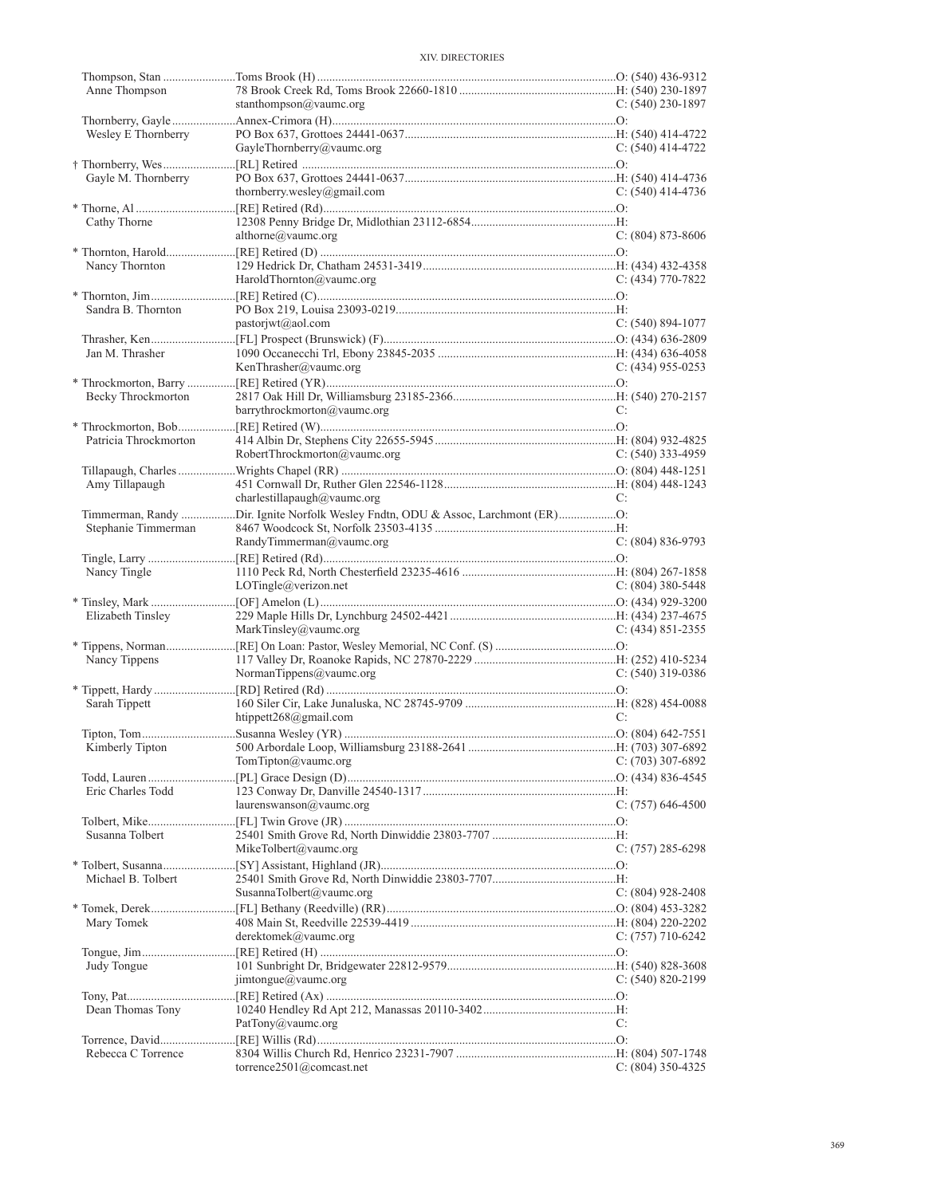| Name | Appointment / Address | Phone |
|---|---|---|
| Thompson, Stan | Toms Brook (H) | O: (540) 436-9312 |
| Anne Thompson | 78 Brook Creek Rd, Toms Brook 22660-1810 | H: (540) 230-1897 |
| | stanthompson@vaumc.org | C: (540) 230-1897 |
| Thornberry, Gayle | Annex-Crimora (H) | O: |
| Wesley E Thornberry | PO Box 637, Grottoes 24441-0637 | H: (540) 414-4722 |
| | GayleThornberry@vaumc.org | C: (540) 414-4722 |
| † Thornberry, Wes | [RL] Retired | O: |
| Gayle M. Thornberry | PO Box 637, Grottoes 24441-0637 | H: (540) 414-4736 |
| | thornberry.wesley@gmail.com | C: (540) 414-4736 |
| * Thorne, Al | [RE] Retired (Rd) | O: |
| Cathy Thorne | 12308 Penny Bridge Dr, Midlothian 23112-6854 | H: |
| | althorne@vaumc.org | C: (804) 873-8606 |
| * Thornton, Harold | [RE] Retired (D) | O: |
| Nancy Thornton | 129 Hedrick Dr, Chatham 24531-3419 | H: (434) 432-4358 |
| | HaroldThornton@vaumc.org | C: (434) 770-7822 |
| * Thornton, Jim | [RE] Retired (C) | O: |
| Sandra B. Thornton | PO Box 219, Louisa 23093-0219 | H: |
| | pastorjwt@aol.com | C: (540) 894-1077 |
| Thrasher, Ken | [FL] Prospect (Brunswick) (F) | O: (434) 636-2809 |
| Jan M. Thrasher | 1090 Occanecchi Trl, Ebony 23845-2035 | H: (434) 636-4058 |
| | KenThrasher@vaumc.org | C: (434) 955-0253 |
| * Throckmorton, Barry | [RE] Retired (YR) | O: |
| Becky Throckmorton | 2817 Oak Hill Dr, Williamsburg 23185-2366 | H: (540) 270-2157 |
| | barrythrockmorton@vaumc.org | C: |
| * Throckmorton, Bob | [RE] Retired (W) | O: |
| Patricia Throckmorton | 414 Albin Dr, Stephens City 22655-5945 | H: (804) 932-4825 |
| | RobertThrockmorton@vaumc.org | C: (540) 333-4959 |
| Tillapaugh, Charles | Wrights Chapel (RR) | O: (804) 448-1251 |
| Amy Tillapaugh | 451 Cornwall Dr, Ruther Glen 22546-1128 | H: (804) 448-1243 |
| | charlestillapaugh@vaumc.org | C: |
| Timmerman, Randy | Dir. Ignite Norfolk Wesley Fndtn, ODU & Assoc, Larchmont (ER) | O: |
| Stephanie Timmerman | 8467 Woodcock St, Norfolk 23503-4135 | H: |
| | RandyTimmerman@vaumc.org | C: (804) 836-9793 |
| Tingle, Larry | [RE] Retired (Rd) | O: |
| Nancy Tingle | 1110 Peck Rd, North Chesterfield 23235-4616 | H: (804) 267-1858 |
| | LOTingle@verizon.net | C: (804) 380-5448 |
| * Tinsley, Mark | [OF] Amelon (L) | O: (434) 929-3200 |
| Elizabeth Tinsley | 229 Maple Hills Dr, Lynchburg 24502-4421 | H: (434) 237-4675 |
| | MarkTinsley@vaumc.org | C: (434) 851-2355 |
| * Tippens, Norman | [RE] On Loan: Pastor, Wesley Memorial, NC Conf. (S) | O: |
| Nancy Tippens | 117 Valley Dr, Roanoke Rapids, NC 27870-2229 | H: (252) 410-5234 |
| | NormanTippens@vaumc.org | C: (540) 319-0386 |
| * Tippett, Hardy | [RD] Retired (Rd) | O: |
| Sarah Tippett | 160 Siler Cir, Lake Junaluska, NC 28745-9709 | H: (828) 454-0088 |
| | htippett268@gmail.com | C: |
| Tipton, Tom | Susanna Wesley (YR) | O: (804) 642-7551 |
| Kimberly Tipton | 500 Arbordale Loop, Williamsburg 23188-2641 | H: (703) 307-6892 |
| | TomTipton@vaumc.org | C: (703) 307-6892 |
| Todd, Lauren | [PL] Grace Design (D) | O: (434) 836-4545 |
| Eric Charles Todd | 123 Conway Dr, Danville 24540-1317 | H: |
| | laurenswanson@vaumc.org | C: (757) 646-4500 |
| Tolbert, Mike | [FL] Twin Grove (JR) | O: |
| Susanna Tolbert | 25401 Smith Grove Rd, North Dinwiddie 23803-7707 | H: |
| | MikeTolbert@vaumc.org | C: (757) 285-6298 |
| * Tolbert, Susanna | [SY] Assistant, Highland (JR) | O: |
| Michael B. Tolbert | 25401 Smith Grove Rd, North Dinwiddie 23803-7707 | H: |
| | SusannaTolbert@vaumc.org | C: (804) 928-2408 |
| * Tomek, Derek | [FL] Bethany (Reedville) (RR) | O: (804) 453-3282 |
| Mary Tomek | 408 Main St, Reedville 22539-4419 | H: (804) 220-2202 |
| | derektomek@vaumc.org | C: (757) 710-6242 |
| Tongue, Jim | [RE] Retired (H) | O: |
| Judy Tongue | 101 Sunbright Dr, Bridgewater 22812-9579 | H: (540) 828-3608 |
| | jimtongue@vaumc.org | C: (540) 820-2199 |
| Tony, Pat | [RE] Retired (Ax) | O: |
| Dean Thomas Tony | 10240 Hendley Rd Apt 212, Manassas 20110-3402 | H: |
| | PatTony@vaumc.org | C: |
| Torrence, David | [RE] Willis (Rd) | O: |
| Rebecca C Torrence | 8304 Willis Church Rd, Henrico 23231-7907 | H: (804) 507-1748 |
| | torrence2501@comcast.net | C: (804) 350-4325 |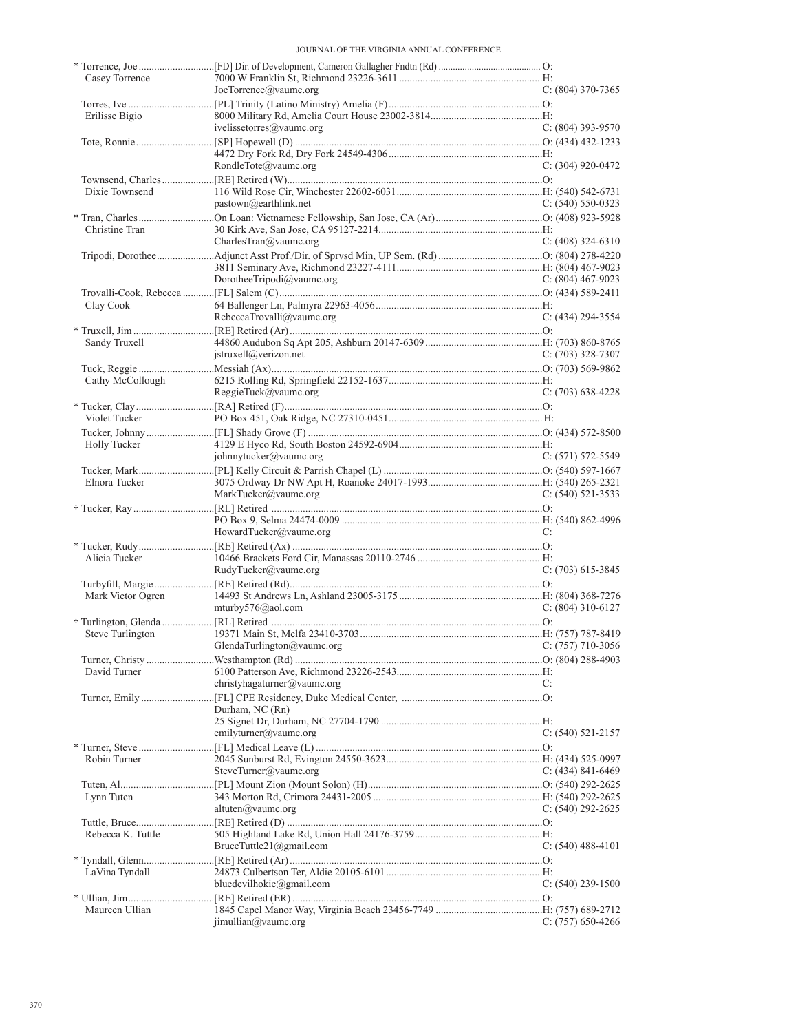| Name | Appointment / Address / Email | Phone |
|---|---|---|
| * Torrence, Joe | [FD] Dir. of Development, Cameron Gallagher Fndtn (Rd) | O: |
| Casey Torrence | 7000 W Franklin St, Richmond 23226-3611 | H: |
| | JoeTorrence@vaumc.org | C: (804) 370-7365 |
| Torres, Ive | [PL] Trinity (Latino Ministry) Amelia (F) | O: |
| Erilisse Bigio | 8000 Military Rd, Amelia Court House 23002-3814 | H: |
| | ivelissetorres@vaumc.org | C: (804) 393-9570 |
| Tote, Ronnie | [SP] Hopewell (D) | O: (434) 432-1233 |
| | 4472 Dry Fork Rd, Dry Fork 24549-4306 | H: |
| | RondleTote@vaumc.org | C: (304) 920-0472 |
| Townsend, Charles | [RE] Retired (W) | O: |
| Dixie Townsend | 116 Wild Rose Cir, Winchester 22602-6031 | H: (540) 542-6731 |
| | pastown@earthlink.net | C: (540) 550-0323 |
| * Tran, Charles | On Loan: Vietnamese Fellowship, San Jose, CA (Ar) | O: (408) 923-5928 |
| Christine Tran | 30 Kirk Ave, San Jose, CA 95127-2214 | H: |
| | CharlesTran@vaumc.org | C: (408) 324-6310 |
| Tripodi, Dorothee | Adjunct Asst Prof./Dir. of Sprvsd Min, UP Sem. (Rd) | O: (804) 278-4220 |
| | 3811 Seminary Ave, Richmond 23227-4111 | H: (804) 467-9023 |
| | DorotheeTripodi@vaumc.org | C: (804) 467-9023 |
| Trovalli-Cook, Rebecca | [FL] Salem (C) | O: (434) 589-2411 |
| Clay Cook | 64 Ballenger Ln, Palmyra 22963-4056 | H: |
| | RebeccaTrovalli@vaumc.org | C: (434) 294-3554 |
| * Truxell, Jim | [RE] Retired (Ar) | O: |
| Sandy Truxell | 44860 Audubon Sq Apt 205, Ashburn 20147-6309 | H: (703) 860-8765 |
| | jstruxell@verizon.net | C: (703) 328-7307 |
| Tuck, Reggie | Messiah (Ax) | O: (703) 569-9862 |
| Cathy McCollough | 6215 Rolling Rd, Springfield 22152-1637 | H: |
| | ReggieTuck@vaumc.org | C: (703) 638-4228 |
| * Tucker, Clay | [RA] Retired (F) | O: |
| Violet Tucker | PO Box 451, Oak Ridge, NC 27310-0451 | H: |
| Tucker, Johnny | [FL] Shady Grove (F) | O: (434) 572-8500 |
| Holly Tucker | 4129 E Hyco Rd, South Boston 24592-6904 | H: |
| | johnnytucker@vaumc.org | C: (571) 572-5549 |
| Tucker, Mark | [PL] Kelly Circuit & Parrish Chapel (L) | O: (540) 597-1667 |
| Elnora Tucker | 3075 Ordway Dr NW Apt H, Roanoke 24017-1993 | H: (540) 265-2321 |
| | MarkTucker@vaumc.org | C: (540) 521-3533 |
| † Tucker, Ray | [RL] Retired | O: |
| | PO Box 9, Selma 24474-0009 | H: (540) 862-4996 |
| | HowardTucker@vaumc.org | C: |
| * Tucker, Rudy | [RE] Retired (Ax) | O: |
| Alicia Tucker | 10466 Brackets Ford Cir, Manassas 20110-2746 | H: |
| | RudyTucker@vaumc.org | C: (703) 615-3845 |
| Turbyfill, Margie | [RE] Retired (Rd) | O: |
| Mark Victor Ogren | 14493 St Andrews Ln, Ashland 23005-3175 | H: (804) 368-7276 |
| | mturby576@aol.com | C: (804) 310-6127 |
| † Turlington, Glenda | [RL] Retired | O: |
| Steve Turlington | 19371 Main St, Melfa 23410-3703 | H: (757) 787-8419 |
| | GlendaTurlington@vaumc.org | C: (757) 710-3056 |
| Turner, Christy | Westhampton (Rd) | O: (804) 288-4903 |
| David Turner | 6100 Patterson Ave, Richmond 23226-2543 | H: |
| | christyhagaturner@vaumc.org | C: |
| Turner, Emily | [FL] CPE Residency, Duke Medical Center, Durham, NC (Rn) | O: |
| | 25 Signet Dr, Durham, NC 27704-1790 | H: |
| | emilyturner@vaumc.org | C: (540) 521-2157 |
| * Turner, Steve | [FL] Medical Leave (L) | O: |
| Robin Turner | 2045 Sunburst Rd, Evington 24550-3623 | H: (434) 525-0997 |
| | SteveTurner@vaumc.org | C: (434) 841-6469 |
| Tuten, Al | [PL] Mount Zion (Mount Solon) (H) | O: (540) 292-2625 |
| Lynn Tuten | 343 Morton Rd, Crimora 24431-2005 | H: (540) 292-2625 |
| | altuten@vaumc.org | C: (540) 292-2625 |
| Tuttle, Bruce | [RE] Retired (D) | O: |
| Rebecca K. Tuttle | 505 Highland Lake Rd, Union Hall 24176-3759 | H: |
| | BruceTuttle21@gmail.com | C: (540) 488-4101 |
| * Tyndall, Glenn | [RE] Retired (Ar) | O: |
| LaVina Tyndall | 24873 Culbertson Ter, Aldie 20105-6101 | H: |
| | bluedevilhokie@gmail.com | C: (540) 239-1500 |
| * Ullian, Jim | [RE] Retired (ER) | O: |
| Maureen Ullian | 1845 Capel Manor Way, Virginia Beach 23456-7749 | H: (757) 689-2712 |
| | jimullian@vaumc.org | C: (757) 650-4266 |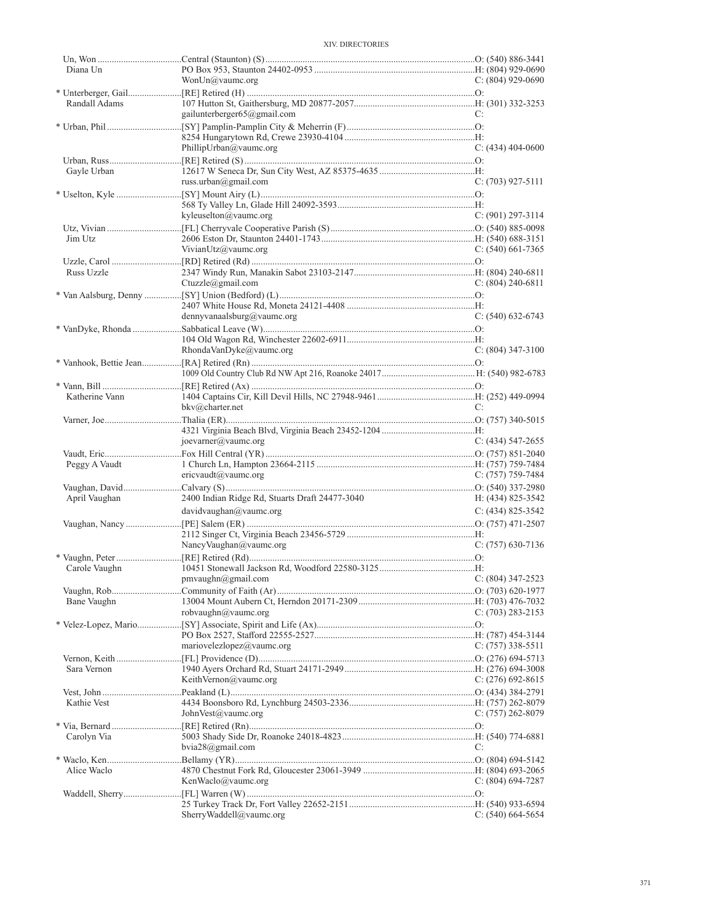| Name | Appointment / Address / Email | Phone |
|---|---|---|
| Un, Won | Central (Staunton) (S) | O: (540) 886-3441 |
| Diana Un | PO Box 953, Staunton 24402-0953 | H: (804) 929-0690 |
| | WonUn@vaumc.org | C: (804) 929-0690 |
| * Unterberger, Gail | [RE] Retired (H) | O: |
| Randall Adams | 107 Hutton St, Gaithersburg, MD 20877-2057 | H: (301) 332-3253 |
| | gailunterberger65@gmail.com | C: |
| * Urban, Phil | [SY] Pamplin-Pamplin City & Meherrin (F) | O: |
| | 8254 Hungarytown Rd, Crewe 23930-4104 | H: |
| | PhillipUrban@vaumc.org | C: (434) 404-0600 |
| Urban, Russ | [RE] Retired (S) | O: |
| Gayle Urban | 12617 W Seneca Dr, Sun City West, AZ 85375-4635 | H: |
| | russ.urban@gmail.com | C: (703) 927-5111 |
| * Uselton, Kyle | [SY] Mount Airy (L) | O: |
| | 568 Ty Valley Ln, Glade Hill 24092-3593 | H: |
| | kyleuselton@vaumc.org | C: (901) 297-3114 |
| Utz, Vivian | [FL] Cherryvale Cooperative Parish (S) | O: (540) 885-0098 |
| Jim Utz | 2606 Eston Dr, Staunton 24401-1743 | H: (540) 688-3151 |
| | VivianUtz@vaumc.org | C: (540) 661-7365 |
| Uzzle, Carol | [RD] Retired (Rd) | O: |
| Russ Uzzle | 2347 Windy Run, Manakin Sabot 23103-2147 | H: (804) 240-6811 |
| | Ctuzzle@gmail.com | C: (804) 240-6811 |
| * Van Aalsburg, Denny | [SY] Union (Bedford) (L) | O: |
| | 2407 White House Rd, Moneta 24121-4408 | H: |
| | dennyvanaalsburg@vaumc.org | C: (540) 632-6743 |
| * VanDyke, Rhonda | Sabbatical Leave (W) | O: |
| | 104 Old Wagon Rd, Winchester 22602-6911 | H: |
| | RhondaVanDyke@vaumc.org | C: (804) 347-3100 |
| * Vanhook, Bettie Jean | [RA] Retired (Rn) | O: |
| | 1009 Old Country Club Rd NW Apt 216, Roanoke 24017 | H: (540) 982-6783 |
| * Vann, Bill | [RE] Retired (Ax) | O: |
| Katherine Vann | 1404 Captains Cir, Kill Devil Hills, NC 27948-9461 | H: (252) 449-0994 |
| | bkv@charter.net | C: |
| Varner, Joe | Thalia (ER) | O: (757) 340-5015 |
| | 4321 Virginia Beach Blvd, Virginia Beach 23452-1204 | H: |
| | joevarner@vaumc.org | C: (434) 547-2655 |
| Vaudt, Eric | Fox Hill Central (YR) | O: (757) 851-2040 |
| Peggy A Vaudt | 1 Church Ln, Hampton 23664-2115 | H: (757) 759-7484 |
| | ericvaudt@vaumc.org | C: (757) 759-7484 |
| Vaughan, David | Calvary (S) | O: (540) 337-2980 |
| April Vaughan | 2400 Indian Ridge Rd, Stuarts Draft 24477-3040 | H: (434) 825-3542 |
| | davidvaughan@vaumc.org | C: (434) 825-3542 |
| Vaughan, Nancy | [PE] Salem (ER) | O: (757) 471-2507 |
| | 2112 Singer Ct, Virginia Beach 23456-5729 | H: |
| | NancyVaughan@vaumc.org | C: (757) 630-7136 |
| * Vaughn, Peter | [RE] Retired (Rd) | O: |
| Carole Vaughn | 10451 Stonewall Jackson Rd, Woodford 22580-3125 | H: |
| | pmvaughn@gmail.com | C: (804) 347-2523 |
| Vaughn, Rob | Community of Faith (Ar) | O: (703) 620-1977 |
| Bane Vaughn | 13004 Mount Aubern Ct, Herndon 20171-2309 | H: (703) 476-7032 |
| | robvaughn@vaumc.org | C: (703) 283-2153 |
| * Velez-Lopez, Mario | [SY] Associate, Spirit and Life (Ax) | O: |
| | PO Box 2527, Stafford 22555-2527 | H: (787) 454-3144 |
| | mariovelezlopez@vaumc.org | C: (757) 338-5511 |
| Vernon, Keith | [FL] Providence (D) | O: (276) 694-5713 |
| Sara Vernon | 1940 Ayers Orchard Rd, Stuart 24171-2949 | H: (276) 694-3008 |
| | KeithVernon@vaumc.org | C: (276) 692-8615 |
| Vest, John | Peakland (L) | O: (434) 384-2791 |
| Kathie Vest | 4434 Boonsboro Rd, Lynchburg 24503-2336 | H: (757) 262-8079 |
| | JohnVest@vaumc.org | C: (757) 262-8079 |
| * Via, Bernard | [RE] Retired (Rn) | O: |
| Carolyn Via | 5003 Shady Side Dr, Roanoke 24018-4823 | H: (540) 774-6881 |
| | bvia28@gmail.com | C: |
| * Waclo, Ken | Bellamy (YR) | O: (804) 694-5142 |
| Alice Waclo | 4870 Chestnut Fork Rd, Gloucester 23061-3949 | H: (804) 693-2065 |
| | KenWaclo@vaumc.org | C: (804) 694-7287 |
| Waddell, Sherry | [FL] Warren (W) | O: |
| | 25 Turkey Track Dr, Fort Valley 22652-2151 | H: (540) 933-6594 |
| | SherryWaddell@vaumc.org | C: (540) 664-5654 |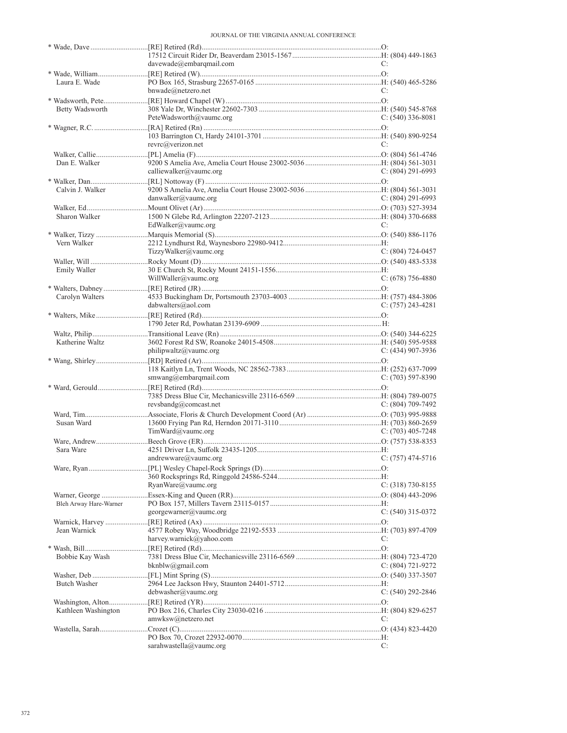| Name | Appointment / Address / Email | Phone |
|---|---|---|
| * Wade, Dave | [RE] Retired (Rd) | O: |
| | 17512 Circuit Rider Dr, Beaverdam 23015-1567 | H: (804) 449-1863 |
| | davewade@embarqmail.com | C: |
| * Wade, William | [RE] Retired (W) | O: |
| Laura E. Wade | PO Box 165, Strasburg 22657-0165 | H: (540) 465-5286 |
| | bnwade@netzero.net | C: |
| * Wadsworth, Pete | [RE] Howard Chapel (W) | O: |
| Betty Wadsworth | 308 Yale Dr, Winchester 22602-7303 | H: (540) 545-8768 |
| | PeteWadsworth@vaumc.org | C: (540) 336-8081 |
| * Wagner, R.C. | [RA] Retired (Rn) | O: |
| | 103 Barrington Ct, Hardy 24101-3701 | H: (540) 890-9254 |
| | revrc@verizon.net | C: |
| Walker, Callie | [PL] Amelia (F) | O: (804) 561-4746 |
| Dan E. Walker | 9200 S Amelia Ave, Amelia Court House 23002-5036 | H: (804) 561-3031 |
| | calliewalker@vaumc.org | C: (804) 291-6993 |
| * Walker, Dan | [RL] Nottoway (F) | O: |
| Calvin J. Walker | 9200 S Amelia Ave, Amelia Court House 23002-5036 | H: (804) 561-3031 |
| | danwalker@vaumc.org | C: (804) 291-6993 |
| Walker, Ed | Mount Olivet (Ar) | O: (703) 527-3934 |
| Sharon Walker | 1500 N Glebe Rd, Arlington 22207-2123 | H: (804) 370-6688 |
| | EdWalker@vaumc.org | C: |
| * Walker, Tizzy | Marquis Memorial (S) | O: (540) 886-1176 |
| Vern Walker | 2212 Lyndhurst Rd, Waynesboro 22980-9412 | H: |
| | TizzyWalker@vaumc.org | C: (804) 724-0457 |
| Waller, Will | Rocky Mount (D) | O: (540) 483-5338 |
| Emily Waller | 30 E Church St, Rocky Mount 24151-1556 | H: |
| | WillWaller@vaumc.org | C: (678) 756-4880 |
| * Walters, Dabney | [RE] Retired (JR) | O: |
| Carolyn Walters | 4533 Buckingham Dr, Portsmouth 23703-4003 | H: (757) 484-3806 |
| | dabwalters@aol.com | C: (757) 243-4281 |
| * Walters, Mike | [RE] Retired (Rd) | O: |
| | 1790 Jeter Rd, Powhatan 23139-6909 | H: |
| Waltz, Philip | Transitional Leave (Rn) | O: (540) 344-6225 |
| Katherine Waltz | 3602 Forest Rd SW, Roanoke 24015-4508 | H: (540) 595-9588 |
| | philipwaltz@vaumc.org | C: (434) 907-3936 |
| * Wang, Shirley | [RD] Retired (Ar) | O: |
| | 118 Kaitlyn Ln, Trent Woods, NC 28562-7383 | H: (252) 637-7099 |
| | smwang@embarqmail.com | C: (703) 597-8390 |
| * Ward, Gerould | [RE] Retired (Rd) | O: |
| | 7385 Dress Blue Cir, Mechanicsville 23116-6569 | H: (804) 789-0075 |
| | revsbandg@comcast.net | C: (804) 709-7492 |
| Ward, Tim | Associate, Floris & Church Development Coord (Ar) | O: (703) 995-9888 |
| Susan Ward | 13600 Frying Pan Rd, Herndon 20171-3110 | H: (703) 860-2659 |
| | TimWard@vaumc.org | C: (703) 405-7248 |
| Ware, Andrew | Beech Grove (ER) | O: (757) 538-8353 |
| Sara Ware | 4251 Driver Ln, Suffolk 23435-1205 | H: |
| | andrewware@vaumc.org | C: (757) 474-5716 |
| Ware, Ryan | [PL] Wesley Chapel-Rock Springs (D) | O: |
| | 360 Rocksprings Rd, Ringgold 24586-5244 | H: |
| | RyanWare@vaumc.org | C: (318) 730-8155 |
| Warner, George | Essex-King and Queen (RR) | O: (804) 443-2096 |
| Bleh Arway Hare-Warner | PO Box 157, Millers Tavern 23115-0157 | H: |
| | georgewarner@vaumc.org | C: (540) 315-0372 |
| Warnick, Harvey | [RE] Retired (Ax) | O: |
| Jean Warnick | 4577 Robey Way, Woodbridge 22192-5533 | H: (703) 897-4709 |
| | harvey.warnick@yahoo.com | C: |
| * Wash, Bill | [RE] Retired (Rd) | O: |
| Bobbie Kay Wash | 7381 Dress Blue Cir, Mechanicsville 23116-6569 | H: (804) 723-4720 |
| | bknblw@gmail.com | C: (804) 721-9272 |
| Washer, Deb | [FL] Mint Spring (S) | O: (540) 337-3507 |
| Butch Washer | 2964 Lee Jackson Hwy, Staunton 24401-5712 | H: |
| | debwasher@vaumc.org | C: (540) 292-2846 |
| Washington, Alton | [RE] Retired (YR) | O: |
| Kathleen Washington | PO Box 216, Charles City 23030-0216 | H: (804) 829-6257 |
| | amwksw@netzero.net | C: |
| Wastella, Sarah | Crozet (C) | O: (434) 823-4420 |
| | PO Box 70, Crozet 22932-0070 | H: |
| | sarahwastella@vaumc.org | C: |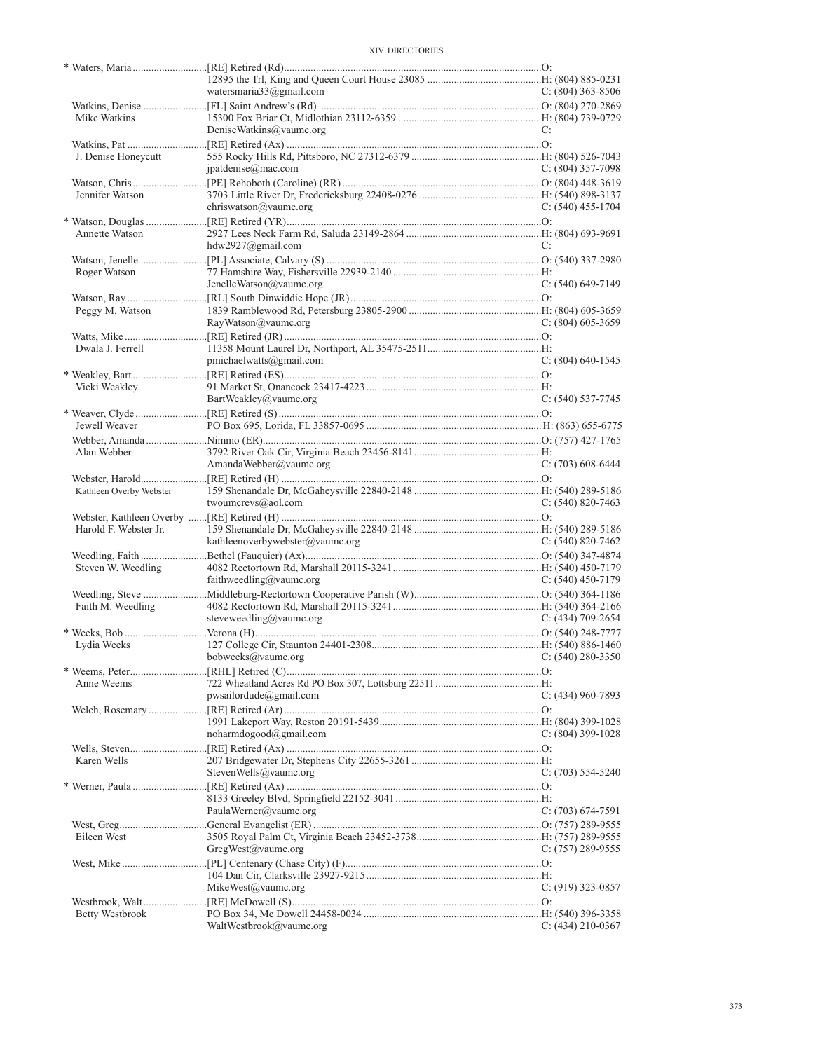| Name / Spouse | Appointment / Address / Email | Phone |
|---|---|---|
| * Waters, Maria | [RE] Retired (Rd) | O: |
| | 12895 the Trl, King and Queen Court House 23085 | H: (804) 885-0231 |
| | watersmaria33@gmail.com | C: (804) 363-8506 |
| Watkins, Denise | [FL] Saint Andrew's (Rd) | O: (804) 270-2869 |
| Mike Watkins | 15300 Fox Briar Ct, Midlothian 23112-6359 | H: (804) 739-0729 |
| | DeniseWatkins@vaumc.org | C: |
| Watkins, Pat | [RE] Retired (Ax) | O: |
| J. Denise Honeycutt | 555 Rocky Hills Rd, Pittsboro, NC 27312-6379 | H: (804) 526-7043 |
| | jpatdenise@mac.com | C: (804) 357-7098 |
| Watson, Chris | [PE] Rehoboth (Caroline) (RR) | O: (804) 448-3619 |
| Jennifer Watson | 3703 Little River Dr, Fredericksburg 22408-0276 | H: (540) 898-3137 |
| | chriswatson@vaumc.org | C: (540) 455-1704 |
| * Watson, Douglas | [RE] Retired (YR) | O: |
| Annette Watson | 2927 Lees Neck Farm Rd, Saluda 23149-2864 | H: (804) 693-9691 |
| | hdw2927@gmail.com | C: |
| Watson, Jenelle | [PL] Associate, Calvary (S) | O: (540) 337-2980 |
| Roger Watson | 77 Hamshire Way, Fishersville 22939-2140 | H: |
| | JenelleWatson@vaumc.org | C: (540) 649-7149 |
| Watson, Ray | [RL] South Dinwiddie Hope (JR) | O: |
| Peggy M. Watson | 1839 Ramblewood Rd, Petersburg 23805-2900 | H: (804) 605-3659 |
| | RayWatson@vaumc.org | C: (804) 605-3659 |
| Watts, Mike | [RE] Retired (JR) | O: |
| Dwala J. Ferrell | 11358 Mount Laurel Dr, Northport, AL 35475-2511 | H: |
| | pmichaelwatts@gmail.com | C: (804) 640-1545 |
| * Weakley, Bart | [RE] Retired (ES) | O: |
| Vicki Weakley | 91 Market St, Onancock 23417-4223 | H: |
| | BartWeakley@vaumc.org | C: (540) 537-7745 |
| * Weaver, Clyde | [RE] Retired (S) | O: |
| Jewell Weaver | PO Box 695, Lorida, FL 33857-0695 | H: (863) 655-6775 |
| Webber, Amanda | Nimmo (ER) | O: (757) 427-1765 |
| Alan Webber | 3792 River Oak Cir, Virginia Beach 23456-8141 | H: |
| | AmandaWebber@vaumc.org | C: (703) 608-6444 |
| Webster, Harold | [RE] Retired (H) | O: |
| Kathleen Overby Webster | 159 Shenandale Dr, McGaheysville 22840-2148 | H: (540) 289-5186 |
| | twoumcrevs@aol.com | C: (540) 820-7463 |
| Webster, Kathleen Overby | [RE] Retired (H) | O: |
| Harold F. Webster Jr. | 159 Shenandale Dr, McGaheysville 22840-2148 | H: (540) 289-5186 |
| | kathleenoverbywebster@vaumc.org | C: (540) 820-7462 |
| Weedling, Faith | Bethel (Fauquier) (Ax) | O: (540) 347-4874 |
| Steven W. Weedling | 4082 Rectortown Rd, Marshall 20115-3241 | H: (540) 450-7179 |
| | faithweedling@vaumc.org | C: (540) 450-7179 |
| Weedling, Steve | Middleburg-Rectortown Cooperative Parish (W) | O: (540) 364-1186 |
| Faith M. Weedling | 4082 Rectortown Rd, Marshall 20115-3241 | H: (540) 364-2166 |
| | steveweedling@vaumc.org | C: (434) 709-2654 |
| * Weeks, Bob | Verona (H) | O: (540) 248-7777 |
| Lydia Weeks | 127 College Cir, Staunton 24401-2308 | H: (540) 886-1460 |
| | bobweeks@vaumc.org | C: (540) 280-3350 |
| * Weems, Peter | [RHL] Retired (C) | O: |
| Anne Weems | 722 Wheatland Acres Rd PO Box 307, Lottsburg 22511 | H: |
| | pwsailordude@gmail.com | C: (434) 960-7893 |
| Welch, Rosemary | [RE] Retired (Ar) | O: |
| | 1991 Lakeport Way, Reston 20191-5439 | H: (804) 399-1028 |
| | noharmdogood@gmail.com | C: (804) 399-1028 |
| Wells, Steven | [RE] Retired (Ax) | O: |
| Karen Wells | 207 Bridgewater Dr, Stephens City 22655-3261 | H: |
| | StevenWells@vaumc.org | C: (703) 554-5240 |
| * Werner, Paula | [RE] Retired (Ax) | O: |
| | 8133 Greeley Blvd, Springfield 22152-3041 | H: |
| | PaulaWerner@vaumc.org | C: (703) 674-7591 |
| West, Greg | General Evangelist (ER) | O: (757) 289-9555 |
| Eileen West | 3505 Royal Palm Ct, Virginia Beach 23452-3738 | H: (757) 289-9555 |
| | GregWest@vaumc.org | C: (757) 289-9555 |
| West, Mike | [PL] Centenary (Chase City) (F) | O: |
| | 104 Dan Cir, Clarksville 23927-9215 | H: |
| | MikeWest@vaumc.org | C: (919) 323-0857 |
| Westbrook, Walt | [RE] McDowell (S) | O: |
| Betty Westbrook | PO Box 34, Mc Dowell 24458-0034 | H: (540) 396-3358 |
| | WaltWestbrook@vaumc.org | C: (434) 210-0367 |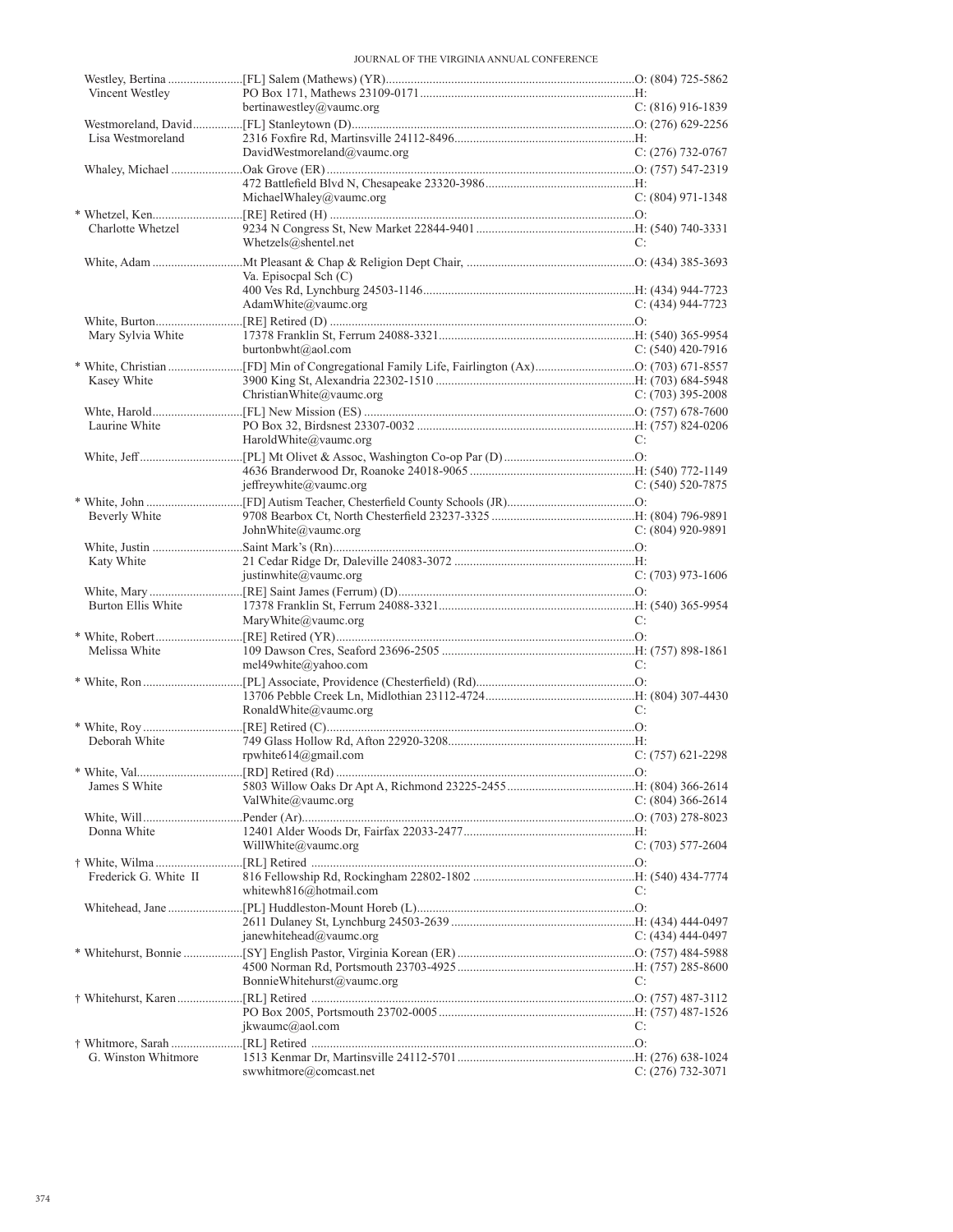| Name / Spouse | Appointment / Address / Email | Phone |
|---|---|---|
| Westley, Bertina | [FL] Salem (Mathews) (YR) | O: (804) 725-5862 |
| Vincent Westley | PO Box 171, Mathews 23109-0171 | H: |
| | bertinawestley@vaumc.org | C: (816) 916-1839 |
| Westmoreland, David | [FL] Stanleytown (D) | O: (276) 629-2256 |
| Lisa Westmoreland | 2316 Foxfire Rd, Martinsville 24112-8496 | H: |
| | DavidWestmoreland@vaumc.org | C: (276) 732-0767 |
| Whaley, Michael | Oak Grove (ER) | O: (757) 547-2319 |
| | 472 Battlefield Blvd N, Chesapeake 23320-3986 | H: |
| | MichaelWhaley@vaumc.org | C: (804) 971-1348 |
| * Whetzel, Ken | [RE] Retired (H) | O: |
| Charlotte Whetzel | 9234 N Congress St, New Market 22844-9401 | H: (540) 740-3331 |
| | Whetzels@shentel.net | C: |
| White, Adam | Mt Pleasant & Chap & Religion Dept Chair, Va. Episocpal Sch (C) | O: (434) 385-3693 |
| | 400 Ves Rd, Lynchburg 24503-1146 | H: (434) 944-7723 |
| | AdamWhite@vaumc.org | C: (434) 944-7723 |
| White, Burton | [RE] Retired (D) | O: |
| Mary Sylvia White | 17378 Franklin St, Ferrum 24088-3321 | H: (540) 365-9954 |
| | burtonbwht@aol.com | C: (540) 420-7916 |
| * White, Christian | [FD] Min of Congregational Family Life, Fairlington (Ax) | O: (703) 671-8557 |
| Kasey White | 3900 King St, Alexandria 22302-1510 | H: (703) 684-5948 |
| | ChristianWhite@vaumc.org | C: (703) 395-2008 |
| Whte, Harold | [FL] New Mission (ES) | O: (757) 678-7600 |
| Laurine White | PO Box 32, Birdsnest 23307-0032 | H: (757) 824-0206 |
| | HaroldWhite@vaumc.org | C: |
| White, Jeff | [PL] Mt Olivet & Assoc, Washington Co-op Par (D) | O: |
| | 4636 Branderwood Dr, Roanoke 24018-9065 | H: (540) 772-1149 |
| | jeffreywhite@vaumc.org | C: (540) 520-7875 |
| * White, John | [FD] Autism Teacher, Chesterfield County Schools (JR) | O: |
| Beverly White | 9708 Bearbox Ct, North Chesterfield 23237-3325 | H: (804) 796-9891 |
| | JohnWhite@vaumc.org | C: (804) 920-9891 |
| White, Justin | Saint Mark's (Rn) | O: |
| Katy White | 21 Cedar Ridge Dr, Daleville 24083-3072 | H: |
| | justinwhite@vaumc.org | C: (703) 973-1606 |
| White, Mary | [RE] Saint James (Ferrum) (D) | O: |
| Burton Ellis White | 17378 Franklin St, Ferrum 24088-3321 | H: (540) 365-9954 |
| | MaryWhite@vaumc.org | C: |
| * White, Robert | [RE] Retired (YR) | O: |
| Melissa White | 109 Dawson Cres, Seaford 23696-2505 | H: (757) 898-1861 |
| | mel49white@yahoo.com | C: |
| * White, Ron | [PL] Associate, Providence (Chesterfield) (Rd) | O: |
| | 13706 Pebble Creek Ln, Midlothian 23112-4724 | H: (804) 307-4430 |
| | RonaldWhite@vaumc.org | C: |
| * White, Roy | [RE] Retired (C) | O: |
| Deborah White | 749 Glass Hollow Rd, Afton 22920-3208 | H: |
| | rpwhite614@gmail.com | C: (757) 621-2298 |
| * White, Val | [RD] Retired (Rd) | O: |
| James S White | 5803 Willow Oaks Dr Apt A, Richmond 23225-2455 | H: (804) 366-2614 |
| | ValWhite@vaumc.org | C: (804) 366-2614 |
| White, Will | Pender (Ar) | O: (703) 278-8023 |
| Donna White | 12401 Alder Woods Dr, Fairfax 22033-2477 | H: |
| | WillWhite@vaumc.org | C: (703) 577-2604 |
| † White, Wilma | [RL] Retired | O: |
| Frederick G. White II | 816 Fellowship Rd, Rockingham 22802-1802 | H: (540) 434-7774 |
| | whitewh816@hotmail.com | C: |
| Whitehead, Jane | [PL] Huddleston-Mount Horeb (L) | O: |
| | 2611 Dulaney St, Lynchburg 24503-2639 | H: (434) 444-0497 |
| | janewhitehead@vaumc.org | C: (434) 444-0497 |
| * Whitehurst, Bonnie | [SY] English Pastor, Virginia Korean (ER) | O: (757) 484-5988 |
| | 4500 Norman Rd, Portsmouth 23703-4925 | H: (757) 285-8600 |
| | BonnieWhitehurst@vaumc.org | C: |
| † Whitehurst, Karen | [RL] Retired | O: (757) 487-3112 |
| | PO Box 2005, Portsmouth 23702-0005 | H: (757) 487-1526 |
| | jkwaumc@aol.com | C: |
| † Whitmore, Sarah | [RL] Retired | O: |
| G. Winston Whitmore | 1513 Kenmar Dr, Martinsville 24112-5701 | H: (276) 638-1024 |
| | swhitmore@comcast.net | C: (276) 732-3071 |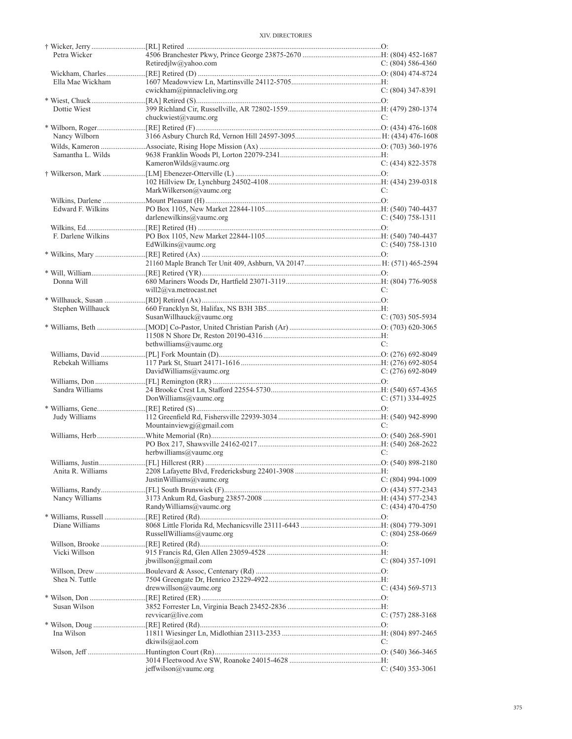| Name | Appointment / Address | Phone |
|---|---|---|
| † Wicker, Jerry | [RL] Retired | O: |
| Petra Wicker | 4506 Branchester Pkwy, Prince George 23875-2670 | H: (804) 452-1687 |
| | Retiredjlw@yahoo.com | C: (804) 586-4360 |
| Wickham, Charles | [RE] Retired (D) | O: (804) 474-8724 |
| Ella Mae Wickham | 1607 Meadowview Ln, Martinsville 24112-5705 | H: |
| | cwickham@pinnacleliving.org | C: (804) 347-8391 |
| * Wiest, Chuck | [RA] Retired (S) | O: |
| Dottie Wiest | 399 Richland Cir, Russellville, AR 72802-1559 | H: (479) 280-1374 |
| | chuckwiest@vaumc.org | C: |
| * Wilborn, Roger | [RE] Retired (F) | O: (434) 476-1608 |
| Nancy Wilborn | 3166 Asbury Church Rd, Vernon Hill 24597-3095 | H: (434) 476-1608 |
| Wilds, Kameron | Associate, Rising Hope Mission (Ax) | O: (703) 360-1976 |
| Samantha L. Wilds | 9638 Franklin Woods Pl, Lorton 22079-2341 | H: |
| | KameronWilds@vaumc.org | C: (434) 822-3578 |
| † Wilkerson, Mark | [LM] Ebenezer-Otterville (L) | O: |
| | 102 Hillview Dr, Lynchburg 24502-4108 | H: (434) 239-0318 |
| | MarkWilkerson@vaumc.org | C: |
| Wilkins, Darlene | Mount Pleasant (H) | O: |
| Edward F. Wilkins | PO Box 1105, New Market 22844-1105 | H: (540) 740-4437 |
| | darlenewilkins@vaumc.org | C: (540) 758-1311 |
| Wilkins, Ed | [RE] Retired (H) | O: |
| F. Darlene Wilkins | PO Box 1105, New Market 22844-1105 | H: (540) 740-4437 |
| | EdWilkins@vaumc.org | C: (540) 758-1310 |
| * Wilkins, Mary | [RE] Retired (Ax) | O: |
| | 21160 Maple Branch Ter Unit 409, Ashburn, VA 20147 | H: (571) 465-2594 |
| * Will, William | [RE] Retired (YR) | O: |
| Donna Will | 680 Mariners Woods Dr, Hartfield 23071-3119 | H: (804) 776-9058 |
| | will2@va.metrocast.net | C: |
| * Willhauck, Susan | [RD] Retired (Ax) | O: |
| Stephen Willhauck | 660 Francklyn St, Halifax, NS B3H 3B5 | H: |
| | SusanWillhauck@vaumc.org | C: (703) 505-5934 |
| * Williams, Beth | [MOD] Co-Pastor, United Christian Parish (Ar) | O: (703) 620-3065 |
| | 11508 N Shore Dr, Reston 20190-4316 | H: |
| | bethwilliams@vaumc.org | C: |
| Williams, David | [PL] Fork Mountain (D) | O: (276) 692-8049 |
| Rebekah Williams | 117 Park St, Stuart 24171-1616 | H: (276) 692-8054 |
| | DavidWilliams@vaumc.org | C: (276) 692-8049 |
| Williams, Don | [FL] Remington (RR) | O: |
| Sandra Williams | 24 Brooke Crest Ln, Stafford 22554-5730 | H: (540) 657-4365 |
| | DonWilliams@vaumc.org | C: (571) 334-4925 |
| * Williams, Gene | [RE] Retired (S) | O: |
| Judy Williams | 112 Greenfield Rd, Fishersville 22939-3034 | H: (540) 942-8990 |
| | Mountainviewgj@gmail.com | C: |
| Williams, Herb | White Memorial (Rn) | O: (540) 268-5901 |
| | PO Box 217, Shawsville 24162-0217 | H: (540) 268-2622 |
| | herbwilliams@vaumc.org | C: |
| Williams, Justin | [FL] Hillcrest (RR) | O: (540) 898-2180 |
| Anita R. Williams | 2208 Lafayette Blvd, Fredericksburg 22401-3908 | H: |
| | JustinWilliams@vaumc.org | C: (804) 994-1009 |
| Williams, Randy | [FL] South Brunswick (F) | O: (434) 577-2343 |
| Nancy Williams | 3173 Ankum Rd, Gasburg 23857-2008 | H: (434) 577-2343 |
| | RandyWilliams@vaumc.org | C: (434) 470-4750 |
| * Williams, Russell | [RE] Retired (Rd) | O: |
| Diane Williams | 8068 Little Florida Rd, Mechanicsville 23111-6443 | H: (804) 779-3091 |
| | RussellWilliams@vaumc.org | C: (804) 258-0669 |
| Willson, Brooke | [RE] Retired (Rd) | O: |
| Vicki Willson | 915 Francis Rd, Glen Allen 23059-4528 | H: |
| | jbwillson@gmail.com | C: (804) 357-1091 |
| Willson, Drew | Boulevard & Assoc, Centenary (Rd) | O: |
| Shea N. Tuttle | 7504 Greengate Dr, Henrico 23229-4922 | H: |
| | drewwillson@vaumc.org | C: (434) 569-5713 |
| * Wilson, Don | [RE] Retired (ER) | O: |
| Susan Wilson | 3852 Forrester Ln, Virginia Beach 23452-2836 | H: |
| | revvicar@live.com | C: (757) 288-3168 |
| * Wilson, Doug | [RE] Retired (Rd) | O: |
| Ina Wilson | 11811 Wiesinger Ln, Midlothian 23113-2353 | H: (804) 897-2465 |
| | dkiwils@aol.com | C: |
| Wilson, Jeff | Huntington Court (Rn) | O: (540) 366-3465 |
| | 3014 Fleetwood Ave SW, Roanoke 24015-4628 | H: |
| | jeffwilson@vaumc.org | C: (540) 353-3061 |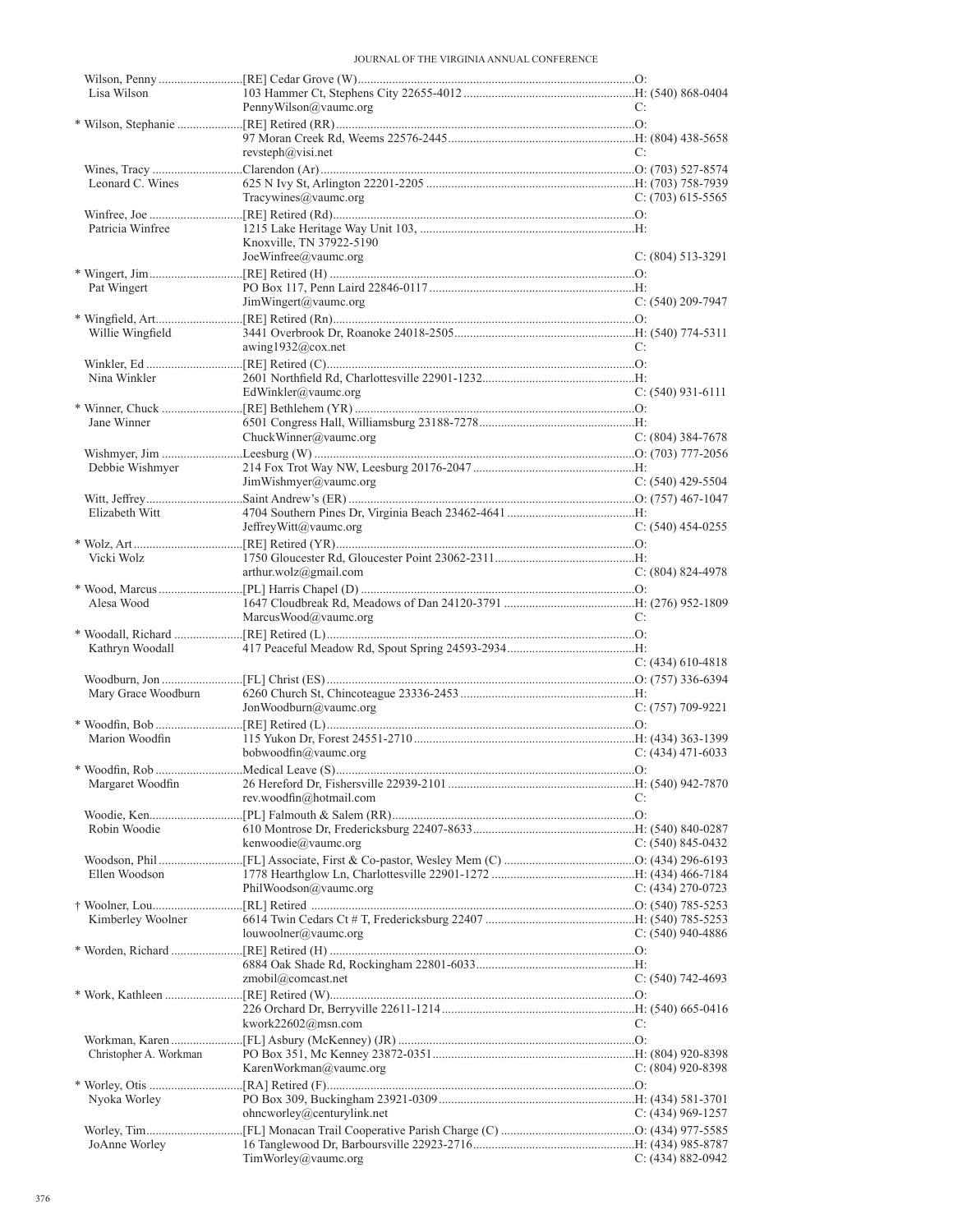| Name / Spouse | Appointment / Address / Email | Phone |
|---|---|---|
| Wilson, Penny | [RE] Cedar Grove (W) | O: |
| Lisa Wilson | 103 Hammer Ct, Stephens City 22655-4012 | H: (540) 868-0404 |
| | PennyWilson@vaumc.org | C: |
| * Wilson, Stephanie | [RE] Retired (RR) | O: |
| | 97 Moran Creek Rd, Weems 22576-2445 | H: (804) 438-5658 |
| | revsteph@visi.net | C: |
| Wines, Tracy | Clarendon (Ar) | O: (703) 527-8574 |
| Leonard C. Wines | 625 N Ivy St, Arlington 22201-2205 | H: (703) 758-7939 |
| | Tracywines@vaumc.org | C: (703) 615-5565 |
| Winfree, Joe | [RE] Retired (Rd) | O: |
| Patricia Winfree | 1215 Lake Heritage Way Unit 103, Knoxville, TN 37922-5190 | H: |
| | JoeWinfree@vaumc.org | C: (804) 513-3291 |
| * Wingert, Jim | [RE] Retired (H) | O: |
| Pat Wingert | PO Box 117, Penn Laird 22846-0117 | H: |
| | JimWingert@vaumc.org | C: (540) 209-7947 |
| * Wingfield, Art | [RE] Retired (Rn) | O: |
| Willie Wingfield | 3441 Overbrook Dr, Roanoke 24018-2505 | H: (540) 774-5311 |
| | awing1932@cox.net | C: |
| Winkler, Ed | [RE] Retired (C) | O: |
| Nina Winkler | 2601 Northfield Rd, Charlottesville 22901-1232 | H: |
| | EdWinkler@vaumc.org | C: (540) 931-6111 |
| * Winner, Chuck | [RE] Bethlehem (YR) | O: |
| Jane Winner | 6501 Congress Hall, Williamsburg 23188-7278 | H: |
| | ChuckWinner@vaumc.org | C: (804) 384-7678 |
| Wishmyer, Jim | Leesburg (W) | O: (703) 777-2056 |
| Debbie Wishmyer | 214 Fox Trot Way NW, Leesburg 20176-2047 | H: |
| | JimWishmyer@vaumc.org | C: (540) 429-5504 |
| Witt, Jeffrey | Saint Andrew's (ER) | O: (757) 467-1047 |
| Elizabeth Witt | 4704 Southern Pines Dr, Virginia Beach 23462-4641 | H: |
| | JeffreyWitt@vaumc.org | C: (540) 454-0255 |
| * Wolz, Art | [RE] Retired (YR) | O: |
| Vicki Wolz | 1750 Gloucester Rd, Gloucester Point 23062-2311 | H: |
| | arthur.wolz@gmail.com | C: (804) 824-4978 |
| * Wood, Marcus | [PL] Harris Chapel (D) | O: |
| Alesa Wood | 1647 Cloudbreak Rd, Meadows of Dan 24120-3791 | H: (276) 952-1809 |
| | MarcusWood@vaumc.org | C: |
| * Woodall, Richard | [RE] Retired (L) | O: |
| Kathryn Woodall | 417 Peaceful Meadow Rd, Spout Spring 24593-2934 | H: |
| | | C: (434) 610-4818 |
| Woodburn, Jon | [FL] Christ (ES) | O: (757) 336-6394 |
| Mary Grace Woodburn | 6260 Church St, Chincoteague 23336-2453 | H: |
| | JonWoodburn@vaumc.org | C: (757) 709-9221 |
| * Woodfin, Bob | [RE] Retired (L) | O: |
| Marion Woodfin | 115 Yukon Dr, Forest 24551-2710 | H: (434) 363-1399 |
| | bobwoodfin@vaumc.org | C: (434) 471-6033 |
| * Woodfin, Rob | Medical Leave (S) | O: |
| Margaret Woodfin | 26 Hereford Dr, Fishersville 22939-2101 | H: (540) 942-7870 |
| | rev.woodfin@hotmail.com | C: |
| Woodie, Ken | [PL] Falmouth & Salem (RR) | O: |
| Robin Woodie | 610 Montrose Dr, Fredericksburg 22407-8633 | H: (540) 840-0287 |
| | kenwoodie@vaumc.org | C: (540) 845-0432 |
| Woodson, Phil | [FL] Associate, First & Co-pastor, Wesley Mem (C) | O: (434) 296-6193 |
| Ellen Woodson | 1778 Hearthglow Ln, Charlottesville 22901-1272 | H: (434) 466-7184 |
| | PhilWoodson@vaumc.org | C: (434) 270-0723 |
| † Woolner, Lou | [RL] Retired | O: (540) 785-5253 |
| Kimberley Woolner | 6614 Twin Cedars Ct # T, Fredericksburg 22407 | H: (540) 785-5253 |
| | louwoolner@vaumc.org | C: (540) 940-4886 |
| * Worden, Richard | [RE] Retired (H) | O: |
| | 6884 Oak Shade Rd, Rockingham 22801-6033 | H: |
| | zmobil@comcast.net | C: (540) 742-4693 |
| * Work, Kathleen | [RE] Retired (W) | O: |
| | 226 Orchard Dr, Berryville 22611-1214 | H: (540) 665-0416 |
| | kwork22602@msn.com | C: |
| Workman, Karen | [FL] Asbury (McKenney) (JR) | O: |
| Christopher A. Workman | PO Box 351, Mc Kenney 23872-0351 | H: (804) 920-8398 |
| | KarenWorkman@vaumc.org | C: (804) 920-8398 |
| * Worley, Otis | [RA] Retired (F) | O: |
| Nyoka Worley | PO Box 309, Buckingham 23921-0309 | H: (434) 581-3701 |
| | ohncworley@centurylink.net | C: (434) 969-1257 |
| Worley, Tim | [FL] Monacan Trail Cooperative Parish Charge (C) | O: (434) 977-5585 |
| JoAnne Worley | 16 Tanglewood Dr, Barboursville 22923-2716 | H: (434) 985-8787 |
| | TimWorley@vaumc.org | C: (434) 882-0942 |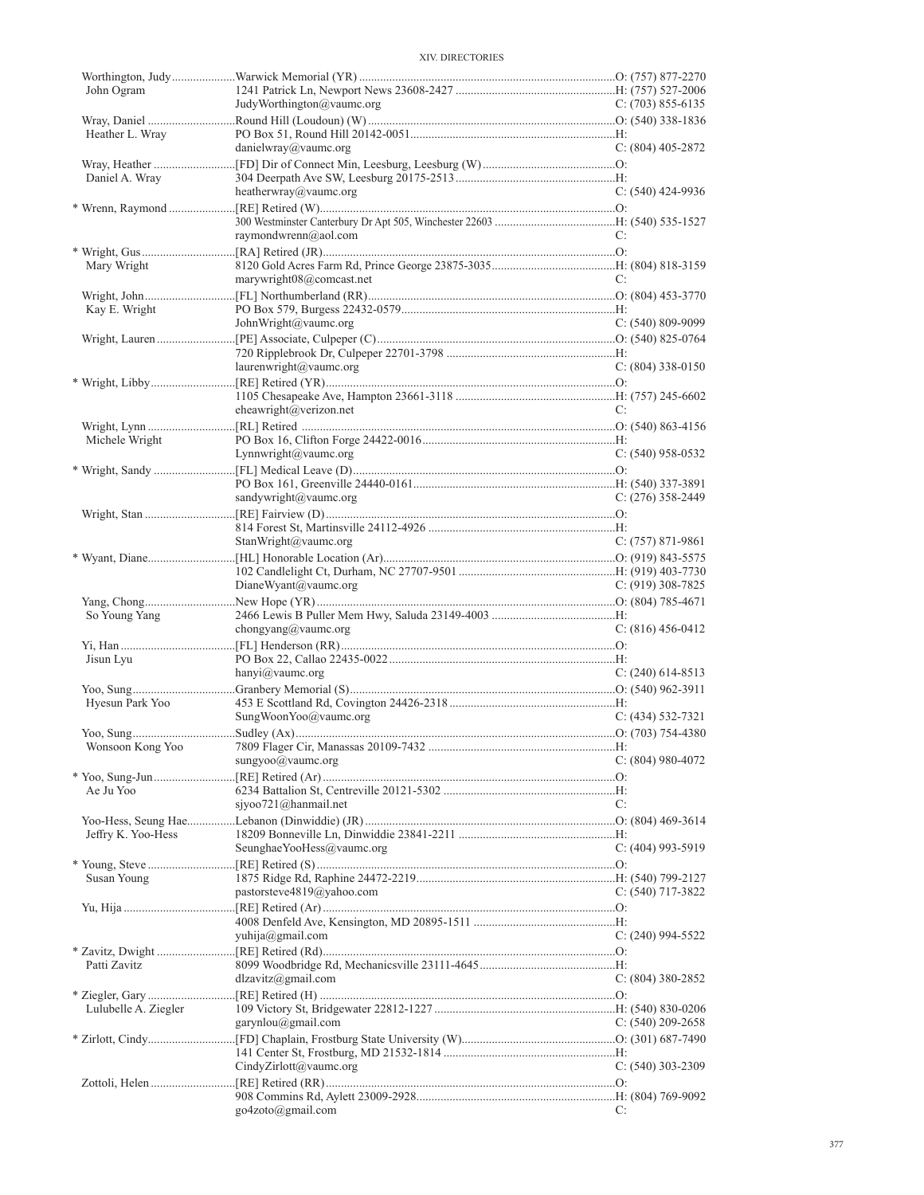| Name | Appointment / Address / Email | Phone |
|---|---|---|
| Worthington, Judy | Warwick Memorial (YR) | O: (757) 877-2270 |
| John Ogram | 1241 Patrick Ln, Newport News 23608-2427 | H: (757) 527-2006 |
| | JudyWorthington@vaumc.org | C: (703) 855-6135 |
| Wray, Daniel | Round Hill (Loudoun) (W) | O: (540) 338-1836 |
| Heather L. Wray | PO Box 51, Round Hill 20142-0051 | H: |
| | danielwray@vaumc.org | C: (804) 405-2872 |
| Wray, Heather | [FD] Dir of Connect Min, Leesburg, Leesburg (W) | O: |
| Daniel A. Wray | 304 Deerpath Ave SW, Leesburg 20175-2513 | H: |
| | heatherwray@vaumc.org | C: (540) 424-9936 |
| * Wrenn, Raymond | [RE] Retired (W) | O: |
| | 300 Westminster Canterbury Dr Apt 505, Winchester 22603 | H: (540) 535-1527 |
| | raymondwrenn@aol.com | C: |
| * Wright, Gus | [RA] Retired (JR) | O: |
| Mary Wright | 8120 Gold Acres Farm Rd, Prince George 23875-3035 | H: (804) 818-3159 |
| | marywright08@comcast.net | C: |
| Wright, John | [FL] Northumberland (RR) | O: (804) 453-3770 |
| Kay E. Wright | PO Box 579, Burgess 22432-0579 | H: |
| | JohnWright@vaumc.org | C: (540) 809-9099 |
| Wright, Lauren | [PE] Associate, Culpeper (C) | O: (540) 825-0764 |
| | 720 Ripplebrook Dr, Culpeper 22701-3798 | H: |
| | laurenwright@vaumc.org | C: (804) 338-0150 |
| * Wright, Libby | [RE] Retired (YR) | O: |
| | 1105 Chesapeake Ave, Hampton 23661-3118 | H: (757) 245-6602 |
| | eheawright@verizon.net | C: |
| Wright, Lynn | [RL] Retired | O: (540) 863-4156 |
| Michele Wright | PO Box 16, Clifton Forge 24422-0016 | H: |
| | Lynnwright@vaumc.org | C: (540) 958-0532 |
| * Wright, Sandy | [FL] Medical Leave (D) | O: |
| | PO Box 161, Greenville 24440-0161 | H: (540) 337-3891 |
| | sandywright@vaumc.org | C: (276) 358-2449 |
| Wright, Stan | [RE] Fairview (D) | O: |
| | 814 Forest St, Martinsville 24112-4926 | H: |
| | StanWright@vaumc.org | C: (757) 871-9861 |
| * Wyant, Diane | [HL] Honorable Location (Ar) | O: (919) 843-5575 |
| | 102 Candlelight Ct, Durham, NC 27707-9501 | H: (919) 403-7730 |
| | DianeWyant@vaumc.org | C: (919) 308-7825 |
| Yang, Chong | New Hope (YR) | O: (804) 785-4671 |
| So Young Yang | 2466 Lewis B Puller Mem Hwy, Saluda 23149-4003 | H: |
| | chongyang@vaumc.org | C: (816) 456-0412 |
| Yi, Han | [FL] Henderson (RR) | O: |
| Jisun Lyu | PO Box 22, Callao 22435-0022 | H: |
| | hanyi@vaumc.org | C: (240) 614-8513 |
| Yoo, Sung | Granbery Memorial (S) | O: (540) 962-3911 |
| Hyesun Park Yoo | 453 E Scottland Rd, Covington 24426-2318 | H: |
| | SungWoonYoo@vaumc.org | C: (434) 532-7321 |
| Yoo, Sung | Sudley (Ax) | O: (703) 754-4380 |
| Wonsoon Kong Yoo | 7809 Flager Cir, Manassas 20109-7432 | H: |
| | sungyoo@vaumc.org | C: (804) 980-4072 |
| * Yoo, Sung-Jun | [RE] Retired (Ar) | O: |
| Ae Ju Yoo | 6234 Battalion St, Centreville 20121-5302 | H: |
| | sjyoo721@hanmail.net | C: |
| Yoo-Hess, Seung Hae | Lebanon (Dinwiddie) (JR) | O: (804) 469-3614 |
| Jeffry K. Yoo-Hess | 18209 Bonneville Ln, Dinwiddie 23841-2211 | H: |
| | SeunghaeYooHess@vaumc.org | C: (404) 993-5919 |
| * Young, Steve | [RE] Retired (S) | O: |
| Susan Young | 1875 Ridge Rd, Raphine 24472-2219 | H: (540) 799-2127 |
| | pastorsteve4819@yahoo.com | C: (540) 717-3822 |
| Yu, Hija | [RE] Retired (Ar) | O: |
| | 4008 Denfeld Ave, Kensington, MD 20895-1511 | H: |
| | yuhija@gmail.com | C: (240) 994-5522 |
| * Zavitz, Dwight | [RE] Retired (Rd) | O: |
| Patti Zavitz | 8099 Woodbridge Rd, Mechanicsville 23111-4645 | H: |
| | dlzavitz@gmail.com | C: (804) 380-2852 |
| * Ziegler, Gary | [RE] Retired (H) | O: |
| Lulubelle A. Ziegler | 109 Victory St, Bridgewater 22812-1227 | H: (540) 830-0206 |
| | garynlou@gmail.com | C: (540) 209-2658 |
| * Zirlott, Cindy | [FD] Chaplain, Frostburg State University (W) | O: (301) 687-7490 |
| | 141 Center St, Frostburg, MD 21532-1814 | H: |
| | CindyZirlott@vaumc.org | C: (540) 303-2309 |
| Zottoli, Helen | [RE] Retired (RR) | O: |
| | 908 Commins Rd, Aylett 23009-2928 | H: (804) 769-9092 |
| | go4zoto@gmail.com | C: |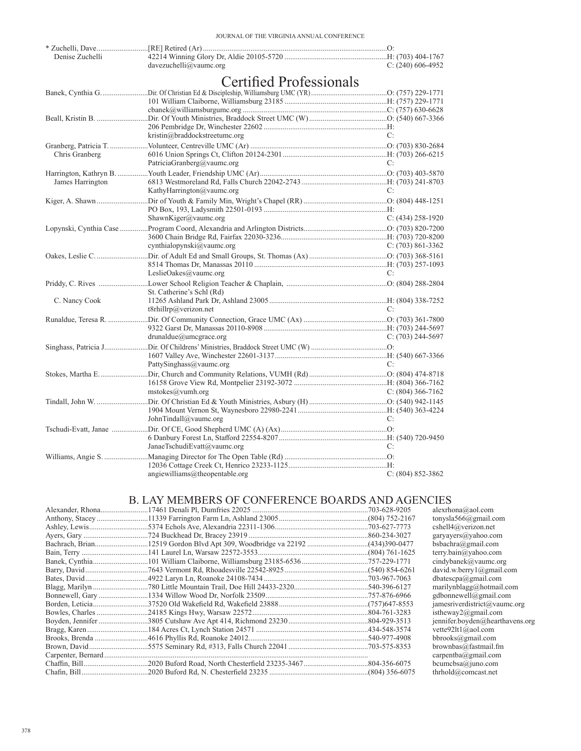| | | |
|---|---|---|
| * Zuchelli, Dave | [RE] Retired (Ar) | O: |
| Denise Zuchelli | 42214 Winning Glory Dr, Aldie 20105-5720 | H: (703) 404-1767 |
| | davezuchelli@vaumc.org | C: (240) 606-4952 |

# Certified Professionals

| | | |
|---|---|---|
| Banek, Cynthia G. | Dir. Of Christian Ed & Discipleship, Williamsburg UMC (YR) | O: (757) 229-1771 |
| | 101 William Claiborne, Williamsburg 23185 | H: (757) 229-1771 |
| | cbanek@williamsburgumc.org | C: (757) 630-6628 |
| Beall, Kristin B. | Dir. Of Youth Ministries, Braddock Street UMC (W) | O: (540) 667-3366 |
| | 206 Pembridge Dr, Winchester 22602 | H: |
| | kristin@braddockstreetumc.org | C: |
| Granberg, Patricia T. | Volunteer, Centreville UMC (Ar) | O: (703) 830-2684 |
| Chris Granberg | 6016 Union Springs Ct, Clifton 20124-2301 | H: (703) 266-6215 |
| | PatriciaGranberg@vaumc.org | C: |
| Harrington, Kathryn B. | Youth Leader, Friendship UMC (Ar) | O: (703) 403-5870 |
| James Harrington | 6813 Westmoreland Rd, Falls Church 22042-2743 | H: (703) 241-8703 |
| | KathyHarrington@vaumc.org | C: |
| Kiger, A. Shawn | Dir of Youth & Family Min, Wright's Chapel (RR) | O: (804) 448-1251 |
| | PO Box, 193, Ladysmith 22501-0193 | H: |
| | ShawnKiger@vaumc.org | C: (434) 258-1920 |
| Lopynski, Cynthia Case | Program Coord, Alexandria and Arlington Districts | O: (703) 820-7200 |
| | 3600 Chain Bridge Rd, Fairfax 22030-3236 | H: (703) 720-8200 |
| | cynthialopynski@vaumc.org | C: (703) 861-3362 |
| Oakes, Leslie C. | Dir. of Adult Ed and Small Groups, St. Thomas (Ax) | O: (703) 368-5161 |
| | 8514 Thomas Dr, Manassas 20110 | H: (703) 257-1093 |
| | LeslieOakes@vaumc.org | C: |
| Priddy, C. Rives | Lower School Religion Teacher & Chaplain, St. Catherine's Schl (Rd) | O: (804) 288-2804 |
| C. Nancy Cook | 11265 Ashland Park Dr, Ashland 23005 | H: (804) 338-7252 |
| | t8rhillrp@verizon.net | C: |
| Runaldue, Teresa R. | Dir. Of Community Connection, Grace UMC (Ax) | O: (703) 361-7800 |
| | 9322 Garst Dr, Manassas 20110-8908 | H: (703) 244-5697 |
| | drunaldue@umcgrace.org | C: (703) 244-5697 |
| Singhass, Patricia J | Dir. Of Childrens' Ministries, Braddock Street UMC (W) | O: |
| | 1607 Valley Ave, Winchester 22601-3137 | H: (540) 667-3366 |
| | PattySinghass@vaumc.org | C: |
| Stokes, Martha E. | Dir, Church and Community Relations, VUMH (Rd) | O: (804) 474-8718 |
| | 16158 Grove View Rd, Montpelier 23192-3072 | H: (804) 366-7162 |
| | mstokes@vumh.org | C: (804) 366-7162 |
| Tindall, John W. | Dir. Of Christian Ed & Youth Ministries, Asbury (H) | O: (540) 942-1145 |
| | 1904 Mount Vernon St, Waynesboro 22980-2241 | H: (540) 363-4224 |
| | JohnTindall@vaumc.org | C: |
| Tschudi-Evatt, Janae | Dir. Of CE, Good Shepherd UMC (A) (Ax) | O: |
| | 6 Danbury Forest Ln, Stafford 22554-8207 | H: (540) 720-9450 |
| | JanaeTschudiEvatt@vaumc.org | C: |
| Williams, Angie S. | Managing Director for The Open Table (Rd) | O: |
| | 12036 Cottage Creek Ct, Henrico 23233-1125 | H: |
| | angiewilliams@theopentable.org | C: (804) 852-3862 |

## B. LAY MEMBERS OF CONFERENCE BOARDS AND AGENCIES

| | | | |
|---|---|---|---|
| Alexander, Rhona | 17461 Denali Pl, Dumfries 22025 | 703-628-9205 | alexrhona@aol.com |
| Anthony, Stacey | 11339 Farrington Farm Ln, Ashland 23005 | (804) 752-2167 | tonysla566@gmail.com |
| Ashley, Lewis | 5374 Echols Ave, Alexandria 22311-1306 | 703-627-7773 | cshell4@verizon.net |
| Ayers, Gary | 724 Buckhead Dr, Bracey 23919 | 860-234-3027 | garyayers@yahoo.com |
| Bachrach, Brian | 12519 Gordon Blvd Apt 309, Woodbridge va 22192 | (434)390-0477 | bsbachra@gmail.com |
| Bain, Terry | 141 Laurel Ln, Warsaw 22572-3553 | (804) 761-1625 | terry.bain@yahoo.com |
| Banek, Cynthia | 101 William Claiborne, Williamsburg 23185-6536 | 757-229-1771 | cindybanek@vaumc.org |
| Barry, David | 7643 Vermont Rd, Rhoadesville 22542-8925 | (540) 854-6261 | david.w.berry1@gmail.com |
| Bates, David | 4922 Laryn Ln, Roanoke 24108-7434 | 703-967-7063 | dbatescpa@gmail.com |
| Blagg, Marilyn | 780 Little Mountain Trail, Doe Hill 24433-2320 | 540-396-6127 | marilynblagg@hotmail.com |
| Bonnewell, Gary | 1334 Willow Wood Dr, Norfolk 23509 | 757-876-6966 | gdbonnewell@gmail.com |
| Borden, Leticia | 37520 Old Wakefield Rd, Wakefield 23888 | (757)647-8553 | jamesriverdistrict@vaumc.org |
| Bowles, Charles | 24185 Kings Hwy, Warsaw 22572 | 804-761-3283 | istheway2@gmail.com |
| Boyden, Jennifer | 3805 Cutshaw Ave Apt 414, Richmond 23230 | 804-929-3513 | jennifer.boyden@hearthavens.org |
| Bragg, Karen | 184 Acres Ct, Lynch Station 24571 | 434-548-3574 | vette92lt1@aol.com |
| Brooks, Brenda | 4616 Phyllis Rd, Roanoke 24012 | 540-977-4908 | bbrooks@gmail.com |
| Brown, David | 5575 Seminary Rd, #313, Falls Church 22041 | 703-575-8353 | brownbas@fastmail.fm |
| Carpenter, Bernard | | | carpentba@gmail.com |
| Chaffin, Bill | 2020 Buford Road, North Chesterfield 23235-3467 | 804-356-6075 | bcumcbsa@juno.com |
| Chafin, Bill | 2020 Buford Rd, N. Chesterfield 23235 | (804) 356-6075 | thrhold@comcast.net |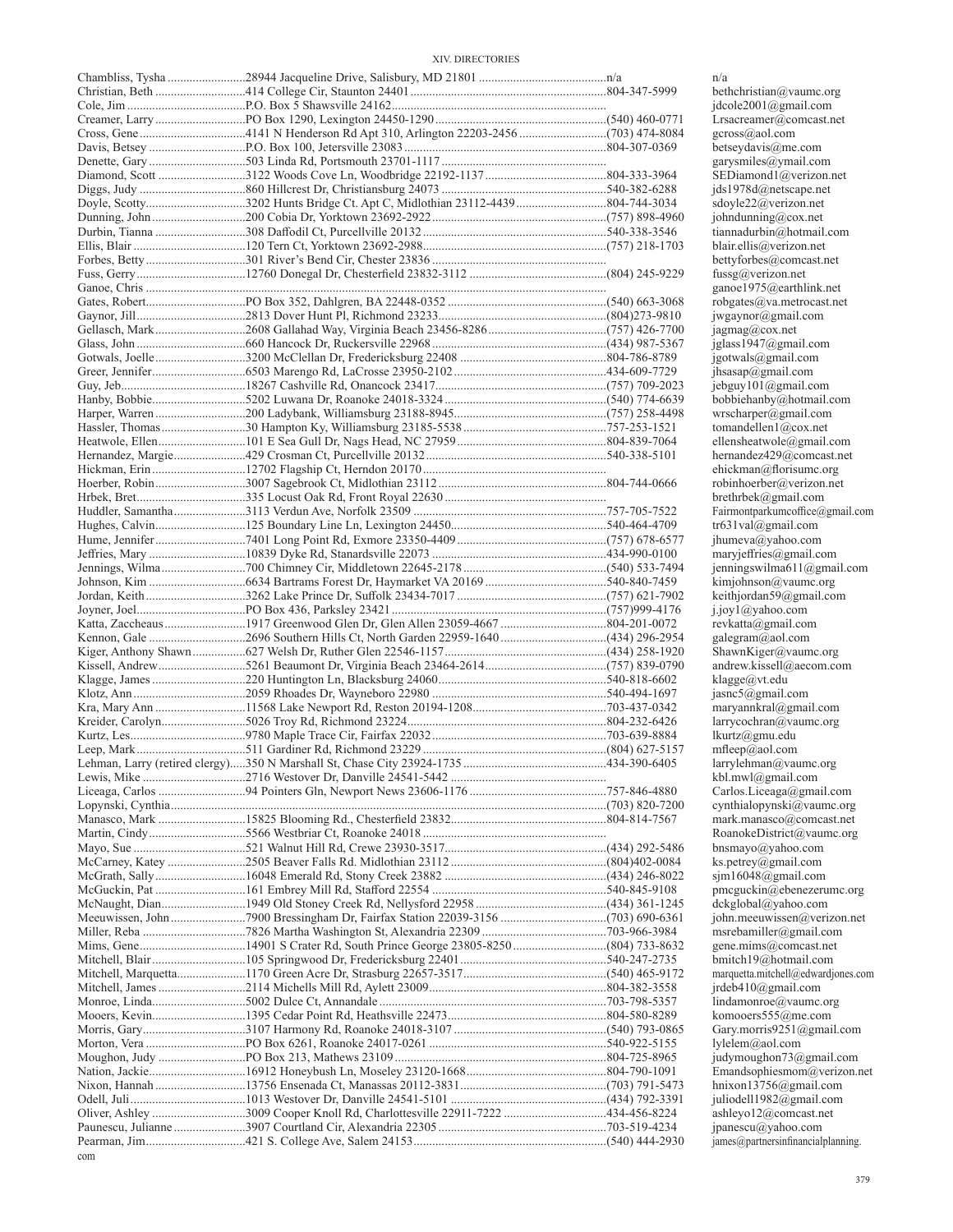| Name | Address | Phone | Email |
|---|---|---|---|
| Chambliss, Tysha | 28944 Jacqueline Drive, Salisbury, MD 21801 | n/a | n/a |
| Christian, Beth | 414 College Cir, Staunton 24401 | 804-347-5999 | bethchristian@vaumc.org |
| Cole, Jim | P.O. Box 5 Shawsville 24162 | | jdcole2001@gmail.com |
| Creamer, Larry | PO Box 1290, Lexington 24450-1290 | (540) 460-0771 | Lrsacreamer@comcast.net |
| Cross, Gene | 4141 N Henderson Rd Apt 310, Arlington 22203-2456 | (703) 474-8084 | gcross@aol.com |
| Davis, Betsey | P.O. Box 100, Jetersville 23083 | 804-307-0369 | betseydavis@me.com |
| Denette, Gary | 503 Linda Rd, Portsmouth 23701-1117 | | garysmiles@ymail.com |
| Diamond, Scott | 3122 Woods Cove Ln, Woodbridge 22192-1137 | 804-333-3964 | SEDiamond1@verizon.net |
| Diggs, Judy | 860 Hillcrest Dr, Christiansburg 24073 | 540-382-6288 | jds1978d@netscape.net |
| Doyle, Scotty | 3202 Hunts Bridge Ct. Apt C, Midlothian 23112-4439 | 804-744-3034 | sdoyle22@verizon.net |
| Dunning, John | 200 Cobia Dr, Yorktown 23692-2922 | (757) 898-4960 | johndunning@cox.net |
| Durbin, Tianna | 308 Daffodil Ct, Purcellville 20132 | 540-338-3546 | tiannadurbin@hotmail.com |
| Ellis, Blair | 120 Tern Ct, Yorktown 23692-2988 | (757) 218-1703 | blair.ellis@verizon.net |
| Forbes, Betty | 301 River's Bend Cir, Chester 23836 | | bettyforbes@comcast.net |
| Fuss, Gerry | 12760 Donegal Dr, Chesterfield 23832-3112 | (804) 245-9229 | fussg@verizon.net |
| Ganoe, Chris | | | ganoe1975@earthlink.net |
| Gates, Robert | PO Box 352, Dahlgren, BA 22448-0352 | (540) 663-3068 | robgates@va.metrocast.net |
| Gaynor, Jill | 2813 Dover Hunt Pl, Richmond 23233 | (804)273-9810 | jwgaynor@gmail.com |
| Gellasch, Mark | 2608 Gallahad Way, Virginia Beach 23456-8286 | (757) 426-7700 | jagmag@cox.net |
| Glass, John | 660 Hancock Dr, Ruckersville 22968 | (434) 987-5367 | jglass1947@gmail.com |
| Gotwals, Joelle | 3200 McClellan Dr, Fredericksburg 22408 | 804-786-8789 | jgotwals@gmail.com |
| Greer, Jennifer | 6503 Marengo Rd, LaCrosse 23950-2102 | 434-609-7729 | jhsasap@gmail.com |
| Guy, Jeb | 18267 Cashville Rd, Onancock 23417 | (757) 709-2023 | jebguy101@gmail.com |
| Hanby, Bobbie | 5202 Luwana Dr, Roanoke 24018-3324 | (540) 774-6639 | bobbiehanby@hotmail.com |
| Harper, Warren | 200 Ladybank, Williamsburg 23188-8945 | (757) 258-4498 | wrscharper@gmail.com |
| Hassler, Thomas | 30 Hampton Ky, Williamsburg 23185-5538 | 757-253-1521 | tomandellen1@cox.net |
| Heatwole, Ellen | 101 E Sea Gull Dr, Nags Head, NC 27959 | 804-839-7064 | ellensheatwole@gmail.com |
| Hernandez, Margie | 429 Crosman Ct, Purcellville 20132 | 540-338-5101 | hernandez429@comcast.net |
| Hickman, Erin | 12702 Flagship Ct, Herndon 20170 | | ehickman@florisumc.org |
| Hoerber, Robin | 3007 Sagebrook Ct, Midlothian 23112 | 804-744-0666 | robinhoerber@verizon.net |
| Hrbek, Bret | 335 Locust Oak Rd, Front Royal 22630 | | brethrbek@gmail.com |
| Huddler, Samantha | 3113 Verdun Ave, Norfolk 23509 | 757-705-7522 | Fairmontparkumcoffice@gmail.com |
| Hughes, Calvin | 125 Boundary Line Ln, Lexington 24450 | 540-464-4709 | tr631val@gmail.com |
| Hume, Jennifer | 7401 Long Point Rd, Exmore 23350-4409 | (757) 678-6577 | jhumeva@yahoo.com |
| Jeffries, Mary | 10839 Dyke Rd, Stanardsville 22073 | 434-990-0100 | maryjeffries@gmail.com |
| Jennings, Wilma | 700 Chimney Cir, Middletown 22645-2178 | (540) 533-7494 | jenningswilma611@gmail.com |
| Johnson, Kim | 6634 Bartrams Forest Dr, Haymarket VA 20169 | 540-840-7459 | kimjohnson@vaumc.org |
| Jordan, Keith | 3262 Lake Prince Dr, Suffolk 23434-7017 | (757) 621-7902 | keithjordan59@gmail.com |
| Joyner, Joel | PO Box 436, Parksley 23421 | (757)999-4176 | j.joy1@yahoo.com |
| Katta, Zaccheaus | 1917 Greenwood Glen Dr, Glen Allen 23059-4667 | 804-201-0072 | revkatta@gmail.com |
| Kennon, Gale | 2696 Southern Hills Ct, North Garden 22959-1640 | (434) 296-2954 | galegram@aol.com |
| Kiger, Anthony Shawn | 627 Welsh Dr, Ruther Glen 22546-1157 | (434) 258-1920 | ShawnKiger@vaumc.org |
| Kissell, Andrew | 5261 Beaumont Dr, Virginia Beach 23464-2614 | (757) 839-0790 | andrew.kissell@aecom.com |
| Klagge, James | 220 Huntington Ln, Blacksburg 24060 | 540-818-6602 | klagge@vt.edu |
| Klotz, Ann | 2059 Rhoades Dr, Wayneboro 22980 | 540-494-1697 | jasnc5@gmail.com |
| Kra, Mary Ann | 11568 Lake Newport Rd, Reston 20194-1208 | 703-437-0342 | maryannkral@gmail.com |
| Kreider, Carolyn | 5026 Troy Rd, Richmond 23224 | 804-232-6426 | larrycochran@vaumc.org |
| Kurtz, Les | 9780 Maple Trace Cir, Fairfax 22032 | 703-639-8884 | lkurtz@gmu.edu |
| Leep, Mark | 511 Gardiner Rd, Richmond 23229 | (804) 627-5157 | mfleep@aol.com |
| Lehman, Larry (retired clergy) | 350 N Marshall St, Chase City 23924-1735 | 434-390-6405 | larrylehman@vaumc.org |
| Lewis, Mike | 2716 Westover Dr, Danville 24541-5442 | | kbl.mwl@gmail.com |
| Liceaga, Carlos | 94 Pointers Gln, Newport News 23606-1176 | 757-846-4880 | Carlos.Liceaga@gmail.com |
| Lopynski, Cynthia | | (703) 820-7200 | cynthialopynski@vaumc.org |
| Manasco, Mark | 15825 Blooming Rd., Chesterfield 23832 | 804-814-7567 | mark.manasco@comcast.net |
| Martin, Cindy | 5566 Westbriar Ct, Roanoke 24018 | | RoanokeDistrict@vaumc.org |
| Mayo, Sue | 521 Walnut Hill Rd, Crewe 23930-3517 | (434) 292-5486 | bnsmayo@yahoo.com |
| McCarney, Katey | 2505 Beaver Falls Rd. Midlothian 23112 | (804)402-0084 | ks.petrey@gmail.com |
| McGrath, Sally | 16048 Emerald Rd, Stony Creek 23882 | (434) 246-8022 | sjm16048@gmail.com |
| McGuckin, Pat | 161 Embrey Mill Rd, Stafford 22554 | 540-845-9108 | pmcguckin@ebenezerumc.org |
| McNaught, Dian | 1949 Old Stoney Creek Rd, Nellysford 22958 | (434) 361-1245 | dckglobal@yahoo.com |
| Meeuwissen, John | 7900 Bressingham Dr, Fairfax Station 22039-3156 | (703) 690-6361 | john.meeuwissen@verizon.net |
| Miller, Reba | 7826 Martha Washington St, Alexandria 22309 | 703-966-3984 | msrebamiller@gmail.com |
| Mims, Gene | 14901 S Crater Rd, South Prince George 23805-8250 | (804) 733-8632 | gene.mims@comcast.net |
| Mitchell, Blair | 105 Springwood Dr, Fredericksburg 22401 | 540-247-2735 | bmitch19@hotmail.com |
| Mitchell, Marquetta | 1170 Green Acre Dr, Strasburg 22657-3517 | (540) 465-9172 | marquetta.mitchell@edwardjones.com |
| Mitchell, James | 2114 Michells Mill Rd, Aylett 23009 | 804-382-3558 | jrdeb410@gmail.com |
| Monroe, Linda | 5002 Dulce Ct, Annandale | 703-798-5357 | lindamonroe@vaumc.org |
| Mooers, Kevin | 1395 Cedar Point Rd, Heathsville 22473 | 804-580-8289 | komooers555@me.com |
| Morris, Gary | 3107 Harmony Rd, Roanoke 24018-3107 | (540) 793-0865 | Gary.morris9251@gmail.com |
| Morton, Vera | PO Box 6261, Roanoke 24017-0261 | 540-922-5155 | lylelem@aol.com |
| Moughon, Judy | PO Box 213, Mathews 23109 | 804-725-8965 | judymoughon73@gmail.com |
| Nation, Jackie | 16912 Honeybush Ln, Moseley 23120-1668 | 804-790-1091 | Emandsophiesmom@verizon.net |
| Nixon, Hannah | 13756 Ensenada Ct, Manassas 20112-3831 | (703) 791-5473 | hnixon13756@gmail.com |
| Odell, Juli | 1013 Westover Dr, Danville 24541-5101 | (434) 792-3391 | juliodell1982@gmail.com |
| Oliver, Ashley | 3009 Cooper Knoll Rd, Charlottesville 22911-7222 | 434-456-8224 | ashleyo12@comcast.net |
| Paunescu, Julianne | 3907 Courtland Cir, Alexandria 22305 | 703-519-4234 | jpanescu@yahoo.com |
| Pearman, Jim | 421 S. College Ave, Salem 24153 | (540) 444-2930 | james@partnersinfinancialplanning.com |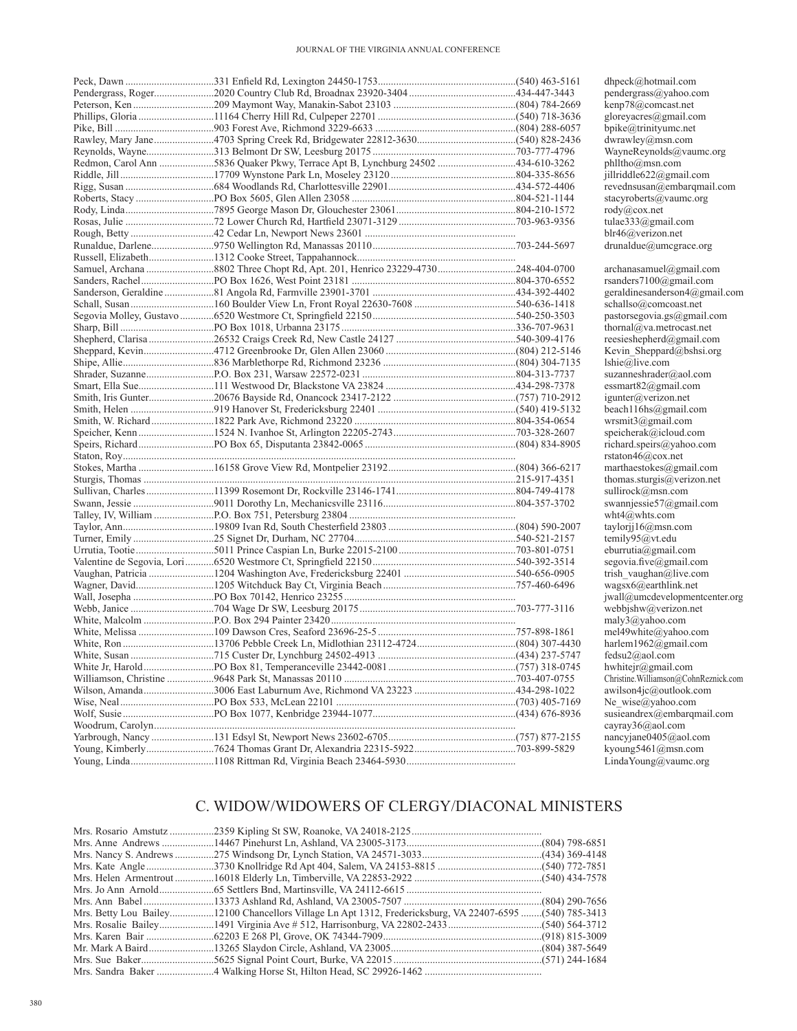| Name | Address | Phone | Email |
|---|---|---|---|
| Peck, Dawn | 331 Enfield Rd, Lexington 24450-1753 | (540) 463-5161 | dhpeck@hotmail.com |
| Pendergrass, Roger | 2020 Country Club Rd, Broadnax 23920-3404 | 434-447-3443 | pendergrass@yahoo.com |
| Peterson, Ken | 209 Maymont Way, Manakin-Sabot 23103 | (804) 784-2669 | kenp78@comcast.net |
| Phillips, Gloria | 11164 Cherry Hill Rd, Culpeper 22701 | (540) 718-3636 | gloreyacres@gmail.com |
| Pike, Bill | 903 Forest Ave, Richmond 3229-6633 | (804) 288-6057 | bpike@trinityumc.net |
| Rawley, Mary Jane | 4703 Spring Creek Rd, Bridgewater 22812-3630 | (540) 828-2436 | dwrawley@msn.com |
| Reynolds, Wayne | 313 Belmont Dr SW, Leesburg 20175 | 703-777-4796 | WayneReynolds@vaumc.org |
| Redmon, Carol Ann | 5836 Quaker Pkwy, Terrace Apt B, Lynchburg 24502 | 434-610-3262 | phlltho@msn.com |
| Riddle, Jill | 17709 Wynstone Park Ln, Moseley 23120 | 804-335-8656 | jillriddle622@gmail.com |
| Rigg, Susan | 684 Woodlands Rd, Charlottesville 22901 | 434-572-4406 | revednsusan@embarqmail.com |
| Roberts, Stacy | PO Box 5605, Glen Allen 23058 | 804-521-1144 | stacyroberts@vaumc.org |
| Rody, Linda | 7895 George Mason Dr, Glouchester 23061 | 804-210-1572 | rody@cox.net |
| Rosas, Julie | 72 Lower Church Rd, Hartfield 23071-3129 | 703-963-9356 | tulae333@gmail.com |
| Rough, Betty | 42 Cedar Ln, Newport News 23601 | | blr46@verizon.net |
| Runaldue, Darlene | 9750 Wellington Rd, Manassas 20110 | 703-244-5697 | drunaldue@umcgrace.org |
| Russell, Elizabeth | 1312 Cooke Street, Tappahannock | | |
| Samuel, Archana | 8802 Three Chopt Rd, Apt. 201, Henrico 23229-4730 | 248-404-0700 | archanasamuel@gmail.com |
| Sanders, Rachel | PO Box 1626, West Point 23181 | 804-370-6552 | rsanders7100@gmail.com |
| Sanderson, Geraldine | 81 Angola Rd, Farmville 23901-3701 | 434-392-4402 | geraldinesanderson4@gmail.com |
| Schall, Susan | 160 Boulder View Ln, Front Royal 22630-7608 | 540-636-1418 | schallso@comcoast.net |
| Segovia Molley, Gustavo | 6520 Westmore Ct, Springfield 22150 | 540-250-3503 | pastorsegovia.gs@gmail.com |
| Sharp, Bill | PO Box 1018, Urbanna 23175 | 336-707-9631 | thornal@va.metrocast.net |
| Shepherd, Clarisa | 26532 Craigs Creek Rd, New Castle 24127 | 540-309-4176 | reesieshepherd@gmail.com |
| Sheppard, Kevin | 4712 Greenbrooke Dr, Glen Allen 23060 | (804) 212-5146 | Kevin_Sheppard@bshsi.org |
| Shipe, Allie | 836 Marblethorpe Rd, Richmond 23236 | (804) 304-7135 | lshie@live.com |
| Shrader, Suzanne | P.O. Box 231, Warsaw 22572-0231 | 804-313-7737 | suzanneshrader@aol.com |
| Smart, Ella Sue | 111 Westwood Dr, Blackstone VA 23824 | 434-298-7378 | essmart82@gmail.com |
| Smith, Iris Gunter | 20676 Bayside Rd, Onancock 23417-2122 | (757) 710-2912 | igunter@verizon.net |
| Smith, Helen | 919 Hanover St, Fredericksburg 22401 | (540) 419-5132 | beach116hs@gmail.com |
| Smith, W. Richard | 1822 Park Ave, Richmond 23220 | 804-354-0654 | wrsmit3@gmail.com |
| Speicher, Kenn | 1524 N. Ivanhoe St, Arlington 22205-2743 | 703-328-2607 | speicherak@icloud.com |
| Speirs, Richard | PO Box 65, Disputanta 23842-0065 | (804) 834-8905 | richard.speirs@yahoo.com |
| Staton, Roy | | | rstaton46@cox.net |
| Stokes, Martha | 16158 Grove View Rd, Montpelier 23192 | (804) 366-6217 | marthaestokes@gmail.com |
| Sturgis, Thomas | | 215-917-4351 | thomas.sturgis@verizon.net |
| Sullivan, Charles | 11399 Rosemont Dr, Rockville 23146-1741 | 804-749-4178 | sullirock@msn.com |
| Swann, Jessie | 9011 Dorothy Ln, Mechanicsville 23116 | 804-357-3702 | swannjessie57@gmail.com |
| Talley, IV, William | P.O. Box 751, Petersburg 23804 | | wht4@whts.com |
| Taylor, Ann | 19809 Ivan Rd, South Chesterfield 23803 | (804) 590-2007 | taylorjj16@msn.com |
| Turner, Emily | 25 Signet Dr, Durham, NC 27704 | 540-521-2157 | temily95@vt.edu |
| Urrutia, Tootie | 5011 Prince Caspian Ln, Burke 22015-2100 | 703-801-0751 | eburrutia@gmail.com |
| Valentine de Segovia, Lori | 6520 Westmore Ct, Springfield 22150 | 540-392-3514 | segovia.five@gmail.com |
| Vaughan, Patricia | 1204 Washington Ave, Fredericksburg 22401 | 540-656-0905 | trish_vaughan@live.com |
| Wagner, David | 1205 Witchduck Bay Ct, Virginia Beach | 757-460-6496 | wagsx6@earthlink.net |
| Wall, Josepha | PO Box 70142, Henrico 23255 | | jwall@umcdevelopmentcenter.org |
| Webb, Janice | 704 Wage Dr SW, Leesburg 20175 | 703-777-3116 | webbjshw@verizon.net |
| White, Malcolm | P.O. Box 294 Painter 23420 | | maly3@yahoo.com |
| White, Melissa | 109 Dawson Cres, Seaford 23696-25-5 | 757-898-1861 | mel49white@yahoo.com |
| White, Ron | 13706 Pebble Creek Ln, Midlothian 23112-4724 | (804) 307-4430 | harlem1962@gmail.com |
| White, Susan | 715 Custer Dr, Lynchburg 24502-4913 | (434) 237-5747 | fedsu2@aol.com |
| White Jr, Harold | PO Box 81, Temperanceville 23442-0081 | (757) 318-0745 | hwhitejr@gmail.com |
| Williamson, Christine | 9648 Park St, Manassas 20110 | 703-407-0755 | Christine.Williamson@CohnReznick.com |
| Wilson, Amanda | 3006 East Laburnum Ave, Richmond VA 23223 | 434-298-1022 | awilson4jc@outlook.com |
| Wise, Neal | PO Box 533, McLean 22101 | (703) 405-7169 | Ne_wise@yahoo.com |
| Wolf, Susie | PO Box 1077, Kenbridge 23944-1077 | (434) 676-8936 | susieandrex@embarqmail.com |
| Woodrum, Carolyn | | | cayray36@aol.com |
| Yarbrough, Nancy | 131 Edsyl St, Newport News 23602-6705 | (757) 877-2155 | nancyjane0405@aol.com |
| Young, Kimberly | 7624 Thomas Grant Dr, Alexandria 22315-5922 | 703-899-5829 | kyoung5461@msn.com |
| Young, Linda | 1108 Rittman Rd, Virginia Beach 23464-5930 | | LindaYoung@vaumc.org |

## C. WIDOW/WIDOWERS OF CLERGY/DIACONAL MINISTERS

| Name | Address | Phone |
|---|---|---|
| Mrs. Rosario Amstutz | 2359 Kipling St SW, Roanoke, VA 24018-2125 | |
| Mrs. Anne Andrews | 14467 Pinehurst Ln, Ashland, VA 23005-3173 | (804) 798-6851 |
| Mrs. Nancy S. Andrews | 275 Windsong Dr, Lynch Station, VA 24571-3033 | (434) 369-4148 |
| Mrs. Kate Angle | 3730 Knollridge Rd Apt 404, Salem, VA 24153-8815 | (540) 772-7851 |
| Mrs. Helen Armentrout | 16018 Elderly Ln, Timberville, VA 22853-2922 | (540) 434-7578 |
| Mrs. Jo Ann Arnold | 65 Settlers Bnd, Martinsville, VA 24112-6615 | |
| Mrs. Ann Babel | 13373 Ashland Rd, Ashland, VA 23005-7507 | (804) 290-7656 |
| Mrs. Betty Lou Bailey | 12100 Chancellors Village Ln Apt 1312, Fredericksburg, VA 22407-6595 | (540) 785-3413 |
| Mrs. Rosalie Bailey | 1491 Virginia Ave # 512, Harrisonburg, VA 22802-2433 | (540) 564-3712 |
| Mrs. Karen Bair | 62203 E 268 Pl, Grove, OK 74344-7909 | (918) 815-3009 |
| Mr. Mark A Baird | 13265 Slaydon Circle, Ashland, VA 23005 | (804) 387-5649 |
| Mrs. Sue Baker | 5625 Signal Point Court, Burke, VA 22015 | (571) 244-1684 |
| Mrs. Sandra Baker | 4 Walking Horse St, Hilton Head, SC 29926-1462 | |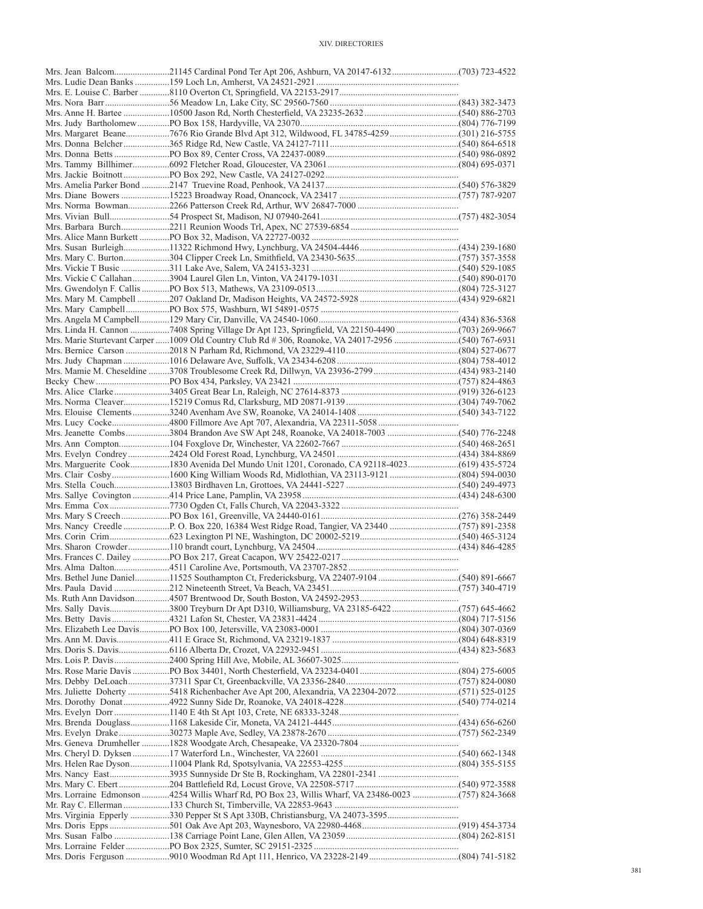| Name | Address | Phone |
|---|---|---|
| Mrs. Jean Balcom | 21145 Cardinal Pond Ter Apt 206, Ashburn, VA 20147-6132 | (703) 723-4522 |
| Mrs. Ludie Dean Banks | 159 Loch Ln, Amherst, VA 24521-2921 | |
| Mrs. E. Louise C. Barber | 8110 Overton Ct, Springfield, VA 22153-2917 | |
| Mrs. Nora Barr | 56 Meadow Ln, Lake City, SC 29560-7560 | (843) 382-3473 |
| Mrs. Anne H. Bartee | 10500 Jason Rd, North Chesterfield, VA 23235-2632 | (540) 886-2703 |
| Mrs. Judy Bartholomew | PO Box 158, Hardyville, VA 23070 | (804) 776-7199 |
| Mrs. Margaret Beane | 7676 Rio Grande Blvd Apt 312, Wildwood, FL 34785-4259 | (301) 216-5755 |
| Mrs. Donna Belcher | 365 Ridge Rd, New Castle, VA 24127-7111 | (540) 864-6518 |
| Mrs. Donna Betts | PO Box 89, Center Cross, VA 22437-0089 | (540) 986-0892 |
| Mrs. Tammy Billhimer | 6092 Fletcher Road, Gloucester, VA 23061 | (804) 695-0371 |
| Mrs. Jackie Boitnott | PO Box 292, New Castle, VA 24127-0292 | |
| Mrs. Amelia Parker Bond | 2147 Truevine Road, Penhook, VA 24137 | (540) 576-3829 |
| Mrs. Diane Bowers | 15223 Broadway Road, Onancock, VA 23417 | (757) 787-9207 |
| Mrs. Norma Bowman | 2266 Patterson Creek Rd, Arthur, WV 26847-7000 | |
| Mrs. Vivian Bull | 54 Prospect St, Madison, NJ 07940-2641 | (757) 482-3054 |
| Mrs. Barbara Burch | 2211 Reunion Woods Trl, Apex, NC 27539-6854 | |
| Mrs. Alice Mann Burkett | PO Box 32, Madison, VA 22727-0032 | |
| Mrs. Susan Burleigh | 11322 Richmond Hwy, Lynchburg, VA 24504-4446 | (434) 239-1680 |
| Mrs. Mary C. Burton | 304 Clipper Creek Ln, Smithfield, VA 23430-5635 | (757) 357-3558 |
| Mrs. Vickie T Busic | 311 Lake Ave, Salem, VA 24153-3231 | (540) 529-1085 |
| Mrs. Vickie C Callahan | 3904 Laurel Glen Ln, Vinton, VA 24179-1031 | (540) 890-0170 |
| Mrs. Gwendolyn F. Callis | PO Box 513, Mathews, VA 23109-0513 | (804) 725-3127 |
| Mrs. Mary M. Campbell | 207 Oakland Dr, Madison Heights, VA 24572-5928 | (434) 929-6821 |
| Mrs. Mary Campbell | PO Box 575, Washburn, WI 54891-0575 | |
| Mrs. Angela M Campbell | 129 Mary Cir, Danville, VA 24540-1060 | (434) 836-5368 |
| Mrs. Linda H. Cannon | 7408 Spring Village Dr Apt 123, Springfield, VA 22150-4490 | (703) 269-9667 |
| Mrs. Marie Sturtevant Carper | 1009 Old Country Club Rd # 306, Roanoke, VA 24017-2956 | (540) 767-6931 |
| Mrs. Bernice Carson | 2018 N Parham Rd, Richmond, VA 23229-4110 | (804) 527-0677 |
| Mrs. Judy Chapman | 1016 Delaware Ave, Suffolk, VA 23434-6208 | (804) 758-4012 |
| Mrs. Mamie M. Cheseldine | 3708 Troublesome Creek Rd, Dillwyn, VA 23936-2799 | (434) 983-2140 |
| Becky Chew | PO Box 434, Parksley, VA 23421 | (757) 824-4863 |
| Mrs. Alice Clarke | 3405 Great Bear Ln, Raleigh, NC 27614-8373 | (919) 326-6123 |
| Mrs. Norma Cleaver | 15219 Comus Rd, Clarksburg, MD 20871-9139 | (304) 749-7062 |
| Mrs. Elouise Clements | 3240 Avenham Ave SW, Roanoke, VA 24014-1408 | (540) 343-7122 |
| Mrs. Lucy Cocke | 4800 Fillmore Ave Apt 707, Alexandria, VA 22311-5058 | |
| Mrs. Jeanette Combs | 3804 Brandon Ave SW Apt 248, Roanoke, VA 24018-7003 | (540) 776-2248 |
| Mrs. Ann Compton | 104 Foxglove Dr, Winchester, VA 22602-7667 | (540) 468-2651 |
| Mrs. Evelyn Condrey | 2424 Old Forest Road, Lynchburg, VA 24501 | (434) 384-8869 |
| Mrs. Marguerite Cook | 1830 Avenida Del Mundo Unit 1201, Coronado, CA 92118-4023 | (619) 435-5724 |
| Mrs. Clair Cosby | 1600 King William Woods Rd, Midlothian, VA 23113-9121 | (804) 594-0030 |
| Mrs. Stella Couch | 13803 Birdhaven Ln, Grottoes, VA 24441-5227 | (540) 249-4973 |
| Mrs. Sallye Covington | 414 Price Lane, Pamplin, VA 23958 | (434) 248-6300 |
| Mrs. Emma Cox | 7730 Ogden Ct, Falls Church, VA 22043-3322 | |
| Mrs. Mary S Creech | PO Box 161, Greenville, VA 24440-0161 | (276) 358-2449 |
| Mrs. Nancy Creedle | P. O. Box 220, 16384 West Ridge Road, Tangier, VA 23440 | (757) 891-2358 |
| Mrs. Corin Crim | 623 Lexington Pl NE, Washington, DC 20002-5219 | (540) 465-3124 |
| Mrs. Sharon Crowder | 110 brandt court, Lynchburg, VA 24504 | (434) 846-4285 |
| Mrs. Frances C. Dailey | PO Box 217, Great Cacapon, WV 25422-0217 | |
| Mrs. Alma Dalton | 4511 Caroline Ave, Portsmouth, VA 23707-2852 | |
| Mrs. Bethel June Daniel | 11525 Southampton Ct, Fredericksburg, VA 22407-9104 | (540) 891-6667 |
| Mrs. Paula David | 212 Nineteenth Street, Va Beach, VA 23451 | (757) 340-4719 |
| Ms. Ruth Ann Davidson | 4507 Brentwood Dr, South Boston, VA 24592-2953 | |
| Mrs. Sally Davis | 3800 Treyburn Dr Apt D310, Williamsburg, VA 23185-6422 | (757) 645-4662 |
| Mrs. Betty Davis | 4321 Lafon St, Chester, VA 23831-4424 | (804) 717-5156 |
| Mrs. Elizabeth Lee Davis | PO Box 100, Jetersville, VA 23083-0001 | (804) 307-0369 |
| Mrs. Ann M. Davis | 411 E Grace St, Richmond, VA 23219-1837 | (804) 648-8319 |
| Mrs. Doris S. Davis | 6116 Alberta Dr, Crozet, VA 22932-9451 | (434) 823-5683 |
| Mrs. Lois P. Davis | 2400 Spring Hill Ave, Mobile, AL 36607-3025 | |
| Mrs. Rose Marie Davis | PO Box 34401, North Chesterfield, VA 23234-0401 | (804) 275-6005 |
| Mrs. Debby DeLoach | 37311 Spar Ct, Greenbackville, VA 23356-2840 | (757) 824-0080 |
| Mrs. Juliette Doherty | 5418 Richenbacher Ave Apt 200, Alexandria, VA 22304-2072 | (571) 525-0125 |
| Mrs. Dorothy Donat | 4922 Sunny Side Dr, Roanoke, VA 24018-4228 | (540) 774-0214 |
| Mrs. Evelyn Dorr | 1140 E 4th St Apt 103, Crete, NE 68333-3248 | |
| Mrs. Brenda Douglass | 1168 Lakeside Cir, Moneta, VA 24121-4445 | (434) 656-6260 |
| Mrs. Evelyn Drake | 30273 Maple Ave, Sedley, VA 23878-2670 | (757) 562-2349 |
| Mrs. Geneva Drumheller | 1828 Woodgate Arch, Chesapeake, VA 23320-7804 | |
| Mrs. Cheryl D. Dyksen | 17 Waterford Ln., Winchester, VA 22601 | (540) 662-1348 |
| Mrs. Helen Rae Dyson | 11004 Plank Rd, Spotsylvania, VA 22553-4255 | (804) 355-5155 |
| Mrs. Nancy East | 3935 Sunnyside Dr Ste B, Rockingham, VA 22801-2341 | |
| Mrs. Mary C. Ebert | 204 Battlefield Rd, Locust Grove, VA 22508-5717 | (540) 972-3588 |
| Mrs. Lorraine Edmonson | 4254 Willis Wharf Rd, PO Box 23, Willis Wharf, VA 23486-0023 | (757) 824-3668 |
| Mr. Ray C. Ellerman | 133 Church St, Timberville, VA 22853-9643 | |
| Mrs. Virginia Epperly | 330 Pepper St S Apt 330B, Christiansburg, VA 24073-3595 | |
| Mrs. Doris Epps | 501 Oak Ave Apt 203, Waynesboro, VA 22980-4468 | (919) 454-3734 |
| Mrs. Susan Falbo | 138 Carriage Point Lane, Glen Allen, VA 23059 | (804) 262-8151 |
| Mrs. Lorraine Felder | PO Box 2325, Sumter, SC 29151-2325 | |
| Mrs. Doris Ferguson | 9010 Woodman Rd Apt 111, Henrico, VA 23228-2149 | (804) 741-5182 |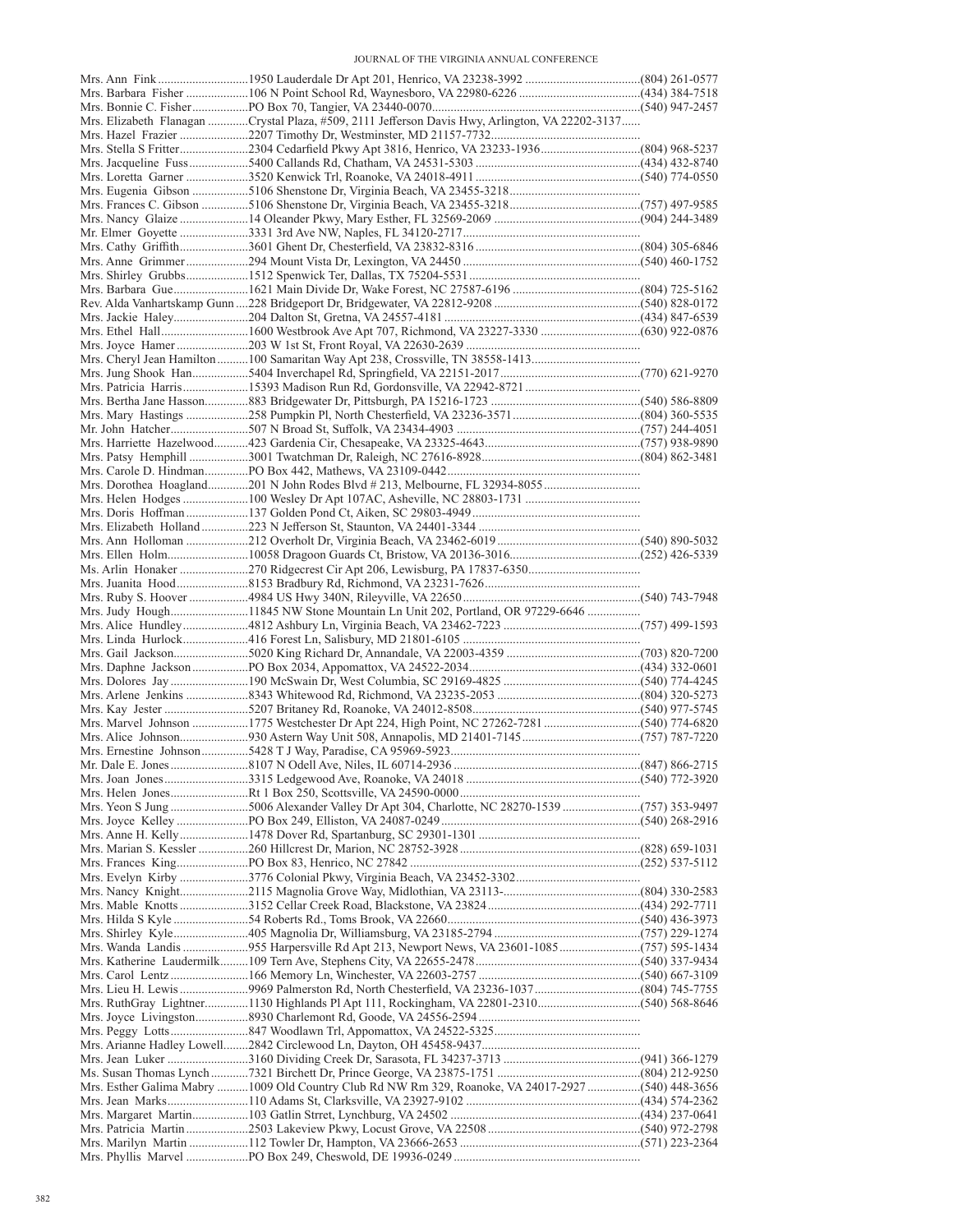| Name | Address | Phone |
|---|---|---|
| Mrs. Ann Fink | 1950 Lauderdale Dr Apt 201, Henrico, VA 23238-3992 | (804) 261-0577 |
| Mrs. Barbara Fisher | 106 N Point School Rd, Waynesboro, VA 22980-6226 | (434) 384-7518 |
| Mrs. Bonnie C. Fisher | PO Box 70, Tangier, VA 23440-0070 | (540) 947-2457 |
| Mrs. Elizabeth Flanagan | Crystal Plaza, #509, 2111 Jefferson Davis Hwy, Arlington, VA 22202-3137 | |
| Mrs. Hazel Frazier | 2207 Timothy Dr, Westminster, MD 21157-7732 | |
| Mrs. Stella S Fritter | 2304 Cedarfield Pkwy Apt 3816, Henrico, VA 23233-1936 | (804) 968-5237 |
| Mrs. Jacqueline Fuss | 5400 Callands Rd, Chatham, VA 24531-5303 | (434) 432-8740 |
| Mrs. Loretta Garner | 3520 Kenwick Trl, Roanoke, VA 24018-4911 | (540) 774-0550 |
| Mrs. Eugenia Gibson | 5106 Shenstone Dr, Virginia Beach, VA 23455-3218 | |
| Mrs. Frances C. Gibson | 5106 Shenstone Dr, Virginia Beach, VA 23455-3218 | (757) 497-9585 |
| Mrs. Nancy Glaize | 14 Oleander Pkwy, Mary Esther, FL 32569-2069 | (904) 244-3489 |
| Mr. Elmer Goyette | 3331 3rd Ave NW, Naples, FL 34120-2717 | |
| Mrs. Cathy Griffith | 3601 Ghent Dr, Chesterfield, VA 23832-8316 | (804) 305-6846 |
| Mrs. Anne Grimmer | 294 Mount Vista Dr, Lexington, VA 24450 | (540) 460-1752 |
| Mrs. Shirley Grubbs | 1512 Spenwick Ter, Dallas, TX 75204-5531 | |
| Mrs. Barbara Gue | 1621 Main Divide Dr, Wake Forest, NC 27587-6196 | (804) 725-5162 |
| Rev. Alda Vanhartskamp Gunn | 228 Bridgeport Dr, Bridgewater, VA 22812-9208 | (540) 828-0172 |
| Mrs. Jackie Haley | 204 Dalton St, Gretna, VA 24557-4181 | (434) 847-6539 |
| Mrs. Ethel Hall | 1600 Westbrook Ave Apt 707, Richmond, VA 23227-3330 | (630) 922-0876 |
| Mrs. Joyce Hamer | 203 W 1st St, Front Royal, VA 22630-2639 | |
| Mrs. Cheryl Jean Hamilton | 100 Samaritan Way Apt 238, Crossville, TN 38558-1413 | |
| Mrs. Jung Shook Han | 5404 Inverchapel Rd, Springfield, VA 22151-2017 | (770) 621-9270 |
| Mrs. Patricia Harris | 15393 Madison Run Rd, Gordonsville, VA 22942-8721 | |
| Mrs. Bertha Jane Hasson | 883 Bridgewater Dr, Pittsburgh, PA 15216-1723 | (540) 586-8809 |
| Mrs. Mary Hastings | 258 Pumpkin Pl, North Chesterfield, VA 23236-3571 | (804) 360-5535 |
| Mr. John Hatcher | 507 N Broad St, Suffolk, VA 23434-4903 | (757) 244-4051 |
| Mrs. Harriette Hazelwood | 423 Gardenia Cir, Chesapeake, VA 23325-4643 | (757) 938-9890 |
| Mrs. Patsy Hemphill | 3001 Twatchman Dr, Raleigh, NC 27616-8928 | (804) 862-3481 |
| Mrs. Carole D. Hindman | PO Box 442, Mathews, VA 23109-0442 | |
| Mrs. Dorothea Hoagland | 201 N John Rodes Blvd # 213, Melbourne, FL 32934-8055 | |
| Mrs. Helen Hodges | 100 Wesley Dr Apt 107AC, Asheville, NC 28803-1731 | |
| Mrs. Doris Hoffman | 137 Golden Pond Ct, Aiken, SC 29803-4949 | |
| Mrs. Elizabeth Holland | 223 N Jefferson St, Staunton, VA 24401-3344 | |
| Mrs. Ann Holloman | 212 Overholt Dr, Virginia Beach, VA 23462-6019 | (540) 890-5032 |
| Mrs. Ellen Holm | 10058 Dragoon Guards Ct, Bristow, VA 20136-3016 | (252) 426-5339 |
| Ms. Arlin Honaker | 270 Ridgecrest Cir Apt 206, Lewisburg, PA 17837-6350 | |
| Mrs. Juanita Hood | 8153 Bradbury Rd, Richmond, VA 23231-7626 | |
| Mrs. Ruby S. Hoover | 4984 US Hwy 340N, Rileyville, VA 22650 | (540) 743-7948 |
| Mrs. Judy Hough | 11845 NW Stone Mountain Ln Unit 202, Portland, OR 97229-6646 | |
| Mrs. Alice Hundley | 4812 Ashbury Ln, Virginia Beach, VA 23462-7223 | (757) 499-1593 |
| Mrs. Linda Hurlock | 416 Forest Ln, Salisbury, MD 21801-6105 | |
| Mrs. Gail Jackson | 5020 King Richard Dr, Annandale, VA 22003-4359 | (703) 820-7200 |
| Mrs. Daphne Jackson | PO Box 2034, Appomattox, VA 24522-2034 | (434) 332-0601 |
| Mrs. Dolores Jay | 190 McSwain Dr, West Columbia, SC 29169-4825 | (540) 774-4245 |
| Mrs. Arlene Jenkins | 8343 Whitewood Rd, Richmond, VA 23235-2053 | (804) 320-5273 |
| Mrs. Kay Jester | 5207 Britaney Rd, Roanoke, VA 24012-8508 | (540) 977-5745 |
| Mrs. Marvel Johnson | 1775 Westchester Dr Apt 224, High Point, NC 27262-7281 | (540) 774-6820 |
| Mrs. Alice Johnson | 930 Astern Way Unit 508, Annapolis, MD 21401-7145 | (757) 787-7220 |
| Mrs. Ernestine Johnson | 5428 T J Way, Paradise, CA 95969-5923 | |
| Mr. Dale E. Jones | 8107 N Odell Ave, Niles, IL 60714-2936 | (847) 866-2715 |
| Mrs. Joan Jones | 3315 Ledgewood Ave, Roanoke, VA 24018 | (540) 772-3920 |
| Mrs. Helen Jones | Rt 1 Box 250, Scottsville, VA 24590-0000 | |
| Mrs. Yeon S Jung | 5006 Alexander Valley Dr Apt 304, Charlotte, NC 28270-1539 | (757) 353-9497 |
| Mrs. Joyce Kelley | PO Box 249, Elliston, VA 24087-0249 | (540) 268-2916 |
| Mrs. Anne H. Kelly | 1478 Dover Rd, Spartanburg, SC 29301-1301 | |
| Mrs. Marian S. Kessler | 260 Hillcrest Dr, Marion, NC 28752-3928 | (828) 659-1031 |
| Mrs. Frances King | PO Box 83, Henrico, NC 27842 | (252) 537-5112 |
| Mrs. Evelyn Kirby | 3776 Colonial Pkwy, Virginia Beach, VA 23452-3302 | |
| Mrs. Nancy Knight | 2115 Magnolia Grove Way, Midlothian, VA 23113- | (804) 330-2583 |
| Mrs. Mable Knotts | 3152 Cellar Creek Road, Blackstone, VA 23824 | (434) 292-7711 |
| Mrs. Hilda S Kyle | 54 Roberts Rd., Toms Brook, VA 22660 | (540) 436-3973 |
| Mrs. Shirley Kyle | 405 Magnolia Dr, Williamsburg, VA 23185-2794 | (757) 229-1274 |
| Mrs. Wanda Landis | 955 Harpersville Rd Apt 213, Newport News, VA 23601-1085 | (757) 595-1434 |
| Mrs. Katherine Laudermilk | 109 Tern Ave, Stephens City, VA 22655-2478 | (540) 337-9434 |
| Mrs. Carol Lentz | 166 Memory Ln, Winchester, VA 22603-2757 | (540) 667-3109 |
| Mrs. Lieu H. Lewis | 9969 Palmerston Rd, North Chesterfield, VA 23236-1037 | (804) 745-7755 |
| Mrs. RuthGray Lightner | 1130 Highlands Pl Apt 111, Rockingham, VA 22801-2310 | (540) 568-8646 |
| Mrs. Joyce Livingston | 8930 Charlemont Rd, Goode, VA 24556-2594 | |
| Mrs. Peggy Lotts | 847 Woodlawn Trl, Appomattox, VA 24522-5325 | |
| Mrs. Arianne Hadley Lowell | 2842 Circlewood Ln, Dayton, OH 45458-9437 | |
| Mrs. Jean Luker | 3160 Dividing Creek Dr, Sarasota, FL 34237-3713 | (941) 366-1279 |
| Ms. Susan Thomas Lynch | 7321 Birchett Dr, Prince George, VA 23875-1751 | (804) 212-9250 |
| Mrs. Esther Galima Mabry | 1009 Old Country Club Rd NW Rm 329, Roanoke, VA 24017-2927 | (540) 448-3656 |
| Mrs. Jean Marks | 110 Adams St, Clarksville, VA 23927-9102 | (434) 574-2362 |
| Mrs. Margaret Martin | 103 Gatlin Strret, Lynchburg, VA 24502 | (434) 237-0641 |
| Mrs. Patricia Martin | 2503 Lakeview Pkwy, Locust Grove, VA 22508 | (540) 972-2798 |
| Mrs. Marilyn Martin | 112 Towler Dr, Hampton, VA 23666-2653 | (571) 223-2364 |
| Mrs. Phyllis Marvel | PO Box 249, Cheswold, DE 19936-0249 | |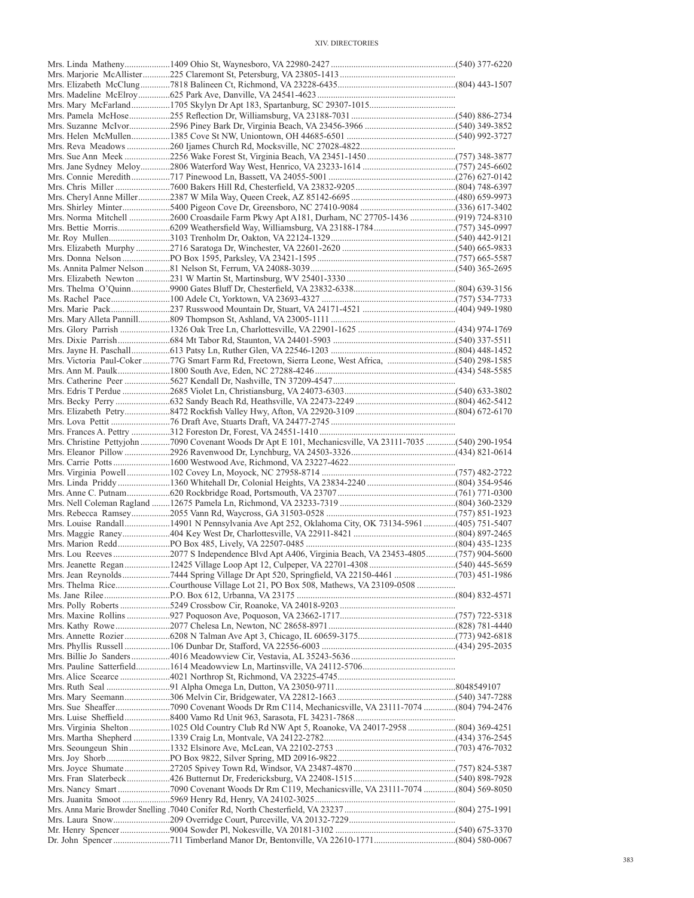| Name | Address | Phone |
|---|---|---|
| Mrs. Linda Matheny | 1409 Ohio St, Waynesboro, VA 22980-2427 | (540) 377-6220 |
| Mrs. Marjorie McAllister | 225 Claremont St, Petersburg, VA 23805-1413 | |
| Mrs. Elizabeth McClung | 7818 Balineen Ct, Richmond, VA 23228-6435 | (804) 443-1507 |
| Mrs. Madeline McElroy | 625 Park Ave, Danville, VA 24541-4623 | |
| Mrs. Mary McFarland | 1705 Skylyn Dr Apt 183, Spartanburg, SC 29307-1015 | |
| Mrs. Pamela McHose | 255 Reflection Dr, Williamsburg, VA 23188-7031 | (540) 886-2734 |
| Mrs. Suzanne McIvor | 2596 Piney Bark Dr, Virginia Beach, VA 23456-3966 | (540) 349-3852 |
| Mrs. Helen McMullen | 1385 Cove St NW, Uniontown, OH 44685-6501 | (540) 992-3727 |
| Mrs. Reva Meadows | 260 Ijames Church Rd, Mocksville, NC 27028-4822 | |
| Mrs. Sue Ann Meek | 2256 Wake Forest St, Virginia Beach, VA 23451-1450 | (757) 348-3877 |
| Mrs. Jane Sydney Meloy | 2806 Waterford Way West, Henrico, VA 23233-1614 | (757) 245-6602 |
| Mrs. Connie Meredith | 717 Pinewood Ln, Bassett, VA 24055-5001 | (276) 627-0142 |
| Mrs. Chris Miller | 7600 Bakers Hill Rd, Chesterfield, VA 23832-9205 | (804) 748-6397 |
| Mrs. Cheryl Anne Miller | 2387 W Mila Way, Queen Creek, AZ 85142-6695 | (480) 659-9973 |
| Mrs. Shirley Minter | 5400 Pigeon Cove Dr, Greensboro, NC 27410-9084 | (336) 617-3402 |
| Mrs. Norma Mitchell | 2600 Croasdaile Farm Pkwy Apt A181, Durham, NC 27705-1436 | (919) 724-8310 |
| Mrs. Bettie Morris | 6209 Weathersfield Way, Williamsburg, VA 23188-1784 | (757) 345-0997 |
| Mr. Roy Mullen | 3103 Trenholm Dr, Oakton, VA 22124-1329 | (540) 442-9121 |
| Mrs. Elizabeth Murphy | 2716 Saratoga Dr, Winchester, VA 22601-2620 | (540) 665-9833 |
| Mrs. Donna Nelson | PO Box 1595, Parksley, VA 23421-1595 | (757) 665-5587 |
| Ms. Annita Palmer Nelson | 81 Nelson St, Ferrum, VA 24088-3039 | (540) 365-2695 |
| Mrs. Elizabeth Newton | 231 W Martin St, Martinsburg, WV 25401-3330 | |
| Mrs. Thelma O'Quinn | 9900 Gates Bluff Dr, Chesterfield, VA 23832-6338 | (804) 639-3156 |
| Ms. Rachel Pace | 100 Adele Ct, Yorktown, VA 23693-4327 | (757) 534-7733 |
| Mrs. Marie Pack | 237 Russwood Mountain Dr, Stuart, VA 24171-4521 | (404) 949-1980 |
| Mrs. Mary Alleta Pannill | 809 Thompson St, Ashland, VA 23005-1111 | |
| Mrs. Glory Parrish | 1326 Oak Tree Ln, Charlottesville, VA 22901-1625 | (434) 974-1769 |
| Mrs. Dixie Parrish | 684 Mt Tabor Rd, Staunton, VA 24401-5903 | (540) 337-5511 |
| Mrs. Jayne H. Paschall | 613 Patsy Ln, Ruther Glen, VA 22546-1203 | (804) 448-1452 |
| Mrs. Victoria Paul-Coker | 77G Smart Farm Rd, Freetown, Sierra Leone, West Africa, | (540) 298-1585 |
| Mrs. Ann M. Paulk | 1800 South Ave, Eden, NC 27288-4246 | (434) 548-5585 |
| Mrs. Catherine Peer | 5627 Kendall Dr, Nashville, TN 37209-4547 | |
| Mrs. Edris T Perdue | 2685 Violet Ln, Christiansburg, VA 24073-6303 | (540) 633-3802 |
| Mrs. Becky Perry | 632 Sandy Beach Rd, Heathsville, VA 22473-2249 | (804) 462-5412 |
| Mrs. Elizabeth Petry | 8472 Rockfish Valley Hwy, Afton, VA 22920-3109 | (804) 672-6170 |
| Mrs. Lova Pettit | 76 Draft Ave, Stuarts Draft, VA 24477-2745 | |
| Mrs. Frances A. Pettry | 312 Foreston Dr, Forest, VA 24551-1410 | |
| Mrs. Christine Pettyjohn | 7090 Covenant Woods Dr Apt E 101, Mechanicsville, VA 23111-7035 | (540) 290-1954 |
| Mrs. Eleanor Pillow | 2926 Ravenwood Dr, Lynchburg, VA 24503-3326 | (434) 821-0614 |
| Mrs. Carrie Potts | 1600 Westwood Ave, Richmond, VA 23227-4622 | |
| Mrs. Virginia Powell | 102 Covey Ln, Moyock, NC 27958-8714 | (757) 482-2722 |
| Mrs. Linda Priddy | 1360 Whitehall Dr, Colonial Heights, VA 23834-2240 | (804) 354-9546 |
| Mrs. Anne C. Putnam | 620 Rockbridge Road, Portsmouth, VA 23707 | (761) 771-0300 |
| Mrs. Nell Coleman Ragland | 12675 Pamela Ln, Richmond, VA 23233-7319 | (804) 360-2329 |
| Mrs. Rebecca Ramsey | 2055 Vann Rd, Waycross, GA 31503-0528 | (757) 851-1923 |
| Mrs. Louise Randall | 14901 N Pennsylvania Ave Apt 252, Oklahoma City, OK 73134-5961 | (405) 751-5407 |
| Mrs. Maggie Raney | 404 Key West Dr, Charlottesville, VA 22911-8421 | (804) 897-2465 |
| Mrs. Marion Redd | PO Box 485, Lively, VA 22507-0485 | (804) 435-1235 |
| Mrs. Lou Reeves | 2077 S Independence Blvd Apt A406, Virginia Beach, VA 23453-4805 | (757) 904-5600 |
| Mrs. Jeanette Regan | 12425 Village Loop Apt 12, Culpeper, VA 22701-4308 | (540) 445-5659 |
| Mrs. Jean Reynolds | 7444 Spring Village Dr Apt 520, Springfield, VA 22150-4461 | (703) 451-1986 |
| Mrs. Thelma Rice | Courthouse Village Lot 21, PO Box 508, Mathews, VA 23109-0508 | |
| Ms. Jane Rilee | P.O. Box 612, Urbanna, VA 23175 | (804) 832-4571 |
| Mrs. Polly Roberts | 5249 Crossbow Cir, Roanoke, VA 24018-9203 | |
| Mrs. Maxine Rollins | 927 Poquoson Ave, Poquoson, VA 23662-1717 | (757) 722-5318 |
| Mrs. Kathy Rowe | 2077 Chelesa Ln, Newton, NC 28658-8971 | (828) 781-4440 |
| Mrs. Annette Rozier | 6208 N Talman Ave Apt 3, Chicago, IL 60659-3175 | (773) 942-6818 |
| Mrs. Phyllis Russell | 106 Dunbar Dr, Stafford, VA 22556-6003 | (434) 295-2035 |
| Mrs. Billie Jo Sanders | 4016 Meadowview Cir, Vestavia, AL 35243-5636 | |
| Mrs. Pauline Satterfield | 1614 Meadowview Ln, Martinsville, VA 24112-5706 | |
| Mrs. Alice Scearce | 4021 Northrop St, Richmond, VA 23225-4745 | |
| Mrs. Ruth Seal | 91 Alpha Omega Ln, Dutton, VA 23050-9711 | 8048549107 |
| Mrs. Mary Seemann | 306 Melvin Cir, Bridgewater, VA 22812-1663 | (540) 347-7288 |
| Mrs. Sue Sheaffer | 7090 Covenant Woods Dr Rm C114, Mechanicsville, VA 23111-7074 | (804) 794-2476 |
| Mrs. Luise Sheffield | 8400 Vamo Rd Unit 963, Sarasota, FL 34231-7868 | |
| Mrs. Virginia Shelton | 1025 Old Country Club Rd NW Apt 5, Roanoke, VA 24017-2958 | (804) 369-4251 |
| Mrs. Martha Shepherd | 1339 Craig Ln, Montvale, VA 24122-2782 | (434) 376-2545 |
| Mrs. Seoungeun Shin | 1332 Elsinore Ave, McLean, VA 22102-2753 | (703) 476-7032 |
| Mrs. Joy Shorb | PO Box 9822, Silver Spring, MD 20916-9822 | |
| Mrs. Joyce Shumate | 27205 Spivey Town Rd, Windsor, VA 23487-4870 | (757) 824-5387 |
| Mrs. Fran Slaterbeck | 426 Butternut Dr, Fredericksburg, VA 22408-1515 | (540) 898-7928 |
| Mrs. Nancy Smart | 7090 Covenant Woods Dr Rm C119, Mechanicsville, VA 23111-7074 | (804) 569-8050 |
| Mrs. Juanita Smoot | 5969 Henry Rd, Henry, VA 24102-3025 | |
| Mrs. Anna Marie Browder Snelling | 7040 Conifer Rd, North Chesterfield, VA 23237 | (804) 275-1991 |
| Mrs. Laura Snow | 209 Overridge Court, Purceville, VA 20132-7229 | |
| Mr. Henry Spencer | 9004 Sowder Pl, Nokesville, VA 20181-3102 | (540) 675-3370 |
| Dr. John Spencer | 711 Timberland Manor Dr, Bentonville, VA 22610-1771 | (804) 580-0067 |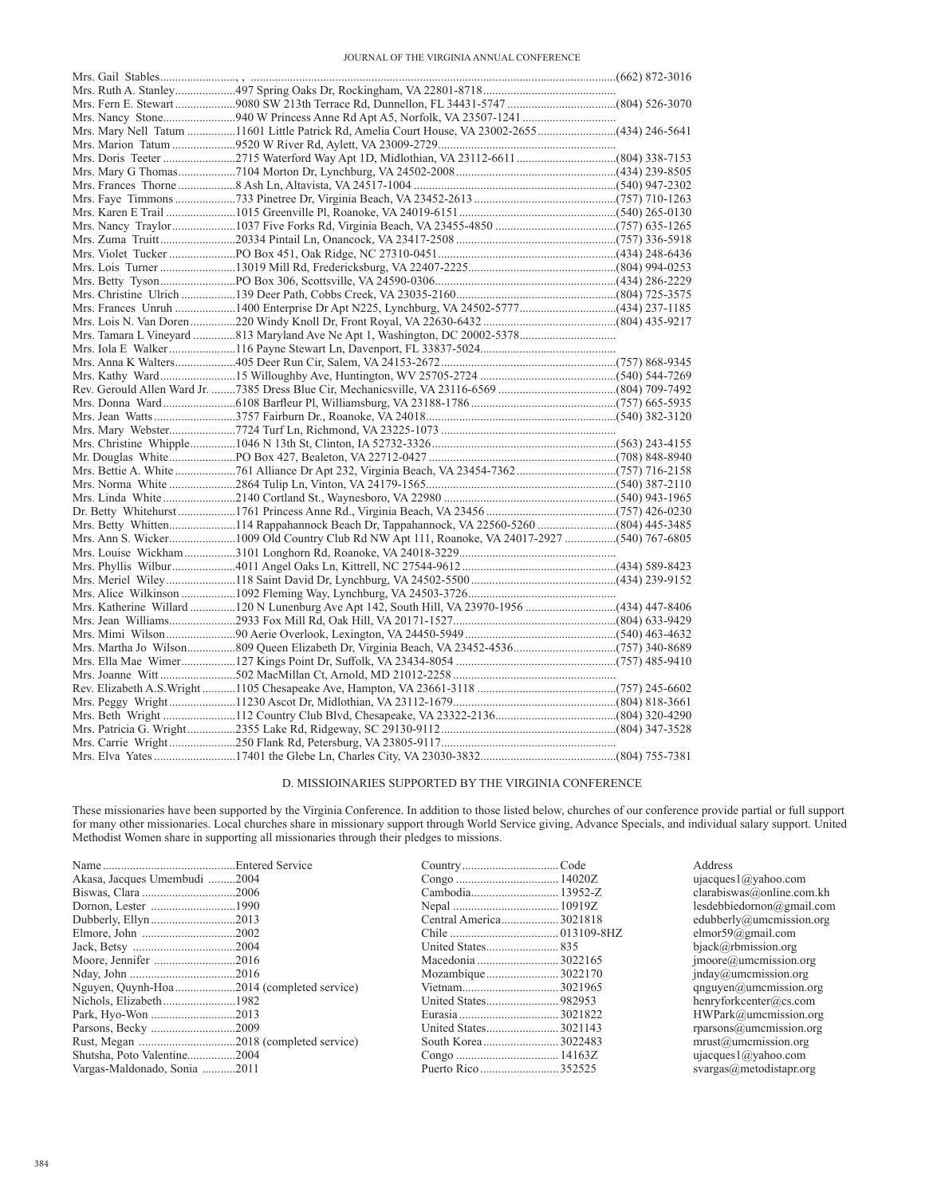| | | |
|---|---|---|
| Mrs. Gail Stables | , , | (662) 872-3016 |
| Mrs. Ruth A. Stanley | 497 Spring Oaks Dr, Rockingham, VA 22801-8718 | |
| Mrs. Fern E. Stewart | 9080 SW 213th Terrace Rd, Dunnellon, FL 34431-5747 | (804) 526-3070 |
| Mrs. Nancy Stone | 940 W Princess Anne Rd Apt A5, Norfolk, VA 23507-1241 | |
| Mrs. Mary Nell Tatum | 11601 Little Patrick Rd, Amelia Court House, VA 23002-2655 | (434) 246-5641 |
| Mrs. Marion Tatum | 9520 W River Rd, Aylett, VA 23009-2729 | |
| Mrs. Doris Teeter | 2715 Waterford Way Apt 1D, Midlothian, VA 23112-6611 | (804) 338-7153 |
| Mrs. Mary G Thomas | 7104 Morton Dr, Lynchburg, VA 24502-2008 | (434) 239-8505 |
| Mrs. Frances Thorne | 8 Ash Ln, Altavista, VA 24517-1004 | (540) 947-2302 |
| Mrs. Faye Timmons | 733 Pinetree Dr, Virginia Beach, VA 23452-2613 | (757) 710-1263 |
| Mrs. Karen E Trail | 1015 Greenville Pl, Roanoke, VA 24019-6151 | (540) 265-0130 |
| Mrs. Nancy Traylor | 1037 Five Forks Rd, Virginia Beach, VA 23455-4850 | (757) 635-1265 |
| Mrs. Zuma Truitt | 20334 Pintail Ln, Onancock, VA 23417-2508 | (757) 336-5918 |
| Mrs. Violet Tucker | PO Box 451, Oak Ridge, NC 27310-0451 | (434) 248-6436 |
| Mrs. Lois Turner | 13019 Mill Rd, Fredericksburg, VA 22407-2225 | (804) 994-0253 |
| Mrs. Betty Tyson | PO Box 306, Scottsville, VA 24590-0306 | (434) 286-2229 |
| Mrs. Christine Ulrich | 139 Deer Path, Cobbs Creek, VA 23035-2160 | (804) 725-3575 |
| Mrs. Frances Unruh | 1400 Enterprise Dr Apt N225, Lynchburg, VA 24502-5777 | (434) 237-1185 |
| Mrs. Lois N. Van Doren | 220 Windy Knoll Dr, Front Royal, VA 22630-6432 | (804) 435-9217 |
| Mrs. Tamara L Vineyard | 813 Maryland Ave Ne Apt 1, Washington, DC 20002-5378 | |
| Mrs. Iola E Walker | 116 Payne Stewart Ln, Davenport, FL 33837-5024 | |
| Mrs. Anna K Walters | 405 Deer Run Cir, Salem, VA 24153-2672 | (757) 868-9345 |
| Mrs. Kathy Ward | 15 Willoughby Ave, Huntington, WV 25705-2724 | (540) 544-7269 |
| Rev. Gerould Allen Ward Jr. | 7385 Dress Blue Cir, Mechanicsville, VA 23116-6569 | (804) 709-7492 |
| Mrs. Donna Ward | 6108 Barfleur Pl, Williamsburg, VA 23188-1786 | (757) 665-5935 |
| Mrs. Jean Watts | 3757 Fairburn Dr., Roanoke, VA 24018 | (540) 382-3120 |
| Mrs. Mary Webster | 7724 Turf Ln, Richmond, VA 23225-1073 | |
| Mrs. Christine Whipple | 1046 N 13th St, Clinton, IA 52732-3326 | (563) 243-4155 |
| Mr. Douglas White | PO Box 427, Bealeton, VA 22712-0427 | (708) 848-8940 |
| Mrs. Bettie A. White | 761 Alliance Dr Apt 232, Virginia Beach, VA 23454-7362 | (757) 716-2158 |
| Mrs. Norma White | 2864 Tulip Ln, Vinton, VA 24179-1565 | (540) 387-2110 |
| Mrs. Linda White | 2140 Cortland St., Waynesboro, VA 22980 | (540) 943-1965 |
| Dr. Betty Whitehurst | 1761 Princess Anne Rd., Virginia Beach, VA 23456 | (757) 426-0230 |
| Mrs. Betty Whitten | 114 Rappahannock Beach Dr, Tappahannock, VA 22560-5260 | (804) 445-3485 |
| Mrs. Ann S. Wicker | 1009 Old Country Club Rd NW Apt 111, Roanoke, VA 24017-2927 | (540) 767-6805 |
| Mrs. Louise Wickham | 3101 Longhorn Rd, Roanoke, VA 24018-3229 | |
| Mrs. Phyllis Wilbur | 4011 Angel Oaks Ln, Kittrell, NC 27544-9612 | (434) 589-8423 |
| Mrs. Meriel Wiley | 118 Saint David Dr, Lynchburg, VA 24502-5500 | (434) 239-9152 |
| Mrs. Alice Wilkinson | 1092 Fleming Way, Lynchburg, VA 24503-3726 | |
| Mrs. Katherine Willard | 120 N Lunenburg Ave Apt 142, South Hill, VA 23970-1956 | (434) 447-8406 |
| Mrs. Jean Williams | 2933 Fox Mill Rd, Oak Hill, VA 20171-1527 | (804) 633-9429 |
| Mrs. Mimi Wilson | 90 Aerie Overlook, Lexington, VA 24450-5949 | (540) 463-4632 |
| Mrs. Martha Jo Wilson | 809 Queen Elizabeth Dr, Virginia Beach, VA 23452-4536 | (757) 340-8689 |
| Mrs. Ella Mae Wimer | 127 Kings Point Dr, Suffolk, VA 23434-8054 | (757) 485-9410 |
| Mrs. Joanne Witt | 502 MacMillan Ct, Arnold, MD 21012-2258 | |
| Rev. Elizabeth A.S.Wright | 1105 Chesapeake Ave, Hampton, VA 23661-3118 | (757) 245-6602 |
| Mrs. Peggy Wright | 11230 Ascot Dr, Midlothian, VA 23112-1679 | (804) 818-3661 |
| Mrs. Beth Wright | 112 Country Club Blvd, Chesapeake, VA 23322-2136 | (804) 320-4290 |
| Mrs. Patricia G. Wright | 2355 Lake Rd, Ridgeway, SC 29130-9112 | (804) 347-3528 |
| Mrs. Carrie Wright | 250 Flank Rd, Petersburg, VA 23805-9117 | |
| Mrs. Elva Yates | 17401 the Glebe Ln, Charles City, VA 23030-3832 | (804) 755-7381 |

## D. MISSIOINARIES SUPPORTED BY THE VIRGINIA CONFERENCE

These missionaries have been supported by the Virginia Conference. In addition to those listed below, churches of our conference provide partial or full support for many other missionaries. Local churches share in missionary support through World Service giving, Advance Specials, and individual salary support. United Methodist Women share in supporting all missionaries through their pledges to missions.

| Name | Entered Service | Country | Code | Address |
|---|---|---|---|---|
| Akasa, Jacques Umembudi | 2004 | Congo | 14020Z | ujacques1@yahoo.com |
| Biswas, Clara | 2006 | Cambodia | 13952-Z | clarabiswas@online.com.kh |
| Dornon, Lester | 1990 | Nepal | 10919Z | lesdebbiedornon@gmail.com |
| Dubberly, Ellyn | 2013 | Central America | 3021818 | edubberly@umcmission.org |
| Elmore, John | 2002 | Chile | 013109-8HZ | elmor59@gmail.com |
| Jack, Betsy | 2004 | United States | 835 | bjack@rbmission.org |
| Moore, Jennifer | 2016 | Macedonia | 3022165 | jmoore@umcmission.org |
| Nday, John | 2016 | Mozambique | 3022170 | jnday@umcmission.org |
| Nguyen, Quynh-Hoa | 2014 (completed service) | Vietnam | 3021965 | qnguyen@umcmission.org |
| Nichols, Elizabeth | 1982 | United States | 982953 | henryforkcenter@cs.com |
| Park, Hyo-Won | 2013 | Eurasia | 3021822 | HWPark@umcmission.org |
| Parsons, Becky | 2009 | United States | 3021143 | rparsons@umcmission.org |
| Rust, Megan | 2018 (completed service) | South Korea | 3022483 | mrust@umcmission.org |
| Shutsha, Poto Valentine | 2004 | Congo | 14163Z | ujacques1@yahoo.com |
| Vargas-Maldonado, Sonia | 2011 | Puerto Rico | 352525 | svargas@metodistapr.org |